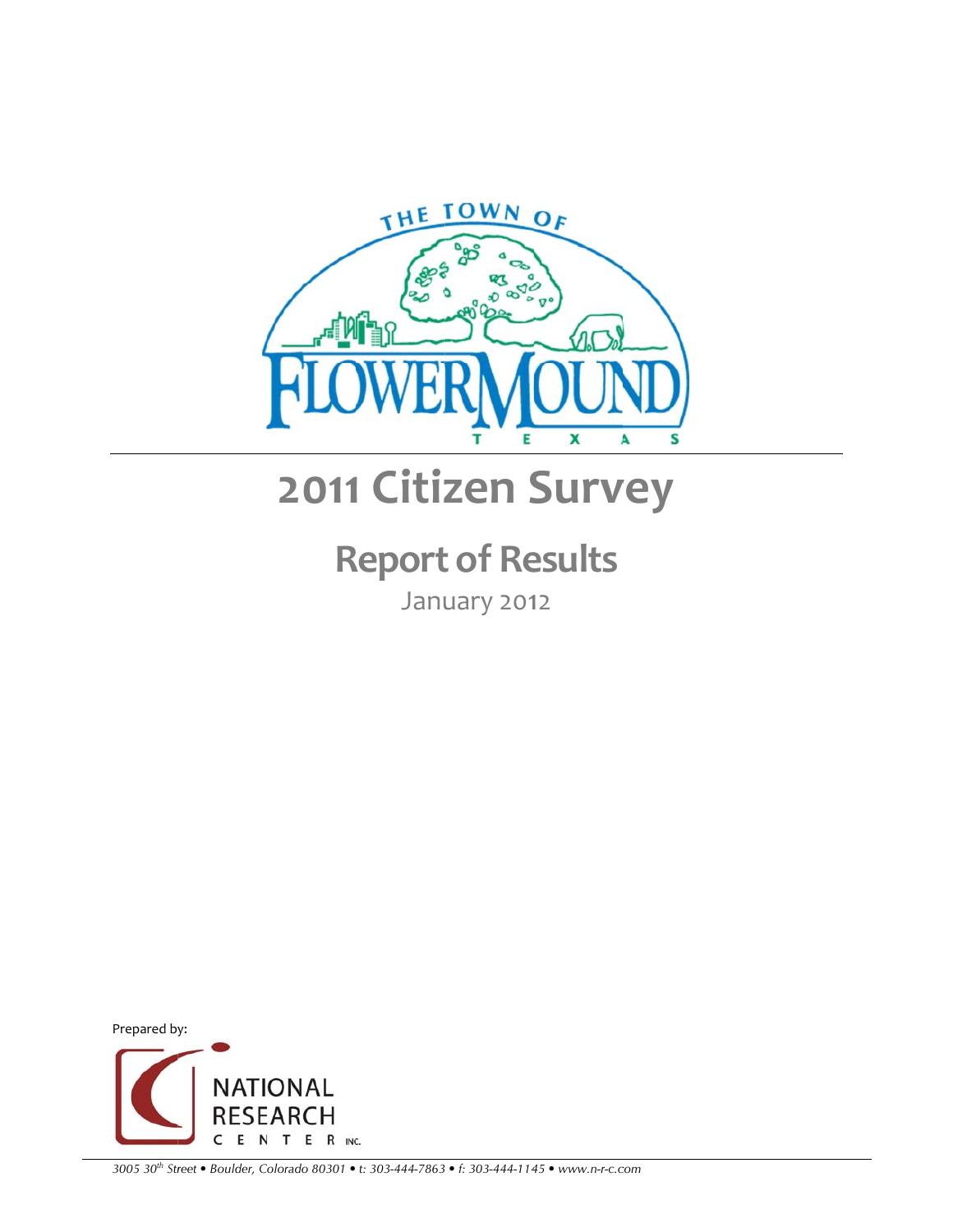THE TOWN OF FLOWER MOUND TEXAS

# 2011 Citizen Survey

## Report of Results

January 2012

Prepared by:

NATIONAL RESEARCH CENTER INC.

3005 30th Street • Boulder, Colorado 80301 • t: 303-444-7863 • f: 303-444-1145 • www.n-r-c.com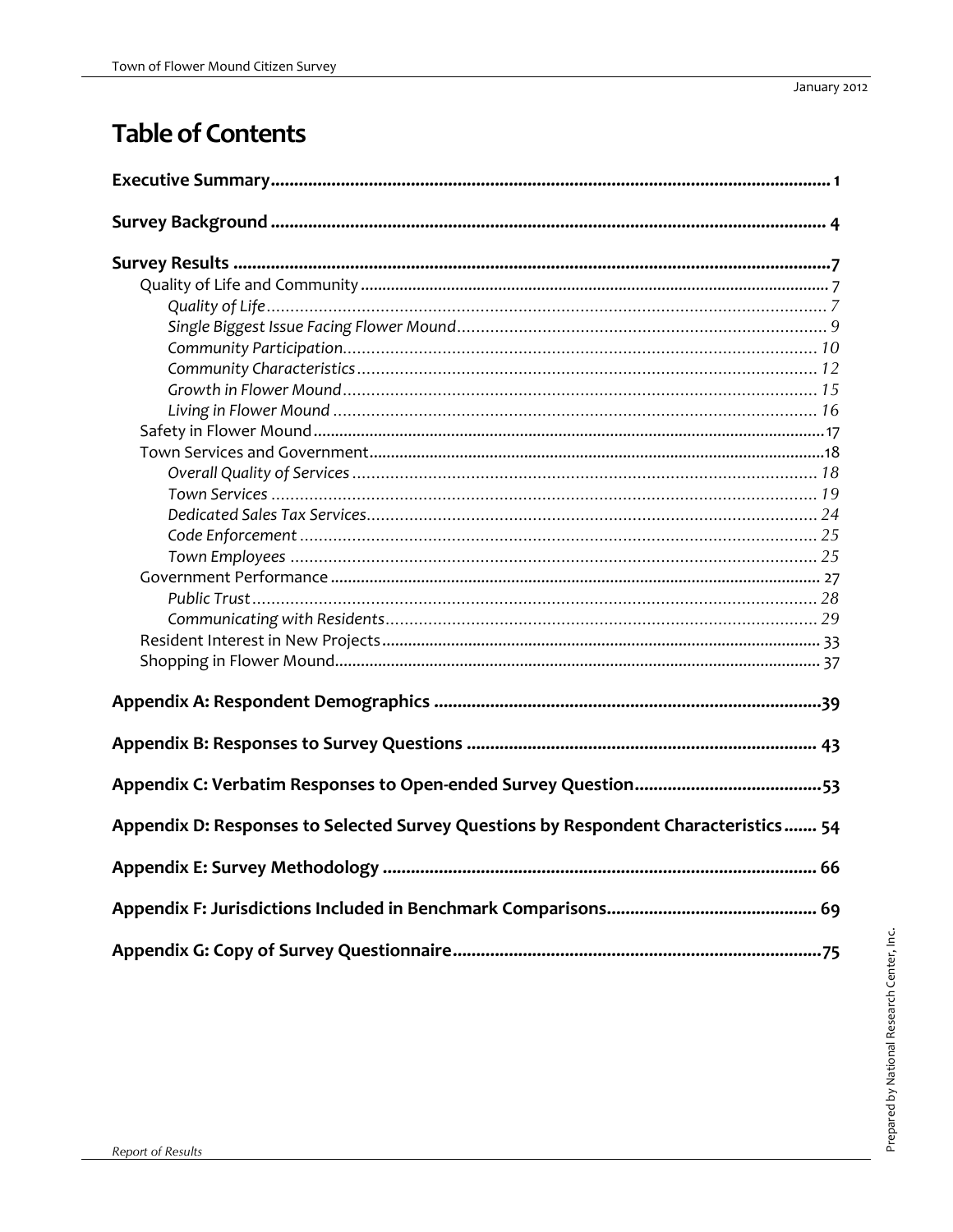# Table of Contents

**Executive Summary** 1

**Survey Background** 4

**Survey Results** 7

- Quality of Life and Community 7
  - *Quality of Life* 7
  - *Single Biggest Issue Facing Flower Mound* 9
  - *Community Participation* 10
  - *Community Characteristics* 12
  - *Growth in Flower Mound* 15
  - *Living in Flower Mound* 16
- Safety in Flower Mound 17
- Town Services and Government 18
  - *Overall Quality of Services* 18
  - *Town Services* 19
  - *Dedicated Sales Tax Services* 24
  - *Code Enforcement* 25
  - *Town Employees* 25
- Government Performance 27
  - *Public Trust* 28
  - *Communicating with Residents* 29
- Resident Interest in New Projects 33
- Shopping in Flower Mound 37

**Appendix A: Respondent Demographics** 39

**Appendix B: Responses to Survey Questions** 43

**Appendix C: Verbatim Responses to Open-ended Survey Question** 53

**Appendix D: Responses to Selected Survey Questions by Respondent Characteristics** 54

**Appendix E: Survey Methodology** 66

**Appendix F: Jurisdictions Included in Benchmark Comparisons** 69

**Appendix G: Copy of Survey Questionnaire** 75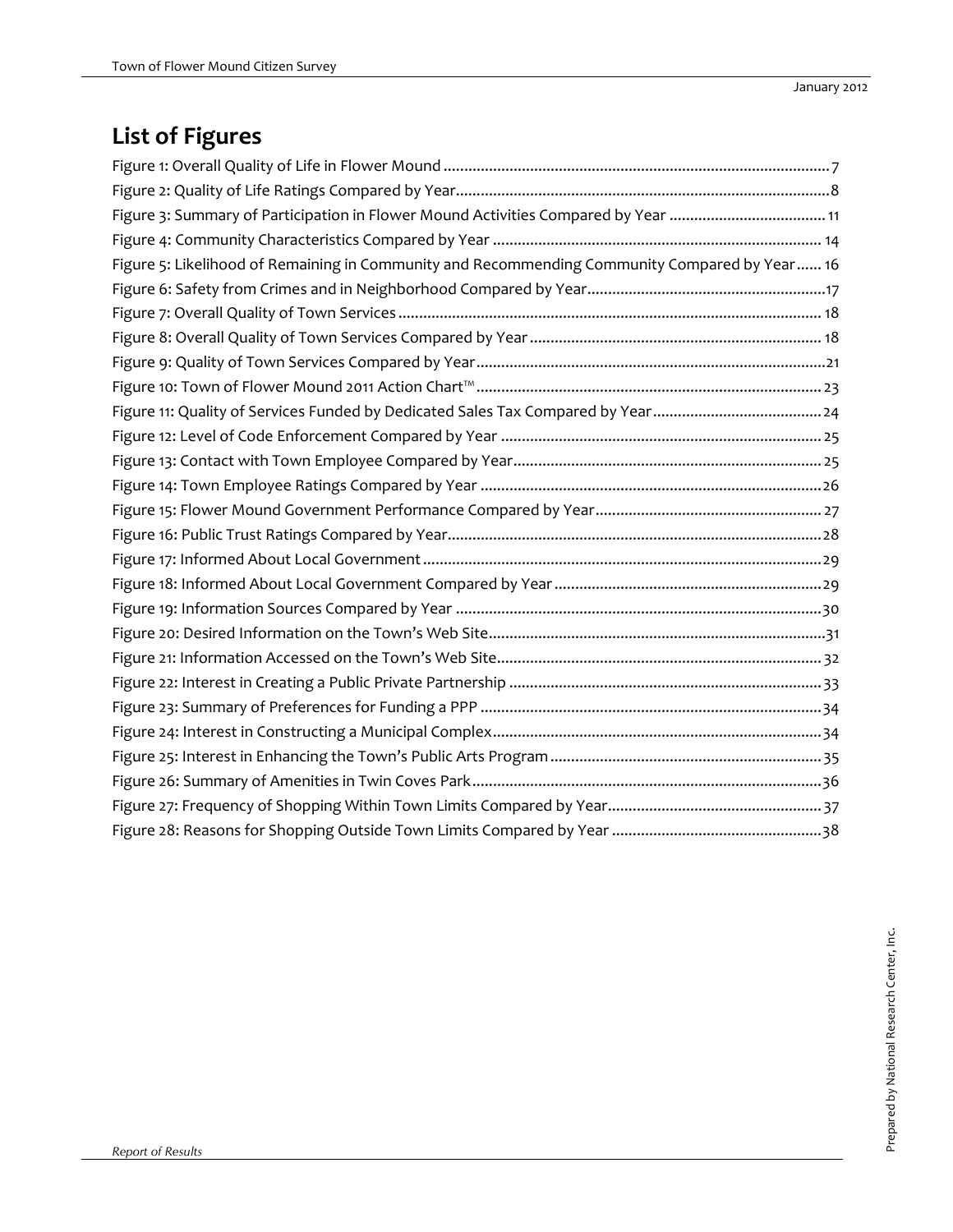# List of Figures

Figure 1: Overall Quality of Life in Flower Mound ............................................................................................. 7
Figure 2: Quality of Life Ratings Compared by Year.......................................................................................... 8
Figure 3: Summary of Participation in Flower Mound Activities Compared by Year ...................................... 11
Figure 4: Community Characteristics Compared by Year ............................................................................... 14
Figure 5: Likelihood of Remaining in Community and Recommending Community Compared by Year...... 16
Figure 6: Safety from Crimes and in Neighborhood Compared by Year.......................................................... 17
Figure 7: Overall Quality of Town Services ..................................................................................................... 18
Figure 8: Overall Quality of Town Services Compared by Year ...................................................................... 18
Figure 9: Quality of Town Services Compared by Year.................................................................................... 21
Figure 10: Town of Flower Mound 2011 Action Chart™ ................................................................................... 23
Figure 11: Quality of Services Funded by Dedicated Sales Tax Compared by Year ......................................... 24
Figure 12: Level of Code Enforcement Compared by Year ............................................................................. 25
Figure 13: Contact with Town Employee Compared by Year........................................................................... 25
Figure 14: Town Employee Ratings Compared by Year .................................................................................. 26
Figure 15: Flower Mound Government Performance Compared by Year....................................................... 27
Figure 16: Public Trust Ratings Compared by Year.......................................................................................... 28
Figure 17: Informed About Local Government ................................................................................................ 29
Figure 18: Informed About Local Government Compared by Year ................................................................ 29
Figure 19: Information Sources Compared by Year ........................................................................................ 30
Figure 20: Desired Information on the Town's Web Site................................................................................. 31
Figure 21: Information Accessed on the Town's Web Site.............................................................................. 32
Figure 22: Interest in Creating a Public Private Partnership ........................................................................... 33
Figure 23: Summary of Preferences for Funding a PPP .................................................................................. 34
Figure 24: Interest in Constructing a Municipal Complex................................................................................ 34
Figure 25: Interest in Enhancing the Town's Public Arts Program ................................................................. 35
Figure 26: Summary of Amenities in Twin Coves Park.................................................................................... 36
Figure 27: Frequency of Shopping Within Town Limits Compared by Year.................................................... 37
Figure 28: Reasons for Shopping Outside Town Limits Compared by Year ................................................... 38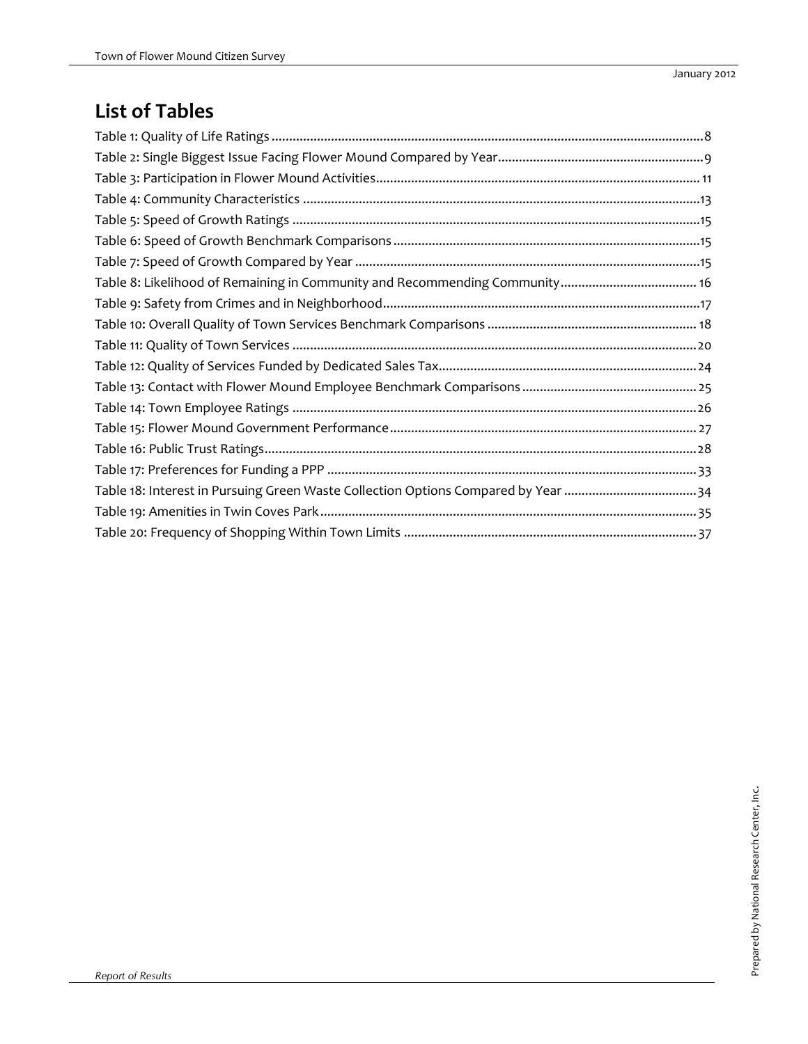# List of Tables

Table 1: Quality of Life Ratings ........................................................................................................................8
Table 2: Single Biggest Issue Facing Flower Mound Compared by Year..........................................................9
Table 3: Participation in Flower Mound Activities............................................................................................ 11
Table 4: Community Characteristics ................................................................................................................13
Table 5: Speed of Growth Ratings ...................................................................................................................15
Table 6: Speed of Growth Benchmark Comparisons .......................................................................................15
Table 7: Speed of Growth Compared by Year .................................................................................................15
Table 8: Likelihood of Remaining in Community and Recommending Community....................................... 16
Table 9: Safety from Crimes and in Neighborhood..........................................................................................17
Table 10: Overall Quality of Town Services Benchmark Comparisons ........................................................... 18
Table 11: Quality of Town Services ..................................................................................................................20
Table 12: Quality of Services Funded by Dedicated Sales Tax.........................................................................24
Table 13: Contact with Flower Mound Employee Benchmark Comparisons .................................................. 25
Table 14: Town Employee Ratings ..................................................................................................................26
Table 15: Flower Mound Government Performance...................................................................................... 27
Table 16: Public Trust Ratings..........................................................................................................................28
Table 17: Preferences for Funding a PPP ........................................................................................................ 33
Table 18: Interest in Pursuing Green Waste Collection Options Compared by Year ......................................34
Table 19: Amenities in Twin Coves Park.......................................................................................................... 35
Table 20: Frequency of Shopping Within Town Limits ................................................................................... 37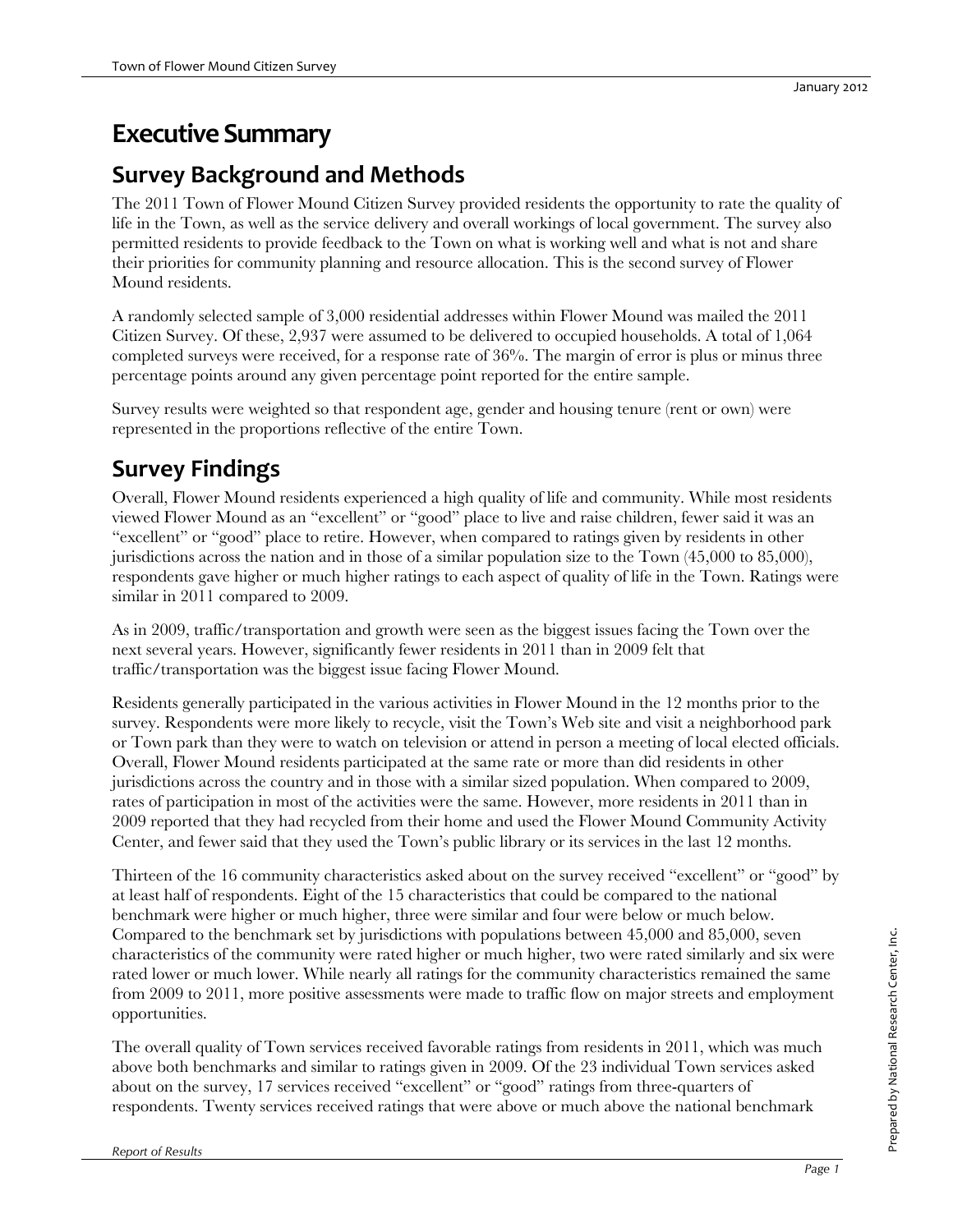# Executive Summary

## Survey Background and Methods

The 2011 Town of Flower Mound Citizen Survey provided residents the opportunity to rate the quality of life in the Town, as well as the service delivery and overall workings of local government. The survey also permitted residents to provide feedback to the Town on what is working well and what is not and share their priorities for community planning and resource allocation. This is the second survey of Flower Mound residents.

A randomly selected sample of 3,000 residential addresses within Flower Mound was mailed the 2011 Citizen Survey. Of these, 2,937 were assumed to be delivered to occupied households. A total of 1,064 completed surveys were received, for a response rate of 36%. The margin of error is plus or minus three percentage points around any given percentage point reported for the entire sample.

Survey results were weighted so that respondent age, gender and housing tenure (rent or own) were represented in the proportions reflective of the entire Town.

## Survey Findings

Overall, Flower Mound residents experienced a high quality of life and community. While most residents viewed Flower Mound as an "excellent" or "good" place to live and raise children, fewer said it was an "excellent" or "good" place to retire. However, when compared to ratings given by residents in other jurisdictions across the nation and in those of a similar population size to the Town (45,000 to 85,000), respondents gave higher or much higher ratings to each aspect of quality of life in the Town. Ratings were similar in 2011 compared to 2009.

As in 2009, traffic/transportation and growth were seen as the biggest issues facing the Town over the next several years. However, significantly fewer residents in 2011 than in 2009 felt that traffic/transportation was the biggest issue facing Flower Mound.

Residents generally participated in the various activities in Flower Mound in the 12 months prior to the survey. Respondents were more likely to recycle, visit the Town's Web site and visit a neighborhood park or Town park than they were to watch on television or attend in person a meeting of local elected officials. Overall, Flower Mound residents participated at the same rate or more than did residents in other jurisdictions across the country and in those with a similar sized population. When compared to 2009, rates of participation in most of the activities were the same. However, more residents in 2011 than in 2009 reported that they had recycled from their home and used the Flower Mound Community Activity Center, and fewer said that they used the Town's public library or its services in the last 12 months.

Thirteen of the 16 community characteristics asked about on the survey received "excellent" or "good" by at least half of respondents. Eight of the 15 characteristics that could be compared to the national benchmark were higher or much higher, three were similar and four were below or much below. Compared to the benchmark set by jurisdictions with populations between 45,000 and 85,000, seven characteristics of the community were rated higher or much higher, two were rated similarly and six were rated lower or much lower. While nearly all ratings for the community characteristics remained the same from 2009 to 2011, more positive assessments were made to traffic flow on major streets and employment opportunities.

The overall quality of Town services received favorable ratings from residents in 2011, which was much above both benchmarks and similar to ratings given in 2009. Of the 23 individual Town services asked about on the survey, 17 services received "excellent" or "good" ratings from three-quarters of respondents. Twenty services received ratings that were above or much above the national benchmark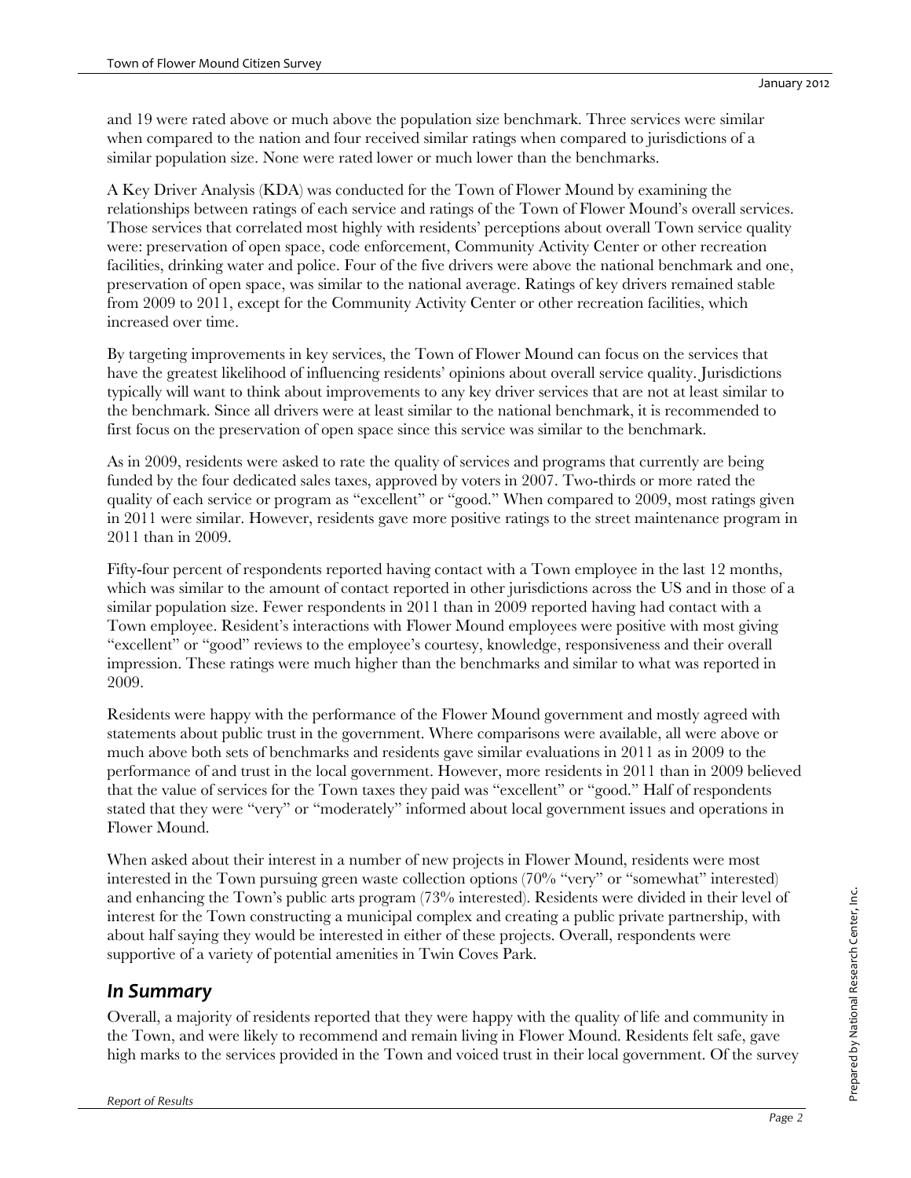and 19 were rated above or much above the population size benchmark. Three services were similar when compared to the nation and four received similar ratings when compared to jurisdictions of a similar population size. None were rated lower or much lower than the benchmarks.

A Key Driver Analysis (KDA) was conducted for the Town of Flower Mound by examining the relationships between ratings of each service and ratings of the Town of Flower Mound's overall services. Those services that correlated most highly with residents' perceptions about overall Town service quality were: preservation of open space, code enforcement, Community Activity Center or other recreation facilities, drinking water and police. Four of the five drivers were above the national benchmark and one, preservation of open space, was similar to the national average. Ratings of key drivers remained stable from 2009 to 2011, except for the Community Activity Center or other recreation facilities, which increased over time.

By targeting improvements in key services, the Town of Flower Mound can focus on the services that have the greatest likelihood of influencing residents' opinions about overall service quality. Jurisdictions typically will want to think about improvements to any key driver services that are not at least similar to the benchmark. Since all drivers were at least similar to the national benchmark, it is recommended to first focus on the preservation of open space since this service was similar to the benchmark.

As in 2009, residents were asked to rate the quality of services and programs that currently are being funded by the four dedicated sales taxes, approved by voters in 2007. Two-thirds or more rated the quality of each service or program as "excellent" or "good." When compared to 2009, most ratings given in 2011 were similar. However, residents gave more positive ratings to the street maintenance program in 2011 than in 2009.

Fifty-four percent of respondents reported having contact with a Town employee in the last 12 months, which was similar to the amount of contact reported in other jurisdictions across the US and in those of a similar population size. Fewer respondents in 2011 than in 2009 reported having had contact with a Town employee. Resident's interactions with Flower Mound employees were positive with most giving "excellent" or "good" reviews to the employee's courtesy, knowledge, responsiveness and their overall impression. These ratings were much higher than the benchmarks and similar to what was reported in 2009.

Residents were happy with the performance of the Flower Mound government and mostly agreed with statements about public trust in the government. Where comparisons were available, all were above or much above both sets of benchmarks and residents gave similar evaluations in 2011 as in 2009 to the performance of and trust in the local government. However, more residents in 2011 than in 2009 believed that the value of services for the Town taxes they paid was "excellent" or "good." Half of respondents stated that they were "very" or "moderately" informed about local government issues and operations in Flower Mound.

When asked about their interest in a number of new projects in Flower Mound, residents were most interested in the Town pursuing green waste collection options (70% "very" or "somewhat" interested) and enhancing the Town's public arts program (73% interested). Residents were divided in their level of interest for the Town constructing a municipal complex and creating a public private partnership, with about half saying they would be interested in either of these projects. Overall, respondents were supportive of a variety of potential amenities in Twin Coves Park.

## *In Summary*

Overall, a majority of residents reported that they were happy with the quality of life and community in the Town, and were likely to recommend and remain living in Flower Mound. Residents felt safe, gave high marks to the services provided in the Town and voiced trust in their local government. Of the survey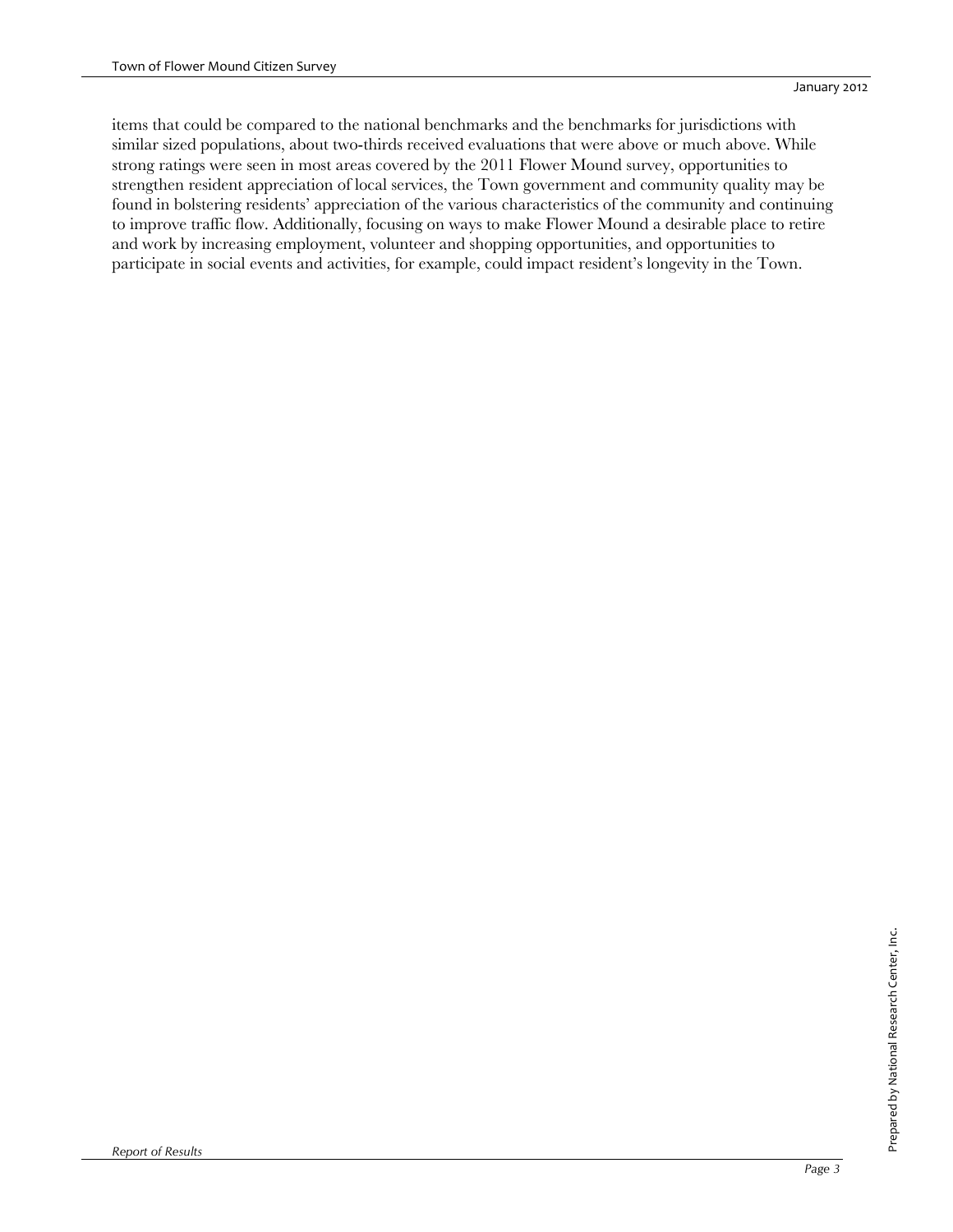items that could be compared to the national benchmarks and the benchmarks for jurisdictions with similar sized populations, about two-thirds received evaluations that were above or much above. While strong ratings were seen in most areas covered by the 2011 Flower Mound survey, opportunities to strengthen resident appreciation of local services, the Town government and community quality may be found in bolstering residents' appreciation of the various characteristics of the community and continuing to improve traffic flow. Additionally, focusing on ways to make Flower Mound a desirable place to retire and work by increasing employment, volunteer and shopping opportunities, and opportunities to participate in social events and activities, for example, could impact resident's longevity in the Town.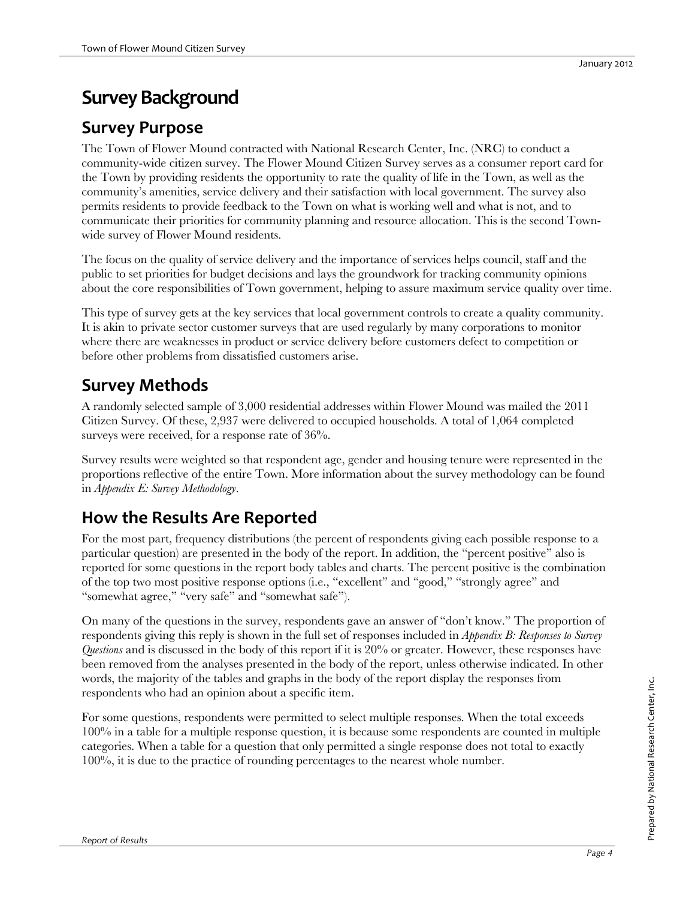# Survey Background

## Survey Purpose

The Town of Flower Mound contracted with National Research Center, Inc. (NRC) to conduct a community-wide citizen survey. The Flower Mound Citizen Survey serves as a consumer report card for the Town by providing residents the opportunity to rate the quality of life in the Town, as well as the community's amenities, service delivery and their satisfaction with local government. The survey also permits residents to provide feedback to the Town on what is working well and what is not, and to communicate their priorities for community planning and resource allocation. This is the second Town-wide survey of Flower Mound residents.

The focus on the quality of service delivery and the importance of services helps council, staff and the public to set priorities for budget decisions and lays the groundwork for tracking community opinions about the core responsibilities of Town government, helping to assure maximum service quality over time.

This type of survey gets at the key services that local government controls to create a quality community. It is akin to private sector customer surveys that are used regularly by many corporations to monitor where there are weaknesses in product or service delivery before customers defect to competition or before other problems from dissatisfied customers arise.

## Survey Methods

A randomly selected sample of 3,000 residential addresses within Flower Mound was mailed the 2011 Citizen Survey. Of these, 2,937 were delivered to occupied households. A total of 1,064 completed surveys were received, for a response rate of 36%.

Survey results were weighted so that respondent age, gender and housing tenure were represented in the proportions reflective of the entire Town. More information about the survey methodology can be found in *Appendix E: Survey Methodology*.

## How the Results Are Reported

For the most part, frequency distributions (the percent of respondents giving each possible response to a particular question) are presented in the body of the report. In addition, the "percent positive" also is reported for some questions in the report body tables and charts. The percent positive is the combination of the top two most positive response options (i.e., "excellent" and "good," "strongly agree" and "somewhat agree," "very safe" and "somewhat safe").

On many of the questions in the survey, respondents gave an answer of "don't know." The proportion of respondents giving this reply is shown in the full set of responses included in *Appendix B: Responses to Survey Questions* and is discussed in the body of this report if it is 20% or greater. However, these responses have been removed from the analyses presented in the body of the report, unless otherwise indicated. In other words, the majority of the tables and graphs in the body of the report display the responses from respondents who had an opinion about a specific item.

For some questions, respondents were permitted to select multiple responses. When the total exceeds 100% in a table for a multiple response question, it is because some respondents are counted in multiple categories. When a table for a question that only permitted a single response does not total to exactly 100%, it is due to the practice of rounding percentages to the nearest whole number.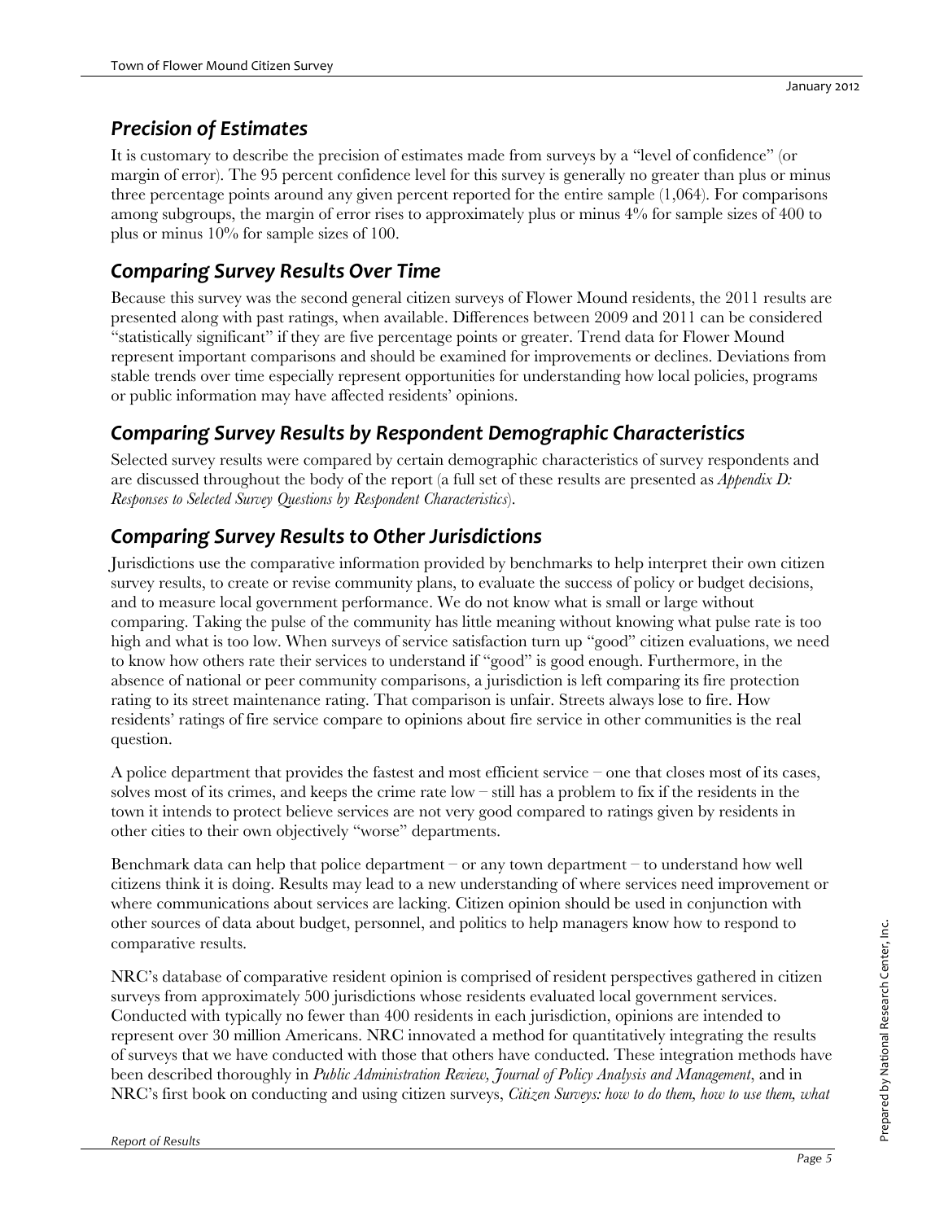## *Precision of Estimates*

It is customary to describe the precision of estimates made from surveys by a "level of confidence" (or margin of error). The 95 percent confidence level for this survey is generally no greater than plus or minus three percentage points around any given percent reported for the entire sample (1,064). For comparisons among subgroups, the margin of error rises to approximately plus or minus 4% for sample sizes of 400 to plus or minus 10% for sample sizes of 100.

## *Comparing Survey Results Over Time*

Because this survey was the second general citizen surveys of Flower Mound residents, the 2011 results are presented along with past ratings, when available. Differences between 2009 and 2011 can be considered "statistically significant" if they are five percentage points or greater. Trend data for Flower Mound represent important comparisons and should be examined for improvements or declines. Deviations from stable trends over time especially represent opportunities for understanding how local policies, programs or public information may have affected residents' opinions.

## *Comparing Survey Results by Respondent Demographic Characteristics*

Selected survey results were compared by certain demographic characteristics of survey respondents and are discussed throughout the body of the report (a full set of these results are presented as *Appendix D: Responses to Selected Survey Questions by Respondent Characteristics*).

## *Comparing Survey Results to Other Jurisdictions*

Jurisdictions use the comparative information provided by benchmarks to help interpret their own citizen survey results, to create or revise community plans, to evaluate the success of policy or budget decisions, and to measure local government performance. We do not know what is small or large without comparing. Taking the pulse of the community has little meaning without knowing what pulse rate is too high and what is too low. When surveys of service satisfaction turn up "good" citizen evaluations, we need to know how others rate their services to understand if "good" is good enough. Furthermore, in the absence of national or peer community comparisons, a jurisdiction is left comparing its fire protection rating to its street maintenance rating. That comparison is unfair. Streets always lose to fire. How residents' ratings of fire service compare to opinions about fire service in other communities is the real question.

A police department that provides the fastest and most efficient service – one that closes most of its cases, solves most of its crimes, and keeps the crime rate low – still has a problem to fix if the residents in the town it intends to protect believe services are not very good compared to ratings given by residents in other cities to their own objectively "worse" departments.

Benchmark data can help that police department – or any town department – to understand how well citizens think it is doing. Results may lead to a new understanding of where services need improvement or where communications about services are lacking. Citizen opinion should be used in conjunction with other sources of data about budget, personnel, and politics to help managers know how to respond to comparative results.

NRC's database of comparative resident opinion is comprised of resident perspectives gathered in citizen surveys from approximately 500 jurisdictions whose residents evaluated local government services. Conducted with typically no fewer than 400 residents in each jurisdiction, opinions are intended to represent over 30 million Americans. NRC innovated a method for quantitatively integrating the results of surveys that we have conducted with those that others have conducted. These integration methods have been described thoroughly in *Public Administration Review, Journal of Policy Analysis and Management*, and in NRC's first book on conducting and using citizen surveys, *Citizen Surveys: how to do them, how to use them, what*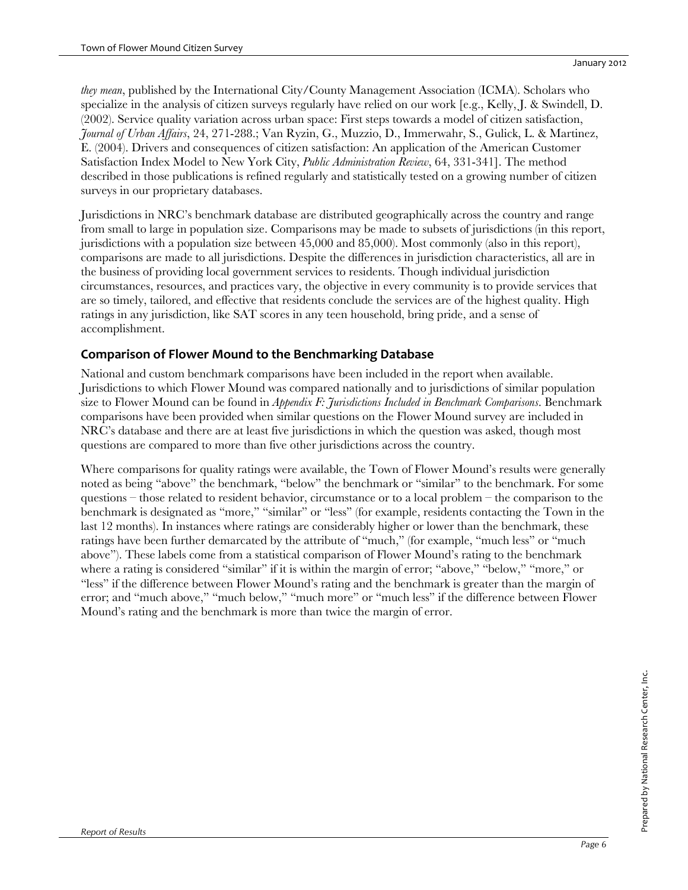*they mean*, published by the International City/County Management Association (ICMA). Scholars who specialize in the analysis of citizen surveys regularly have relied on our work [e.g., Kelly, J. & Swindell, D. (2002). Service quality variation across urban space: First steps towards a model of citizen satisfaction, *Journal of Urban Affairs*, 24, 271-288.; Van Ryzin, G., Muzzio, D., Immerwahr, S., Gulick, L. & Martinez, E. (2004). Drivers and consequences of citizen satisfaction: An application of the American Customer Satisfaction Index Model to New York City, *Public Administration Review*, 64, 331-341]. The method described in those publications is refined regularly and statistically tested on a growing number of citizen surveys in our proprietary databases.

Jurisdictions in NRC's benchmark database are distributed geographically across the country and range from small to large in population size. Comparisons may be made to subsets of jurisdictions (in this report, jurisdictions with a population size between 45,000 and 85,000). Most commonly (also in this report), comparisons are made to all jurisdictions. Despite the differences in jurisdiction characteristics, all are in the business of providing local government services to residents. Though individual jurisdiction circumstances, resources, and practices vary, the objective in every community is to provide services that are so timely, tailored, and effective that residents conclude the services are of the highest quality. High ratings in any jurisdiction, like SAT scores in any teen household, bring pride, and a sense of accomplishment.

## Comparison of Flower Mound to the Benchmarking Database

National and custom benchmark comparisons have been included in the report when available. Jurisdictions to which Flower Mound was compared nationally and to jurisdictions of similar population size to Flower Mound can be found in *Appendix F: Jurisdictions Included in Benchmark Comparisons*. Benchmark comparisons have been provided when similar questions on the Flower Mound survey are included in NRC's database and there are at least five jurisdictions in which the question was asked, though most questions are compared to more than five other jurisdictions across the country.

Where comparisons for quality ratings were available, the Town of Flower Mound's results were generally noted as being "above" the benchmark, "below" the benchmark or "similar" to the benchmark. For some questions – those related to resident behavior, circumstance or to a local problem – the comparison to the benchmark is designated as "more," "similar" or "less" (for example, residents contacting the Town in the last 12 months). In instances where ratings are considerably higher or lower than the benchmark, these ratings have been further demarcated by the attribute of "much," (for example, "much less" or "much above"). These labels come from a statistical comparison of Flower Mound's rating to the benchmark where a rating is considered "similar" if it is within the margin of error; "above," "below," "more," or "less" if the difference between Flower Mound's rating and the benchmark is greater than the margin of error; and "much above," "much below," "much more" or "much less" if the difference between Flower Mound's rating and the benchmark is more than twice the margin of error.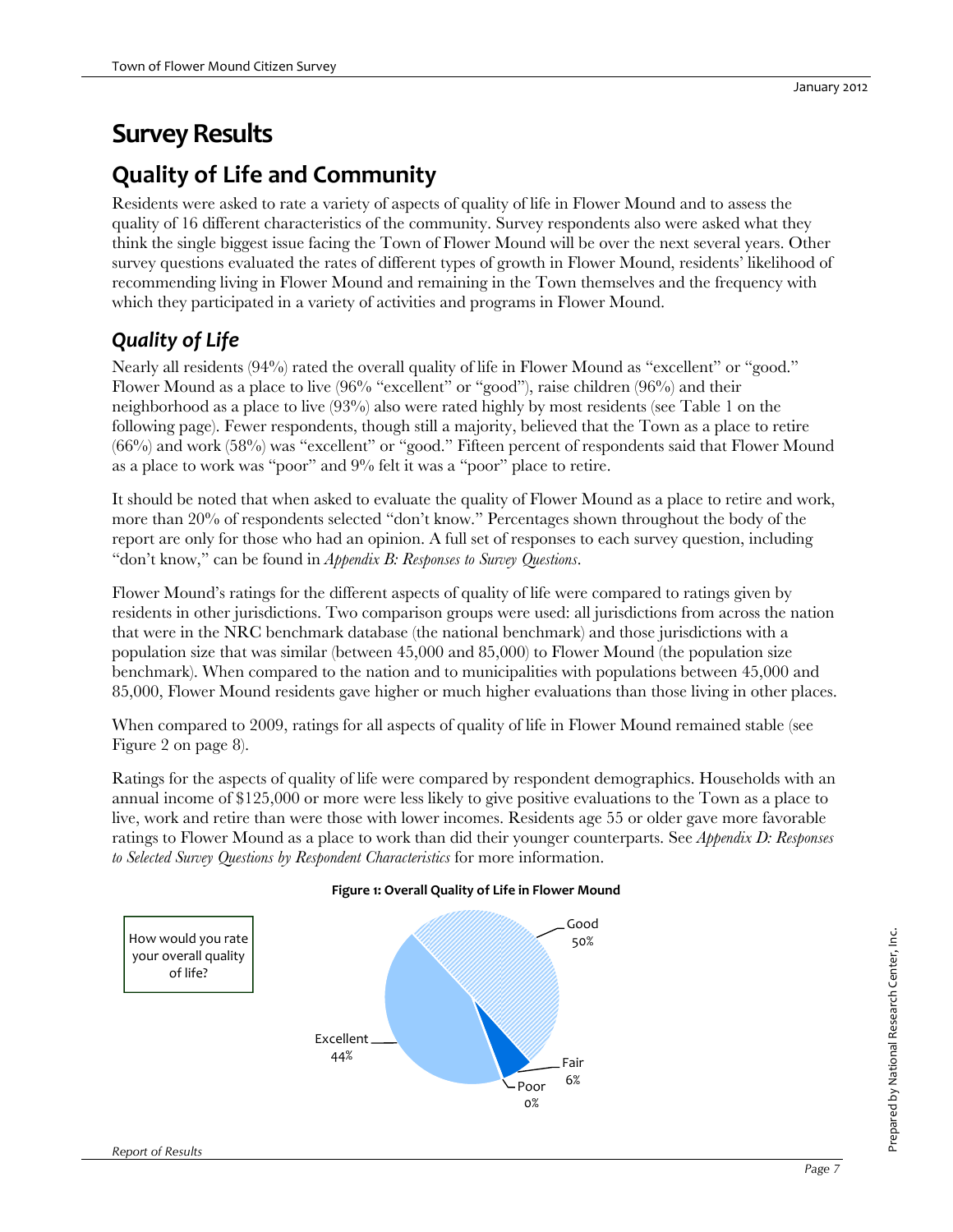# Survey Results

## Quality of Life and Community

Residents were asked to rate a variety of aspects of quality of life in Flower Mound and to assess the quality of 16 different characteristics of the community. Survey respondents also were asked what they think the single biggest issue facing the Town of Flower Mound will be over the next several years. Other survey questions evaluated the rates of different types of growth in Flower Mound, residents' likelihood of recommending living in Flower Mound and remaining in the Town themselves and the frequency with which they participated in a variety of activities and programs in Flower Mound.

### *Quality of Life*

Nearly all residents (94%) rated the overall quality of life in Flower Mound as "excellent" or "good." Flower Mound as a place to live (96% "excellent" or "good"), raise children (96%) and their neighborhood as a place to live (93%) also were rated highly by most residents (see Table 1 on the following page). Fewer respondents, though still a majority, believed that the Town as a place to retire (66%) and work (58%) was "excellent" or "good." Fifteen percent of respondents said that Flower Mound as a place to work was "poor" and 9% felt it was a "poor" place to retire.

It should be noted that when asked to evaluate the quality of Flower Mound as a place to retire and work, more than 20% of respondents selected "don't know." Percentages shown throughout the body of the report are only for those who had an opinion. A full set of responses to each survey question, including "don't know," can be found in *Appendix B: Responses to Survey Questions*.

Flower Mound's ratings for the different aspects of quality of life were compared to ratings given by residents in other jurisdictions. Two comparison groups were used: all jurisdictions from across the nation that were in the NRC benchmark database (the national benchmark) and those jurisdictions with a population size that was similar (between 45,000 and 85,000) to Flower Mound (the population size benchmark). When compared to the nation and to municipalities with populations between 45,000 and 85,000, Flower Mound residents gave higher or much higher evaluations than those living in other places.

When compared to 2009, ratings for all aspects of quality of life in Flower Mound remained stable (see Figure 2 on page 8).

Ratings for the aspects of quality of life were compared by respondent demographics. Households with an annual income of $125,000 or more were less likely to give positive evaluations to the Town as a place to live, work and retire than were those with lower incomes. Residents age 55 or older gave more favorable ratings to Flower Mound as a place to work than did their younger counterparts. See *Appendix D: Responses to Selected Survey Questions by Respondent Characteristics* for more information.

**Figure 1: Overall Quality of Life in Flower Mound**

How would you rate your overall quality of life?

| Response | Percent |
|---|---|
| Excellent | 44% |
| Good | 50% |
| Fair | 6% |
| Poor | 0% |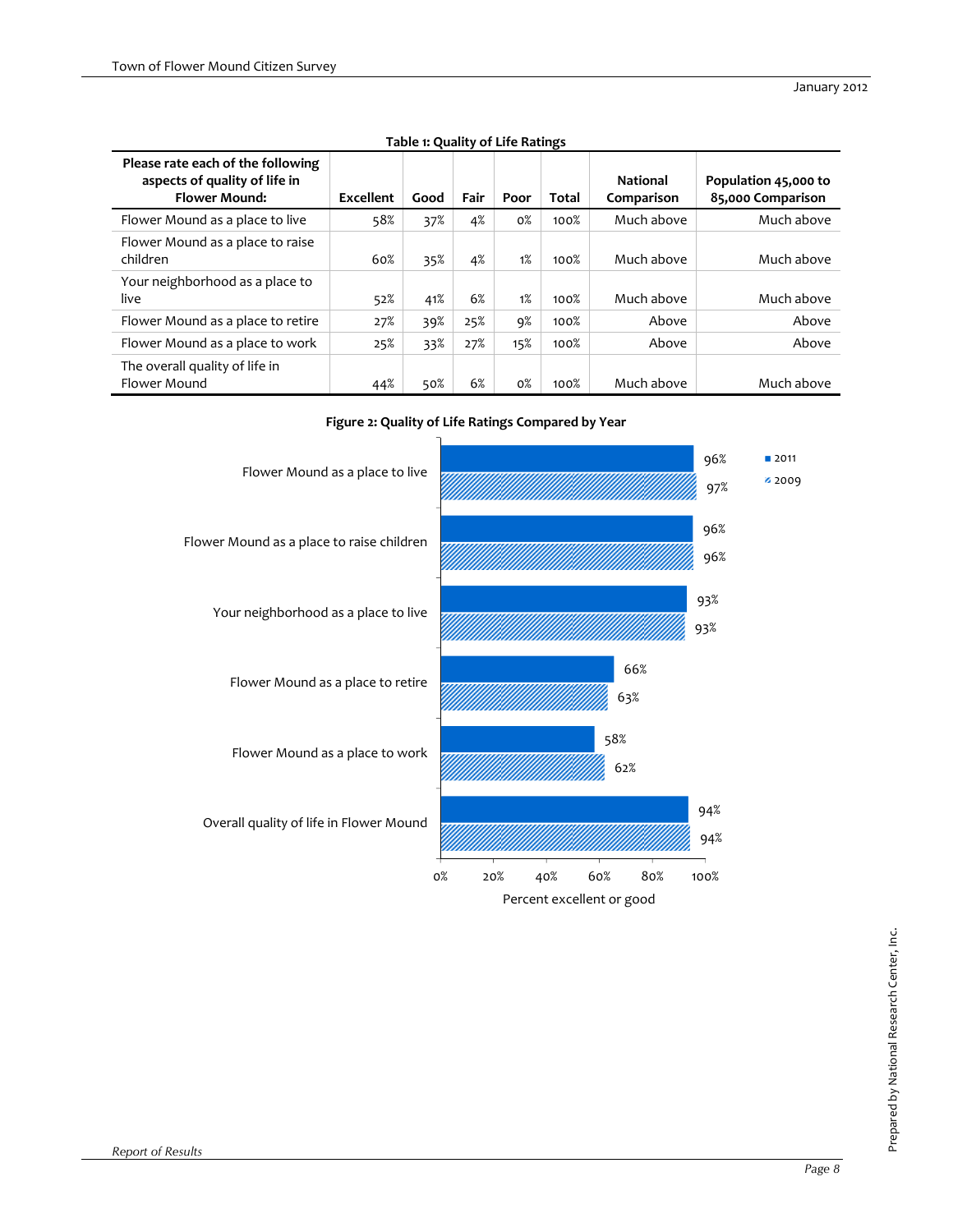**Table 1: Quality of Life Ratings**

| Please rate each of the following aspects of quality of life in Flower Mound: | Excellent | Good | Fair | Poor | Total | National Comparison | Population 45,000 to 85,000 Comparison |
|---|---|---|---|---|---|---|---|
| Flower Mound as a place to live | 58% | 37% | 4% | 0% | 100% | Much above | Much above |
| Flower Mound as a place to raise children | 60% | 35% | 4% | 1% | 100% | Much above | Much above |
| Your neighborhood as a place to live | 52% | 41% | 6% | 1% | 100% | Much above | Much above |
| Flower Mound as a place to retire | 27% | 39% | 25% | 9% | 100% | Above | Above |
| Flower Mound as a place to work | 25% | 33% | 27% | 15% | 100% | Above | Above |
| The overall quality of life in Flower Mound | 44% | 50% | 6% | 0% | 100% | Much above | Much above |

**Figure 2: Quality of Life Ratings Compared by Year**

| | 2011 | 2009 |
|---|---|---|
| Flower Mound as a place to live | 96% | 97% |
| Flower Mound as a place to raise children | 96% | 96% |
| Your neighborhood as a place to live | 93% | 93% |
| Flower Mound as a place to retire | 66% | 63% |
| Flower Mound as a place to work | 58% | 62% |
| Overall quality of life in Flower Mound | 94% | 94% |

Percent excellent or good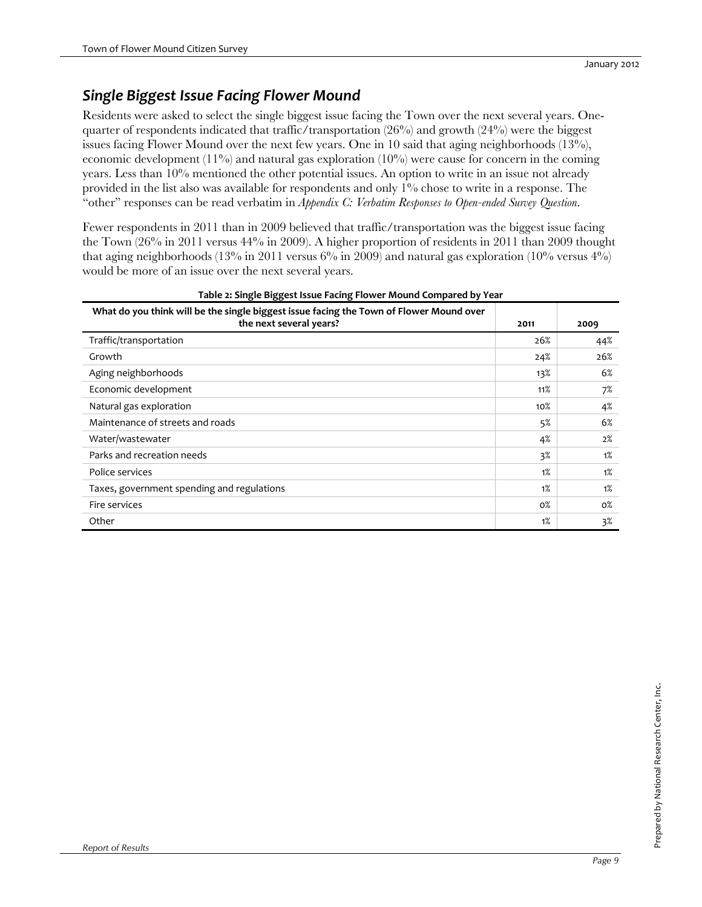## *Single Biggest Issue Facing Flower Mound*

Residents were asked to select the single biggest issue facing the Town over the next several years. One-quarter of respondents indicated that traffic/transportation (26%) and growth (24%) were the biggest issues facing Flower Mound over the next few years. One in 10 said that aging neighborhoods (13%), economic development (11%) and natural gas exploration (10%) were cause for concern in the coming years. Less than 10% mentioned the other potential issues. An option to write in an issue not already provided in the list also was available for respondents and only 1% chose to write in a response. The "other" responses can be read verbatim in *Appendix C: Verbatim Responses to Open-ended Survey Question*.

Fewer respondents in 2011 than in 2009 believed that traffic/transportation was the biggest issue facing the Town (26% in 2011 versus 44% in 2009). A higher proportion of residents in 2011 than 2009 thought that aging neighborhoods (13% in 2011 versus 6% in 2009) and natural gas exploration (10% versus 4%) would be more of an issue over the next several years.

**Table 2: Single Biggest Issue Facing Flower Mound Compared by Year**

| What do you think will be the single biggest issue facing the Town of Flower Mound over the next several years? | 2011 | 2009 |
|---|---|---|
| Traffic/transportation | 26% | 44% |
| Growth | 24% | 26% |
| Aging neighborhoods | 13% | 6% |
| Economic development | 11% | 7% |
| Natural gas exploration | 10% | 4% |
| Maintenance of streets and roads | 5% | 6% |
| Water/wastewater | 4% | 2% |
| Parks and recreation needs | 3% | 1% |
| Police services | 1% | 1% |
| Taxes, government spending and regulations | 1% | 1% |
| Fire services | 0% | 0% |
| Other | 1% | 3% |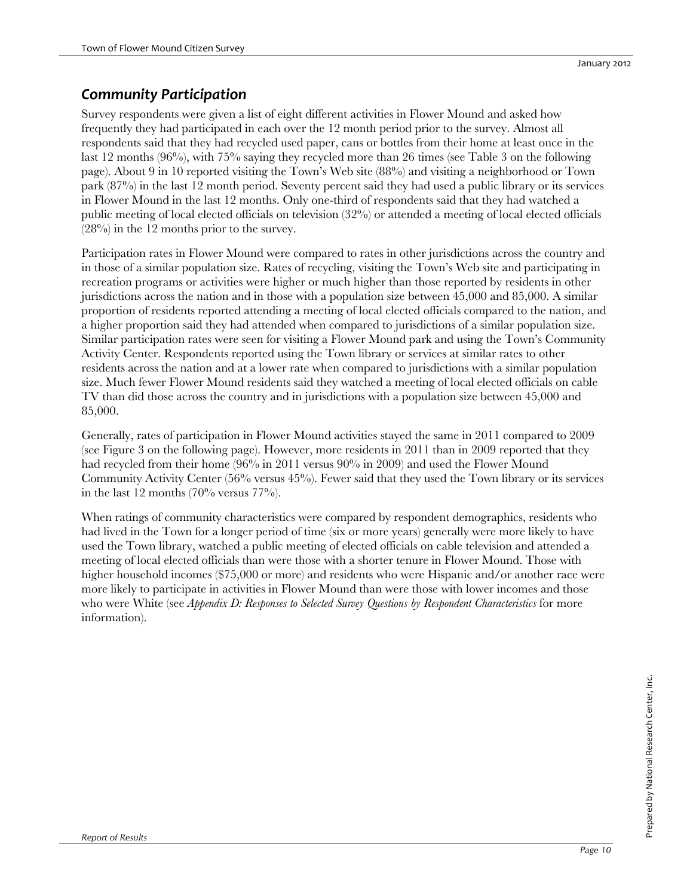## *Community Participation*

Survey respondents were given a list of eight different activities in Flower Mound and asked how frequently they had participated in each over the 12 month period prior to the survey. Almost all respondents said that they had recycled used paper, cans or bottles from their home at least once in the last 12 months (96%), with 75% saying they recycled more than 26 times (see Table 3 on the following page). About 9 in 10 reported visiting the Town's Web site (88%) and visiting a neighborhood or Town park (87%) in the last 12 month period. Seventy percent said they had used a public library or its services in Flower Mound in the last 12 months. Only one-third of respondents said that they had watched a public meeting of local elected officials on television (32%) or attended a meeting of local elected officials (28%) in the 12 months prior to the survey.

Participation rates in Flower Mound were compared to rates in other jurisdictions across the country and in those of a similar population size. Rates of recycling, visiting the Town's Web site and participating in recreation programs or activities were higher or much higher than those reported by residents in other jurisdictions across the nation and in those with a population size between 45,000 and 85,000. A similar proportion of residents reported attending a meeting of local elected officials compared to the nation, and a higher proportion said they had attended when compared to jurisdictions of a similar population size. Similar participation rates were seen for visiting a Flower Mound park and using the Town's Community Activity Center. Respondents reported using the Town library or services at similar rates to other residents across the nation and at a lower rate when compared to jurisdictions with a similar population size. Much fewer Flower Mound residents said they watched a meeting of local elected officials on cable TV than did those across the country and in jurisdictions with a population size between 45,000 and 85,000.

Generally, rates of participation in Flower Mound activities stayed the same in 2011 compared to 2009 (see Figure 3 on the following page). However, more residents in 2011 than in 2009 reported that they had recycled from their home (96% in 2011 versus 90% in 2009) and used the Flower Mound Community Activity Center (56% versus 45%). Fewer said that they used the Town library or its services in the last 12 months (70% versus 77%).

When ratings of community characteristics were compared by respondent demographics, residents who had lived in the Town for a longer period of time (six or more years) generally were more likely to have used the Town library, watched a public meeting of elected officials on cable television and attended a meeting of local elected officials than were those with a shorter tenure in Flower Mound. Those with higher household incomes ($75,000 or more) and residents who were Hispanic and/or another race were more likely to participate in activities in Flower Mound than were those with lower incomes and those who were White (see *Appendix D: Responses to Selected Survey Questions by Respondent Characteristics* for more information).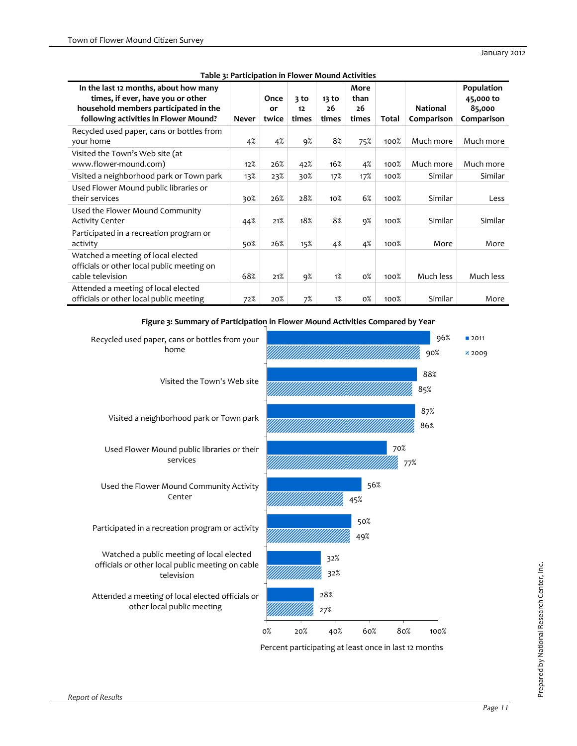**Table 3: Participation in Flower Mound Activities**

| In the last 12 months, about how many times, if ever, have you or other household members participated in the following activities in Flower Mound? | Never | Once or twice | 3 to 12 times | 13 to 26 times | More than 26 times | Total | National Comparison | Population 45,000 to 85,000 Comparison |
|---|---|---|---|---|---|---|---|---|
| Recycled used paper, cans or bottles from your home | 4% | 4% | 9% | 8% | 75% | 100% | Much more | Much more |
| Visited the Town's Web site (at www.flower-mound.com) | 12% | 26% | 42% | 16% | 4% | 100% | Much more | Much more |
| Visited a neighborhood park or Town park | 13% | 23% | 30% | 17% | 17% | 100% | Similar | Similar |
| Used Flower Mound public libraries or their services | 30% | 26% | 28% | 10% | 6% | 100% | Similar | Less |
| Used the Flower Mound Community Activity Center | 44% | 21% | 18% | 8% | 9% | 100% | Similar | Similar |
| Participated in a recreation program or activity | 50% | 26% | 15% | 4% | 4% | 100% | More | More |
| Watched a meeting of local elected officials or other local public meeting on cable television | 68% | 21% | 9% | 1% | 0% | 100% | Much less | Much less |
| Attended a meeting of local elected officials or other local public meeting | 72% | 20% | 7% | 1% | 0% | 100% | Similar | More |

**Figure 3: Summary of Participation in Flower Mound Activities Compared by Year**

| Activity | 2011 | 2009 |
|---|---|---|
| Recycled used paper, cans or bottles from your home | 96% | 90% |
| Visited the Town's Web site | 88% | 85% |
| Visited a neighborhood park or Town park | 87% | 86% |
| Used Flower Mound public libraries or their services | 70% | 77% |
| Used the Flower Mound Community Activity Center | 56% | 45% |
| Participated in a recreation program or activity | 50% | 49% |
| Watched a public meeting of local elected officials or other local public meeting on cable television | 32% | 32% |
| Attended a meeting of local elected officials or other local public meeting | 28% | 27% |

Percent participating at least once in last 12 months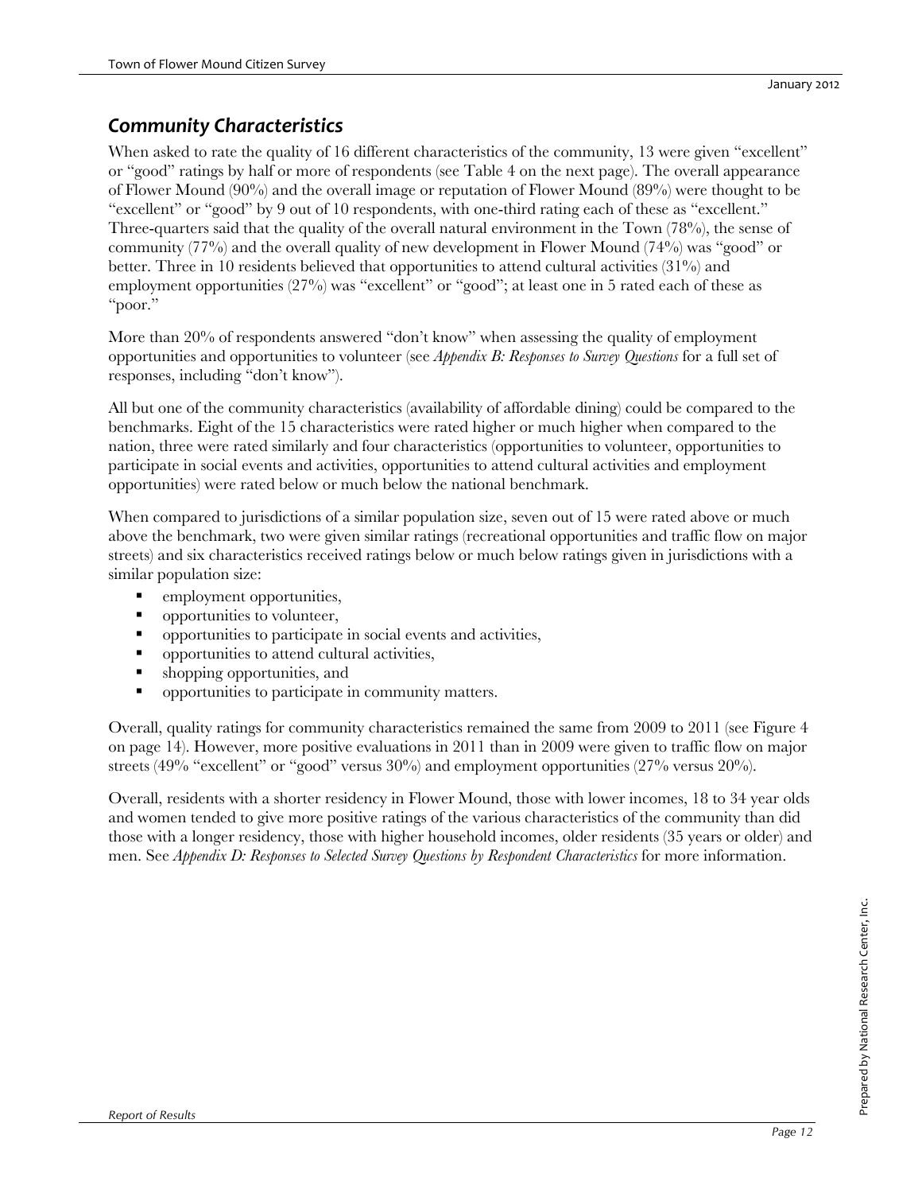## *Community Characteristics*

When asked to rate the quality of 16 different characteristics of the community, 13 were given "excellent" or "good" ratings by half or more of respondents (see Table 4 on the next page). The overall appearance of Flower Mound (90%) and the overall image or reputation of Flower Mound (89%) were thought to be "excellent" or "good" by 9 out of 10 respondents, with one-third rating each of these as "excellent." Three-quarters said that the quality of the overall natural environment in the Town (78%), the sense of community (77%) and the overall quality of new development in Flower Mound (74%) was "good" or better. Three in 10 residents believed that opportunities to attend cultural activities (31%) and employment opportunities (27%) was "excellent" or "good"; at least one in 5 rated each of these as "poor."

More than 20% of respondents answered "don't know" when assessing the quality of employment opportunities and opportunities to volunteer (see *Appendix B: Responses to Survey Questions* for a full set of responses, including "don't know").

All but one of the community characteristics (availability of affordable dining) could be compared to the benchmarks. Eight of the 15 characteristics were rated higher or much higher when compared to the nation, three were rated similarly and four characteristics (opportunities to volunteer, opportunities to participate in social events and activities, opportunities to attend cultural activities and employment opportunities) were rated below or much below the national benchmark.

When compared to jurisdictions of a similar population size, seven out of 15 were rated above or much above the benchmark, two were given similar ratings (recreational opportunities and traffic flow on major streets) and six characteristics received ratings below or much below ratings given in jurisdictions with a similar population size:

- employment opportunities,
- opportunities to volunteer,
- opportunities to participate in social events and activities,
- opportunities to attend cultural activities,
- shopping opportunities, and
- opportunities to participate in community matters.

Overall, quality ratings for community characteristics remained the same from 2009 to 2011 (see Figure 4 on page 14). However, more positive evaluations in 2011 than in 2009 were given to traffic flow on major streets (49% "excellent" or "good" versus 30%) and employment opportunities (27% versus 20%).

Overall, residents with a shorter residency in Flower Mound, those with lower incomes, 18 to 34 year olds and women tended to give more positive ratings of the various characteristics of the community than did those with a longer residency, those with higher household incomes, older residents (35 years or older) and men. See *Appendix D: Responses to Selected Survey Questions by Respondent Characteristics* for more information.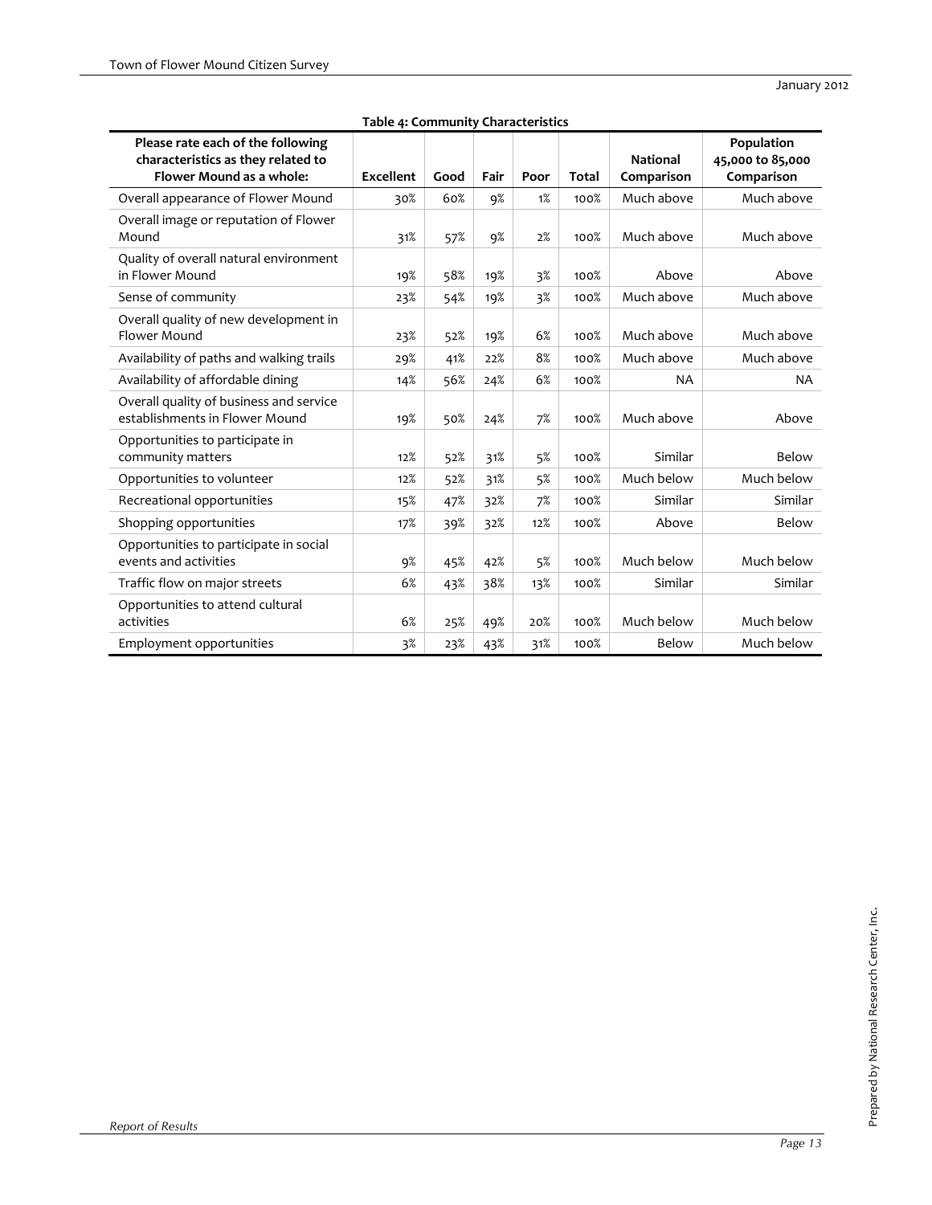**Table 4: Community Characteristics**

| Please rate each of the following characteristics as they related to Flower Mound as a whole: | Excellent | Good | Fair | Poor | Total | National Comparison | Population 45,000 to 85,000 Comparison |
|---|---|---|---|---|---|---|---|
| Overall appearance of Flower Mound | 30% | 60% | 9% | 1% | 100% | Much above | Much above |
| Overall image or reputation of Flower Mound | 31% | 57% | 9% | 2% | 100% | Much above | Much above |
| Quality of overall natural environment in Flower Mound | 19% | 58% | 19% | 3% | 100% | Above | Above |
| Sense of community | 23% | 54% | 19% | 3% | 100% | Much above | Much above |
| Overall quality of new development in Flower Mound | 23% | 52% | 19% | 6% | 100% | Much above | Much above |
| Availability of paths and walking trails | 29% | 41% | 22% | 8% | 100% | Much above | Much above |
| Availability of affordable dining | 14% | 56% | 24% | 6% | 100% | NA | NA |
| Overall quality of business and service establishments in Flower Mound | 19% | 50% | 24% | 7% | 100% | Much above | Above |
| Opportunities to participate in community matters | 12% | 52% | 31% | 5% | 100% | Similar | Below |
| Opportunities to volunteer | 12% | 52% | 31% | 5% | 100% | Much below | Much below |
| Recreational opportunities | 15% | 47% | 32% | 7% | 100% | Similar | Similar |
| Shopping opportunities | 17% | 39% | 32% | 12% | 100% | Above | Below |
| Opportunities to participate in social events and activities | 9% | 45% | 42% | 5% | 100% | Much below | Much below |
| Traffic flow on major streets | 6% | 43% | 38% | 13% | 100% | Similar | Similar |
| Opportunities to attend cultural activities | 6% | 25% | 49% | 20% | 100% | Much below | Much below |
| Employment opportunities | 3% | 23% | 43% | 31% | 100% | Below | Much below |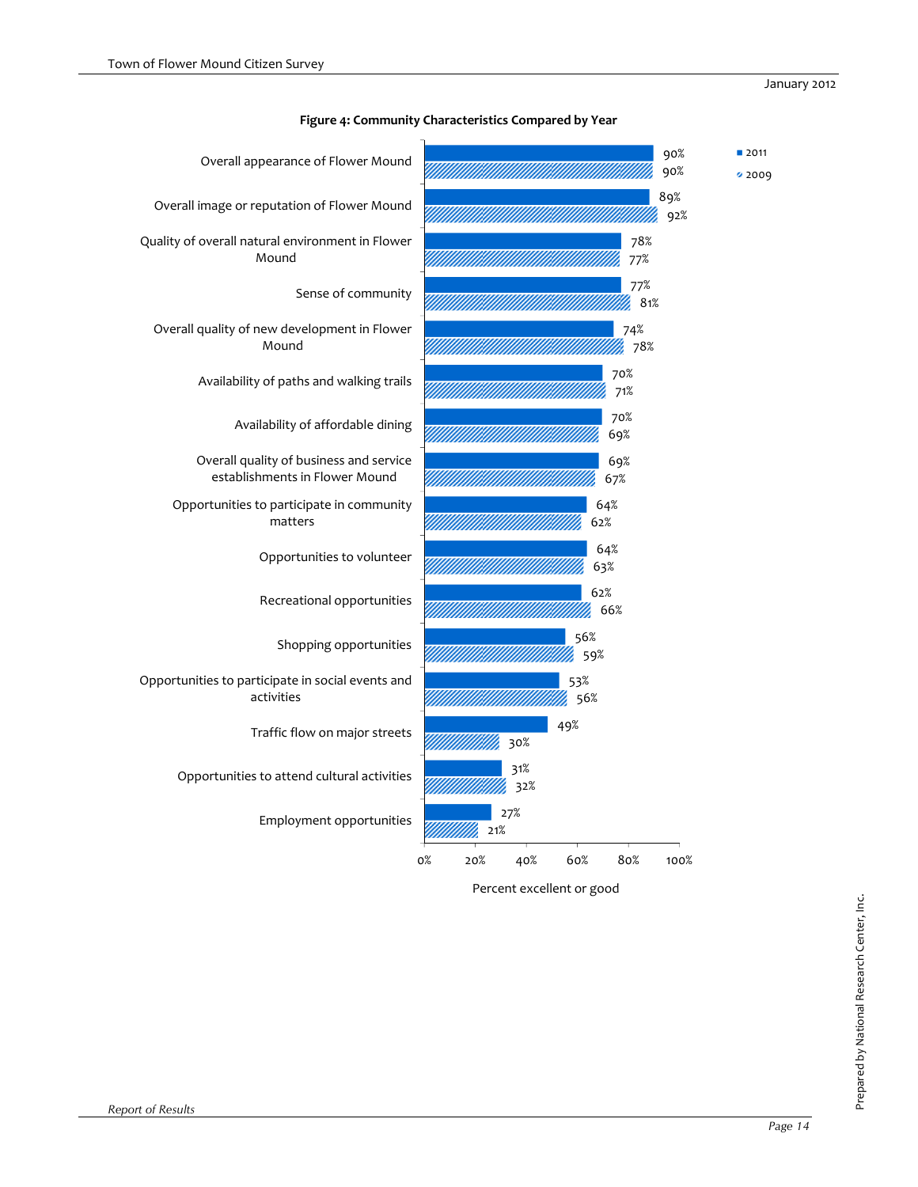**Figure 4: Community Characteristics Compared by Year**

| Characteristic | 2011 | 2009 |
|---|---|---|
| Overall appearance of Flower Mound | 90% | 90% |
| Overall image or reputation of Flower Mound | 89% | 92% |
| Quality of overall natural environment in Flower Mound | 78% | 77% |
| Sense of community | 77% | 81% |
| Overall quality of new development in Flower Mound | 74% | 78% |
| Availability of paths and walking trails | 70% | 71% |
| Availability of affordable dining | 70% | 69% |
| Overall quality of business and service establishments in Flower Mound | 69% | 67% |
| Opportunities to participate in community matters | 64% | 62% |
| Opportunities to volunteer | 64% | 63% |
| Recreational opportunities | 62% | 66% |
| Shopping opportunities | 56% | 59% |
| Opportunities to participate in social events and activities | 53% | 56% |
| Traffic flow on major streets | 49% | 30% |
| Opportunities to attend cultural activities | 31% | 32% |
| Employment opportunities | 27% | 21% |

Percent excellent or good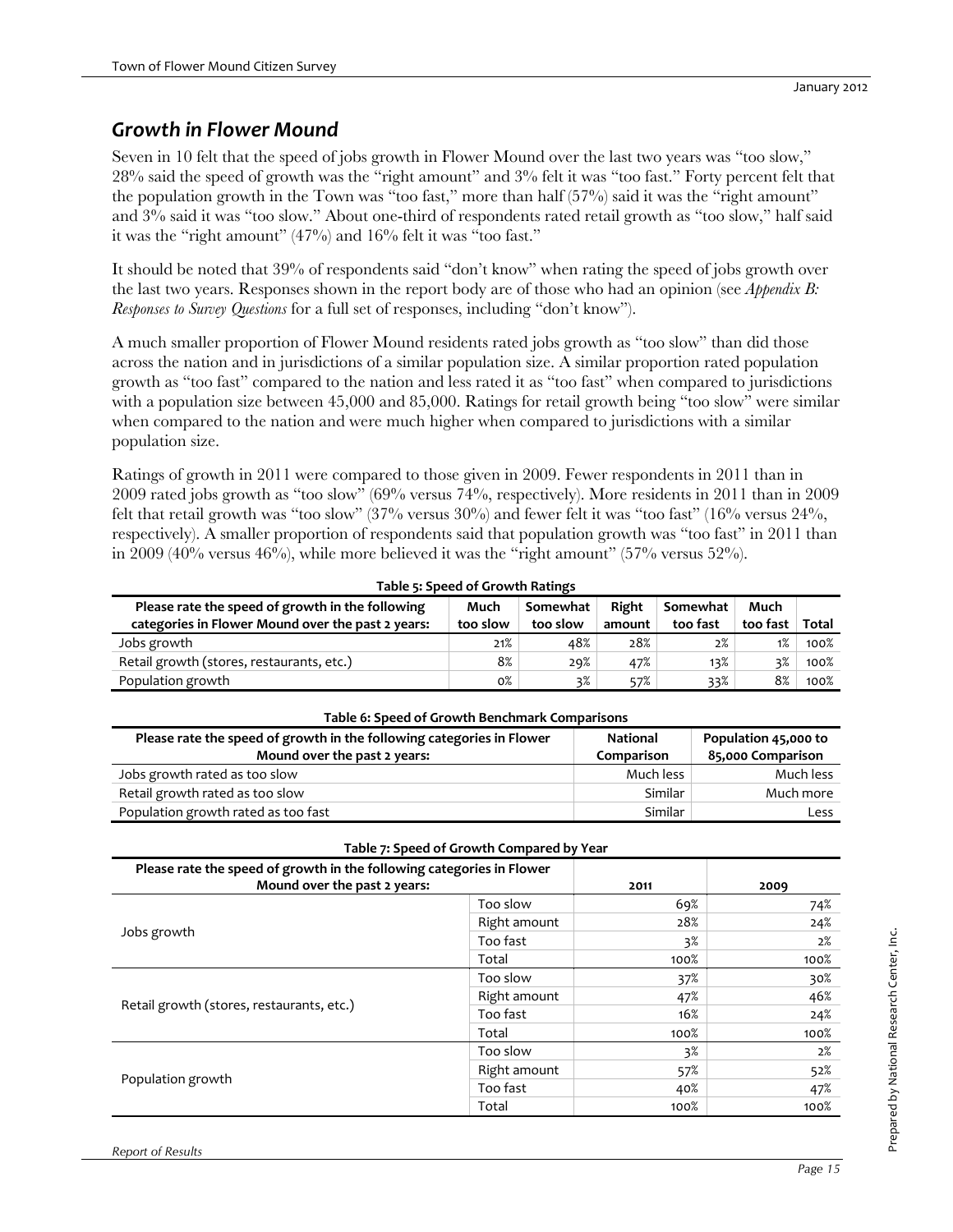## Growth in Flower Mound

Seven in 10 felt that the speed of jobs growth in Flower Mound over the last two years was "too slow," 28% said the speed of growth was the "right amount" and 3% felt it was "too fast." Forty percent felt that the population growth in the Town was "too fast," more than half (57%) said it was the "right amount" and 3% said it was "too slow." About one-third of respondents rated retail growth as "too slow," half said it was the "right amount" (47%) and 16% felt it was "too fast."

It should be noted that 39% of respondents said "don't know" when rating the speed of jobs growth over the last two years. Responses shown in the report body are of those who had an opinion (see *Appendix B: Responses to Survey Questions* for a full set of responses, including "don't know").

A much smaller proportion of Flower Mound residents rated jobs growth as "too slow" than did those across the nation and in jurisdictions of a similar population size. A similar proportion rated population growth as "too fast" compared to the nation and less rated it as "too fast" when compared to jurisdictions with a population size between 45,000 and 85,000. Ratings for retail growth being "too slow" were similar when compared to the nation and were much higher when compared to jurisdictions with a similar population size.

Ratings of growth in 2011 were compared to those given in 2009. Fewer respondents in 2011 than in 2009 rated jobs growth as "too slow" (69% versus 74%, respectively). More residents in 2011 than in 2009 felt that retail growth was "too slow" (37% versus 30%) and fewer felt it was "too fast" (16% versus 24%, respectively). A smaller proportion of respondents said that population growth was "too fast" in 2011 than in 2009 (40% versus 46%), while more believed it was the "right amount" (57% versus 52%).

**Table 5: Speed of Growth Ratings**

| Please rate the speed of growth in the following categories in Flower Mound over the past 2 years: | Much too slow | Somewhat too slow | Right amount | Somewhat too fast | Much too fast | Total |
|---|---|---|---|---|---|---|
| Jobs growth | 21% | 48% | 28% | 2% | 1% | 100% |
| Retail growth (stores, restaurants, etc.) | 8% | 29% | 47% | 13% | 3% | 100% |
| Population growth | 0% | 3% | 57% | 33% | 8% | 100% |

**Table 6: Speed of Growth Benchmark Comparisons**

| Please rate the speed of growth in the following categories in Flower Mound over the past 2 years: | National Comparison | Population 45,000 to 85,000 Comparison |
|---|---|---|
| Jobs growth rated as too slow | Much less | Much less |
| Retail growth rated as too slow | Similar | Much more |
| Population growth rated as too fast | Similar | Less |

**Table 7: Speed of Growth Compared by Year**

| Please rate the speed of growth in the following categories in Flower Mound over the past 2 years: | | 2011 | 2009 |
|---|---|---|---|
| Jobs growth | Too slow | 69% | 74% |
| | Right amount | 28% | 24% |
| | Too fast | 3% | 2% |
| | Total | 100% | 100% |
| Retail growth (stores, restaurants, etc.) | Too slow | 37% | 30% |
| | Right amount | 47% | 46% |
| | Too fast | 16% | 24% |
| | Total | 100% | 100% |
| Population growth | Too slow | 3% | 2% |
| | Right amount | 57% | 52% |
| | Too fast | 40% | 47% |
| | Total | 100% | 100% |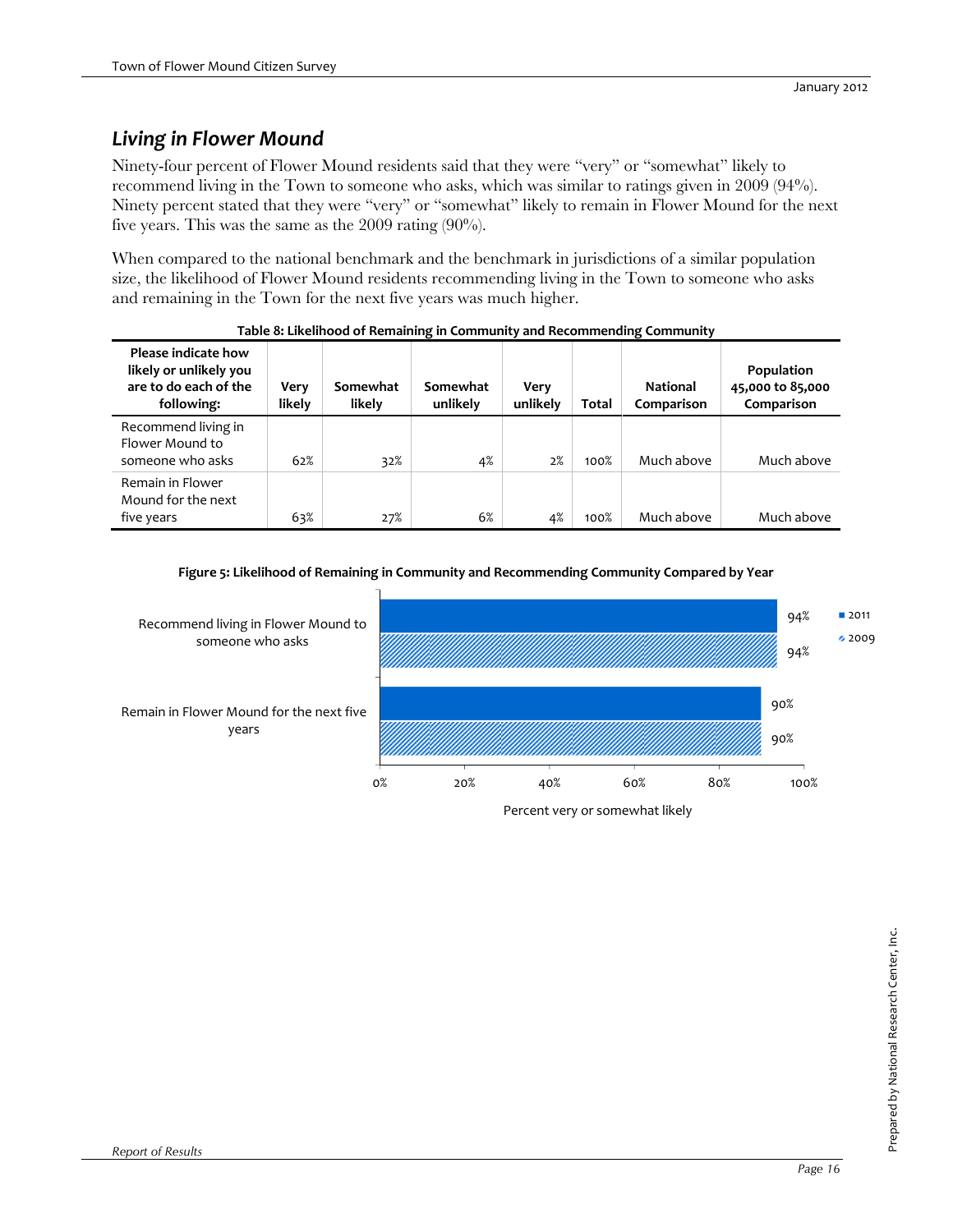## Living in Flower Mound

Ninety-four percent of Flower Mound residents said that they were "very" or "somewhat" likely to recommend living in the Town to someone who asks, which was similar to ratings given in 2009 (94%). Ninety percent stated that they were "very" or "somewhat" likely to remain in Flower Mound for the next five years. This was the same as the 2009 rating (90%).

When compared to the national benchmark and the benchmark in jurisdictions of a similar population size, the likelihood of Flower Mound residents recommending living in the Town to someone who asks and remaining in the Town for the next five years was much higher.

**Table 8: Likelihood of Remaining in Community and Recommending Community**

| Please indicate how likely or unlikely you are to do each of the following: | Very likely | Somewhat likely | Somewhat unlikely | Very unlikely | Total | National Comparison | Population 45,000 to 85,000 Comparison |
|---|---|---|---|---|---|---|---|
| Recommend living in Flower Mound to someone who asks | 62% | 32% | 4% | 2% | 100% | Much above | Much above |
| Remain in Flower Mound for the next five years | 63% | 27% | 6% | 4% | 100% | Much above | Much above |

**Figure 5: Likelihood of Remaining in Community and Recommending Community Compared by Year**

| | 2011 | 2009 |
|---|---|---|
| Recommend living in Flower Mound to someone who asks | 94% | 94% |
| Remain in Flower Mound for the next five years | 90% | 90% |

Percent very or somewhat likely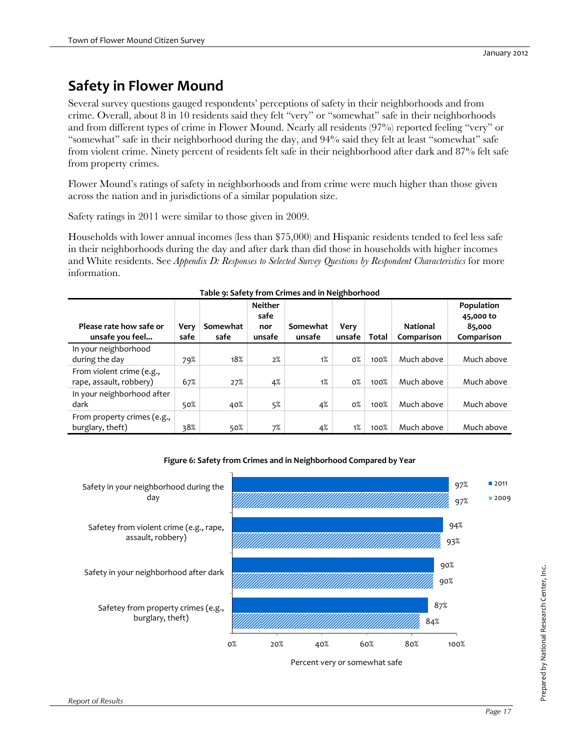# Safety in Flower Mound

Several survey questions gauged respondents' perceptions of safety in their neighborhoods and from crime. Overall, about 8 in 10 residents said they felt "very" or "somewhat" safe in their neighborhoods and from different types of crime in Flower Mound. Nearly all residents (97%) reported feeling "very" or "somewhat" safe in their neighborhood during the day, and 94% said they felt at least "somewhat" safe from violent crime. Ninety percent of residents felt safe in their neighborhood after dark and 87% felt safe from property crimes.

Flower Mound's ratings of safety in neighborhoods and from crime were much higher than those given across the nation and in jurisdictions of a similar population size.

Safety ratings in 2011 were similar to those given in 2009.

Households with lower annual incomes (less than $75,000) and Hispanic residents tended to feel less safe in their neighborhoods during the day and after dark than did those in households with higher incomes and White residents. See *Appendix D: Responses to Selected Survey Questions by Respondent Characteristics* for more information.

**Table 9: Safety from Crimes and in Neighborhood**

| Please rate how safe or unsafe you feel... | Very safe | Somewhat safe | Neither safe nor unsafe | Somewhat unsafe | Very unsafe | Total | National Comparison | Population 45,000 to 85,000 Comparison |
|---|---|---|---|---|---|---|---|---|
| In your neighborhood during the day | 79% | 18% | 2% | 1% | 0% | 100% | Much above | Much above |
| From violent crime (e.g., rape, assault, robbery) | 67% | 27% | 4% | 1% | 0% | 100% | Much above | Much above |
| In your neighborhood after dark | 50% | 40% | 5% | 4% | 0% | 100% | Much above | Much above |
| From property crimes (e.g., burglary, theft) | 38% | 50% | 7% | 4% | 1% | 100% | Much above | Much above |

**Figure 6: Safety from Crimes and in Neighborhood Compared by Year**

| Percent very or somewhat safe | 2011 | 2009 |
|---|---|---|
| Safety in your neighborhood during the day | 97% | 97% |
| Safetey from violent crime (e.g., rape, assault, robbery) | 94% | 93% |
| Safety in your neighborhood after dark | 90% | 90% |
| Safetey from property crimes (e.g., burglary, theft) | 87% | 84% |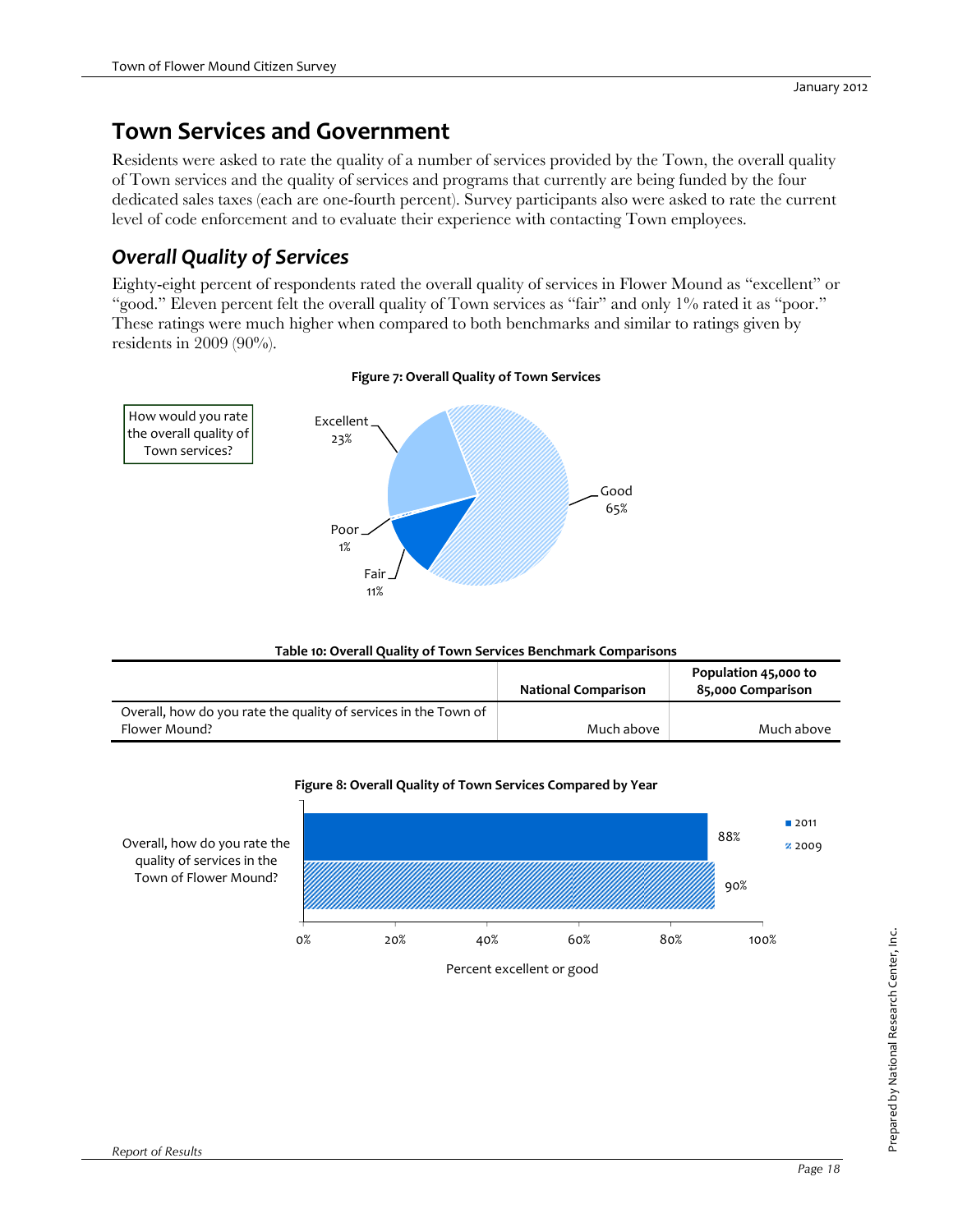# Town Services and Government

Residents were asked to rate the quality of a number of services provided by the Town, the overall quality of Town services and the quality of services and programs that currently are being funded by the four dedicated sales taxes (each are one-fourth percent). Survey participants also were asked to rate the current level of code enforcement and to evaluate their experience with contacting Town employees.

## *Overall Quality of Services*

Eighty-eight percent of respondents rated the overall quality of services in Flower Mound as "excellent" or "good." Eleven percent felt the overall quality of Town services as "fair" and only 1% rated it as "poor." These ratings were much higher when compared to both benchmarks and similar to ratings given by residents in 2009 (90%).

**Figure 7: Overall Quality of Town Services**

How would you rate the overall quality of Town services?

- Excellent 23%
- Good 65%
- Fair 11%
- Poor 1%

**Table 10: Overall Quality of Town Services Benchmark Comparisons**

| | National Comparison | Population 45,000 to 85,000 Comparison |
|---|---|---|
| Overall, how do you rate the quality of services in the Town of Flower Mound? | Much above | Much above |

**Figure 8: Overall Quality of Town Services Compared by Year**

Overall, how do you rate the quality of services in the Town of Flower Mound?

- 2011: 88%
- 2009: 90%

Percent excellent or good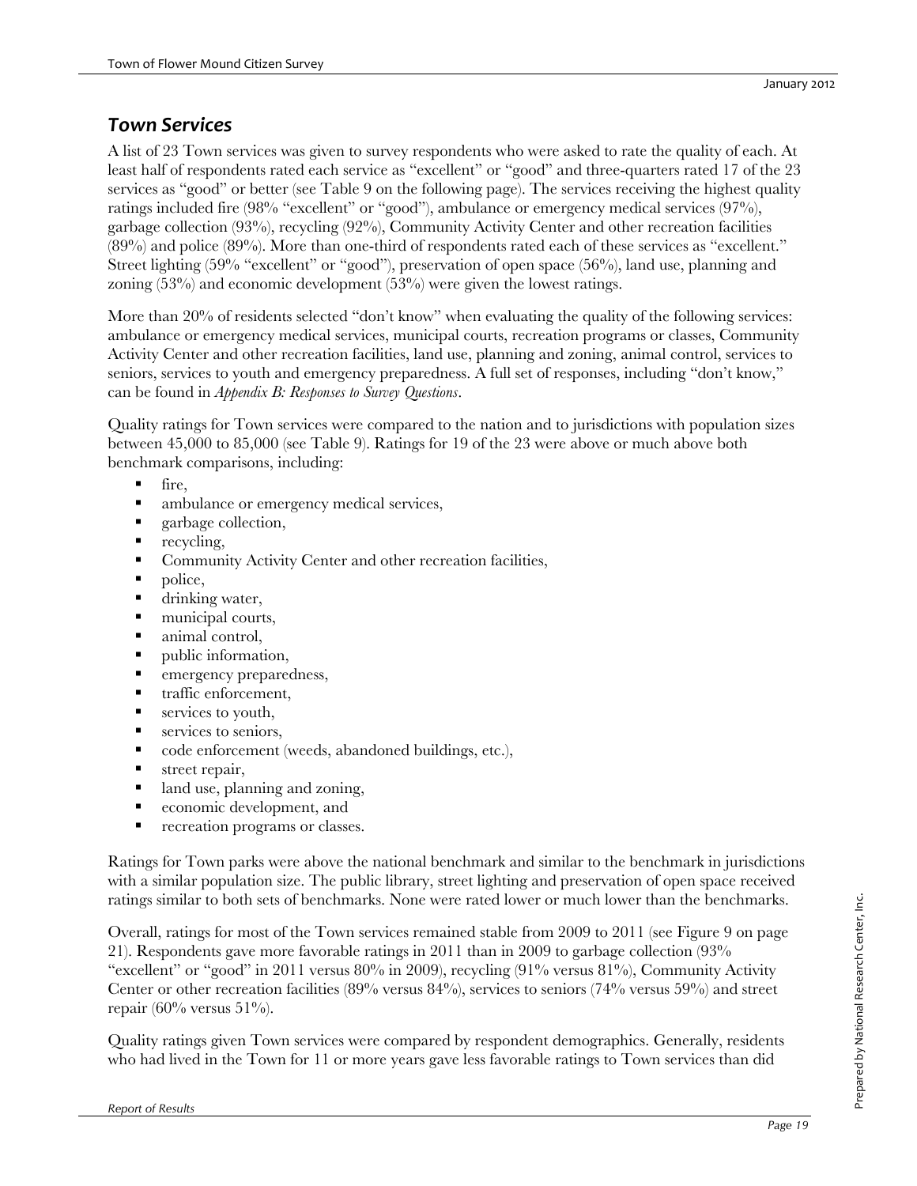## *Town Services*

A list of 23 Town services was given to survey respondents who were asked to rate the quality of each. At least half of respondents rated each service as "excellent" or "good" and three-quarters rated 17 of the 23 services as "good" or better (see Table 9 on the following page). The services receiving the highest quality ratings included fire (98% "excellent" or "good"), ambulance or emergency medical services (97%), garbage collection (93%), recycling (92%), Community Activity Center and other recreation facilities (89%) and police (89%). More than one-third of respondents rated each of these services as "excellent." Street lighting (59% "excellent" or "good"), preservation of open space (56%), land use, planning and zoning (53%) and economic development (53%) were given the lowest ratings.

More than 20% of residents selected "don't know" when evaluating the quality of the following services: ambulance or emergency medical services, municipal courts, recreation programs or classes, Community Activity Center and other recreation facilities, land use, planning and zoning, animal control, services to seniors, services to youth and emergency preparedness. A full set of responses, including "don't know," can be found in *Appendix B: Responses to Survey Questions*.

Quality ratings for Town services were compared to the nation and to jurisdictions with population sizes between 45,000 to 85,000 (see Table 9). Ratings for 19 of the 23 were above or much above both benchmark comparisons, including:

- fire,
- ambulance or emergency medical services,
- garbage collection,
- recycling,
- Community Activity Center and other recreation facilities,
- police,
- drinking water,
- municipal courts,
- animal control,
- public information,
- emergency preparedness,
- traffic enforcement,
- services to youth,
- services to seniors,
- code enforcement (weeds, abandoned buildings, etc.),
- street repair,
- land use, planning and zoning,
- economic development, and
- recreation programs or classes.

Ratings for Town parks were above the national benchmark and similar to the benchmark in jurisdictions with a similar population size. The public library, street lighting and preservation of open space received ratings similar to both sets of benchmarks. None were rated lower or much lower than the benchmarks.

Overall, ratings for most of the Town services remained stable from 2009 to 2011 (see Figure 9 on page 21). Respondents gave more favorable ratings in 2011 than in 2009 to garbage collection (93% "excellent" or "good" in 2011 versus 80% in 2009), recycling (91% versus 81%), Community Activity Center or other recreation facilities (89% versus 84%), services to seniors (74% versus 59%) and street repair (60% versus 51%).

Quality ratings given Town services were compared by respondent demographics. Generally, residents who had lived in the Town for 11 or more years gave less favorable ratings to Town services than did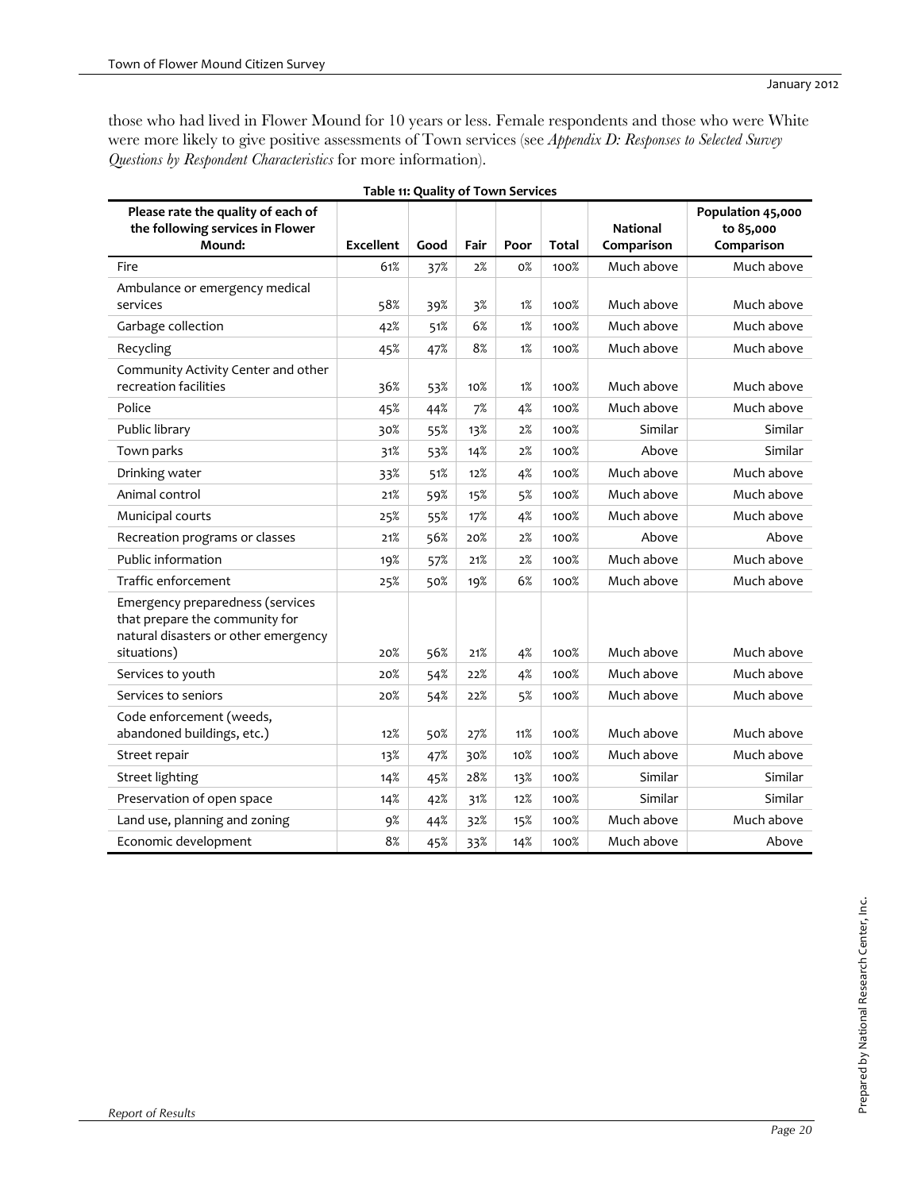those who had lived in Flower Mound for 10 years or less. Female respondents and those who were White were more likely to give positive assessments of Town services (see *Appendix D: Responses to Selected Survey Questions by Respondent Characteristics* for more information).

**Table 11: Quality of Town Services**

| Please rate the quality of each of the following services in Flower Mound: | Excellent | Good | Fair | Poor | Total | National Comparison | Population 45,000 to 85,000 Comparison |
|---|---|---|---|---|---|---|---|
| Fire | 61% | 37% | 2% | 0% | 100% | Much above | Much above |
| Ambulance or emergency medical services | 58% | 39% | 3% | 1% | 100% | Much above | Much above |
| Garbage collection | 42% | 51% | 6% | 1% | 100% | Much above | Much above |
| Recycling | 45% | 47% | 8% | 1% | 100% | Much above | Much above |
| Community Activity Center and other recreation facilities | 36% | 53% | 10% | 1% | 100% | Much above | Much above |
| Police | 45% | 44% | 7% | 4% | 100% | Much above | Much above |
| Public library | 30% | 55% | 13% | 2% | 100% | Similar | Similar |
| Town parks | 31% | 53% | 14% | 2% | 100% | Above | Similar |
| Drinking water | 33% | 51% | 12% | 4% | 100% | Much above | Much above |
| Animal control | 21% | 59% | 15% | 5% | 100% | Much above | Much above |
| Municipal courts | 25% | 55% | 17% | 4% | 100% | Much above | Much above |
| Recreation programs or classes | 21% | 56% | 20% | 2% | 100% | Above | Above |
| Public information | 19% | 57% | 21% | 2% | 100% | Much above | Much above |
| Traffic enforcement | 25% | 50% | 19% | 6% | 100% | Much above | Much above |
| Emergency preparedness (services that prepare the community for natural disasters or other emergency situations) | 20% | 56% | 21% | 4% | 100% | Much above | Much above |
| Services to youth | 20% | 54% | 22% | 4% | 100% | Much above | Much above |
| Services to seniors | 20% | 54% | 22% | 5% | 100% | Much above | Much above |
| Code enforcement (weeds, abandoned buildings, etc.) | 12% | 50% | 27% | 11% | 100% | Much above | Much above |
| Street repair | 13% | 47% | 30% | 10% | 100% | Much above | Much above |
| Street lighting | 14% | 45% | 28% | 13% | 100% | Similar | Similar |
| Preservation of open space | 14% | 42% | 31% | 12% | 100% | Similar | Similar |
| Land use, planning and zoning | 9% | 44% | 32% | 15% | 100% | Much above | Much above |
| Economic development | 8% | 45% | 33% | 14% | 100% | Much above | Above |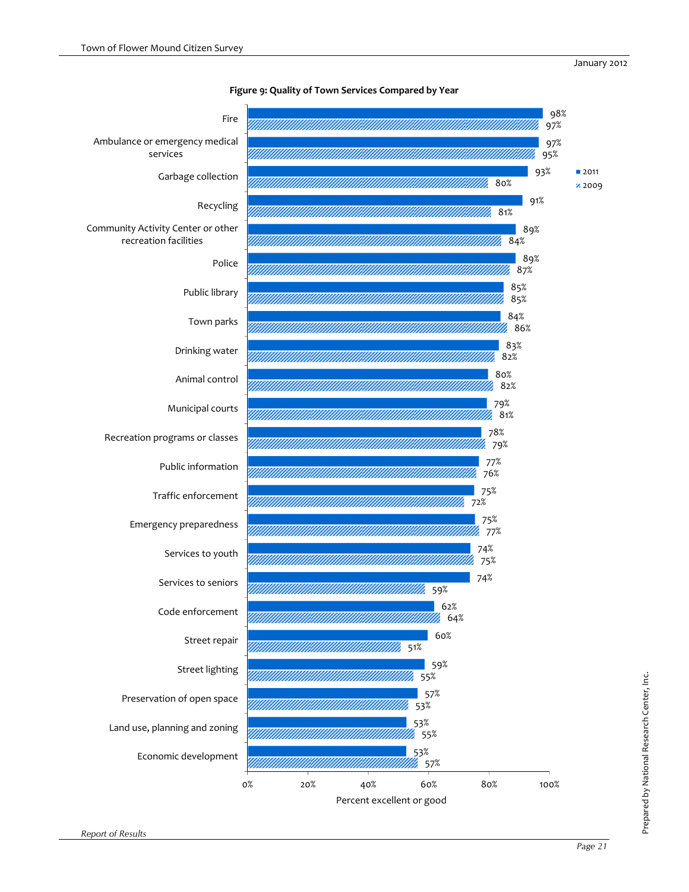**Figure 9: Quality of Town Services Compared by Year**

| Service | 2011 | 2009 |
|---|---|---|
| Fire | 98% | 97% |
| Ambulance or emergency medical services | 97% | 95% |
| Garbage collection | 93% | 80% |
| Recycling | 91% | 81% |
| Community Activity Center or other recreation facilities | 89% | 84% |
| Police | 89% | 87% |
| Public library | 85% | 85% |
| Town parks | 84% | 86% |
| Drinking water | 83% | 82% |
| Animal control | 80% | 82% |
| Municipal courts | 79% | 81% |
| Recreation programs or classes | 78% | 79% |
| Public information | 77% | 76% |
| Traffic enforcement | 75% | 72% |
| Emergency preparedness | 75% | 77% |
| Services to youth | 74% | 75% |
| Services to seniors | 74% | 59% |
| Code enforcement | 62% | 64% |
| Street repair | 60% | 51% |
| Street lighting | 59% | 55% |
| Preservation of open space | 57% | 53% |
| Land use, planning and zoning | 53% | 55% |
| Economic development | 53% | 57% |

Percent excellent or good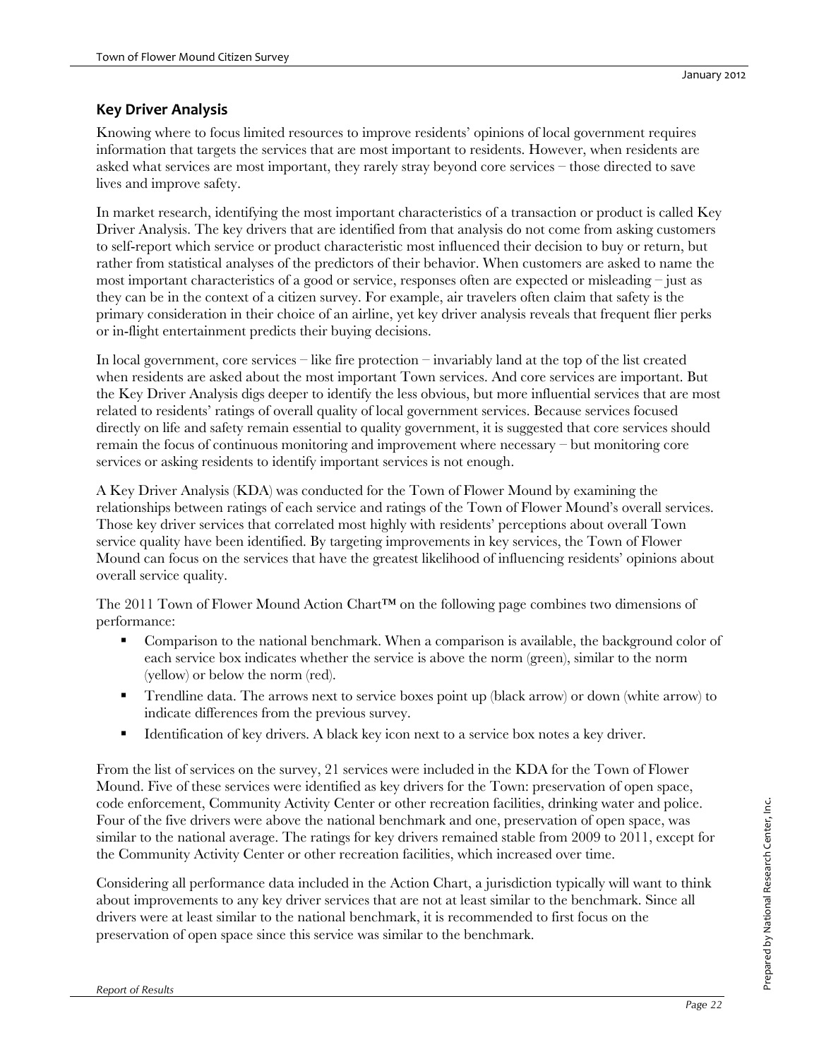## Key Driver Analysis

Knowing where to focus limited resources to improve residents' opinions of local government requires information that targets the services that are most important to residents. However, when residents are asked what services are most important, they rarely stray beyond core services – those directed to save lives and improve safety.

In market research, identifying the most important characteristics of a transaction or product is called Key Driver Analysis. The key drivers that are identified from that analysis do not come from asking customers to self-report which service or product characteristic most influenced their decision to buy or return, but rather from statistical analyses of the predictors of their behavior. When customers are asked to name the most important characteristics of a good or service, responses often are expected or misleading – just as they can be in the context of a citizen survey. For example, air travelers often claim that safety is the primary consideration in their choice of an airline, yet key driver analysis reveals that frequent flier perks or in-flight entertainment predicts their buying decisions.

In local government, core services – like fire protection – invariably land at the top of the list created when residents are asked about the most important Town services. And core services are important. But the Key Driver Analysis digs deeper to identify the less obvious, but more influential services that are most related to residents' ratings of overall quality of local government services. Because services focused directly on life and safety remain essential to quality government, it is suggested that core services should remain the focus of continuous monitoring and improvement where necessary – but monitoring core services or asking residents to identify important services is not enough.

A Key Driver Analysis (KDA) was conducted for the Town of Flower Mound by examining the relationships between ratings of each service and ratings of the Town of Flower Mound's overall services. Those key driver services that correlated most highly with residents' perceptions about overall Town service quality have been identified. By targeting improvements in key services, the Town of Flower Mound can focus on the services that have the greatest likelihood of influencing residents' opinions about overall service quality.

The 2011 Town of Flower Mound Action Chart™ on the following page combines two dimensions of performance:

- Comparison to the national benchmark. When a comparison is available, the background color of each service box indicates whether the service is above the norm (green), similar to the norm (yellow) or below the norm (red).
- Trendline data. The arrows next to service boxes point up (black arrow) or down (white arrow) to indicate differences from the previous survey.
- Identification of key drivers. A black key icon next to a service box notes a key driver.

From the list of services on the survey, 21 services were included in the KDA for the Town of Flower Mound. Five of these services were identified as key drivers for the Town: preservation of open space, code enforcement, Community Activity Center or other recreation facilities, drinking water and police. Four of the five drivers were above the national benchmark and one, preservation of open space, was similar to the national average. The ratings for key drivers remained stable from 2009 to 2011, except for the Community Activity Center or other recreation facilities, which increased over time.

Considering all performance data included in the Action Chart, a jurisdiction typically will want to think about improvements to any key driver services that are not at least similar to the benchmark. Since all drivers were at least similar to the national benchmark, it is recommended to first focus on the preservation of open space since this service was similar to the benchmark.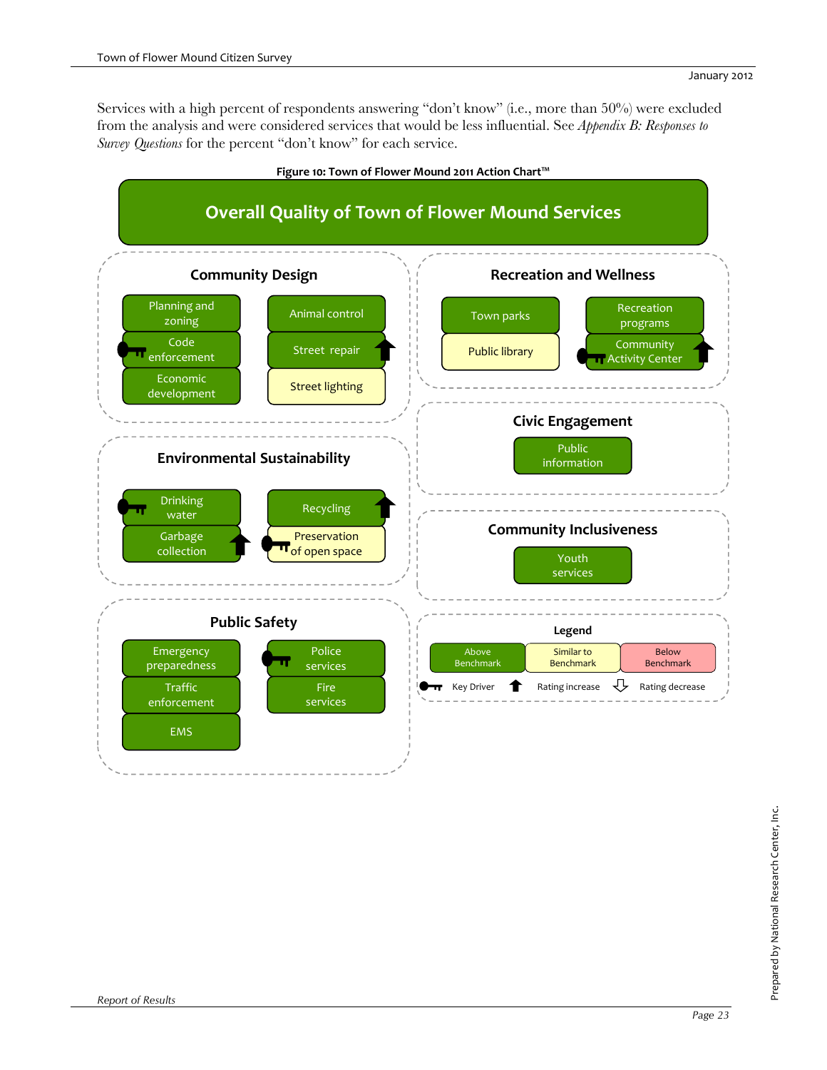Services with a high percent of respondents answering "don't know" (i.e., more than 50%) were excluded from the analysis and were considered services that would be less influential. See *Appendix B: Responses to Survey Questions* for the percent "don't know" for each service.

**Figure 10: Town of Flower Mound 2011 Action Chart™**

## Overall Quality of Town of Flower Mound Services

### Community Design

- Planning and zoning
- Code enforcement (Key Driver)
- Economic development
- Animal control
- Street repair (Rating increase)
- Street lighting (Similar to Benchmark)

### Recreation and Wellness

- Town parks
- Public library (Similar to Benchmark)
- Recreation programs
- Community Activity Center (Key Driver; Rating increase)

### Environmental Sustainability

- Drinking water (Key Driver)
- Garbage collection (Rating increase)
- Recycling (Rating increase)
- Preservation of open space (Key Driver; Similar to Benchmark)

### Civic Engagement

- Public information

### Community Inclusiveness

- Youth services

### Public Safety

- Emergency preparedness
- Traffic enforcement
- EMS
- Police services (Key Driver)
- Fire services

### Legend

- Above Benchmark
- Similar to Benchmark
- Below Benchmark
- Key Driver
- Rating increase
- Rating decrease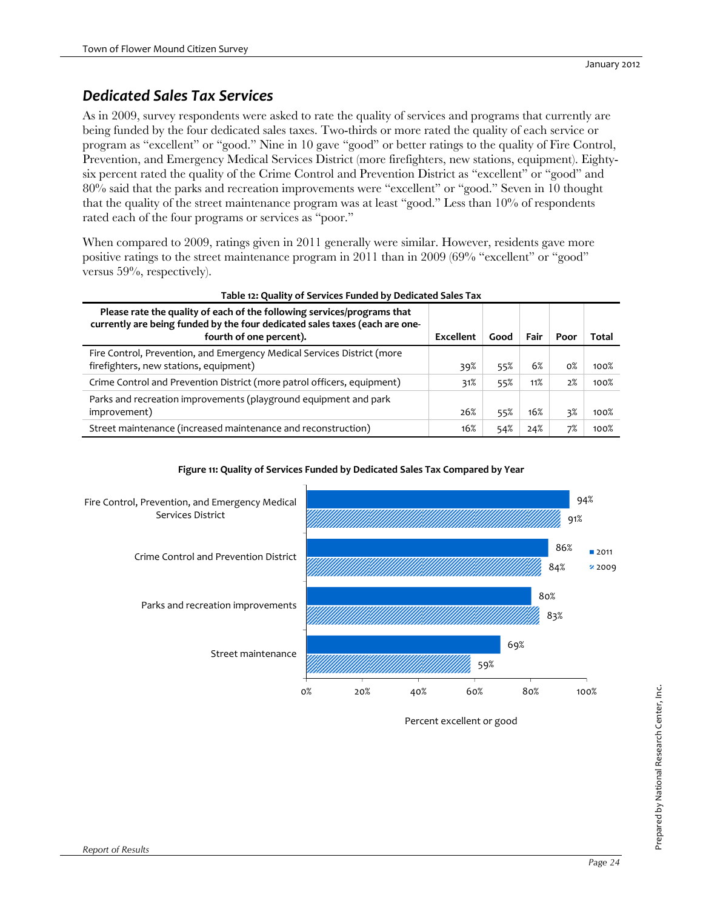## Dedicated Sales Tax Services

As in 2009, survey respondents were asked to rate the quality of services and programs that currently are being funded by the four dedicated sales taxes. Two-thirds or more rated the quality of each service or program as "excellent" or "good." Nine in 10 gave "good" or better ratings to the quality of Fire Control, Prevention, and Emergency Medical Services District (more firefighters, new stations, equipment). Eighty-six percent rated the quality of the Crime Control and Prevention District as "excellent" or "good" and 80% said that the parks and recreation improvements were "excellent" or "good." Seven in 10 thought that the quality of the street maintenance program was at least "good." Less than 10% of respondents rated each of the four programs or services as "poor."

When compared to 2009, ratings given in 2011 generally were similar. However, residents gave more positive ratings to the street maintenance program in 2011 than in 2009 (69% "excellent" or "good" versus 59%, respectively).

**Table 12: Quality of Services Funded by Dedicated Sales Tax**

| Please rate the quality of each of the following services/programs that currently are being funded by the four dedicated sales taxes (each are one-fourth of one percent). | Excellent | Good | Fair | Poor | Total |
|---|---|---|---|---|---|
| Fire Control, Prevention, and Emergency Medical Services District (more firefighters, new stations, equipment) | 39% | 55% | 6% | 0% | 100% |
| Crime Control and Prevention District (more patrol officers, equipment) | 31% | 55% | 11% | 2% | 100% |
| Parks and recreation improvements (playground equipment and park improvement) | 26% | 55% | 16% | 3% | 100% |
| Street maintenance (increased maintenance and reconstruction) | 16% | 54% | 24% | 7% | 100% |

**Figure 11: Quality of Services Funded by Dedicated Sales Tax Compared by Year**

| Percent excellent or good | 2011 | 2009 |
|---|---|---|
| Fire Control, Prevention, and Emergency Medical Services District | 94% | 91% |
| Crime Control and Prevention District | 86% | 84% |
| Parks and recreation improvements | 80% | 83% |
| Street maintenance | 69% | 59% |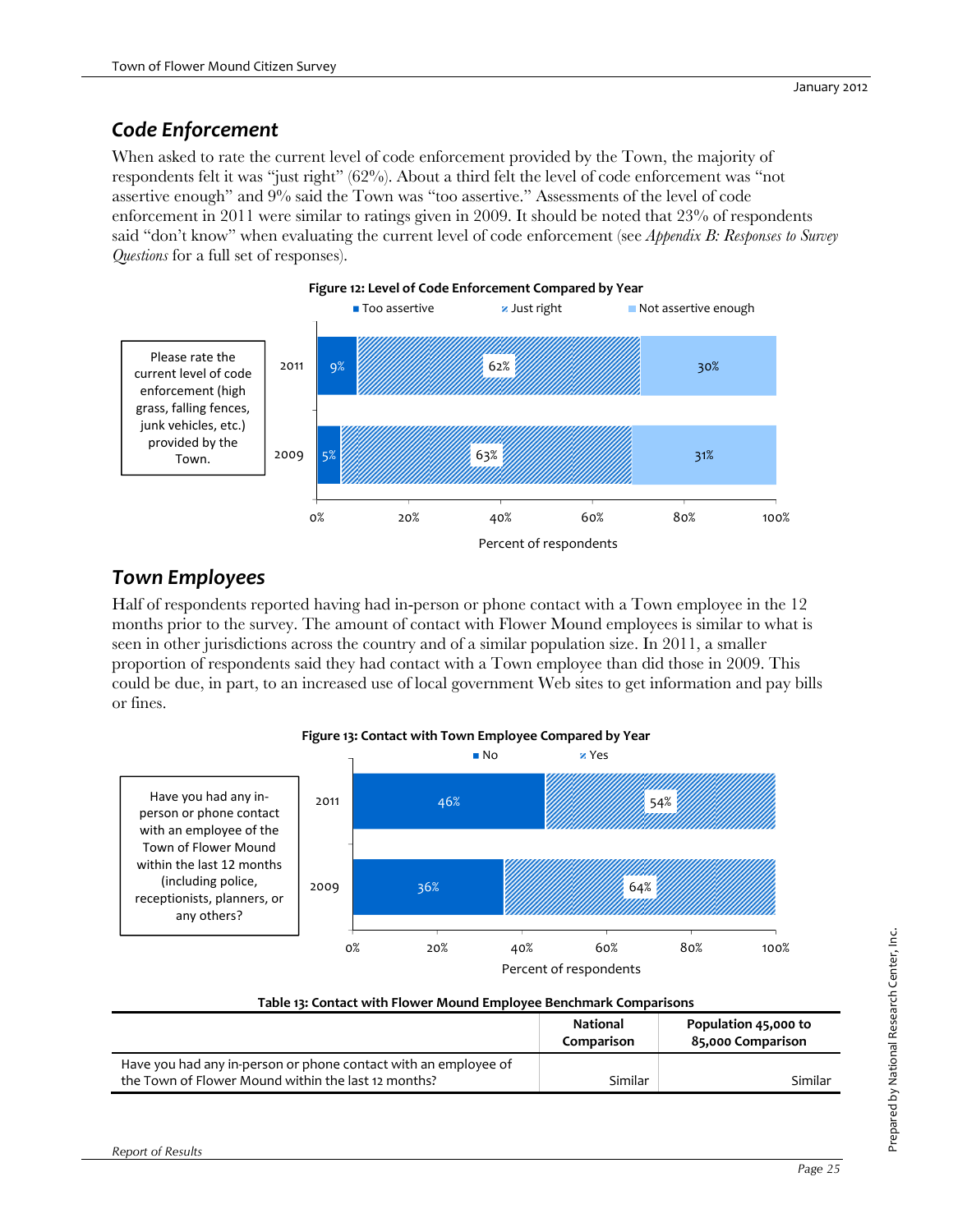## Code Enforcement

When asked to rate the current level of code enforcement provided by the Town, the majority of respondents felt it was "just right" (62%). About a third felt the level of code enforcement was "not assertive enough" and 9% said the Town was "too assertive." Assessments of the level of code enforcement in 2011 were similar to ratings given in 2009. It should be noted that 23% of respondents said "don't know" when evaluating the current level of code enforcement (see *Appendix B: Responses to Survey Questions* for a full set of responses).

**Figure 12: Level of Code Enforcement Compared by Year**

Please rate the current level of code enforcement (high grass, falling fences, junk vehicles, etc.) provided by the Town.

| Year | Too assertive | Just right | Not assertive enough |
|---|---|---|---|
| 2011 | 9% | 62% | 30% |
| 2009 | 5% | 63% | 31% |

Percent of respondents

## Town Employees

Half of respondents reported having had in-person or phone contact with a Town employee in the 12 months prior to the survey. The amount of contact with Flower Mound employees is similar to what is seen in other jurisdictions across the country and of a similar population size. In 2011, a smaller proportion of respondents said they had contact with a Town employee than did those in 2009. This could be due, in part, to an increased use of local government Web sites to get information and pay bills or fines.

**Figure 13: Contact with Town Employee Compared by Year**

Have you had any in-person or phone contact with an employee of the Town of Flower Mound within the last 12 months (including police, receptionists, planners, or any others?

| Year | No | Yes |
|---|---|---|
| 2011 | 46% | 54% |
| 2009 | 36% | 64% |

Percent of respondents

**Table 13: Contact with Flower Mound Employee Benchmark Comparisons**

| | National Comparison | Population 45,000 to 85,000 Comparison |
|---|---|---|
| Have you had any in-person or phone contact with an employee of the Town of Flower Mound within the last 12 months? | Similar | Similar |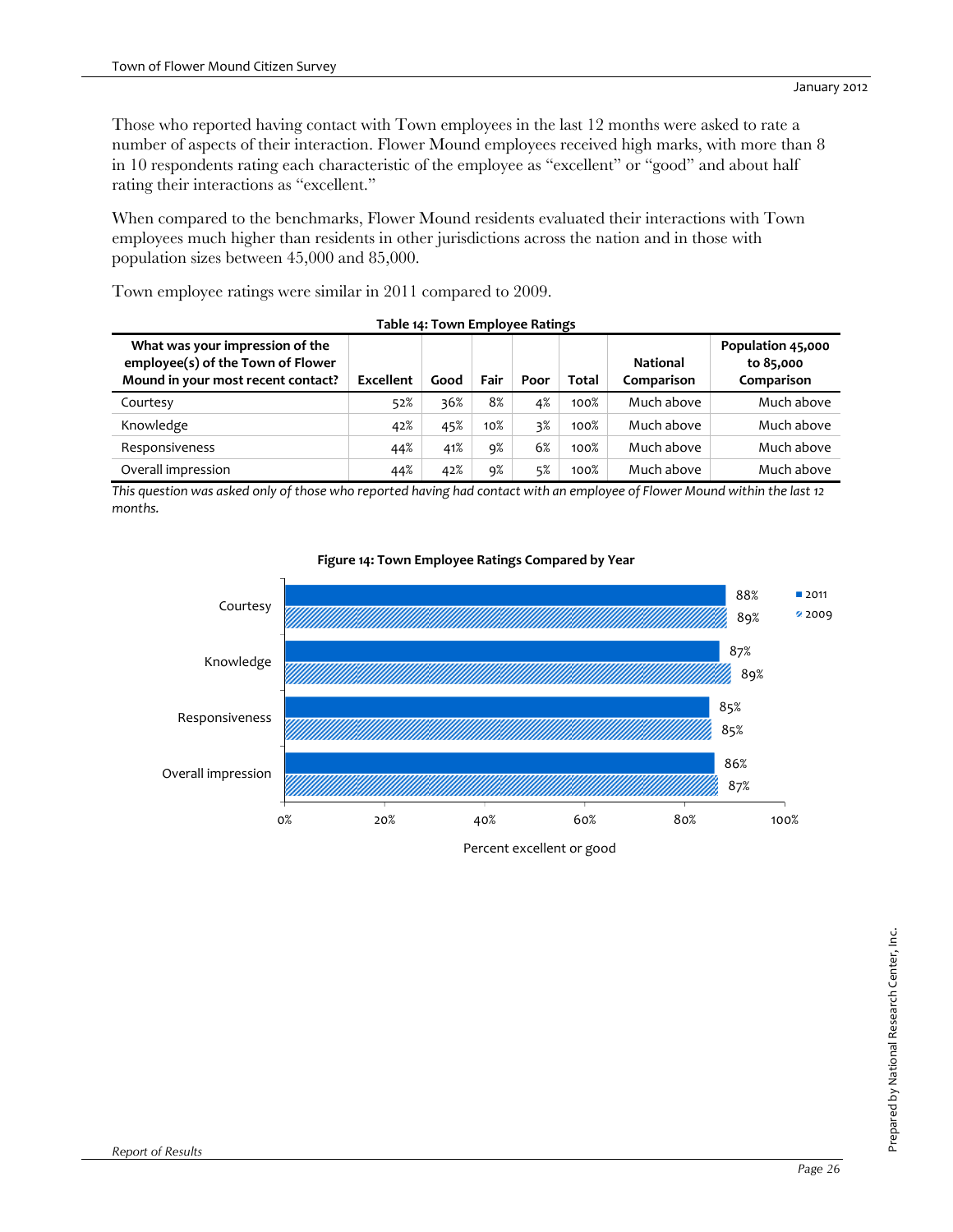Those who reported having contact with Town employees in the last 12 months were asked to rate a number of aspects of their interaction. Flower Mound employees received high marks, with more than 8 in 10 respondents rating each characteristic of the employee as "excellent" or "good" and about half rating their interactions as "excellent."

When compared to the benchmarks, Flower Mound residents evaluated their interactions with Town employees much higher than residents in other jurisdictions across the nation and in those with population sizes between 45,000 and 85,000.

Town employee ratings were similar in 2011 compared to 2009.

**Table 14: Town Employee Ratings**

| What was your impression of the employee(s) of the Town of Flower Mound in your most recent contact? | Excellent | Good | Fair | Poor | Total | National Comparison | Population 45,000 to 85,000 Comparison |
|---|---|---|---|---|---|---|---|
| Courtesy | 52% | 36% | 8% | 4% | 100% | Much above | Much above |
| Knowledge | 42% | 45% | 10% | 3% | 100% | Much above | Much above |
| Responsiveness | 44% | 41% | 9% | 6% | 100% | Much above | Much above |
| Overall impression | 44% | 42% | 9% | 5% | 100% | Much above | Much above |

*This question was asked only of those who reported having had contact with an employee of Flower Mound within the last 12 months.*

**Figure 14: Town Employee Ratings Compared by Year**

| | 2011 | 2009 |
|---|---|---|
| Courtesy | 88% | 89% |
| Knowledge | 87% | 89% |
| Responsiveness | 85% | 85% |
| Overall impression | 86% | 87% |

Percent excellent or good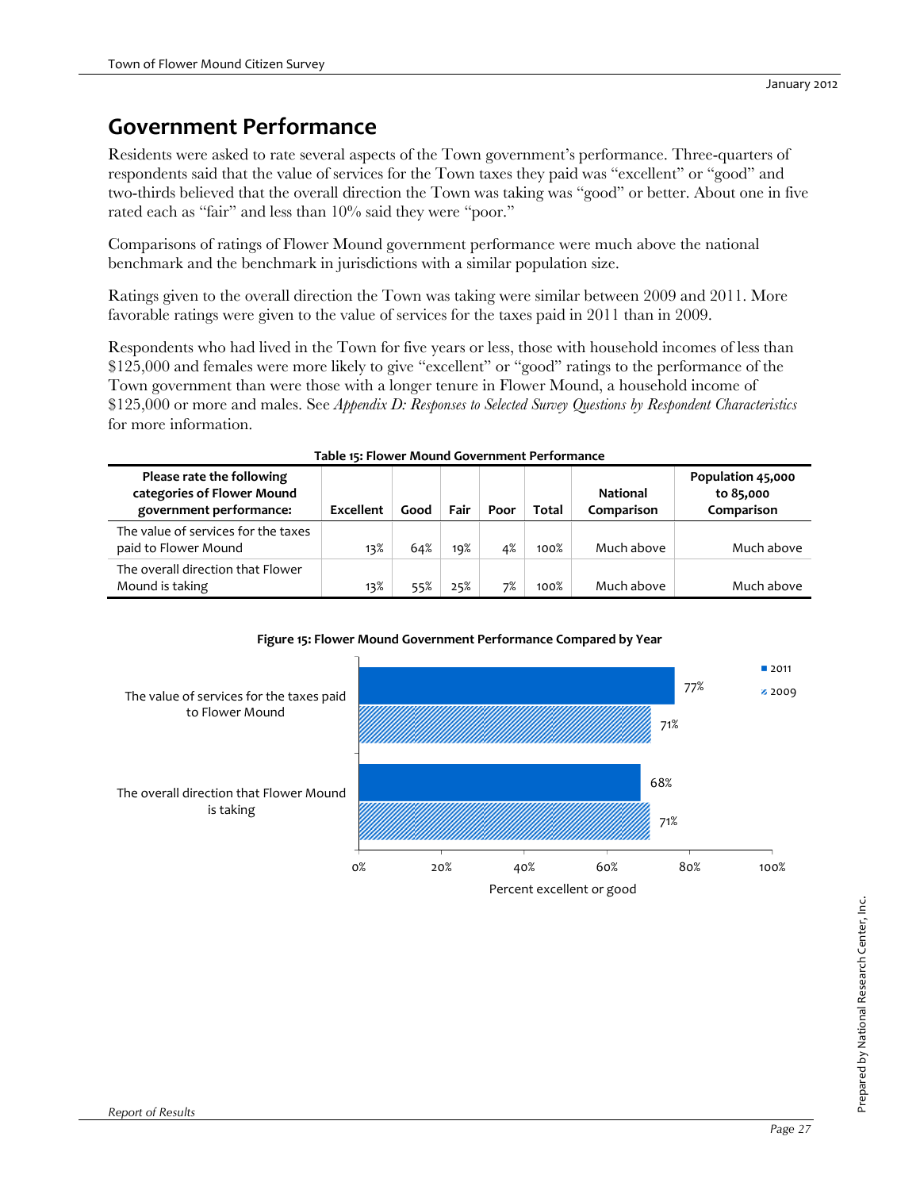## Government Performance

Residents were asked to rate several aspects of the Town government's performance. Three-quarters of respondents said that the value of services for the Town taxes they paid was "excellent" or "good" and two-thirds believed that the overall direction the Town was taking was "good" or better. About one in five rated each as "fair" and less than 10% said they were "poor."

Comparisons of ratings of Flower Mound government performance were much above the national benchmark and the benchmark in jurisdictions with a similar population size.

Ratings given to the overall direction the Town was taking were similar between 2009 and 2011. More favorable ratings were given to the value of services for the taxes paid in 2011 than in 2009.

Respondents who had lived in the Town for five years or less, those with household incomes of less than $125,000 and females were more likely to give "excellent" or "good" ratings to the performance of the Town government than were those with a longer tenure in Flower Mound, a household income of $125,000 or more and males. See *Appendix D: Responses to Selected Survey Questions by Respondent Characteristics* for more information.

**Table 15: Flower Mound Government Performance**

| Please rate the following categories of Flower Mound government performance: | Excellent | Good | Fair | Poor | Total | National Comparison | Population 45,000 to 85,000 Comparison |
|---|---|---|---|---|---|---|---|
| The value of services for the taxes paid to Flower Mound | 13% | 64% | 19% | 4% | 100% | Much above | Much above |
| The overall direction that Flower Mound is taking | 13% | 55% | 25% | 7% | 100% | Much above | Much above |

**Figure 15: Flower Mound Government Performance Compared by Year**

| Percent excellent or good | 2011 | 2009 |
|---|---|---|
| The value of services for the taxes paid to Flower Mound | 77% | 71% |
| The overall direction that Flower Mound is taking | 68% | 71% |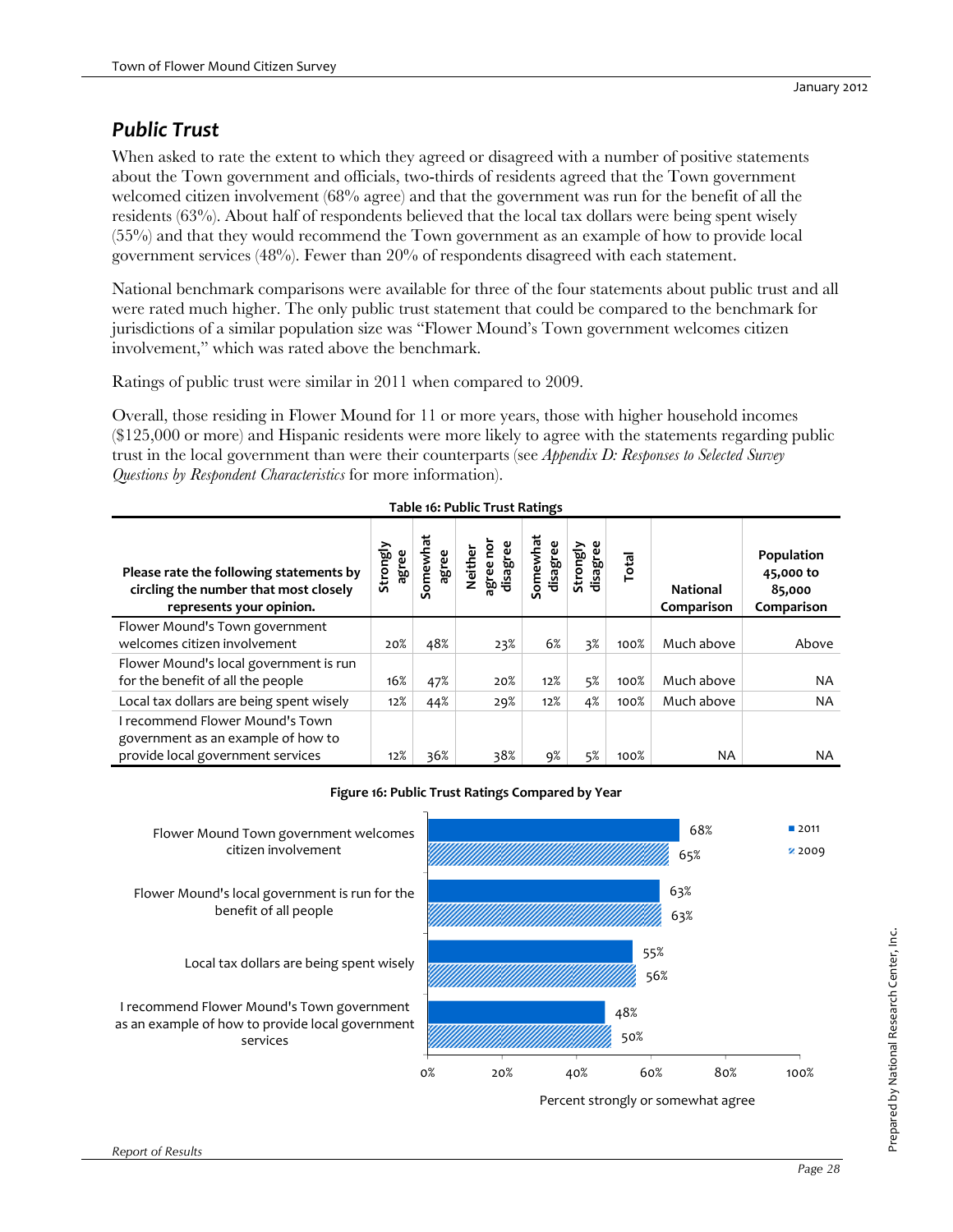## Public Trust

When asked to rate the extent to which they agreed or disagreed with a number of positive statements about the Town government and officials, two-thirds of residents agreed that the Town government welcomed citizen involvement (68% agree) and that the government was run for the benefit of all the residents (63%). About half of respondents believed that the local tax dollars were being spent wisely (55%) and that they would recommend the Town government as an example of how to provide local government services (48%). Fewer than 20% of respondents disagreed with each statement.

National benchmark comparisons were available for three of the four statements about public trust and all were rated much higher. The only public trust statement that could be compared to the benchmark for jurisdictions of a similar population size was "Flower Mound's Town government welcomes citizen involvement," which was rated above the benchmark.

Ratings of public trust were similar in 2011 when compared to 2009.

Overall, those residing in Flower Mound for 11 or more years, those with higher household incomes ($125,000 or more) and Hispanic residents were more likely to agree with the statements regarding public trust in the local government than were their counterparts (see *Appendix D: Responses to Selected Survey Questions by Respondent Characteristics* for more information).

**Table 16: Public Trust Ratings**

| Please rate the following statements by circling the number that most closely represents your opinion. | Strongly agree | Somewhat agree | Neither agree nor disagree | Somewhat disagree | Strongly disagree | Total | National Comparison | Population 45,000 to 85,000 Comparison |
|---|---|---|---|---|---|---|---|---|
| Flower Mound's Town government welcomes citizen involvement | 20% | 48% | 23% | 6% | 3% | 100% | Much above | Above |
| Flower Mound's local government is run for the benefit of all the people | 16% | 47% | 20% | 12% | 5% | 100% | Much above | NA |
| Local tax dollars are being spent wisely | 12% | 44% | 29% | 12% | 4% | 100% | Much above | NA |
| I recommend Flower Mound's Town government as an example of how to provide local government services | 12% | 36% | 38% | 9% | 5% | 100% | NA | NA |

**Figure 16: Public Trust Ratings Compared by Year**

| Percent strongly or somewhat agree | 2011 | 2009 |
|---|---|---|
| Flower Mound Town government welcomes citizen involvement | 68% | 65% |
| Flower Mound's local government is run for the benefit of all people | 63% | 63% |
| Local tax dollars are being spent wisely | 55% | 56% |
| I recommend Flower Mound's Town government as an example of how to provide local government services | 48% | 50% |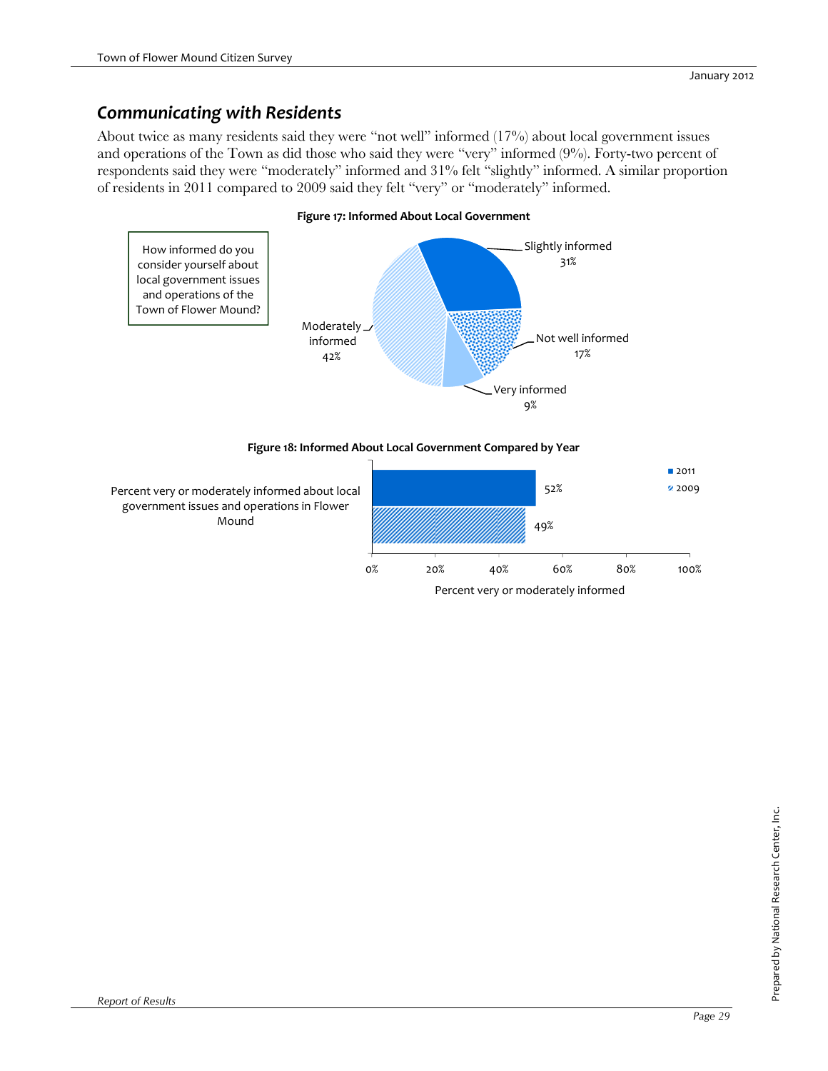## *Communicating with Residents*

About twice as many residents said they were "not well" informed (17%) about local government issues and operations of the Town as did those who said they were "very" informed (9%). Forty-two percent of respondents said they were "moderately" informed and 31% felt "slightly" informed. A similar proportion of residents in 2011 compared to 2009 said they felt "very" or "moderately" informed.

**Figure 17: Informed About Local Government**

How informed do you consider yourself about local government issues and operations of the Town of Flower Mound?

| Response | Percent |
|---|---|
| Very informed | 9% |
| Moderately informed | 42% |
| Slightly informed | 31% |
| Not well informed | 17% |

**Figure 18: Informed About Local Government Compared by Year**

| | 2011 | 2009 |
|---|---|---|
| Percent very or moderately informed about local government issues and operations in Flower Mound | 52% | 49% |

Percent very or moderately informed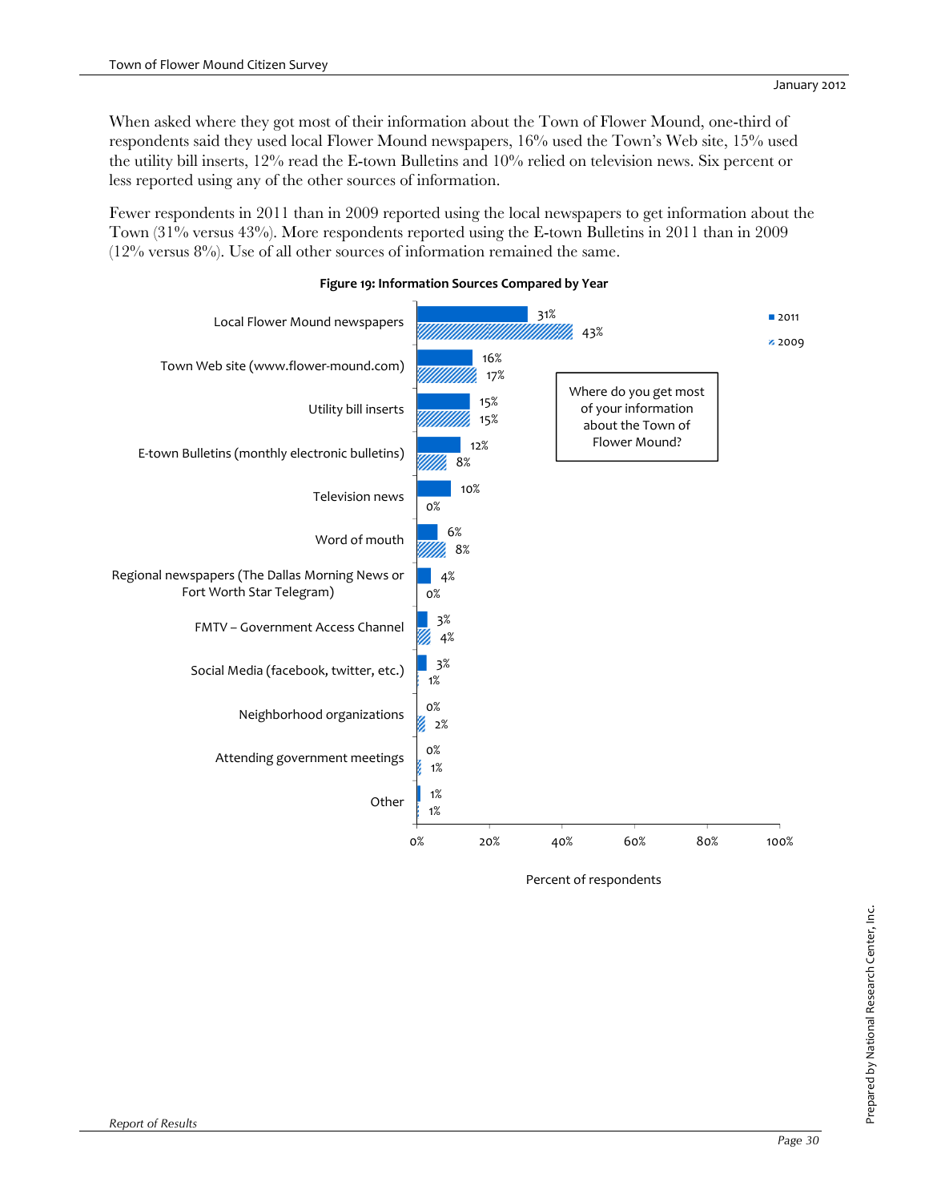When asked where they got most of their information about the Town of Flower Mound, one-third of respondents said they used local Flower Mound newspapers, 16% used the Town's Web site, 15% used the utility bill inserts, 12% read the E-town Bulletins and 10% relied on television news. Six percent or less reported using any of the other sources of information.

Fewer respondents in 2011 than in 2009 reported using the local newspapers to get information about the Town (31% versus 43%). More respondents reported using the E-town Bulletins in 2011 than in 2009 (12% versus 8%). Use of all other sources of information remained the same.

**Figure 19: Information Sources Compared by Year**

Where do you get most of your information about the Town of Flower Mound?

| Source | 2011 | 2009 |
|---|---|---|
| Local Flower Mound newspapers | 31% | 43% |
| Town Web site (www.flower-mound.com) | 16% | 17% |
| Utility bill inserts | 15% | 15% |
| E-town Bulletins (monthly electronic bulletins) | 12% | 8% |
| Television news | 10% | 0% |
| Word of mouth | 6% | 8% |
| Regional newspapers (The Dallas Morning News or Fort Worth Star Telegram) | 4% | 0% |
| FMTV – Government Access Channel | 3% | 4% |
| Social Media (facebook, twitter, etc.) | 3% | 1% |
| Neighborhood organizations | 0% | 2% |
| Attending government meetings | 0% | 1% |
| Other | 1% | 1% |

Percent of respondents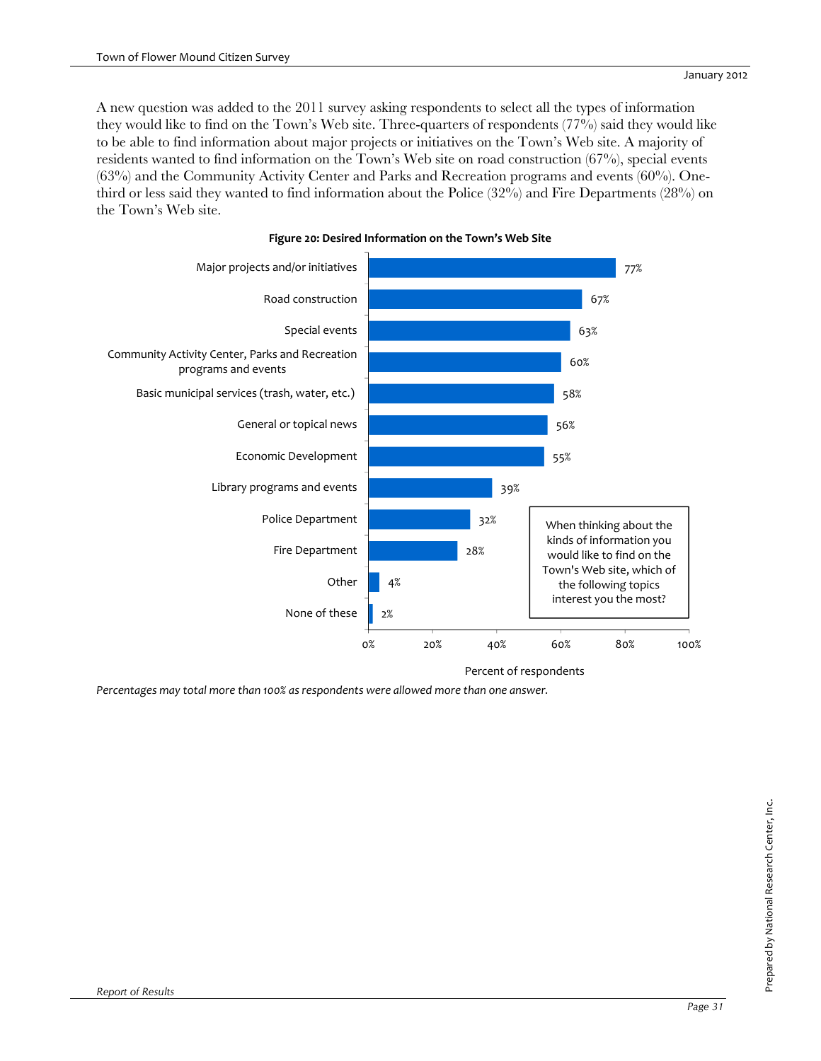A new question was added to the 2011 survey asking respondents to select all the types of information they would like to find on the Town's Web site. Three-quarters of respondents (77%) said they would like to be able to find information about major projects or initiatives on the Town's Web site. A majority of residents wanted to find information on the Town's Web site on road construction (67%), special events (63%) and the Community Activity Center and Parks and Recreation programs and events (60%). One-third or less said they wanted to find information about the Police (32%) and Fire Departments (28%) on the Town's Web site.

**Figure 20: Desired Information on the Town's Web Site**

| Topic | Percent of respondents |
|---|---|
| Major projects and/or initiatives | 77% |
| Road construction | 67% |
| Special events | 63% |
| Community Activity Center, Parks and Recreation programs and events | 60% |
| Basic municipal services (trash, water, etc.) | 58% |
| General or topical news | 56% |
| Economic Development | 55% |
| Library programs and events | 39% |
| Police Department | 32% |
| Fire Department | 28% |
| Other | 4% |
| None of these | 2% |

When thinking about the kinds of information you would like to find on the Town's Web site, which of the following topics interest you the most?

*Percentages may total more than 100% as respondents were allowed more than one answer.*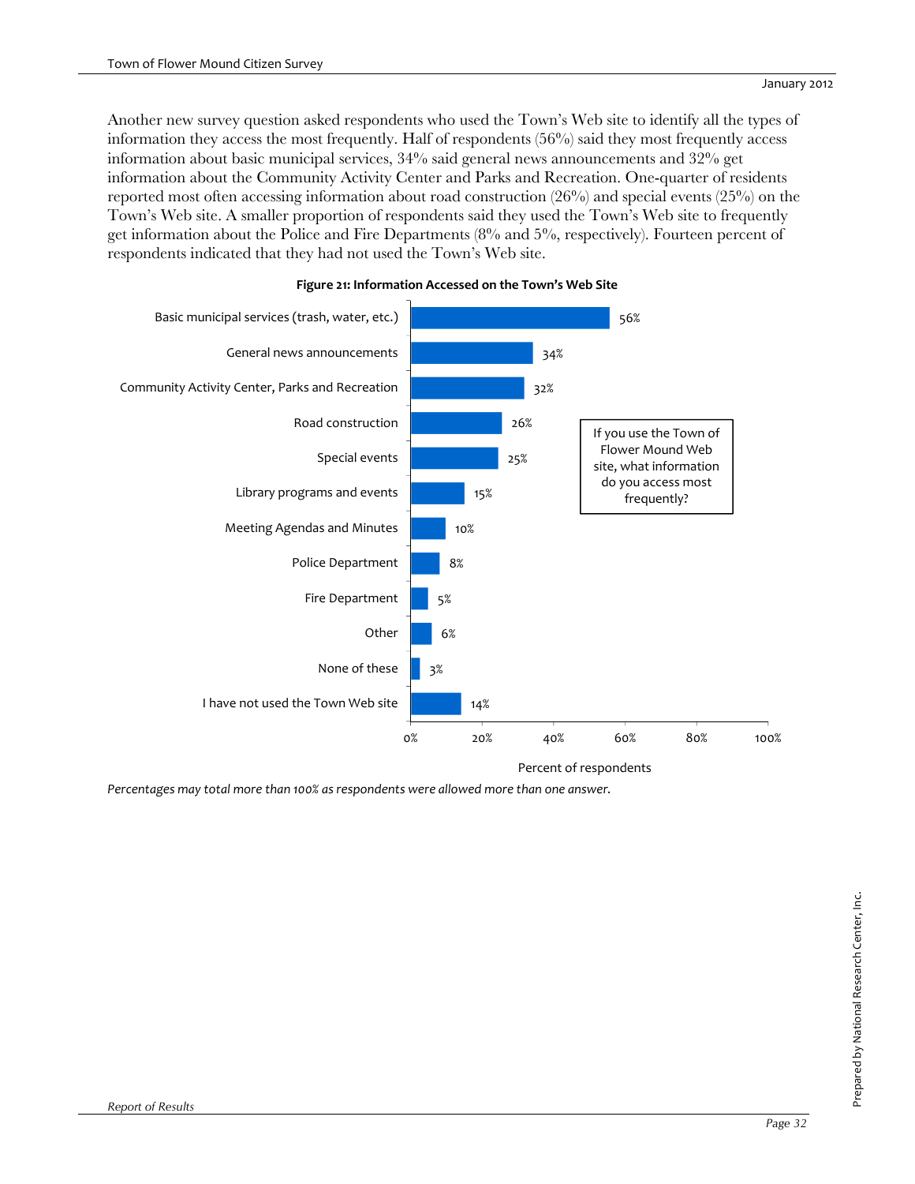Another new survey question asked respondents who used the Town's Web site to identify all the types of information they access the most frequently. Half of respondents (56%) said they most frequently access information about basic municipal services, 34% said general news announcements and 32% get information about the Community Activity Center and Parks and Recreation. One-quarter of residents reported most often accessing information about road construction (26%) and special events (25%) on the Town's Web site. A smaller proportion of respondents said they used the Town's Web site to frequently get information about the Police and Fire Departments (8% and 5%, respectively). Fourteen percent of respondents indicated that they had not used the Town's Web site.

**Figure 21: Information Accessed on the Town's Web Site**

*If you use the Town of Flower Mound Web site, what information do you access most frequently?*

| Information accessed | Percent of respondents |
|---|---|
| Basic municipal services (trash, water, etc.) | 56% |
| General news announcements | 34% |
| Community Activity Center, Parks and Recreation | 32% |
| Road construction | 26% |
| Special events | 25% |
| Library programs and events | 15% |
| Meeting Agendas and Minutes | 10% |
| Police Department | 8% |
| Fire Department | 5% |
| Other | 6% |
| None of these | 3% |
| I have not used the Town Web site | 14% |

*Percentages may total more than 100% as respondents were allowed more than one answer.*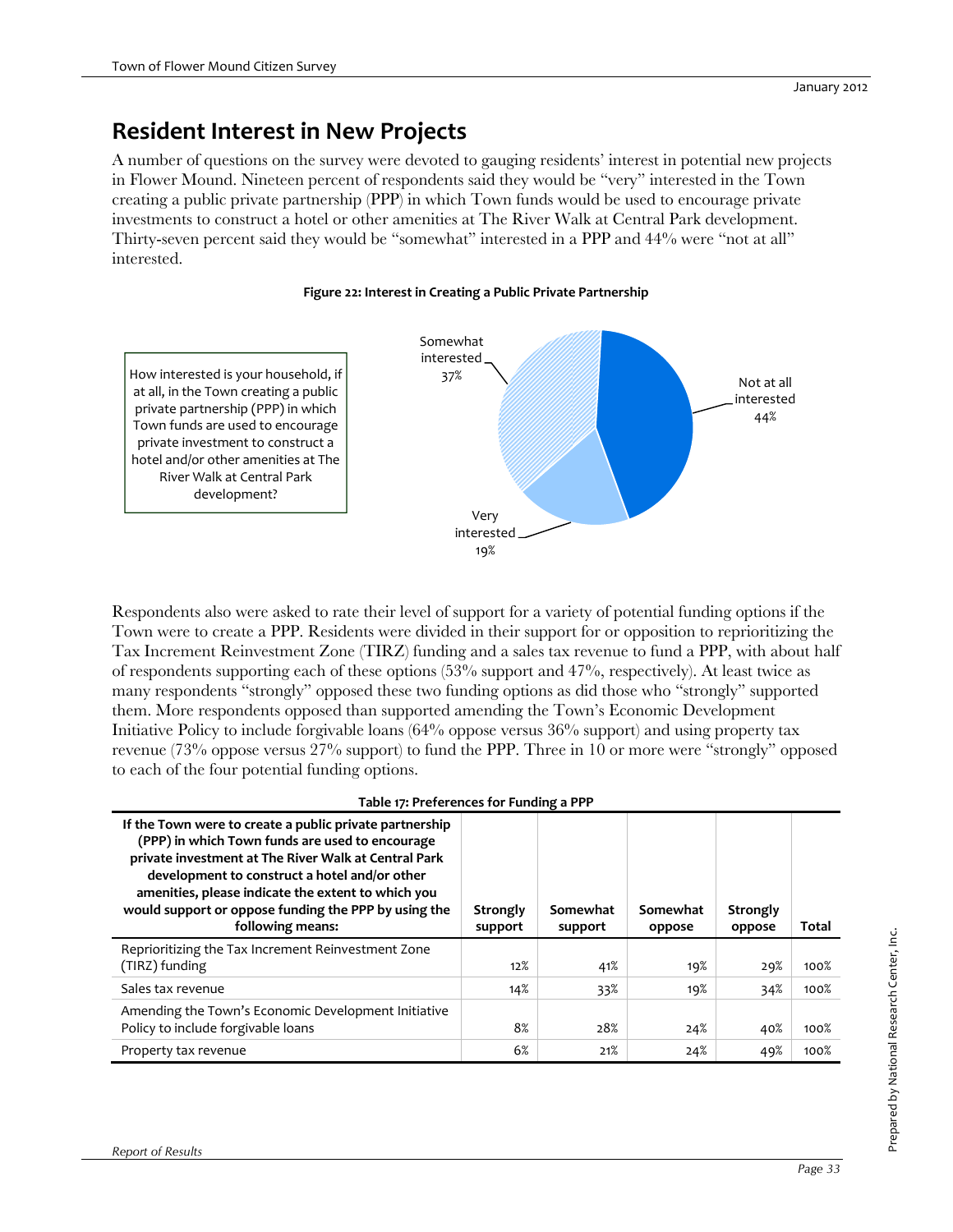# Resident Interest in New Projects

A number of questions on the survey were devoted to gauging residents' interest in potential new projects in Flower Mound. Nineteen percent of respondents said they would be "very" interested in the Town creating a public private partnership (PPP) in which Town funds would be used to encourage private investments to construct a hotel or other amenities at The River Walk at Central Park development. Thirty-seven percent said they would be "somewhat" interested in a PPP and 44% were "not at all" interested.

**Figure 22: Interest in Creating a Public Private Partnership**

How interested is your household, if at all, in the Town creating a public private partnership (PPP) in which Town funds are used to encourage private investment to construct a hotel and/or other amenities at The River Walk at Central Park development?

| Response | Percent |
|---|---|
| Very interested | 19% |
| Somewhat interested | 37% |
| Not at all interested | 44% |

Respondents also were asked to rate their level of support for a variety of potential funding options if the Town were to create a PPP. Residents were divided in their support for or opposition to reprioritizing the Tax Increment Reinvestment Zone (TIRZ) funding and a sales tax revenue to fund a PPP, with about half of respondents supporting each of these options (53% support and 47%, respectively). At least twice as many respondents "strongly" opposed these two funding options as did those who "strongly" supported them. More respondents opposed than supported amending the Town's Economic Development Initiative Policy to include forgivable loans (64% oppose versus 36% support) and using property tax revenue (73% oppose versus 27% support) to fund the PPP. Three in 10 or more were "strongly" opposed to each of the four potential funding options.

**Table 17: Preferences for Funding a PPP**

| If the Town were to create a public private partnership (PPP) in which Town funds are used to encourage private investment at The River Walk at Central Park development to construct a hotel and/or other amenities, please indicate the extent to which you would support or oppose funding the PPP by using the following means: | Strongly support | Somewhat support | Somewhat oppose | Strongly oppose | Total |
|---|---|---|---|---|---|
| Reprioritizing the Tax Increment Reinvestment Zone (TIRZ) funding | 12% | 41% | 19% | 29% | 100% |
| Sales tax revenue | 14% | 33% | 19% | 34% | 100% |
| Amending the Town's Economic Development Initiative Policy to include forgivable loans | 8% | 28% | 24% | 40% | 100% |
| Property tax revenue | 6% | 21% | 24% | 49% | 100% |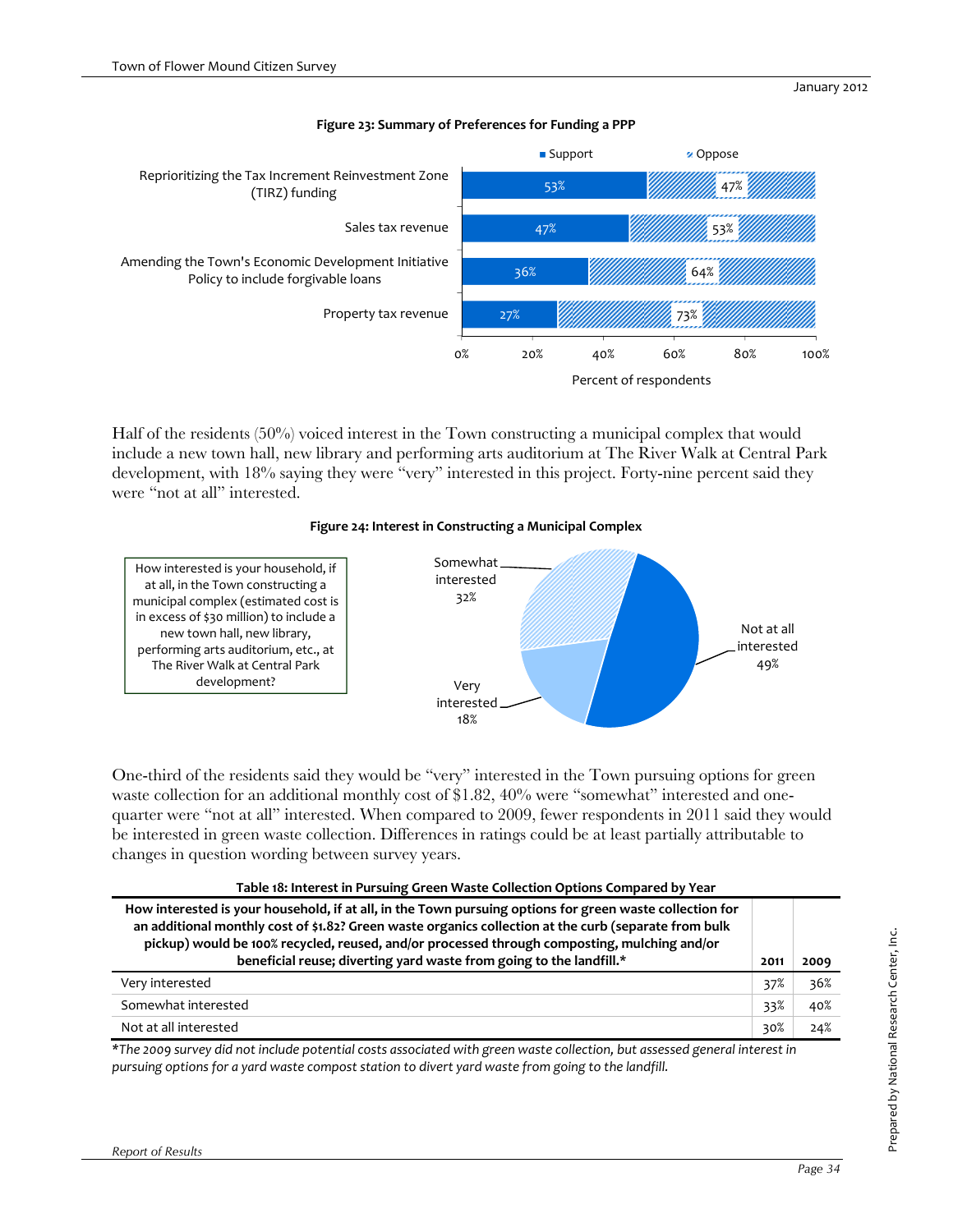**Figure 23: Summary of Preferences for Funding a PPP**

| | Support | Oppose |
|---|---|---|
| Reprioritizing the Tax Increment Reinvestment Zone (TIRZ) funding | 53% | 47% |
| Sales tax revenue | 47% | 53% |
| Amending the Town's Economic Development Initiative Policy to include forgivable loans | 36% | 64% |
| Property tax revenue | 27% | 73% |

Percent of respondents

Half of the residents (50%) voiced interest in the Town constructing a municipal complex that would include a new town hall, new library and performing arts auditorium at The River Walk at Central Park development, with 18% saying they were "very" interested in this project. Forty-nine percent said they were "not at all" interested.

**Figure 24: Interest in Constructing a Municipal Complex**

How interested is your household, if at all, in the Town constructing a municipal complex (estimated cost is in excess of $30 million) to include a new town hall, new library, performing arts auditorium, etc., at The River Walk at Central Park development?

| Response | Percent |
|---|---|
| Very interested | 18% |
| Somewhat interested | 32% |
| Not at all interested | 49% |

One-third of the residents said they would be "very" interested in the Town pursuing options for green waste collection for an additional monthly cost of $1.82, 40% were "somewhat" interested and one-quarter were "not at all" interested. When compared to 2009, fewer respondents in 2011 said they would be interested in green waste collection. Differences in ratings could be at least partially attributable to changes in question wording between survey years.

**Table 18: Interest in Pursuing Green Waste Collection Options Compared by Year**

| How interested is your household, if at all, in the Town pursuing options for green waste collection for an additional monthly cost of $1.82? Green waste organics collection at the curb (separate from bulk pickup) would be 100% recycled, reused, and/or processed through composting, mulching and/or beneficial reuse; diverting yard waste from going to the landfill.* | 2011 | 2009 |
|---|---|---|
| Very interested | 37% | 36% |
| Somewhat interested | 33% | 40% |
| Not at all interested | 30% | 24% |

*\*The 2009 survey did not include potential costs associated with green waste collection, but assessed general interest in pursuing options for a yard waste compost station to divert yard waste from going to the landfill.*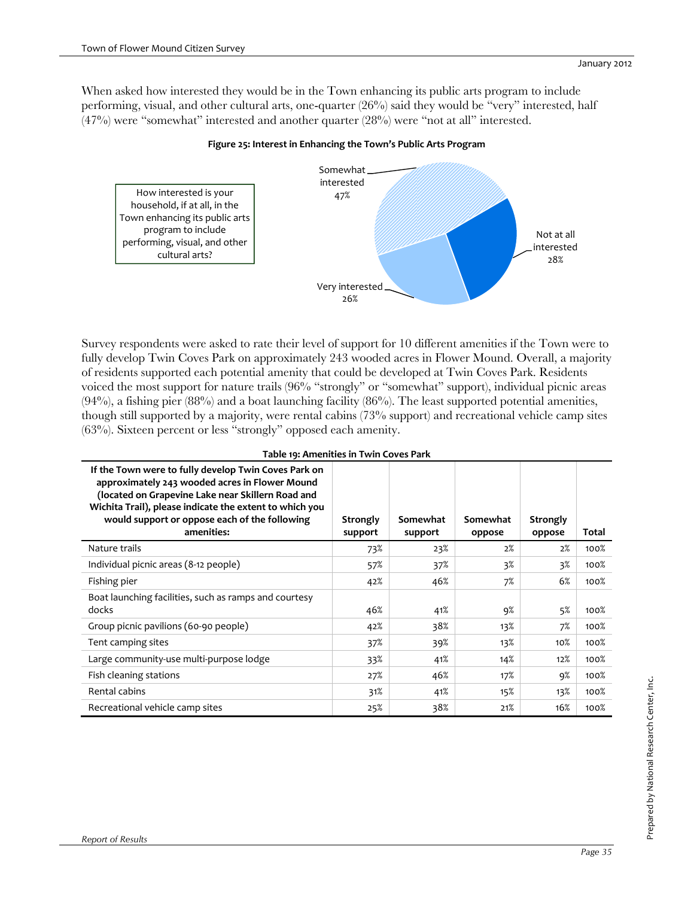When asked how interested they would be in the Town enhancing its public arts program to include performing, visual, and other cultural arts, one-quarter (26%) said they would be "very" interested, half (47%) were "somewhat" interested and another quarter (28%) were "not at all" interested.

**Figure 25: Interest in Enhancing the Town's Public Arts Program**

How interested is your household, if at all, in the Town enhancing its public arts program to include performing, visual, and other cultural arts?

Somewhat interested 47%

Not at all interested 28%

Very interested 26%

Survey respondents were asked to rate their level of support for 10 different amenities if the Town were to fully develop Twin Coves Park on approximately 243 wooded acres in Flower Mound. Overall, a majority of residents supported each potential amenity that could be developed at Twin Coves Park. Residents voiced the most support for nature trails (96% "strongly" or "somewhat" support), individual picnic areas (94%), a fishing pier (88%) and a boat launching facility (86%). The least supported potential amenities, though still supported by a majority, were rental cabins (73% support) and recreational vehicle camp sites (63%). Sixteen percent or less "strongly" opposed each amenity.

**Table 19: Amenities in Twin Coves Park**

| If the Town were to fully develop Twin Coves Park on approximately 243 wooded acres in Flower Mound (located on Grapevine Lake near Skillern Road and Wichita Trail), please indicate the extent to which you would support or oppose each of the following amenities: | Strongly support | Somewhat support | Somewhat oppose | Strongly oppose | Total |
|---|---|---|---|---|---|
| Nature trails | 73% | 23% | 2% | 2% | 100% |
| Individual picnic areas (8-12 people) | 57% | 37% | 3% | 3% | 100% |
| Fishing pier | 42% | 46% | 7% | 6% | 100% |
| Boat launching facilities, such as ramps and courtesy docks | 46% | 41% | 9% | 5% | 100% |
| Group picnic pavilions (60-90 people) | 42% | 38% | 13% | 7% | 100% |
| Tent camping sites | 37% | 39% | 13% | 10% | 100% |
| Large community-use multi-purpose lodge | 33% | 41% | 14% | 12% | 100% |
| Fish cleaning stations | 27% | 46% | 17% | 9% | 100% |
| Rental cabins | 31% | 41% | 15% | 13% | 100% |
| Recreational vehicle camp sites | 25% | 38% | 21% | 16% | 100% |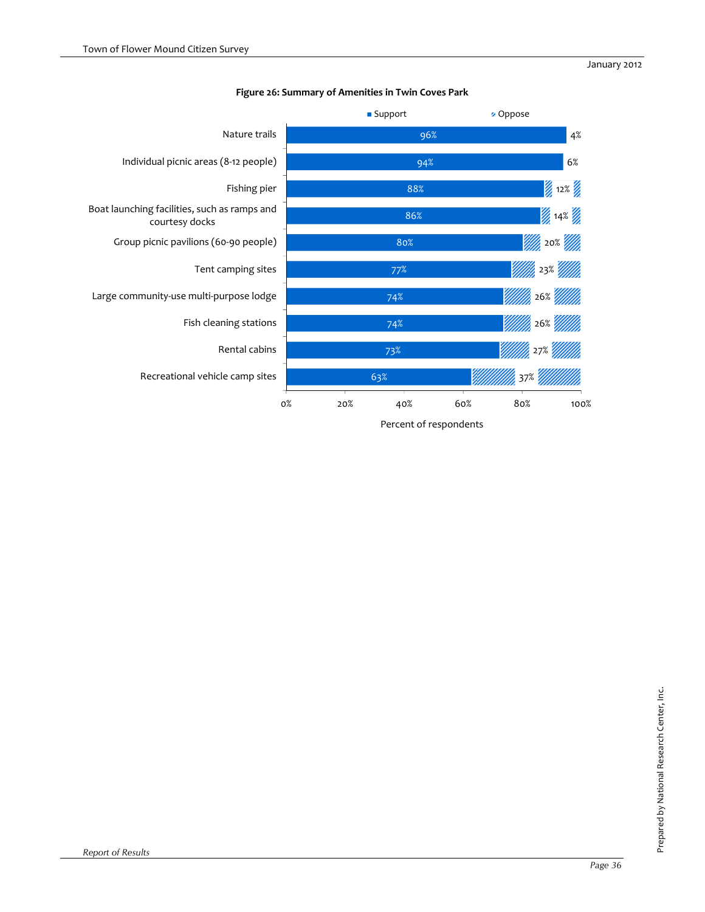**Figure 26: Summary of Amenities in Twin Coves Park**

| Amenity | Support | Oppose |
| --- | --- | --- |
| Nature trails | 96% | 4% |
| Individual picnic areas (8-12 people) | 94% | 6% |
| Fishing pier | 88% | 12% |
| Boat launching facilities, such as ramps and courtesy docks | 86% | 14% |
| Group picnic pavilions (60-90 people) | 80% | 20% |
| Tent camping sites | 77% | 23% |
| Large community-use multi-purpose lodge | 74% | 26% |
| Fish cleaning stations | 74% | 26% |
| Rental cabins | 73% | 27% |
| Recreational vehicle camp sites | 63% | 37% |

Percent of respondents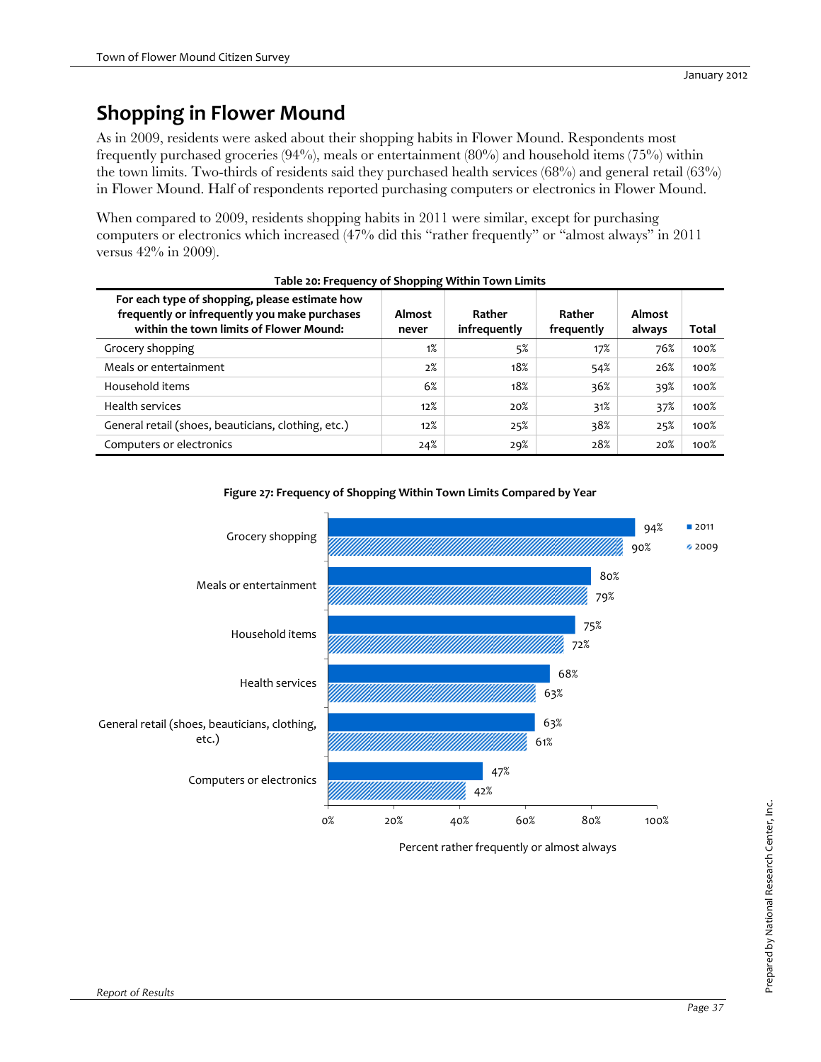# Shopping in Flower Mound

As in 2009, residents were asked about their shopping habits in Flower Mound. Respondents most frequently purchased groceries (94%), meals or entertainment (80%) and household items (75%) within the town limits. Two-thirds of residents said they purchased health services (68%) and general retail (63%) in Flower Mound. Half of respondents reported purchasing computers or electronics in Flower Mound.

When compared to 2009, residents shopping habits in 2011 were similar, except for purchasing computers or electronics which increased (47% did this "rather frequently" or "almost always" in 2011 versus 42% in 2009).

**Table 20: Frequency of Shopping Within Town Limits**

| For each type of shopping, please estimate how frequently or infrequently you make purchases within the town limits of Flower Mound: | Almost never | Rather infrequently | Rather frequently | Almost always | Total |
|---|---|---|---|---|---|
| Grocery shopping | 1% | 5% | 17% | 76% | 100% |
| Meals or entertainment | 2% | 18% | 54% | 26% | 100% |
| Household items | 6% | 18% | 36% | 39% | 100% |
| Health services | 12% | 20% | 31% | 37% | 100% |
| General retail (shoes, beauticians, clothing, etc.) | 12% | 25% | 38% | 25% | 100% |
| Computers or electronics | 24% | 29% | 28% | 20% | 100% |

**Figure 27: Frequency of Shopping Within Town Limits Compared by Year**

| Percent rather frequently or almost always | 2011 | 2009 |
|---|---|---|
| Grocery shopping | 94% | 90% |
| Meals or entertainment | 80% | 79% |
| Household items | 75% | 72% |
| Health services | 68% | 63% |
| General retail (shoes, beauticians, clothing, etc.) | 63% | 61% |
| Computers or electronics | 47% | 42% |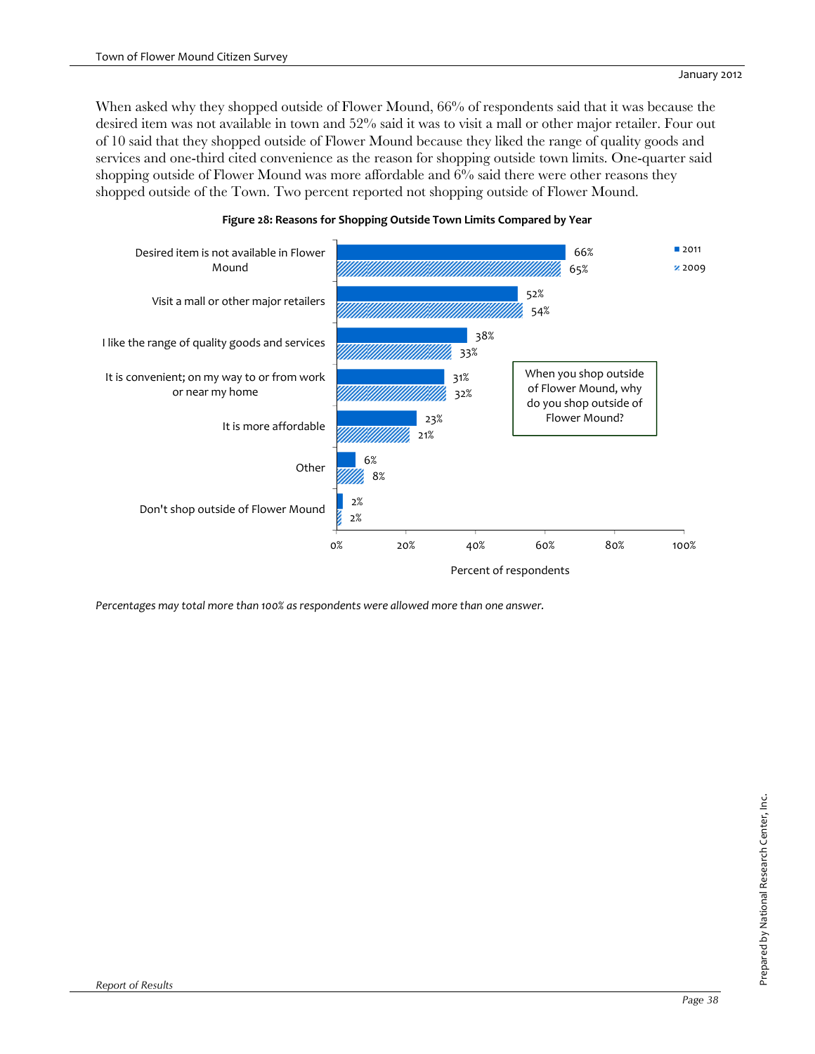When asked why they shopped outside of Flower Mound, 66% of respondents said that it was because the desired item was not available in town and 52% said it was to visit a mall or other major retailer. Four out of 10 said that they shopped outside of Flower Mound because they liked the range of quality goods and services and one-third cited convenience as the reason for shopping outside town limits. One-quarter said shopping outside of Flower Mound was more affordable and 6% said there were other reasons they shopped outside of the Town. Two percent reported not shopping outside of Flower Mound.

**Figure 28: Reasons for Shopping Outside Town Limits Compared by Year**

When you shop outside of Flower Mound, why do you shop outside of Flower Mound?

| | 2011 | 2009 |
|---|---|---|
| Desired item is not available in Flower Mound | 66% | 65% |
| Visit a mall or other major retailers | 52% | 54% |
| I like the range of quality goods and services | 38% | 33% |
| It is convenient; on my way to or from work or near my home | 31% | 32% |
| It is more affordable | 23% | 21% |
| Other | 6% | 8% |
| Don't shop outside of Flower Mound | 2% | 2% |

Percent of respondents

*Percentages may total more than 100% as respondents were allowed more than one answer.*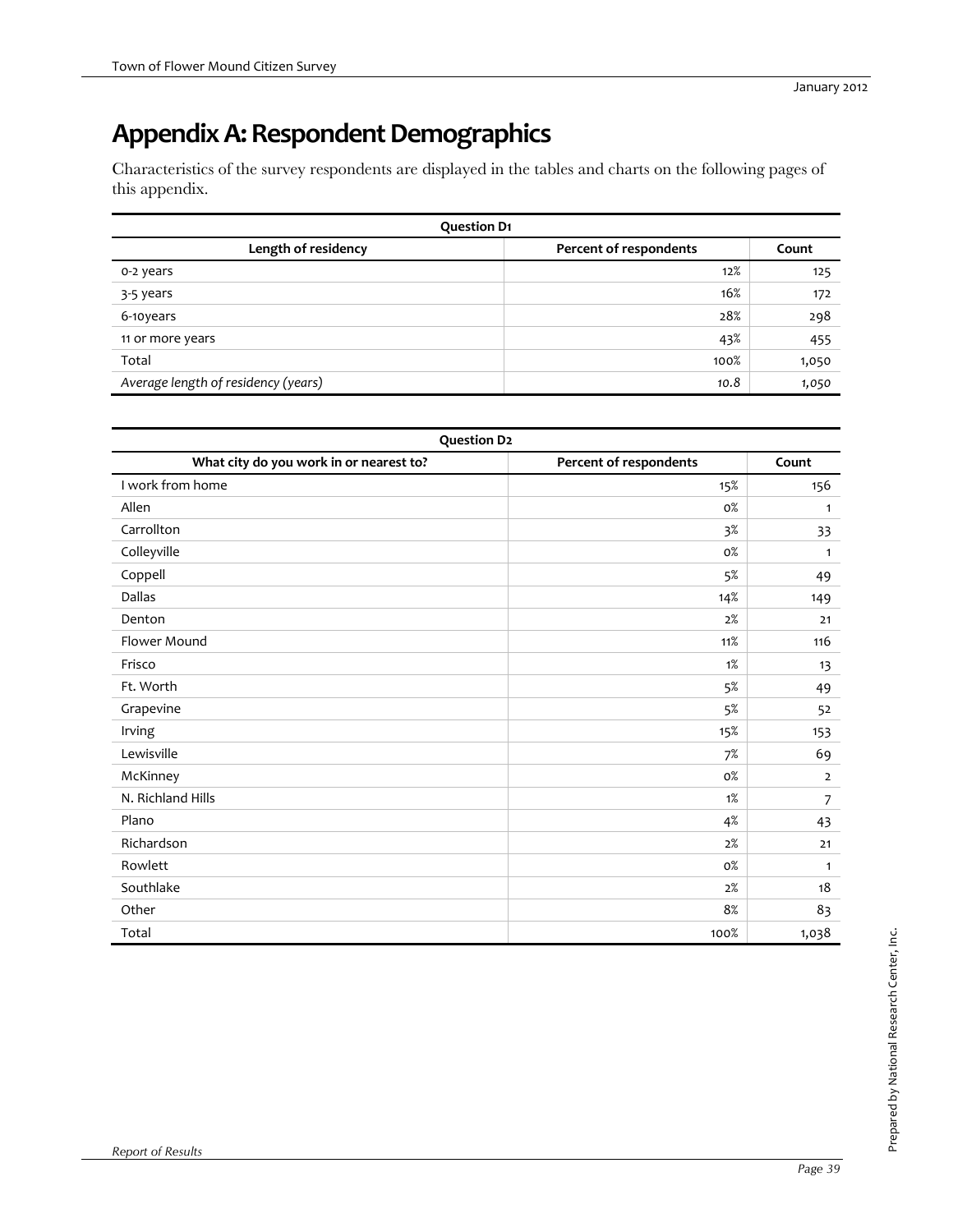# Appendix A: Respondent Demographics

Characteristics of the survey respondents are displayed in the tables and charts on the following pages of this appendix.

| Question D1 | | |
|---|---|---|
| **Length of residency** | **Percent of respondents** | **Count** |
| 0-2 years | 12% | 125 |
| 3-5 years | 16% | 172 |
| 6-10years | 28% | 298 |
| 11 or more years | 43% | 455 |
| Total | 100% | 1,050 |
| *Average length of residency (years)* | *10.8* | *1,050* |

| Question D2 | | |
|---|---|---|
| **What city do you work in or nearest to?** | **Percent of respondents** | **Count** |
| I work from home | 15% | 156 |
| Allen | 0% | 1 |
| Carrollton | 3% | 33 |
| Colleyville | 0% | 1 |
| Coppell | 5% | 49 |
| Dallas | 14% | 149 |
| Denton | 2% | 21 |
| Flower Mound | 11% | 116 |
| Frisco | 1% | 13 |
| Ft. Worth | 5% | 49 |
| Grapevine | 5% | 52 |
| Irving | 15% | 153 |
| Lewisville | 7% | 69 |
| McKinney | 0% | 2 |
| N. Richland Hills | 1% | 7 |
| Plano | 4% | 43 |
| Richardson | 2% | 21 |
| Rowlett | 0% | 1 |
| Southlake | 2% | 18 |
| Other | 8% | 83 |
| Total | 100% | 1,038 |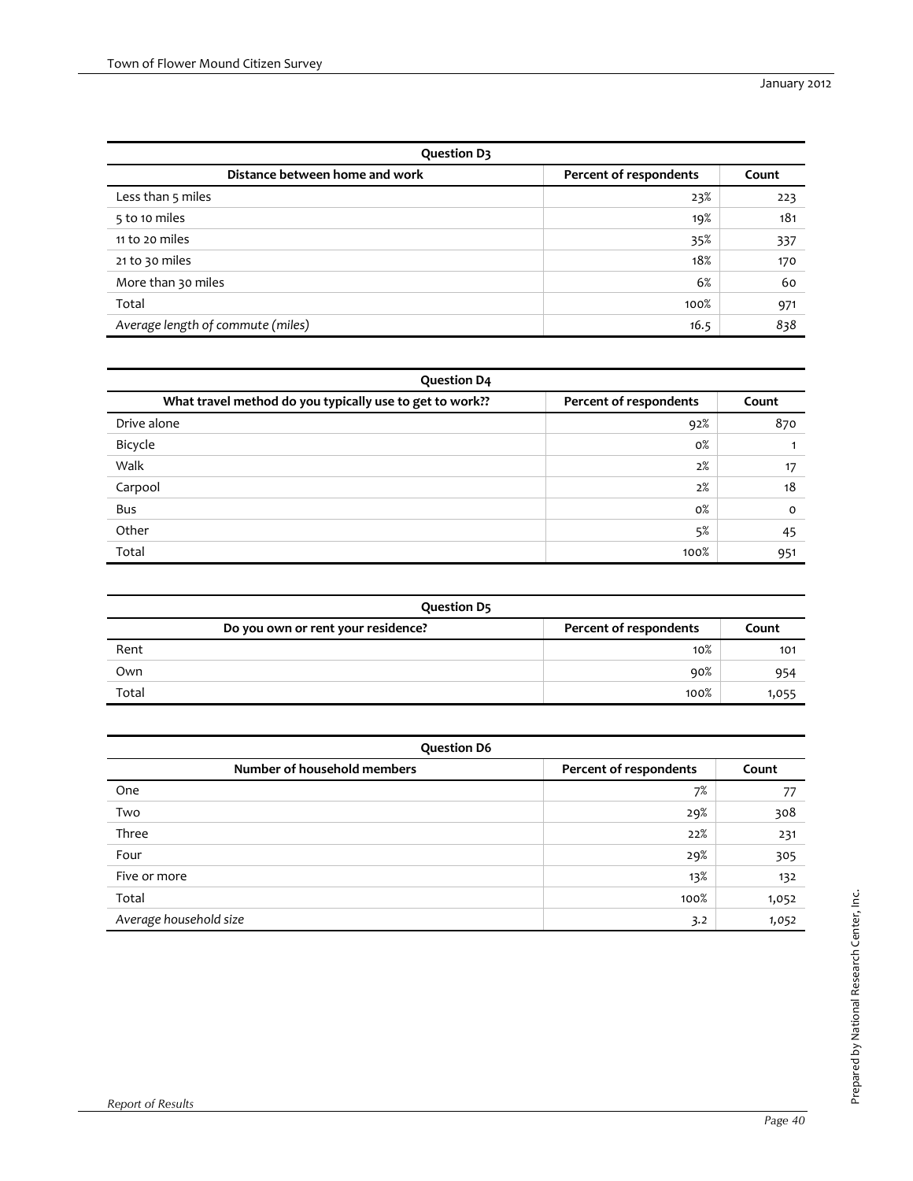| Question D3 | | |
|---|---|---|
| Distance between home and work | Percent of respondents | Count |
| Less than 5 miles | 23% | 223 |
| 5 to 10 miles | 19% | 181 |
| 11 to 20 miles | 35% | 337 |
| 21 to 30 miles | 18% | 170 |
| More than 30 miles | 6% | 60 |
| Total | 100% | 971 |
| *Average length of commute (miles)* | *16.5* | *838* |

| Question D4 | | |
|---|---|---|
| What travel method do you typically use to get to work?? | Percent of respondents | Count |
| Drive alone | 92% | 870 |
| Bicycle | 0% | 1 |
| Walk | 2% | 17 |
| Carpool | 2% | 18 |
| Bus | 0% | 0 |
| Other | 5% | 45 |
| Total | 100% | 951 |

| Question D5 | | |
|---|---|---|
| Do you own or rent your residence? | Percent of respondents | Count |
| Rent | 10% | 101 |
| Own | 90% | 954 |
| Total | 100% | 1,055 |

| Question D6 | | |
|---|---|---|
| Number of household members | Percent of respondents | Count |
| One | 7% | 77 |
| Two | 29% | 308 |
| Three | 22% | 231 |
| Four | 29% | 305 |
| Five or more | 13% | 132 |
| Total | 100% | 1,052 |
| *Average household size* | *3.2* | *1,052* |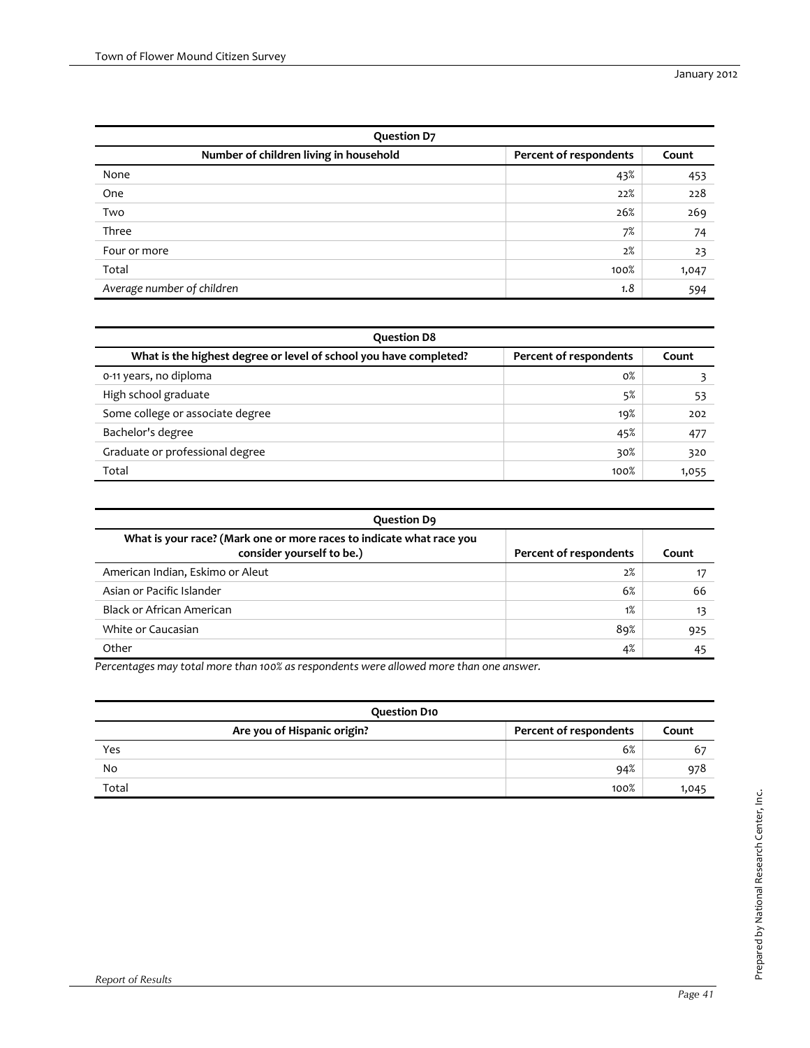| Question D7 | | |
|---|---|---|
| Number of children living in household | Percent of respondents | Count |
| None | 43% | 453 |
| One | 22% | 228 |
| Two | 26% | 269 |
| Three | 7% | 74 |
| Four or more | 2% | 23 |
| Total | 100% | 1,047 |
| *Average number of children* | *1.8* | 594 |

| Question D8 | | |
|---|---|---|
| What is the highest degree or level of school you have completed? | Percent of respondents | Count |
| 0-11 years, no diploma | 0% | 3 |
| High school graduate | 5% | 53 |
| Some college or associate degree | 19% | 202 |
| Bachelor's degree | 45% | 477 |
| Graduate or professional degree | 30% | 320 |
| Total | 100% | 1,055 |

| Question D9 | | |
|---|---|---|
| What is your race? (Mark one or more races to indicate what race you consider yourself to be.) | Percent of respondents | Count |
| American Indian, Eskimo or Aleut | 2% | 17 |
| Asian or Pacific Islander | 6% | 66 |
| Black or African American | 1% | 13 |
| White or Caucasian | 89% | 925 |
| Other | 4% | 45 |

*Percentages may total more than 100% as respondents were allowed more than one answer.*

| Question D10 | | |
|---|---|---|
| Are you of Hispanic origin? | Percent of respondents | Count |
| Yes | 6% | 67 |
| No | 94% | 978 |
| Total | 100% | 1,045 |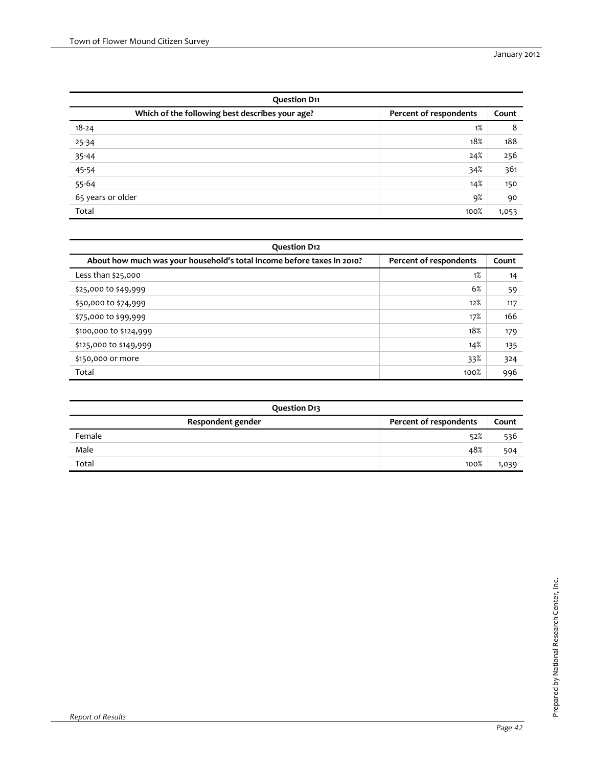| Question D11 | | |
|---|---|---|
| Which of the following best describes your age? | Percent of respondents | Count |
| 18-24 | 1% | 8 |
| 25-34 | 18% | 188 |
| 35-44 | 24% | 256 |
| 45-54 | 34% | 361 |
| 55-64 | 14% | 150 |
| 65 years or older | 9% | 90 |
| Total | 100% | 1,053 |

| Question D12 | | |
|---|---|---|
| About how much was your household's total income before taxes in 2010? | Percent of respondents | Count |
| Less than $25,000 | 1% | 14 |
| $25,000 to $49,999 | 6% | 59 |
| $50,000 to $74,999 | 12% | 117 |
| $75,000 to $99,999 | 17% | 166 |
| $100,000 to $124,999 | 18% | 179 |
| $125,000 to $149,999 | 14% | 135 |
| $150,000 or more | 33% | 324 |
| Total | 100% | 996 |

| Question D13 | | |
|---|---|---|
| Respondent gender | Percent of respondents | Count |
| Female | 52% | 536 |
| Male | 48% | 504 |
| Total | 100% | 1,039 |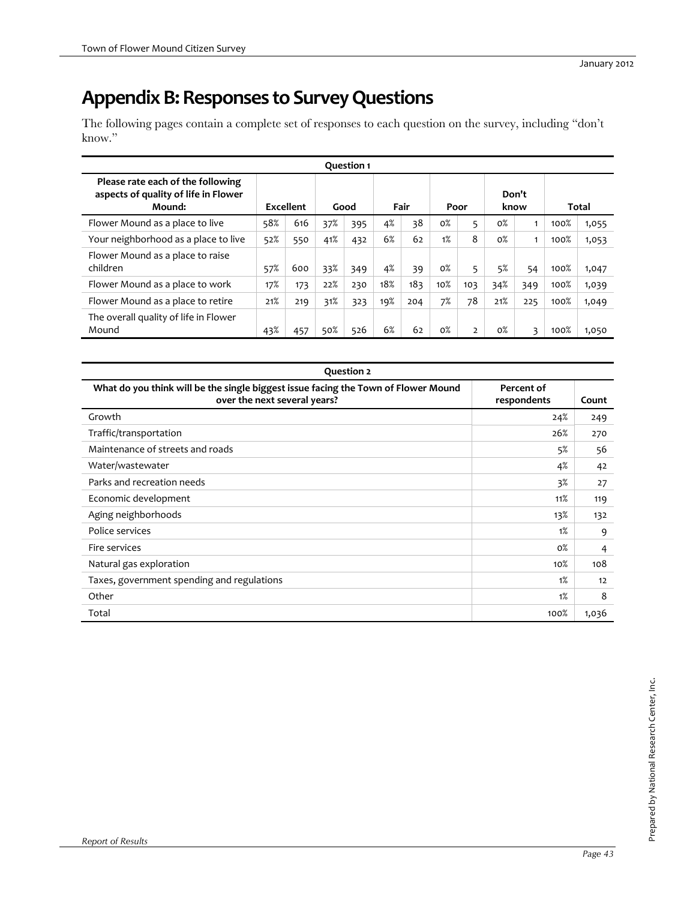# Appendix B: Responses to Survey Questions

The following pages contain a complete set of responses to each question on the survey, including "don't know."

**Question 1**

| Please rate each of the following aspects of quality of life in Flower Mound: | Excellent | | Good | | Fair | | Poor | | Don't know | | Total | |
|---|---|---|---|---|---|---|---|---|---|---|---|---|
| Flower Mound as a place to live | 58% | 616 | 37% | 395 | 4% | 38 | 0% | 5 | 0% | 1 | 100% | 1,055 |
| Your neighborhood as a place to live | 52% | 550 | 41% | 432 | 6% | 62 | 1% | 8 | 0% | 1 | 100% | 1,053 |
| Flower Mound as a place to raise children | 57% | 600 | 33% | 349 | 4% | 39 | 0% | 5 | 5% | 54 | 100% | 1,047 |
| Flower Mound as a place to work | 17% | 173 | 22% | 230 | 18% | 183 | 10% | 103 | 34% | 349 | 100% | 1,039 |
| Flower Mound as a place to retire | 21% | 219 | 31% | 323 | 19% | 204 | 7% | 78 | 21% | 225 | 100% | 1,049 |
| The overall quality of life in Flower Mound | 43% | 457 | 50% | 526 | 6% | 62 | 0% | 2 | 0% | 3 | 100% | 1,050 |

**Question 2**

| What do you think will be the single biggest issue facing the Town of Flower Mound over the next several years? | Percent of respondents | Count |
|---|---|---|
| Growth | 24% | 249 |
| Traffic/transportation | 26% | 270 |
| Maintenance of streets and roads | 5% | 56 |
| Water/wastewater | 4% | 42 |
| Parks and recreation needs | 3% | 27 |
| Economic development | 11% | 119 |
| Aging neighborhoods | 13% | 132 |
| Police services | 1% | 9 |
| Fire services | 0% | 4 |
| Natural gas exploration | 10% | 108 |
| Taxes, government spending and regulations | 1% | 12 |
| Other | 1% | 8 |
| Total | 100% | 1,036 |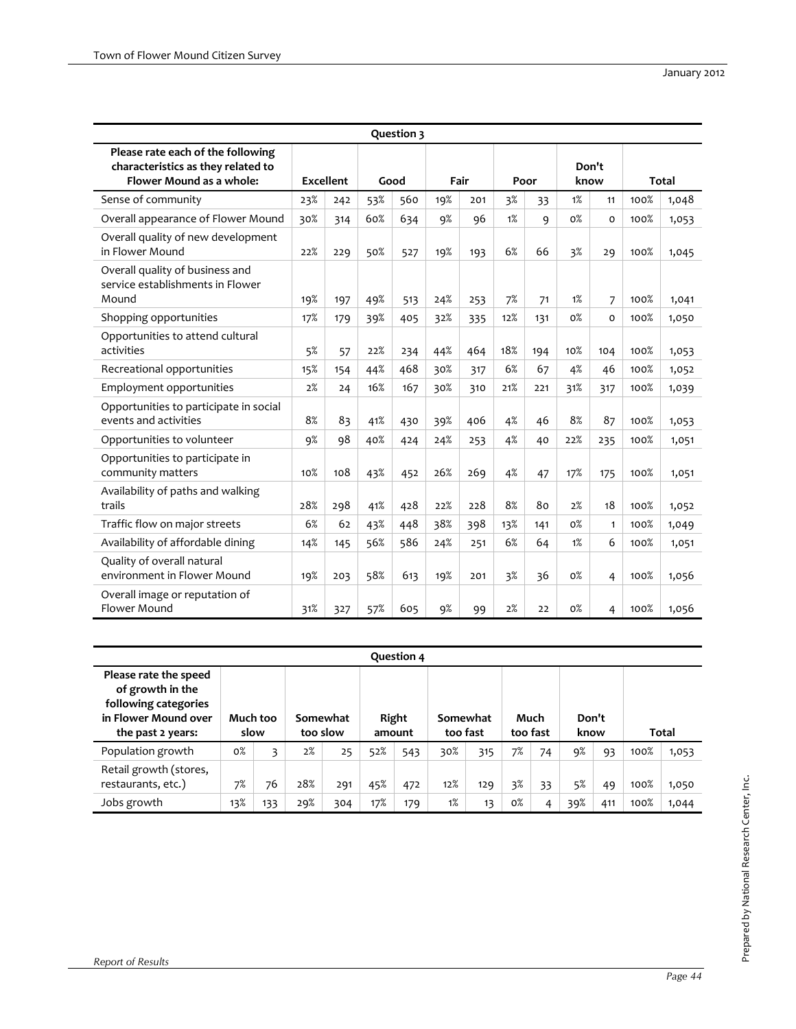| Question 3 | | | | | | | | | | | | |
|---|---|---|---|---|---|---|---|---|---|---|---|---|
| **Please rate each of the following characteristics as they related to Flower Mound as a whole:** | **Excellent** | | **Good** | | **Fair** | | **Poor** | | **Don't know** | | **Total** | |
| Sense of community | 23% | 242 | 53% | 560 | 19% | 201 | 3% | 33 | 1% | 11 | 100% | 1,048 |
| Overall appearance of Flower Mound | 30% | 314 | 60% | 634 | 9% | 96 | 1% | 9 | 0% | 0 | 100% | 1,053 |
| Overall quality of new development in Flower Mound | 22% | 229 | 50% | 527 | 19% | 193 | 6% | 66 | 3% | 29 | 100% | 1,045 |
| Overall quality of business and service establishments in Flower Mound | 19% | 197 | 49% | 513 | 24% | 253 | 7% | 71 | 1% | 7 | 100% | 1,041 |
| Shopping opportunities | 17% | 179 | 39% | 405 | 32% | 335 | 12% | 131 | 0% | 0 | 100% | 1,050 |
| Opportunities to attend cultural activities | 5% | 57 | 22% | 234 | 44% | 464 | 18% | 194 | 10% | 104 | 100% | 1,053 |
| Recreational opportunities | 15% | 154 | 44% | 468 | 30% | 317 | 6% | 67 | 4% | 46 | 100% | 1,052 |
| Employment opportunities | 2% | 24 | 16% | 167 | 30% | 310 | 21% | 221 | 31% | 317 | 100% | 1,039 |
| Opportunities to participate in social events and activities | 8% | 83 | 41% | 430 | 39% | 406 | 4% | 46 | 8% | 87 | 100% | 1,053 |
| Opportunities to volunteer | 9% | 98 | 40% | 424 | 24% | 253 | 4% | 40 | 22% | 235 | 100% | 1,051 |
| Opportunities to participate in community matters | 10% | 108 | 43% | 452 | 26% | 269 | 4% | 47 | 17% | 175 | 100% | 1,051 |
| Availability of paths and walking trails | 28% | 298 | 41% | 428 | 22% | 228 | 8% | 80 | 2% | 18 | 100% | 1,052 |
| Traffic flow on major streets | 6% | 62 | 43% | 448 | 38% | 398 | 13% | 141 | 0% | 1 | 100% | 1,049 |
| Availability of affordable dining | 14% | 145 | 56% | 586 | 24% | 251 | 6% | 64 | 1% | 6 | 100% | 1,051 |
| Quality of overall natural environment in Flower Mound | 19% | 203 | 58% | 613 | 19% | 201 | 3% | 36 | 0% | 4 | 100% | 1,056 |
| Overall image or reputation of Flower Mound | 31% | 327 | 57% | 605 | 9% | 99 | 2% | 22 | 0% | 4 | 100% | 1,056 |

| Question 4 | | | | | | | | | | | | | | |
|---|---|---|---|---|---|---|---|---|---|---|---|---|---|---|
| **Please rate the speed of growth in the following categories in Flower Mound over the past 2 years:** | **Much too slow** | | **Somewhat too slow** | | **Right amount** | | **Somewhat too fast** | | **Much too fast** | | **Don't know** | | **Total** | |
| Population growth | 0% | 3 | 2% | 25 | 52% | 543 | 30% | 315 | 7% | 74 | 9% | 93 | 100% | 1,053 |
| Retail growth (stores, restaurants, etc.) | 7% | 76 | 28% | 291 | 45% | 472 | 12% | 129 | 3% | 33 | 5% | 49 | 100% | 1,050 |
| Jobs growth | 13% | 133 | 29% | 304 | 17% | 179 | 1% | 13 | 0% | 4 | 39% | 411 | 100% | 1,044 |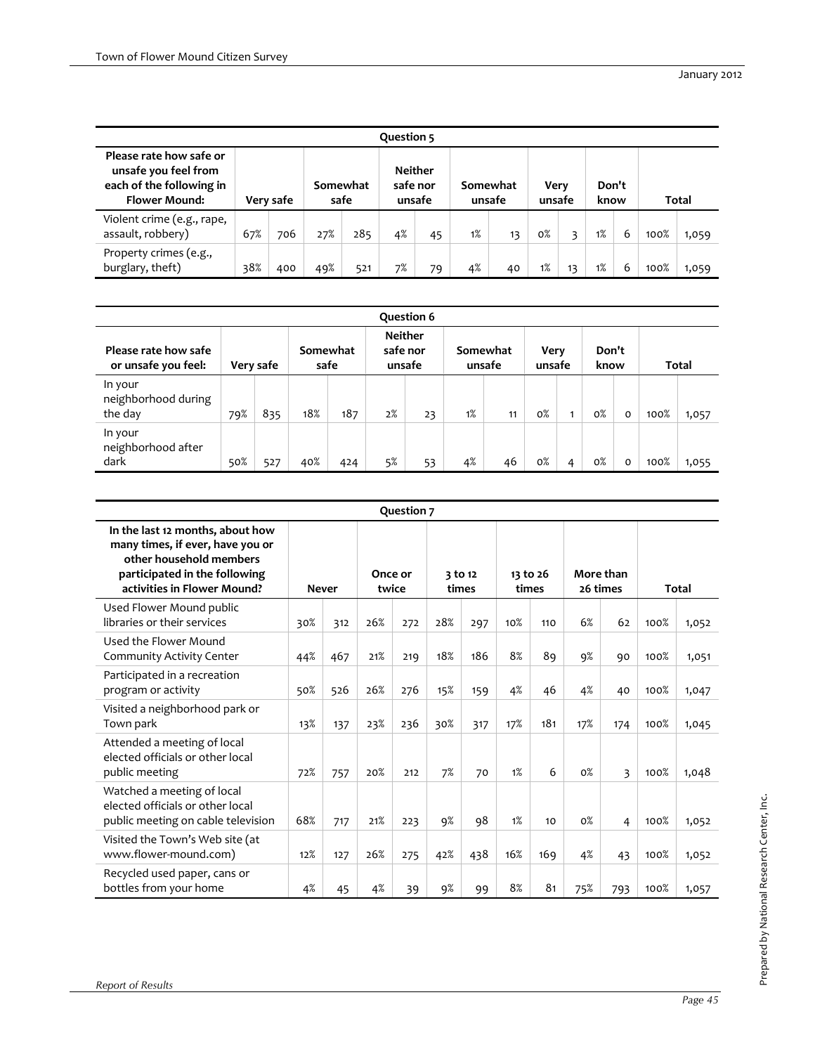| Question 5 | | | | | | | | | | | | | | |
|---|---|---|---|---|---|---|---|---|---|---|---|---|---|---|
| **Please rate how safe or unsafe you feel from each of the following in Flower Mound:** | **Very safe** | | **Somewhat safe** | | **Neither safe nor unsafe** | | **Somewhat unsafe** | | **Very unsafe** | | **Don't know** | | **Total** | |
| Violent crime (e.g., rape, assault, robbery) | 67% | 706 | 27% | 285 | 4% | 45 | 1% | 13 | 0% | 3 | 1% | 6 | 100% | 1,059 |
| Property crimes (e.g., burglary, theft) | 38% | 400 | 49% | 521 | 7% | 79 | 4% | 40 | 1% | 13 | 1% | 6 | 100% | 1,059 |

| Question 6 | | | | | | | | | | | | | | |
|---|---|---|---|---|---|---|---|---|---|---|---|---|---|---|
| **Please rate how safe or unsafe you feel:** | **Very safe** | | **Somewhat safe** | | **Neither safe nor unsafe** | | **Somewhat unsafe** | | **Very unsafe** | | **Don't know** | | **Total** | |
| In your neighborhood during the day | 79% | 835 | 18% | 187 | 2% | 23 | 1% | 11 | 0% | 1 | 0% | 0 | 100% | 1,057 |
| In your neighborhood after dark | 50% | 527 | 40% | 424 | 5% | 53 | 4% | 46 | 0% | 4 | 0% | 0 | 100% | 1,055 |

| Question 7 | | | | | | | | | | | | |
|---|---|---|---|---|---|---|---|---|---|---|---|---|
| **In the last 12 months, about how many times, if ever, have you or other household members participated in the following activities in Flower Mound?** | **Never** | | **Once or twice** | | **3 to 12 times** | | **13 to 26 times** | | **More than 26 times** | | **Total** | |
| Used Flower Mound public libraries or their services | 30% | 312 | 26% | 272 | 28% | 297 | 10% | 110 | 6% | 62 | 100% | 1,052 |
| Used the Flower Mound Community Activity Center | 44% | 467 | 21% | 219 | 18% | 186 | 8% | 89 | 9% | 90 | 100% | 1,051 |
| Participated in a recreation program or activity | 50% | 526 | 26% | 276 | 15% | 159 | 4% | 46 | 4% | 40 | 100% | 1,047 |
| Visited a neighborhood park or Town park | 13% | 137 | 23% | 236 | 30% | 317 | 17% | 181 | 17% | 174 | 100% | 1,045 |
| Attended a meeting of local elected officials or other local public meeting | 72% | 757 | 20% | 212 | 7% | 70 | 1% | 6 | 0% | 3 | 100% | 1,048 |
| Watched a meeting of local elected officials or other local public meeting on cable television | 68% | 717 | 21% | 223 | 9% | 98 | 1% | 10 | 0% | 4 | 100% | 1,052 |
| Visited the Town's Web site (at www.flower-mound.com) | 12% | 127 | 26% | 275 | 42% | 438 | 16% | 169 | 4% | 43 | 100% | 1,052 |
| Recycled used paper, cans or bottles from your home | 4% | 45 | 4% | 39 | 9% | 99 | 8% | 81 | 75% | 793 | 100% | 1,057 |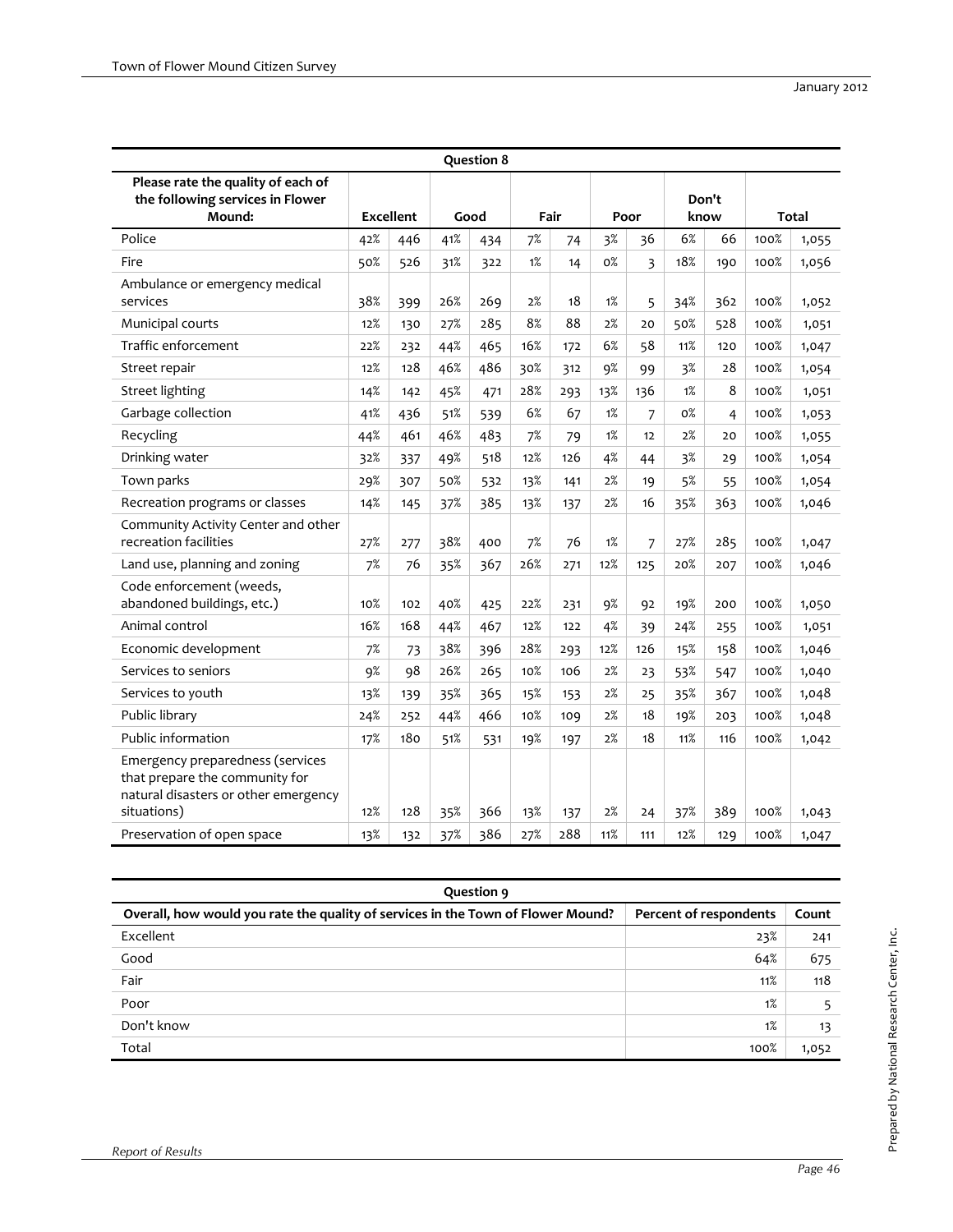| Question 8 | | | | | | | | | | | | |
|---|---|---|---|---|---|---|---|---|---|---|---|---|
| Please rate the quality of each of the following services in Flower Mound: | Excellent | | Good | | Fair | | Poor | | Don't know | | Total | |
| Police | 42% | 446 | 41% | 434 | 7% | 74 | 3% | 36 | 6% | 66 | 100% | 1,055 |
| Fire | 50% | 526 | 31% | 322 | 1% | 14 | 0% | 3 | 18% | 190 | 100% | 1,056 |
| Ambulance or emergency medical services | 38% | 399 | 26% | 269 | 2% | 18 | 1% | 5 | 34% | 362 | 100% | 1,052 |
| Municipal courts | 12% | 130 | 27% | 285 | 8% | 88 | 2% | 20 | 50% | 528 | 100% | 1,051 |
| Traffic enforcement | 22% | 232 | 44% | 465 | 16% | 172 | 6% | 58 | 11% | 120 | 100% | 1,047 |
| Street repair | 12% | 128 | 46% | 486 | 30% | 312 | 9% | 99 | 3% | 28 | 100% | 1,054 |
| Street lighting | 14% | 142 | 45% | 471 | 28% | 293 | 13% | 136 | 1% | 8 | 100% | 1,051 |
| Garbage collection | 41% | 436 | 51% | 539 | 6% | 67 | 1% | 7 | 0% | 4 | 100% | 1,053 |
| Recycling | 44% | 461 | 46% | 483 | 7% | 79 | 1% | 12 | 2% | 20 | 100% | 1,055 |
| Drinking water | 32% | 337 | 49% | 518 | 12% | 126 | 4% | 44 | 3% | 29 | 100% | 1,054 |
| Town parks | 29% | 307 | 50% | 532 | 13% | 141 | 2% | 19 | 5% | 55 | 100% | 1,054 |
| Recreation programs or classes | 14% | 145 | 37% | 385 | 13% | 137 | 2% | 16 | 35% | 363 | 100% | 1,046 |
| Community Activity Center and other recreation facilities | 27% | 277 | 38% | 400 | 7% | 76 | 1% | 7 | 27% | 285 | 100% | 1,047 |
| Land use, planning and zoning | 7% | 76 | 35% | 367 | 26% | 271 | 12% | 125 | 20% | 207 | 100% | 1,046 |
| Code enforcement (weeds, abandoned buildings, etc.) | 10% | 102 | 40% | 425 | 22% | 231 | 9% | 92 | 19% | 200 | 100% | 1,050 |
| Animal control | 16% | 168 | 44% | 467 | 12% | 122 | 4% | 39 | 24% | 255 | 100% | 1,051 |
| Economic development | 7% | 73 | 38% | 396 | 28% | 293 | 12% | 126 | 15% | 158 | 100% | 1,046 |
| Services to seniors | 9% | 98 | 26% | 265 | 10% | 106 | 2% | 23 | 53% | 547 | 100% | 1,040 |
| Services to youth | 13% | 139 | 35% | 365 | 15% | 153 | 2% | 25 | 35% | 367 | 100% | 1,048 |
| Public library | 24% | 252 | 44% | 466 | 10% | 109 | 2% | 18 | 19% | 203 | 100% | 1,048 |
| Public information | 17% | 180 | 51% | 531 | 19% | 197 | 2% | 18 | 11% | 116 | 100% | 1,042 |
| Emergency preparedness (services that prepare the community for natural disasters or other emergency situations) | 12% | 128 | 35% | 366 | 13% | 137 | 2% | 24 | 37% | 389 | 100% | 1,043 |
| Preservation of open space | 13% | 132 | 37% | 386 | 27% | 288 | 11% | 111 | 12% | 129 | 100% | 1,047 |

| Question 9 | | |
|---|---|---|
| Overall, how would you rate the quality of services in the Town of Flower Mound? | Percent of respondents | Count |
| Excellent | 23% | 241 |
| Good | 64% | 675 |
| Fair | 11% | 118 |
| Poor | 1% | 5 |
| Don't know | 1% | 13 |
| Total | 100% | 1,052 |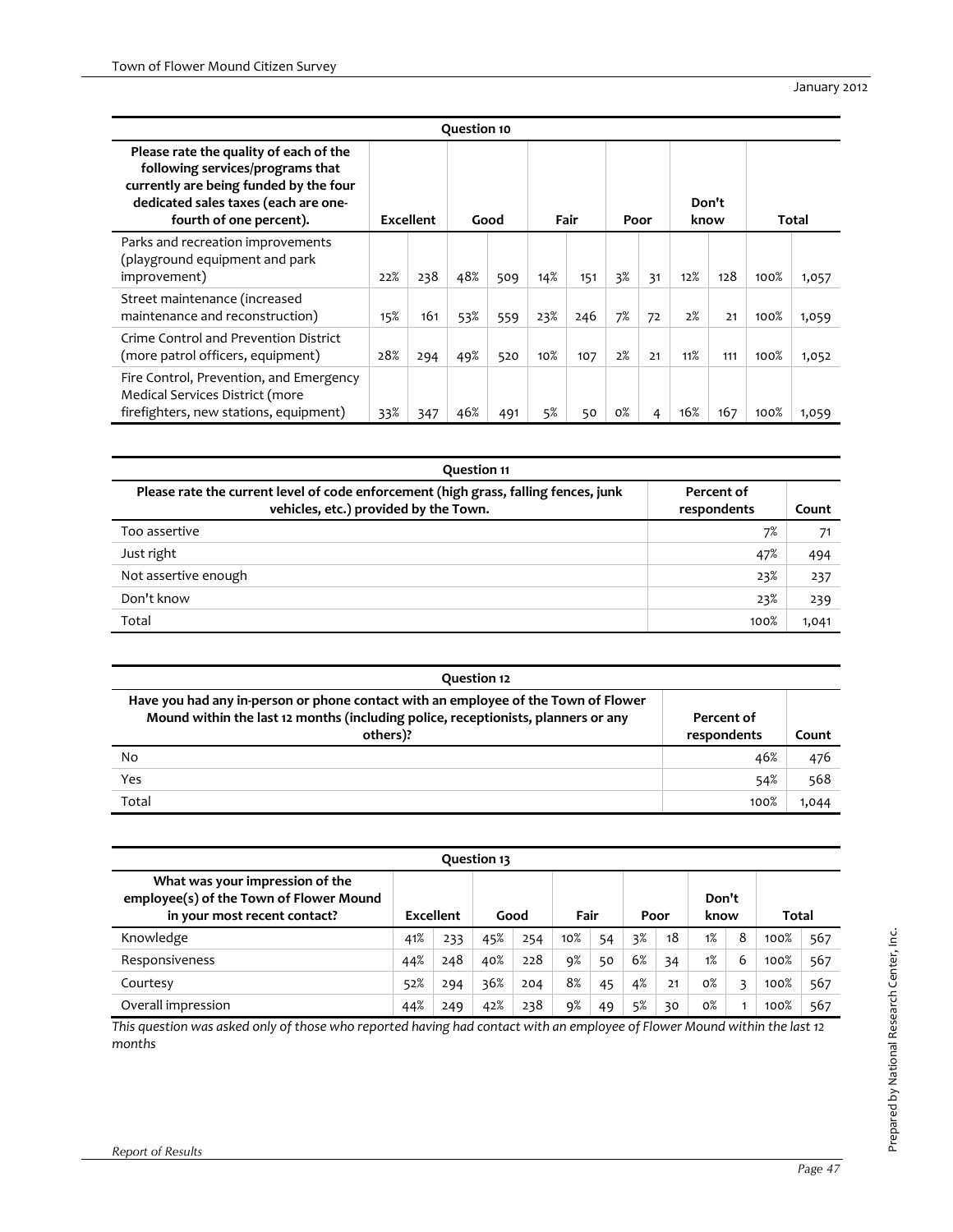| Question 10 | | | | | | | | | | | | |
|---|---|---|---|---|---|---|---|---|---|---|---|---|
| Please rate the quality of each of the following services/programs that currently are being funded by the four dedicated sales taxes (each are one-fourth of one percent). | Excellent | | Good | | Fair | | Poor | | Don't know | | Total | |
| Parks and recreation improvements (playground equipment and park improvement) | 22% | 238 | 48% | 509 | 14% | 151 | 3% | 31 | 12% | 128 | 100% | 1,057 |
| Street maintenance (increased maintenance and reconstruction) | 15% | 161 | 53% | 559 | 23% | 246 | 7% | 72 | 2% | 21 | 100% | 1,059 |
| Crime Control and Prevention District (more patrol officers, equipment) | 28% | 294 | 49% | 520 | 10% | 107 | 2% | 21 | 11% | 111 | 100% | 1,052 |
| Fire Control, Prevention, and Emergency Medical Services District (more firefighters, new stations, equipment) | 33% | 347 | 46% | 491 | 5% | 50 | 0% | 4 | 16% | 167 | 100% | 1,059 |

| Question 11 | | |
|---|---|---|
| Please rate the current level of code enforcement (high grass, falling fences, junk vehicles, etc.) provided by the Town. | Percent of respondents | Count |
| Too assertive | 7% | 71 |
| Just right | 47% | 494 |
| Not assertive enough | 23% | 237 |
| Don't know | 23% | 239 |
| Total | 100% | 1,041 |

| Question 12 | | |
|---|---|---|
| Have you had any in-person or phone contact with an employee of the Town of Flower Mound within the last 12 months (including police, receptionists, planners or any others)? | Percent of respondents | Count |
| No | 46% | 476 |
| Yes | 54% | 568 |
| Total | 100% | 1,044 |

| Question 13 | | | | | | | | | | | | |
|---|---|---|---|---|---|---|---|---|---|---|---|---|
| What was your impression of the employee(s) of the Town of Flower Mound in your most recent contact? | Excellent | | Good | | Fair | | Poor | | Don't know | | Total | |
| Knowledge | 41% | 233 | 45% | 254 | 10% | 54 | 3% | 18 | 1% | 8 | 100% | 567 |
| Responsiveness | 44% | 248 | 40% | 228 | 9% | 50 | 6% | 34 | 1% | 6 | 100% | 567 |
| Courtesy | 52% | 294 | 36% | 204 | 8% | 45 | 4% | 21 | 0% | 3 | 100% | 567 |
| Overall impression | 44% | 249 | 42% | 238 | 9% | 49 | 5% | 30 | 0% | 1 | 100% | 567 |

*This question was asked only of those who reported having had contact with an employee of Flower Mound within the last 12 months*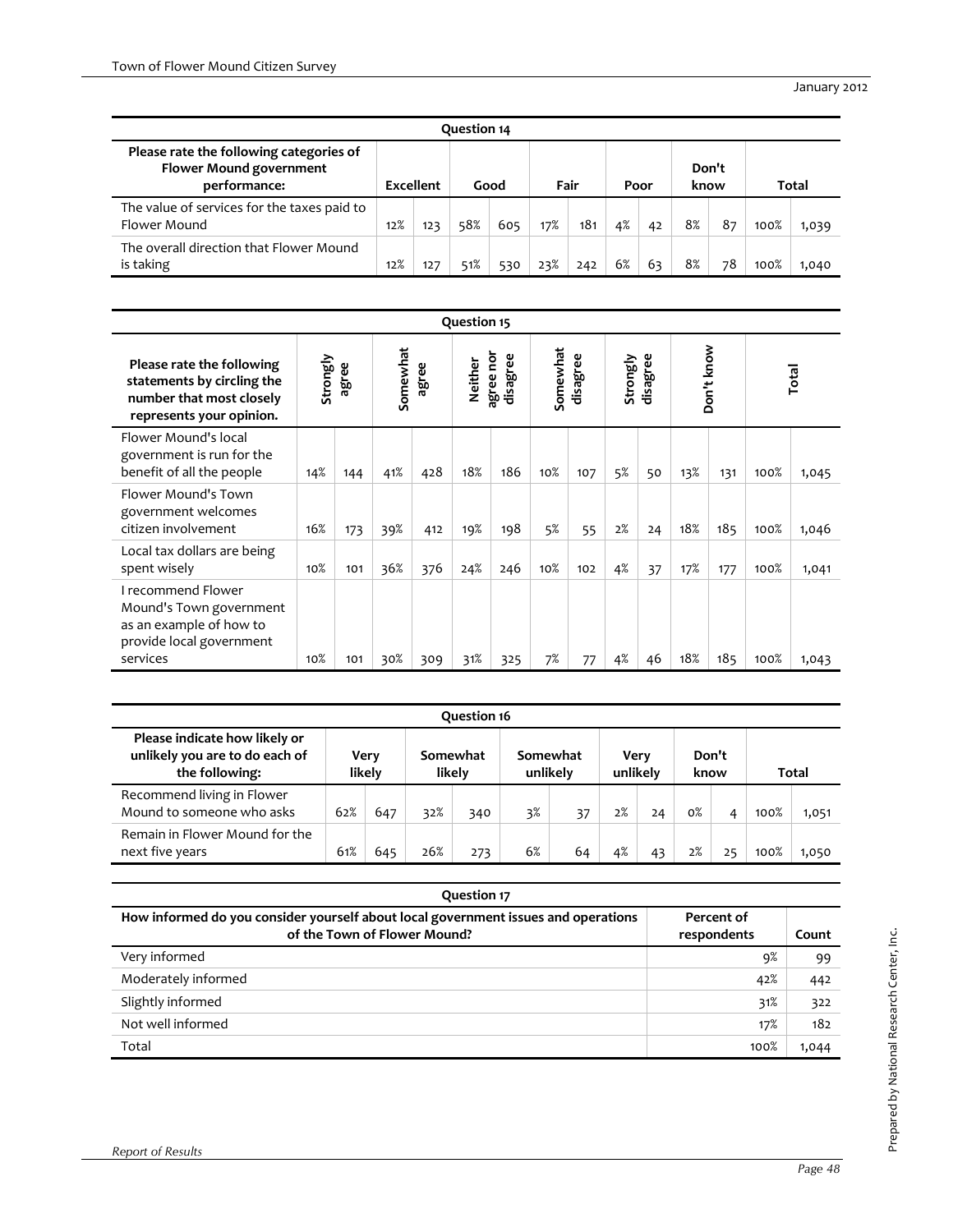## Question 14

| Please rate the following categories of Flower Mound government performance: | Excellent | | Good | | Fair | | Poor | | Don't know | | Total | |
|---|---|---|---|---|---|---|---|---|---|---|---|---|
| The value of services for the taxes paid to Flower Mound | 12% | 123 | 58% | 605 | 17% | 181 | 4% | 42 | 8% | 87 | 100% | 1,039 |
| The overall direction that Flower Mound is taking | 12% | 127 | 51% | 530 | 23% | 242 | 6% | 63 | 8% | 78 | 100% | 1,040 |

## Question 15

| Please rate the following statements by circling the number that most closely represents your opinion. | Strongly agree | | Somewhat agree | | Neither agree nor disagree | | Somewhat disagree | | Strongly disagree | | Don't know | | Total | |
|---|---|---|---|---|---|---|---|---|---|---|---|---|---|---|
| Flower Mound's local government is run for the benefit of all the people | 14% | 144 | 41% | 428 | 18% | 186 | 10% | 107 | 5% | 50 | 13% | 131 | 100% | 1,045 |
| Flower Mound's Town government welcomes citizen involvement | 16% | 173 | 39% | 412 | 19% | 198 | 5% | 55 | 2% | 24 | 18% | 185 | 100% | 1,046 |
| Local tax dollars are being spent wisely | 10% | 101 | 36% | 376 | 24% | 246 | 10% | 102 | 4% | 37 | 17% | 177 | 100% | 1,041 |
| I recommend Flower Mound's Town government as an example of how to provide local government services | 10% | 101 | 30% | 309 | 31% | 325 | 7% | 77 | 4% | 46 | 18% | 185 | 100% | 1,043 |

## Question 16

| Please indicate how likely or unlikely you are to do each of the following: | Very likely | | Somewhat likely | | Somewhat unlikely | | Very unlikely | | Don't know | | Total | |
|---|---|---|---|---|---|---|---|---|---|---|---|---|
| Recommend living in Flower Mound to someone who asks | 62% | 647 | 32% | 340 | 3% | 37 | 2% | 24 | 0% | 4 | 100% | 1,051 |
| Remain in Flower Mound for the next five years | 61% | 645 | 26% | 273 | 6% | 64 | 4% | 43 | 2% | 25 | 100% | 1,050 |

## Question 17

| How informed do you consider yourself about local government issues and operations of the Town of Flower Mound? | Percent of respondents | Count |
|---|---|---|
| Very informed | 9% | 99 |
| Moderately informed | 42% | 442 |
| Slightly informed | 31% | 322 |
| Not well informed | 17% | 182 |
| Total | 100% | 1,044 |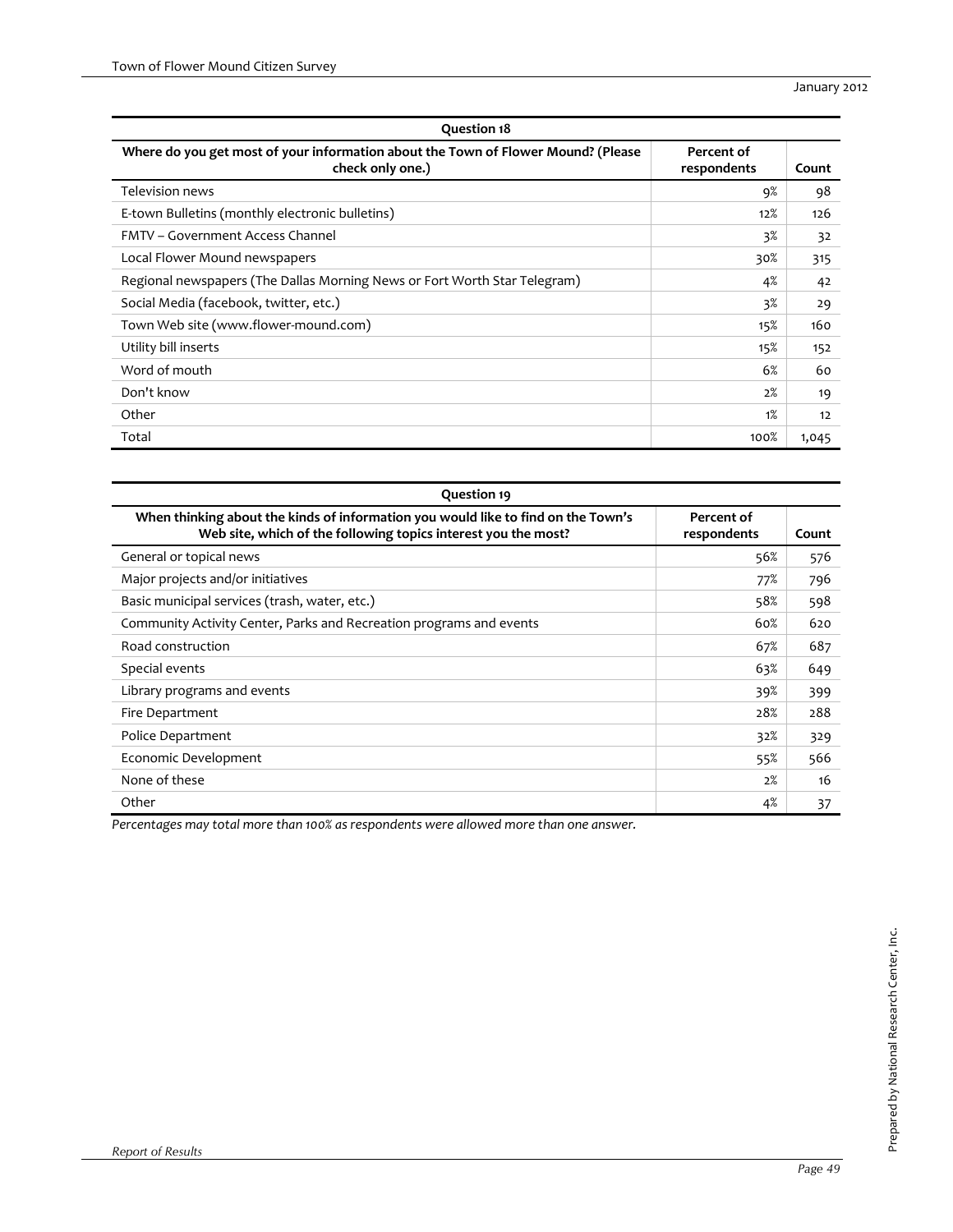| Question 18 | | |
|---|---|---|
| **Where do you get most of your information about the Town of Flower Mound? (Please check only one.)** | **Percent of respondents** | **Count** |
| Television news | 9% | 98 |
| E-town Bulletins (monthly electronic bulletins) | 12% | 126 |
| FMTV – Government Access Channel | 3% | 32 |
| Local Flower Mound newspapers | 30% | 315 |
| Regional newspapers (The Dallas Morning News or Fort Worth Star Telegram) | 4% | 42 |
| Social Media (facebook, twitter, etc.) | 3% | 29 |
| Town Web site (www.flower-mound.com) | 15% | 160 |
| Utility bill inserts | 15% | 152 |
| Word of mouth | 6% | 60 |
| Don't know | 2% | 19 |
| Other | 1% | 12 |
| Total | 100% | 1,045 |

| Question 19 | | |
|---|---|---|
| **When thinking about the kinds of information you would like to find on the Town's Web site, which of the following topics interest you the most?** | **Percent of respondents** | **Count** |
| General or topical news | 56% | 576 |
| Major projects and/or initiatives | 77% | 796 |
| Basic municipal services (trash, water, etc.) | 58% | 598 |
| Community Activity Center, Parks and Recreation programs and events | 60% | 620 |
| Road construction | 67% | 687 |
| Special events | 63% | 649 |
| Library programs and events | 39% | 399 |
| Fire Department | 28% | 288 |
| Police Department | 32% | 329 |
| Economic Development | 55% | 566 |
| None of these | 2% | 16 |
| Other | 4% | 37 |

*Percentages may total more than 100% as respondents were allowed more than one answer.*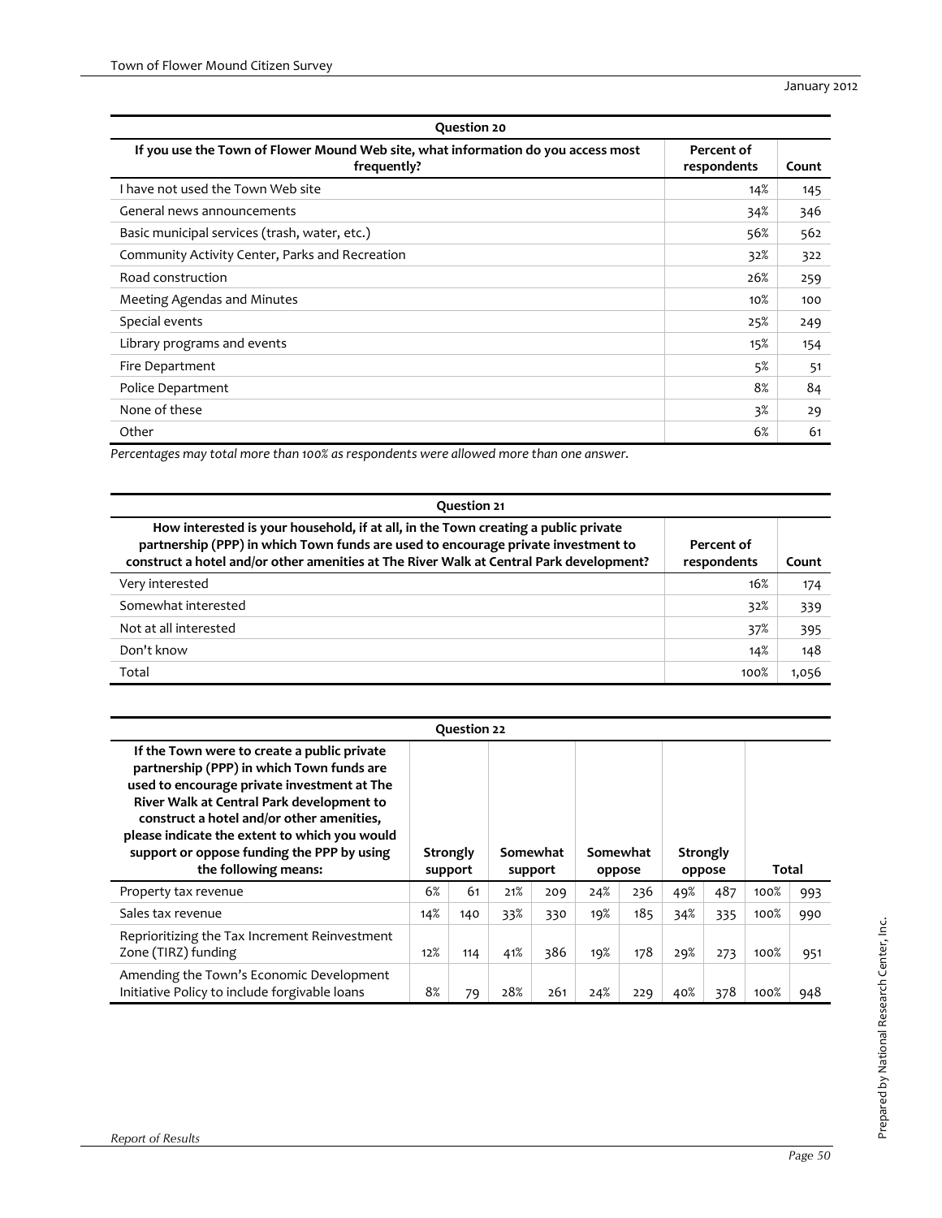| Question 20 | | |
|---|---|---|
| If you use the Town of Flower Mound Web site, what information do you access most frequently? | Percent of respondents | Count |
| I have not used the Town Web site | 14% | 145 |
| General news announcements | 34% | 346 |
| Basic municipal services (trash, water, etc.) | 56% | 562 |
| Community Activity Center, Parks and Recreation | 32% | 322 |
| Road construction | 26% | 259 |
| Meeting Agendas and Minutes | 10% | 100 |
| Special events | 25% | 249 |
| Library programs and events | 15% | 154 |
| Fire Department | 5% | 51 |
| Police Department | 8% | 84 |
| None of these | 3% | 29 |
| Other | 6% | 61 |

*Percentages may total more than 100% as respondents were allowed more than one answer.*

| Question 21 | | |
|---|---|---|
| How interested is your household, if at all, in the Town creating a public private partnership (PPP) in which Town funds are used to encourage private investment to construct a hotel and/or other amenities at The River Walk at Central Park development? | Percent of respondents | Count |
| Very interested | 16% | 174 |
| Somewhat interested | 32% | 339 |
| Not at all interested | 37% | 395 |
| Don't know | 14% | 148 |
| Total | 100% | 1,056 |

| Question 22 | | | | | | | | | | |
|---|---|---|---|---|---|---|---|---|---|---|
| If the Town were to create a public private partnership (PPP) in which Town funds are used to encourage private investment at The River Walk at Central Park development to construct a hotel and/or other amenities, please indicate the extent to which you would support or oppose funding the PPP by using the following means: | Strongly support | | Somewhat support | | Somewhat oppose | | Strongly oppose | | Total | |
| Property tax revenue | 6% | 61 | 21% | 209 | 24% | 236 | 49% | 487 | 100% | 993 |
| Sales tax revenue | 14% | 140 | 33% | 330 | 19% | 185 | 34% | 335 | 100% | 990 |
| Reprioritizing the Tax Increment Reinvestment Zone (TIRZ) funding | 12% | 114 | 41% | 386 | 19% | 178 | 29% | 273 | 100% | 951 |
| Amending the Town's Economic Development Initiative Policy to include forgivable loans | 8% | 79 | 28% | 261 | 24% | 229 | 40% | 378 | 100% | 948 |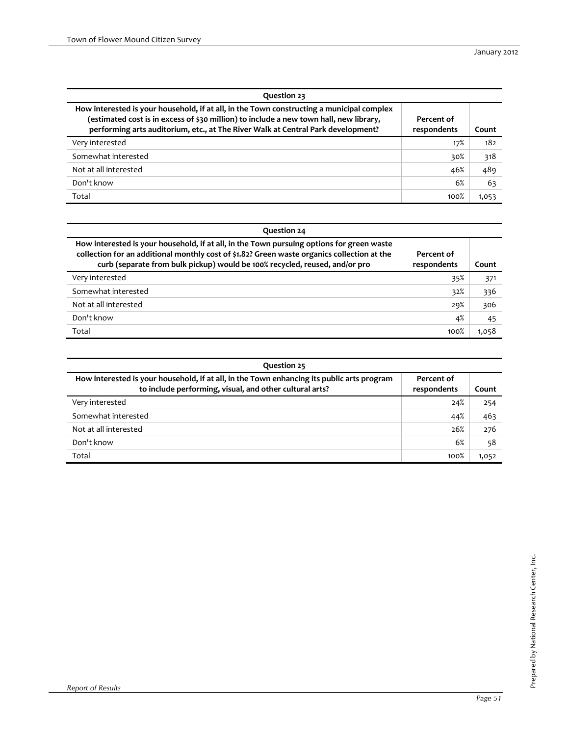| Question 23 | | |
|---|---|---|
| **How interested is your household, if at all, in the Town constructing a municipal complex (estimated cost is in excess of $30 million) to include a new town hall, new library, performing arts auditorium, etc., at The River Walk at Central Park development?** | **Percent of respondents** | **Count** |
| Very interested | 17% | 182 |
| Somewhat interested | 30% | 318 |
| Not at all interested | 46% | 489 |
| Don't know | 6% | 63 |
| Total | 100% | 1,053 |

| Question 24 | | |
|---|---|---|
| **How interested is your household, if at all, in the Town pursuing options for green waste collection for an additional monthly cost of $1.82? Green waste organics collection at the curb (separate from bulk pickup) would be 100% recycled, reused, and/or pro** | **Percent of respondents** | **Count** |
| Very interested | 35% | 371 |
| Somewhat interested | 32% | 336 |
| Not at all interested | 29% | 306 |
| Don't know | 4% | 45 |
| Total | 100% | 1,058 |

| Question 25 | | |
|---|---|---|
| **How interested is your household, if at all, in the Town enhancing its public arts program to include performing, visual, and other cultural arts?** | **Percent of respondents** | **Count** |
| Very interested | 24% | 254 |
| Somewhat interested | 44% | 463 |
| Not at all interested | 26% | 276 |
| Don't know | 6% | 58 |
| Total | 100% | 1,052 |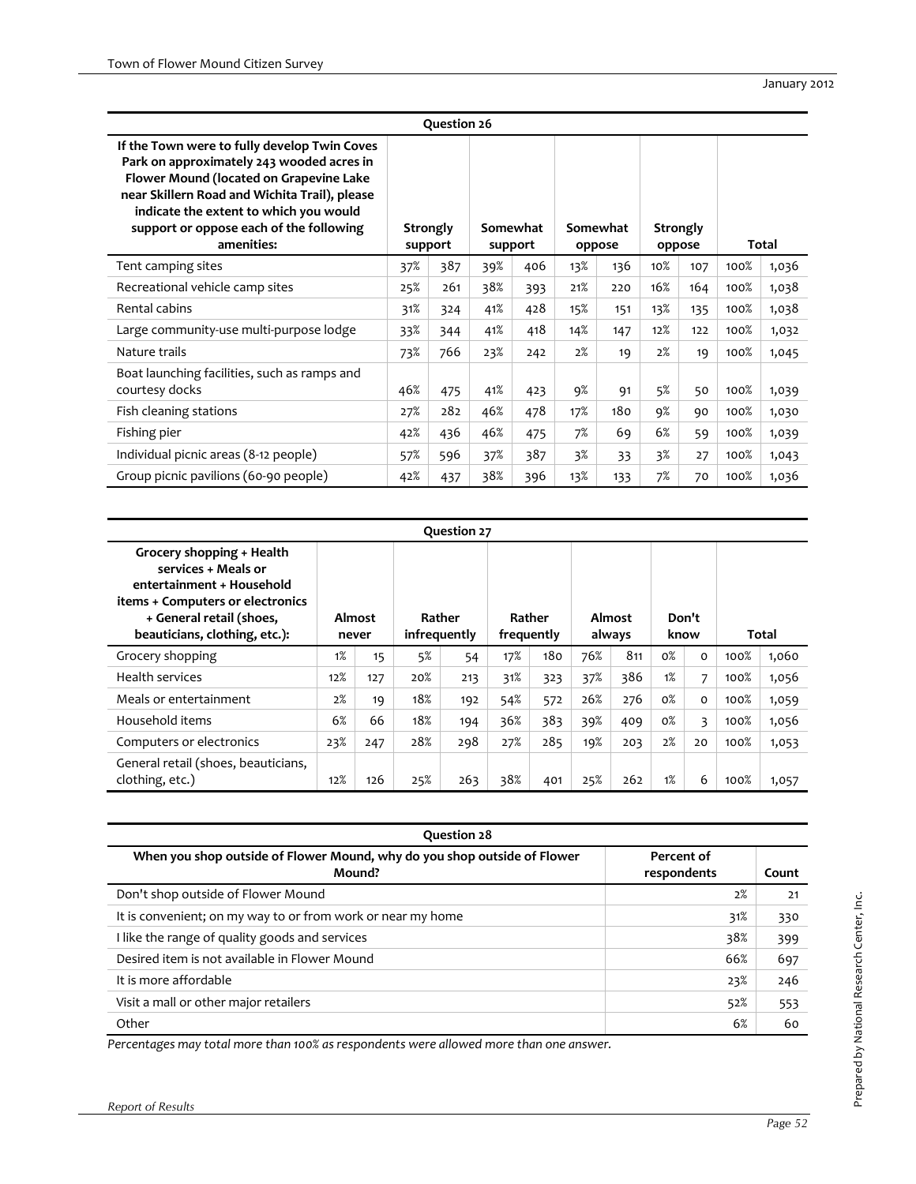| Question 26 | | | | | | | | | | |
|---|---|---|---|---|---|---|---|---|---|---|
| **If the Town were to fully develop Twin Coves Park on approximately 243 wooded acres in Flower Mound (located on Grapevine Lake near Skillern Road and Wichita Trail), please indicate the extent to which you would support or oppose each of the following amenities:** | **Strongly support** | | **Somewhat support** | | **Somewhat oppose** | | **Strongly oppose** | | **Total** | |
| Tent camping sites | 37% | 387 | 39% | 406 | 13% | 136 | 10% | 107 | 100% | 1,036 |
| Recreational vehicle camp sites | 25% | 261 | 38% | 393 | 21% | 220 | 16% | 164 | 100% | 1,038 |
| Rental cabins | 31% | 324 | 41% | 428 | 15% | 151 | 13% | 135 | 100% | 1,038 |
| Large community-use multi-purpose lodge | 33% | 344 | 41% | 418 | 14% | 147 | 12% | 122 | 100% | 1,032 |
| Nature trails | 73% | 766 | 23% | 242 | 2% | 19 | 2% | 19 | 100% | 1,045 |
| Boat launching facilities, such as ramps and courtesy docks | 46% | 475 | 41% | 423 | 9% | 91 | 5% | 50 | 100% | 1,039 |
| Fish cleaning stations | 27% | 282 | 46% | 478 | 17% | 180 | 9% | 90 | 100% | 1,030 |
| Fishing pier | 42% | 436 | 46% | 475 | 7% | 69 | 6% | 59 | 100% | 1,039 |
| Individual picnic areas (8-12 people) | 57% | 596 | 37% | 387 | 3% | 33 | 3% | 27 | 100% | 1,043 |
| Group picnic pavilions (60-90 people) | 42% | 437 | 38% | 396 | 13% | 133 | 7% | 70 | 100% | 1,036 |

| Question 27 | | | | | | | | | | | | |
|---|---|---|---|---|---|---|---|---|---|---|---|---|
| **Grocery shopping + Health services + Meals or entertainment + Household items + Computers or electronics + General retail (shoes, beauticians, clothing, etc.):** | **Almost never** | | **Rather infrequently** | | **Rather frequently** | | **Almost always** | | **Don't know** | | **Total** | |
| Grocery shopping | 1% | 15 | 5% | 54 | 17% | 180 | 76% | 811 | 0% | 0 | 100% | 1,060 |
| Health services | 12% | 127 | 20% | 213 | 31% | 323 | 37% | 386 | 1% | 7 | 100% | 1,056 |
| Meals or entertainment | 2% | 19 | 18% | 192 | 54% | 572 | 26% | 276 | 0% | 0 | 100% | 1,059 |
| Household items | 6% | 66 | 18% | 194 | 36% | 383 | 39% | 409 | 0% | 3 | 100% | 1,056 |
| Computers or electronics | 23% | 247 | 28% | 298 | 27% | 285 | 19% | 203 | 2% | 20 | 100% | 1,053 |
| General retail (shoes, beauticians, clothing, etc.) | 12% | 126 | 25% | 263 | 38% | 401 | 25% | 262 | 1% | 6 | 100% | 1,057 |

| Question 28 | | |
|---|---|---|
| **When you shop outside of Flower Mound, why do you shop outside of Flower Mound?** | **Percent of respondents** | **Count** |
| Don't shop outside of Flower Mound | 2% | 21 |
| It is convenient; on my way to or from work or near my home | 31% | 330 |
| I like the range of quality goods and services | 38% | 399 |
| Desired item is not available in Flower Mound | 66% | 697 |
| It is more affordable | 23% | 246 |
| Visit a mall or other major retailers | 52% | 553 |
| Other | 6% | 60 |

*Percentages may total more than 100% as respondents were allowed more than one answer.*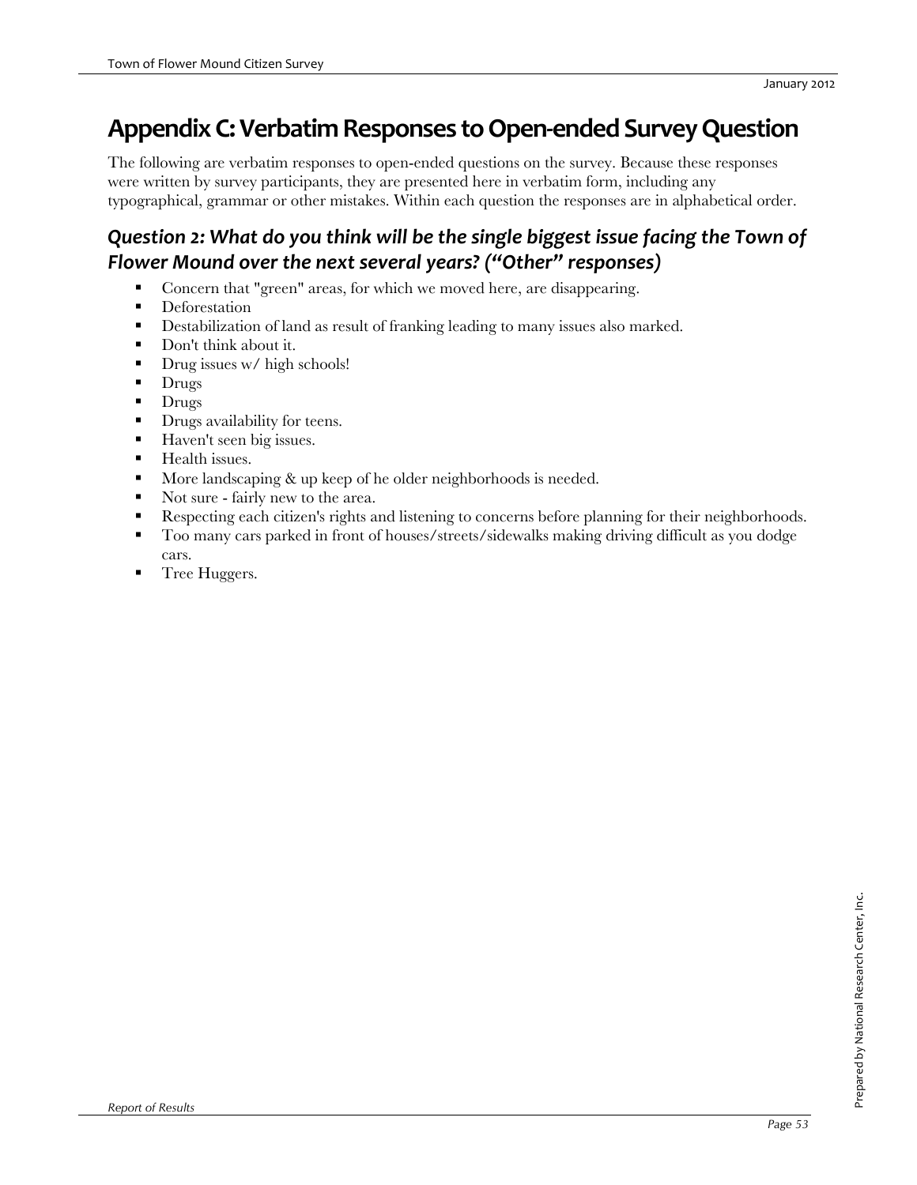# Appendix C: Verbatim Responses to Open-ended Survey Question

The following are verbatim responses to open-ended questions on the survey. Because these responses were written by survey participants, they are presented here in verbatim form, including any typographical, grammar or other mistakes. Within each question the responses are in alphabetical order.

## *Question 2: What do you think will be the single biggest issue facing the Town of Flower Mound over the next several years? ("Other" responses)*

- Concern that "green" areas, for which we moved here, are disappearing.
- Deforestation
- Destabilization of land as result of franking leading to many issues also marked.
- Don't think about it.
- Drug issues w/ high schools!
- Drugs
- Drugs
- Drugs availability for teens.
- Haven't seen big issues.
- Health issues.
- More landscaping & up keep of he older neighborhoods is needed.
- Not sure - fairly new to the area.
- Respecting each citizen's rights and listening to concerns before planning for their neighborhoods.
- Too many cars parked in front of houses/streets/sidewalks making driving difficult as you dodge cars.
- Tree Huggers.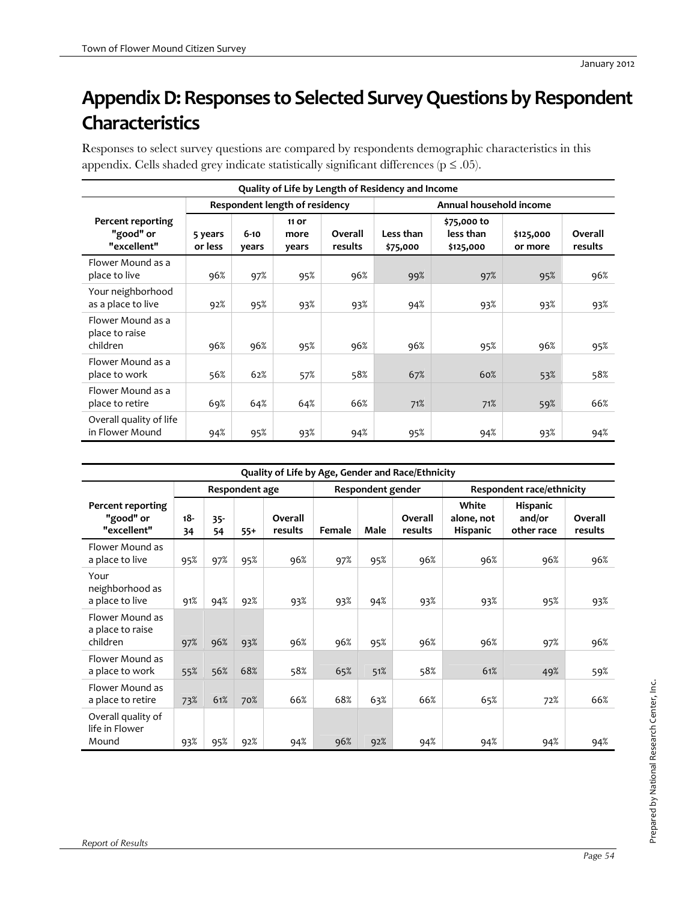# Appendix D: Responses to Selected Survey Questions by Respondent Characteristics

Responses to select survey questions are compared by respondents demographic characteristics in this appendix. Cells shaded grey indicate statistically significant differences ($p \leq .05$).

| Quality of Life by Length of Residency and Income | | | | | | | | |
|---|---|---|---|---|---|---|---|---|
| | Respondent length of residency | | | | Annual household income | | | |
| Percent reporting "good" or "excellent" | 5 years or less | 6-10 years | 11 or more years | Overall results | Less than $75,000 | $75,000 to less than $125,000 | $125,000 or more | Overall results |
| Flower Mound as a place to live | 96% | 97% | 95% | 96% | 99% | 97% | 95% | 96% |
| Your neighborhood as a place to live | 92% | 95% | 93% | 93% | 94% | 93% | 93% | 93% |
| Flower Mound as a place to raise children | 96% | 96% | 95% | 96% | 96% | 95% | 96% | 95% |
| Flower Mound as a place to work | 56% | 62% | 57% | 58% | 67% | 60% | 53% | 58% |
| Flower Mound as a place to retire | 69% | 64% | 64% | 66% | 71% | 71% | 59% | 66% |
| Overall quality of life in Flower Mound | 94% | 95% | 93% | 94% | 95% | 94% | 93% | 94% |

| Quality of Life by Age, Gender and Race/Ethnicity | | | | | | | | | | |
|---|---|---|---|---|---|---|---|---|---|---|
| | Respondent age | | | | Respondent gender | | | Respondent race/ethnicity | | |
| Percent reporting "good" or "excellent" | 18-34 | 35-54 | 55+ | Overall results | Female | Male | Overall results | White alone, not Hispanic | Hispanic and/or other race | Overall results |
| Flower Mound as a place to live | 95% | 97% | 95% | 96% | 97% | 95% | 96% | 96% | 96% | 96% |
| Your neighborhood as a place to live | 91% | 94% | 92% | 93% | 93% | 94% | 93% | 93% | 95% | 93% |
| Flower Mound as a place to raise children | 97% | 96% | 93% | 96% | 96% | 95% | 96% | 96% | 97% | 96% |
| Flower Mound as a place to work | 55% | 56% | 68% | 58% | 65% | 51% | 58% | 61% | 49% | 59% |
| Flower Mound as a place to retire | 73% | 61% | 70% | 66% | 68% | 63% | 66% | 65% | 72% | 66% |
| Overall quality of life in Flower Mound | 93% | 95% | 92% | 94% | 96% | 92% | 94% | 94% | 94% | 94% |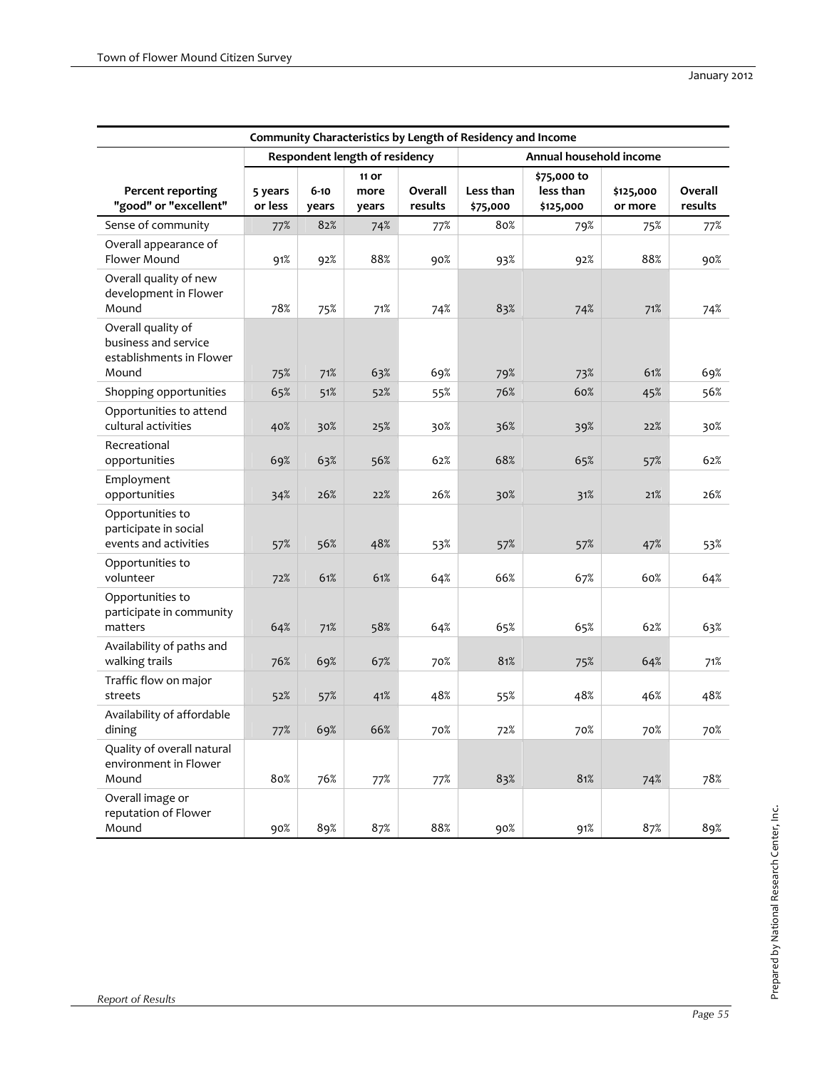| Community Characteristics by Length of Residency and Income | | | | | | | | |
|---|---|---|---|---|---|---|---|---|
| | Respondent length of residency | | | | Annual household income | | | |
| **Percent reporting "good" or "excellent"** | **5 years or less** | **6-10 years** | **11 or more years** | **Overall results** | **Less than $75,000** | **$75,000 to less than $125,000** | **$125,000 or more** | **Overall results** |
| Sense of community | 77% | 82% | 74% | 77% | 80% | 79% | 75% | 77% |
| Overall appearance of Flower Mound | 91% | 92% | 88% | 90% | 93% | 92% | 88% | 90% |
| Overall quality of new development in Flower Mound | 78% | 75% | 71% | 74% | 83% | 74% | 71% | 74% |
| Overall quality of business and service establishments in Flower Mound | 75% | 71% | 63% | 69% | 79% | 73% | 61% | 69% |
| Shopping opportunities | 65% | 51% | 52% | 55% | 76% | 60% | 45% | 56% |
| Opportunities to attend cultural activities | 40% | 30% | 25% | 30% | 36% | 39% | 22% | 30% |
| Recreational opportunities | 69% | 63% | 56% | 62% | 68% | 65% | 57% | 62% |
| Employment opportunities | 34% | 26% | 22% | 26% | 30% | 31% | 21% | 26% |
| Opportunities to participate in social events and activities | 57% | 56% | 48% | 53% | 57% | 57% | 47% | 53% |
| Opportunities to volunteer | 72% | 61% | 61% | 64% | 66% | 67% | 60% | 64% |
| Opportunities to participate in community matters | 64% | 71% | 58% | 64% | 65% | 65% | 62% | 63% |
| Availability of paths and walking trails | 76% | 69% | 67% | 70% | 81% | 75% | 64% | 71% |
| Traffic flow on major streets | 52% | 57% | 41% | 48% | 55% | 48% | 46% | 48% |
| Availability of affordable dining | 77% | 69% | 66% | 70% | 72% | 70% | 70% | 70% |
| Quality of overall natural environment in Flower Mound | 80% | 76% | 77% | 77% | 83% | 81% | 74% | 78% |
| Overall image or reputation of Flower Mound | 90% | 89% | 87% | 88% | 90% | 91% | 87% | 89% |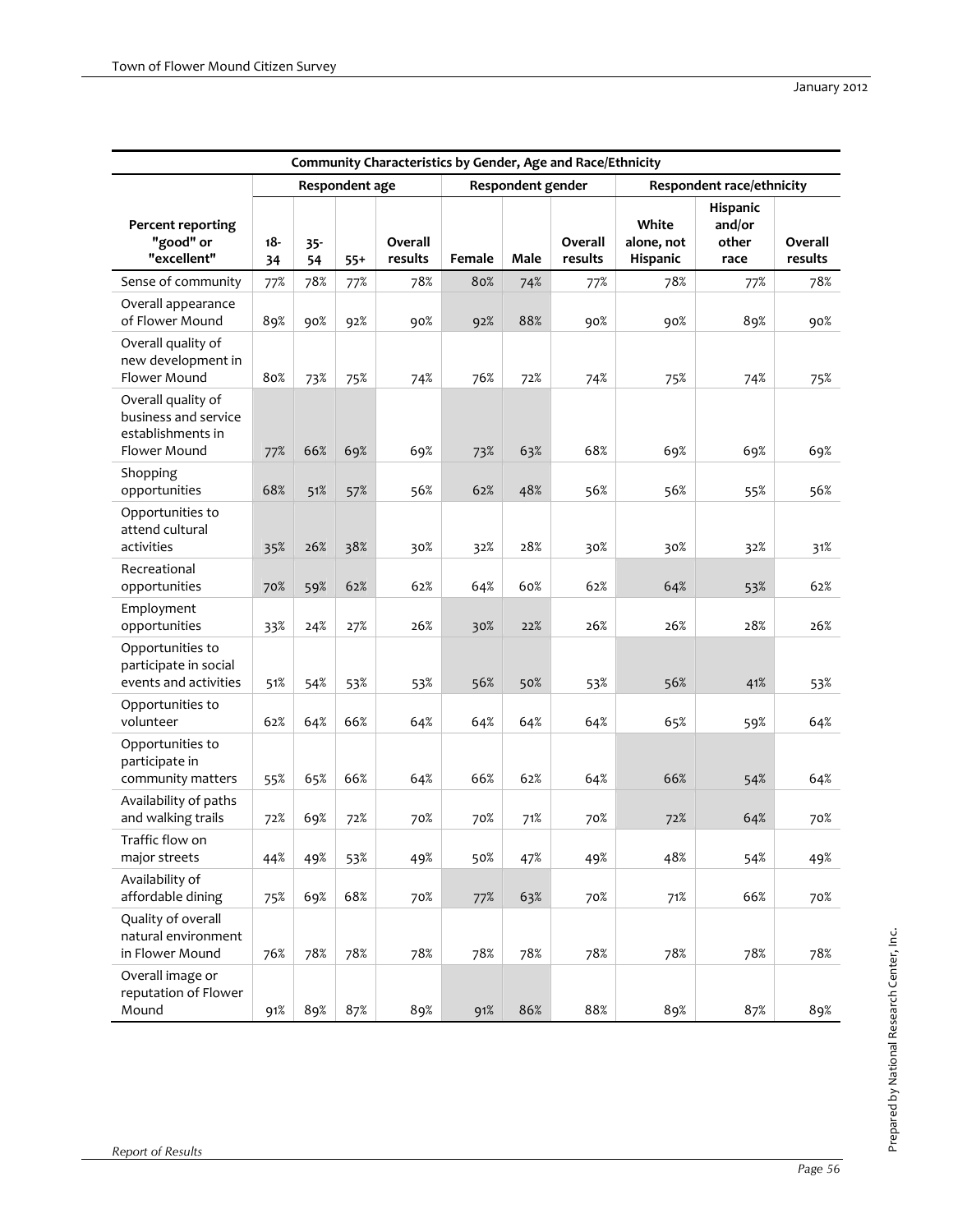| Community Characteristics by Gender, Age and Race/Ethnicity | | | | | | | | | | |
|---|---|---|---|---|---|---|---|---|---|---|
| | Respondent age | | | | Respondent gender | | | Respondent race/ethnicity | | |
| Percent reporting "good" or "excellent" | 18-34 | 35-54 | 55+ | Overall results | Female | Male | Overall results | White alone, not Hispanic | Hispanic and/or other race | Overall results |
| Sense of community | 77% | 78% | 77% | 78% | 80% | 74% | 77% | 78% | 77% | 78% |
| Overall appearance of Flower Mound | 89% | 90% | 92% | 90% | 92% | 88% | 90% | 90% | 89% | 90% |
| Overall quality of new development in Flower Mound | 80% | 73% | 75% | 74% | 76% | 72% | 74% | 75% | 74% | 75% |
| Overall quality of business and service establishments in Flower Mound | 77% | 66% | 69% | 69% | 73% | 63% | 68% | 69% | 69% | 69% |
| Shopping opportunities | 68% | 51% | 57% | 56% | 62% | 48% | 56% | 56% | 55% | 56% |
| Opportunities to attend cultural activities | 35% | 26% | 38% | 30% | 32% | 28% | 30% | 30% | 32% | 31% |
| Recreational opportunities | 70% | 59% | 62% | 62% | 64% | 60% | 62% | 64% | 53% | 62% |
| Employment opportunities | 33% | 24% | 27% | 26% | 30% | 22% | 26% | 26% | 28% | 26% |
| Opportunities to participate in social events and activities | 51% | 54% | 53% | 53% | 56% | 50% | 53% | 56% | 41% | 53% |
| Opportunities to volunteer | 62% | 64% | 66% | 64% | 64% | 64% | 64% | 65% | 59% | 64% |
| Opportunities to participate in community matters | 55% | 65% | 66% | 64% | 66% | 62% | 64% | 66% | 54% | 64% |
| Availability of paths and walking trails | 72% | 69% | 72% | 70% | 70% | 71% | 70% | 72% | 64% | 70% |
| Traffic flow on major streets | 44% | 49% | 53% | 49% | 50% | 47% | 49% | 48% | 54% | 49% |
| Availability of affordable dining | 75% | 69% | 68% | 70% | 77% | 63% | 70% | 71% | 66% | 70% |
| Quality of overall natural environment in Flower Mound | 76% | 78% | 78% | 78% | 78% | 78% | 78% | 78% | 78% | 78% |
| Overall image or reputation of Flower Mound | 91% | 89% | 87% | 89% | 91% | 86% | 88% | 89% | 87% | 89% |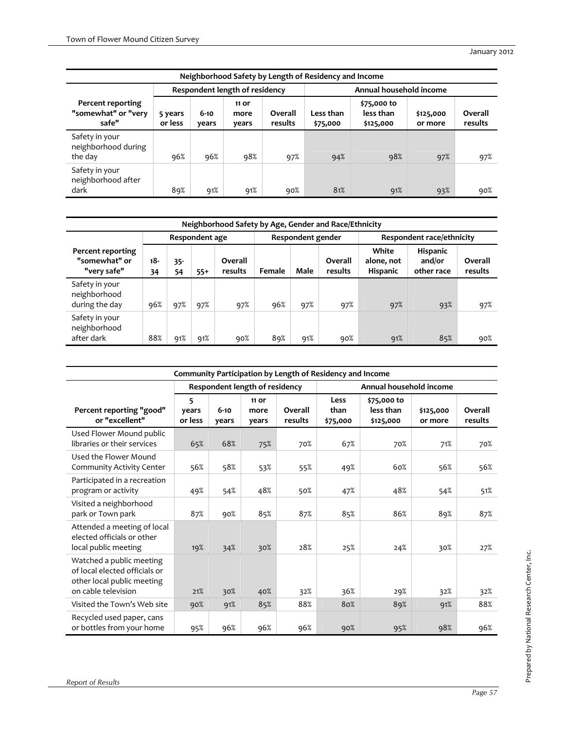| Neighborhood Safety by Length of Residency and Income | | | | | | | | |
|---|---|---|---|---|---|---|---|---|
| | Respondent length of residency | | | | Annual household income | | | |
| Percent reporting "somewhat" or "very safe" | 5 years or less | 6-10 years | 11 or more years | Overall results | Less than $75,000 | $75,000 to less than $125,000 | $125,000 or more | Overall results |
| Safety in your neighborhood during the day | 96% | 96% | 98% | 97% | 94% | 98% | 97% | 97% |
| Safety in your neighborhood after dark | 89% | 91% | 91% | 90% | 81% | 91% | 93% | 90% |

| Neighborhood Safety by Age, Gender and Race/Ethnicity | | | | | | | | | | |
|---|---|---|---|---|---|---|---|---|---|---|
| | Respondent age | | | | Respondent gender | | | Respondent race/ethnicity | | |
| Percent reporting "somewhat" or "very safe" | 18-34 | 35-54 | 55+ | Overall results | Female | Male | Overall results | White alone, not Hispanic | Hispanic and/or other race | Overall results |
| Safety in your neighborhood during the day | 96% | 97% | 97% | 97% | 96% | 97% | 97% | 97% | 93% | 97% |
| Safety in your neighborhood after dark | 88% | 91% | 91% | 90% | 89% | 91% | 90% | 91% | 85% | 90% |

| Community Participation by Length of Residency and Income | | | | | | | | |
|---|---|---|---|---|---|---|---|---|
| | Respondent length of residency | | | | Annual household income | | | |
| Percent reporting "good" or "excellent" | 5 years or less | 6-10 years | 11 or more years | Overall results | Less than $75,000 | $75,000 to less than $125,000 | $125,000 or more | Overall results |
| Used Flower Mound public libraries or their services | 65% | 68% | 75% | 70% | 67% | 70% | 71% | 70% |
| Used the Flower Mound Community Activity Center | 56% | 58% | 53% | 55% | 49% | 60% | 56% | 56% |
| Participated in a recreation program or activity | 49% | 54% | 48% | 50% | 47% | 48% | 54% | 51% |
| Visited a neighborhood park or Town park | 87% | 90% | 85% | 87% | 85% | 86% | 89% | 87% |
| Attended a meeting of local elected officials or other local public meeting | 19% | 34% | 30% | 28% | 25% | 24% | 30% | 27% |
| Watched a public meeting of local elected officials or other local public meeting on cable television | 21% | 30% | 40% | 32% | 36% | 29% | 32% | 32% |
| Visited the Town's Web site | 90% | 91% | 85% | 88% | 80% | 89% | 91% | 88% |
| Recycled used paper, cans or bottles from your home | 95% | 96% | 96% | 96% | 90% | 95% | 98% | 96% |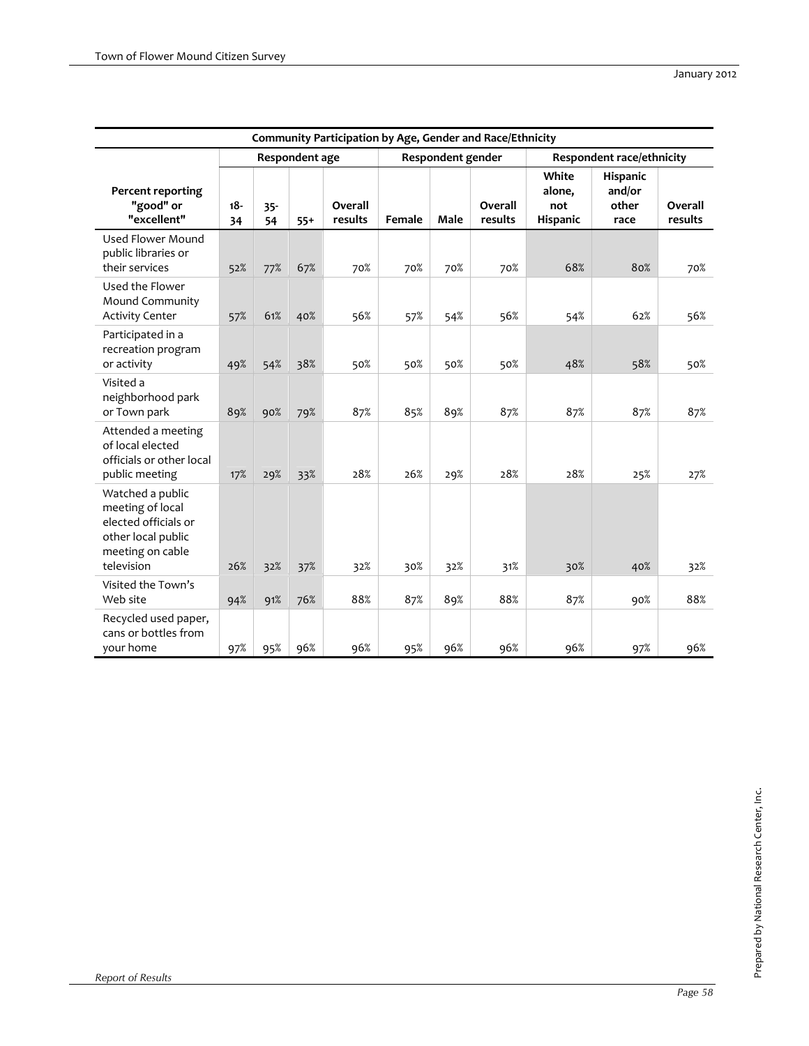| Community Participation by Age, Gender and Race/Ethnicity | | | | | | | | | | |
|---|---|---|---|---|---|---|---|---|---|---|
| | Respondent age | | | | Respondent gender | | | Respondent race/ethnicity | | |
| Percent reporting "good" or "excellent" | 18-34 | 35-54 | 55+ | Overall results | Female | Male | Overall results | White alone, not Hispanic | Hispanic and/or other race | Overall results |
| Used Flower Mound public libraries or their services | 52% | 77% | 67% | 70% | 70% | 70% | 70% | 68% | 80% | 70% |
| Used the Flower Mound Community Activity Center | 57% | 61% | 40% | 56% | 57% | 54% | 56% | 54% | 62% | 56% |
| Participated in a recreation program or activity | 49% | 54% | 38% | 50% | 50% | 50% | 50% | 48% | 58% | 50% |
| Visited a neighborhood park or Town park | 89% | 90% | 79% | 87% | 85% | 89% | 87% | 87% | 87% | 87% |
| Attended a meeting of local elected officials or other local public meeting | 17% | 29% | 33% | 28% | 26% | 29% | 28% | 28% | 25% | 27% |
| Watched a public meeting of local elected officials or other local public meeting on cable television | 26% | 32% | 37% | 32% | 30% | 32% | 31% | 30% | 40% | 32% |
| Visited the Town's Web site | 94% | 91% | 76% | 88% | 87% | 89% | 88% | 87% | 90% | 88% |
| Recycled used paper, cans or bottles from your home | 97% | 95% | 96% | 96% | 95% | 96% | 96% | 96% | 97% | 96% |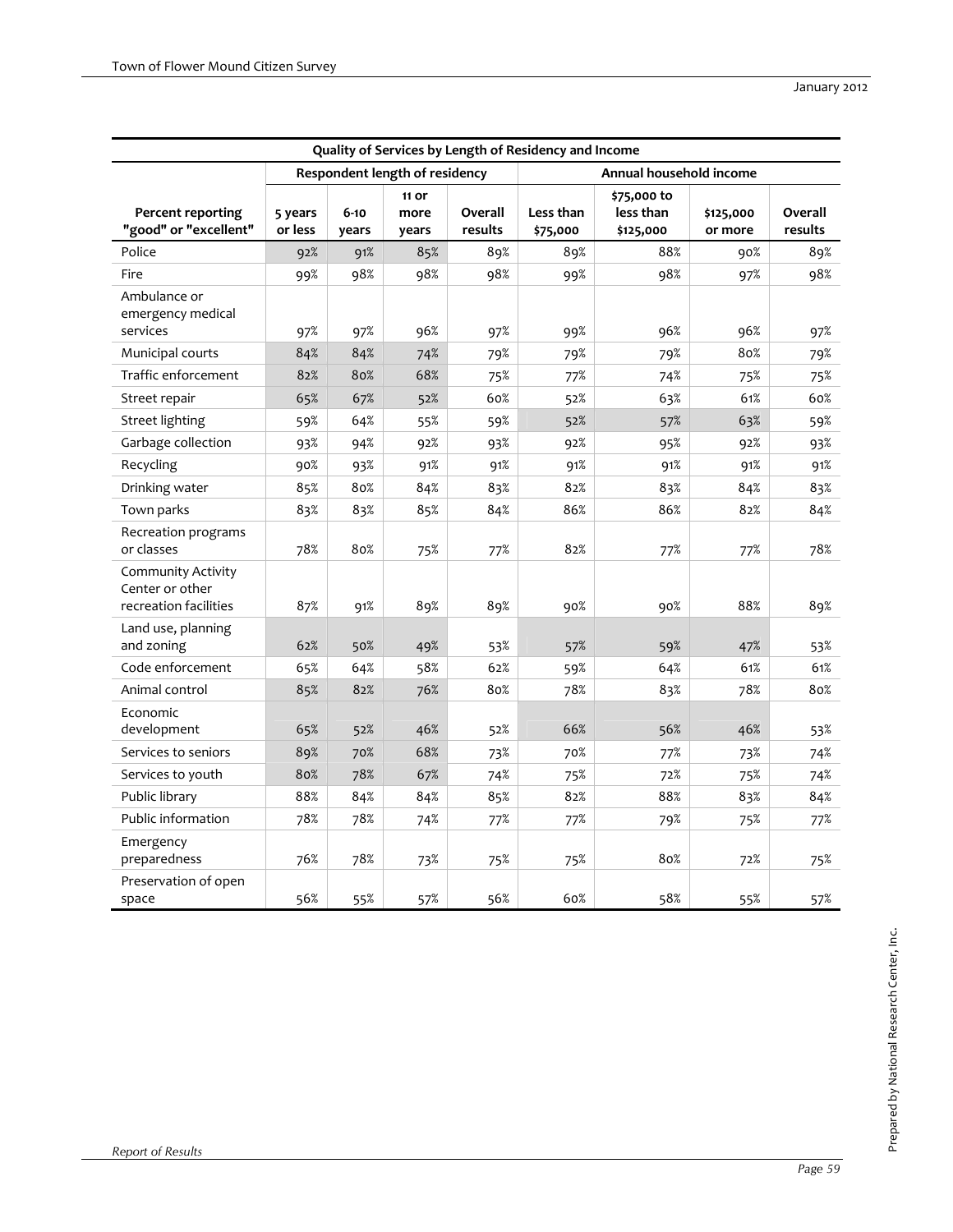| Quality of Services by Length of Residency and Income | | | | | | | | |
|---|---|---|---|---|---|---|---|---|
| | Respondent length of residency | | | | Annual household income | | | |
| Percent reporting "good" or "excellent" | 5 years or less | 6-10 years | 11 or more years | Overall results | Less than $75,000 | $75,000 to less than $125,000 | $125,000 or more | Overall results |
| Police | 92% | 91% | 85% | 89% | 89% | 88% | 90% | 89% |
| Fire | 99% | 98% | 98% | 98% | 99% | 98% | 97% | 98% |
| Ambulance or emergency medical services | 97% | 97% | 96% | 97% | 99% | 96% | 96% | 97% |
| Municipal courts | 84% | 84% | 74% | 79% | 79% | 79% | 80% | 79% |
| Traffic enforcement | 82% | 80% | 68% | 75% | 77% | 74% | 75% | 75% |
| Street repair | 65% | 67% | 52% | 60% | 52% | 63% | 61% | 60% |
| Street lighting | 59% | 64% | 55% | 59% | 52% | 57% | 63% | 59% |
| Garbage collection | 93% | 94% | 92% | 93% | 92% | 95% | 92% | 93% |
| Recycling | 90% | 93% | 91% | 91% | 91% | 91% | 91% | 91% |
| Drinking water | 85% | 80% | 84% | 83% | 82% | 83% | 84% | 83% |
| Town parks | 83% | 83% | 85% | 84% | 86% | 86% | 82% | 84% |
| Recreation programs or classes | 78% | 80% | 75% | 77% | 82% | 77% | 77% | 78% |
| Community Activity Center or other recreation facilities | 87% | 91% | 89% | 89% | 90% | 90% | 88% | 89% |
| Land use, planning and zoning | 62% | 50% | 49% | 53% | 57% | 59% | 47% | 53% |
| Code enforcement | 65% | 64% | 58% | 62% | 59% | 64% | 61% | 61% |
| Animal control | 85% | 82% | 76% | 80% | 78% | 83% | 78% | 80% |
| Economic development | 65% | 52% | 46% | 52% | 66% | 56% | 46% | 53% |
| Services to seniors | 89% | 70% | 68% | 73% | 70% | 77% | 73% | 74% |
| Services to youth | 80% | 78% | 67% | 74% | 75% | 72% | 75% | 74% |
| Public library | 88% | 84% | 84% | 85% | 82% | 88% | 83% | 84% |
| Public information | 78% | 78% | 74% | 77% | 77% | 79% | 75% | 77% |
| Emergency preparedness | 76% | 78% | 73% | 75% | 75% | 80% | 72% | 75% |
| Preservation of open space | 56% | 55% | 57% | 56% | 60% | 58% | 55% | 57% |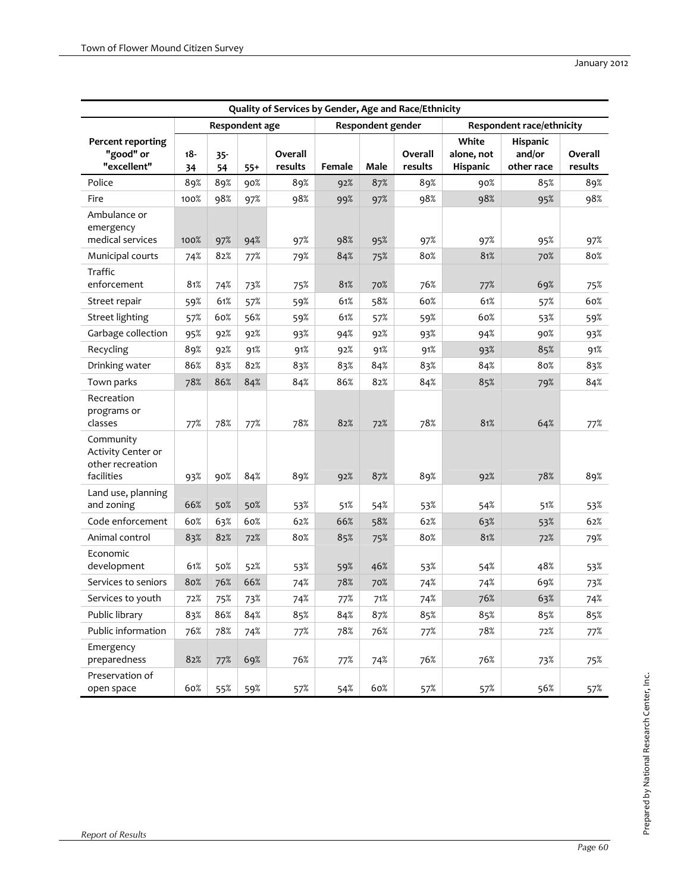| Quality of Services by Gender, Age and Race/Ethnicity | | | | | | | | | | |
|---|---|---|---|---|---|---|---|---|---|---|
| | Respondent age | | | | Respondent gender | | | Respondent race/ethnicity | | |
| Percent reporting "good" or "excellent" | 18-34 | 35-54 | 55+ | Overall results | Female | Male | Overall results | White alone, not Hispanic | Hispanic and/or other race | Overall results |
| Police | 89% | 89% | 90% | 89% | 92% | 87% | 89% | 90% | 85% | 89% |
| Fire | 100% | 98% | 97% | 98% | 99% | 97% | 98% | 98% | 95% | 98% |
| Ambulance or emergency medical services | 100% | 97% | 94% | 97% | 98% | 95% | 97% | 97% | 95% | 97% |
| Municipal courts | 74% | 82% | 77% | 79% | 84% | 75% | 80% | 81% | 70% | 80% |
| Traffic enforcement | 81% | 74% | 73% | 75% | 81% | 70% | 76% | 77% | 69% | 75% |
| Street repair | 59% | 61% | 57% | 59% | 61% | 58% | 60% | 61% | 57% | 60% |
| Street lighting | 57% | 60% | 56% | 59% | 61% | 57% | 59% | 60% | 53% | 59% |
| Garbage collection | 95% | 92% | 92% | 93% | 94% | 92% | 93% | 94% | 90% | 93% |
| Recycling | 89% | 92% | 91% | 91% | 92% | 91% | 91% | 93% | 85% | 91% |
| Drinking water | 86% | 83% | 82% | 83% | 83% | 84% | 83% | 84% | 80% | 83% |
| Town parks | 78% | 86% | 84% | 84% | 86% | 82% | 84% | 85% | 79% | 84% |
| Recreation programs or classes | 77% | 78% | 77% | 78% | 82% | 72% | 78% | 81% | 64% | 77% |
| Community Activity Center or other recreation facilities | 93% | 90% | 84% | 89% | 92% | 87% | 89% | 92% | 78% | 89% |
| Land use, planning and zoning | 66% | 50% | 50% | 53% | 51% | 54% | 53% | 54% | 51% | 53% |
| Code enforcement | 60% | 63% | 60% | 62% | 66% | 58% | 62% | 63% | 53% | 62% |
| Animal control | 83% | 82% | 72% | 80% | 85% | 75% | 80% | 81% | 72% | 79% |
| Economic development | 61% | 50% | 52% | 53% | 59% | 46% | 53% | 54% | 48% | 53% |
| Services to seniors | 80% | 76% | 66% | 74% | 78% | 70% | 74% | 74% | 69% | 73% |
| Services to youth | 72% | 75% | 73% | 74% | 77% | 71% | 74% | 76% | 63% | 74% |
| Public library | 83% | 86% | 84% | 85% | 84% | 87% | 85% | 85% | 85% | 85% |
| Public information | 76% | 78% | 74% | 77% | 78% | 76% | 77% | 78% | 72% | 77% |
| Emergency preparedness | 82% | 77% | 69% | 76% | 77% | 74% | 76% | 76% | 73% | 75% |
| Preservation of open space | 60% | 55% | 59% | 57% | 54% | 60% | 57% | 57% | 56% | 57% |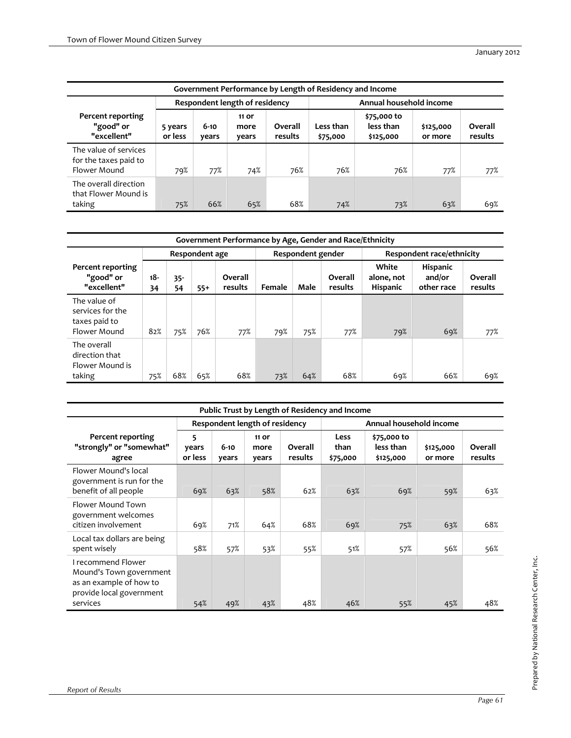| Government Performance by Length of Residency and Income | | | | | | | | |
|---|---|---|---|---|---|---|---|---|
| | Respondent length of residency | | | | Annual household income | | | |
| Percent reporting "good" or "excellent" | 5 years or less | 6-10 years | 11 or more years | Overall results | Less than $75,000 | $75,000 to less than $125,000 | $125,000 or more | Overall results |
| The value of services for the taxes paid to Flower Mound | 79% | 77% | 74% | 76% | 76% | 76% | 77% | 77% |
| The overall direction that Flower Mound is taking | 75% | 66% | 65% | 68% | 74% | 73% | 63% | 69% |

| Government Performance by Age, Gender and Race/Ethnicity | | | | | | | | | | |
|---|---|---|---|---|---|---|---|---|---|---|
| | Respondent age | | | | Respondent gender | | | Respondent race/ethnicity | | |
| Percent reporting "good" or "excellent" | 18-34 | 35-54 | 55+ | Overall results | Female | Male | Overall results | White alone, not Hispanic | Hispanic and/or other race | Overall results |
| The value of services for the taxes paid to Flower Mound | 82% | 75% | 76% | 77% | 79% | 75% | 77% | 79% | 69% | 77% |
| The overall direction that Flower Mound is taking | 75% | 68% | 65% | 68% | 73% | 64% | 68% | 69% | 66% | 69% |

| Public Trust by Length of Residency and Income | | | | | | | | |
|---|---|---|---|---|---|---|---|---|
| | Respondent length of residency | | | | Annual household income | | | |
| Percent reporting "strongly" or "somewhat" agree | 5 years or less | 6-10 years | 11 or more years | Overall results | Less than $75,000 | $75,000 to less than $125,000 | $125,000 or more | Overall results |
| Flower Mound's local government is run for the benefit of all people | 69% | 63% | 58% | 62% | 63% | 69% | 59% | 63% |
| Flower Mound Town government welcomes citizen involvement | 69% | 71% | 64% | 68% | 69% | 75% | 63% | 68% |
| Local tax dollars are being spent wisely | 58% | 57% | 53% | 55% | 51% | 57% | 56% | 56% |
| I recommend Flower Mound's Town government as an example of how to provide local government services | 54% | 49% | 43% | 48% | 46% | 55% | 45% | 48% |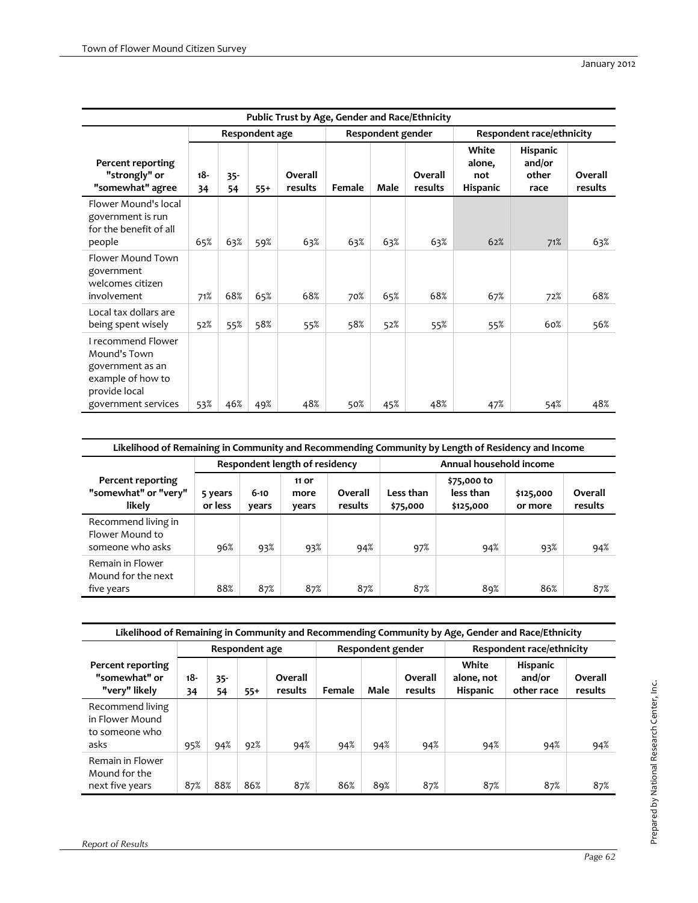| Public Trust by Age, Gender and Race/Ethnicity | | | | | | | | | | |
|---|---|---|---|---|---|---|---|---|---|---|
| | Respondent age | | | | Respondent gender | | | Respondent race/ethnicity | | |
| Percent reporting "strongly" or "somewhat" agree | 18-34 | 35-54 | 55+ | Overall results | Female | Male | Overall results | White alone, not Hispanic | Hispanic and/or other race | Overall results |
| Flower Mound's local government is run for the benefit of all people | 65% | 63% | 59% | 63% | 63% | 63% | 63% | 62% | 71% | 63% |
| Flower Mound Town government welcomes citizen involvement | 71% | 68% | 65% | 68% | 70% | 65% | 68% | 67% | 72% | 68% |
| Local tax dollars are being spent wisely | 52% | 55% | 58% | 55% | 58% | 52% | 55% | 55% | 60% | 56% |
| I recommend Flower Mound's Town government as an example of how to provide local government services | 53% | 46% | 49% | 48% | 50% | 45% | 48% | 47% | 54% | 48% |

| Likelihood of Remaining in Community and Recommending Community by Length of Residency and Income | | | | | | | | |
|---|---|---|---|---|---|---|---|---|
| | Respondent length of residency | | | | Annual household income | | | |
| Percent reporting "somewhat" or "very" likely | 5 years or less | 6-10 years | 11 or more years | Overall results | Less than $75,000 | $75,000 to less than $125,000 | $125,000 or more | Overall results |
| Recommend living in Flower Mound to someone who asks | 96% | 93% | 93% | 94% | 97% | 94% | 93% | 94% |
| Remain in Flower Mound for the next five years | 88% | 87% | 87% | 87% | 87% | 89% | 86% | 87% |

| Likelihood of Remaining in Community and Recommending Community by Age, Gender and Race/Ethnicity | | | | | | | | | | |
|---|---|---|---|---|---|---|---|---|---|---|
| | Respondent age | | | | Respondent gender | | | Respondent race/ethnicity | | |
| Percent reporting "somewhat" or "very" likely | 18-34 | 35-54 | 55+ | Overall results | Female | Male | Overall results | White alone, not Hispanic | Hispanic and/or other race | Overall results |
| Recommend living in Flower Mound to someone who asks | 95% | 94% | 92% | 94% | 94% | 94% | 94% | 94% | 94% | 94% |
| Remain in Flower Mound for the next five years | 87% | 88% | 86% | 87% | 86% | 89% | 87% | 87% | 87% | 87% |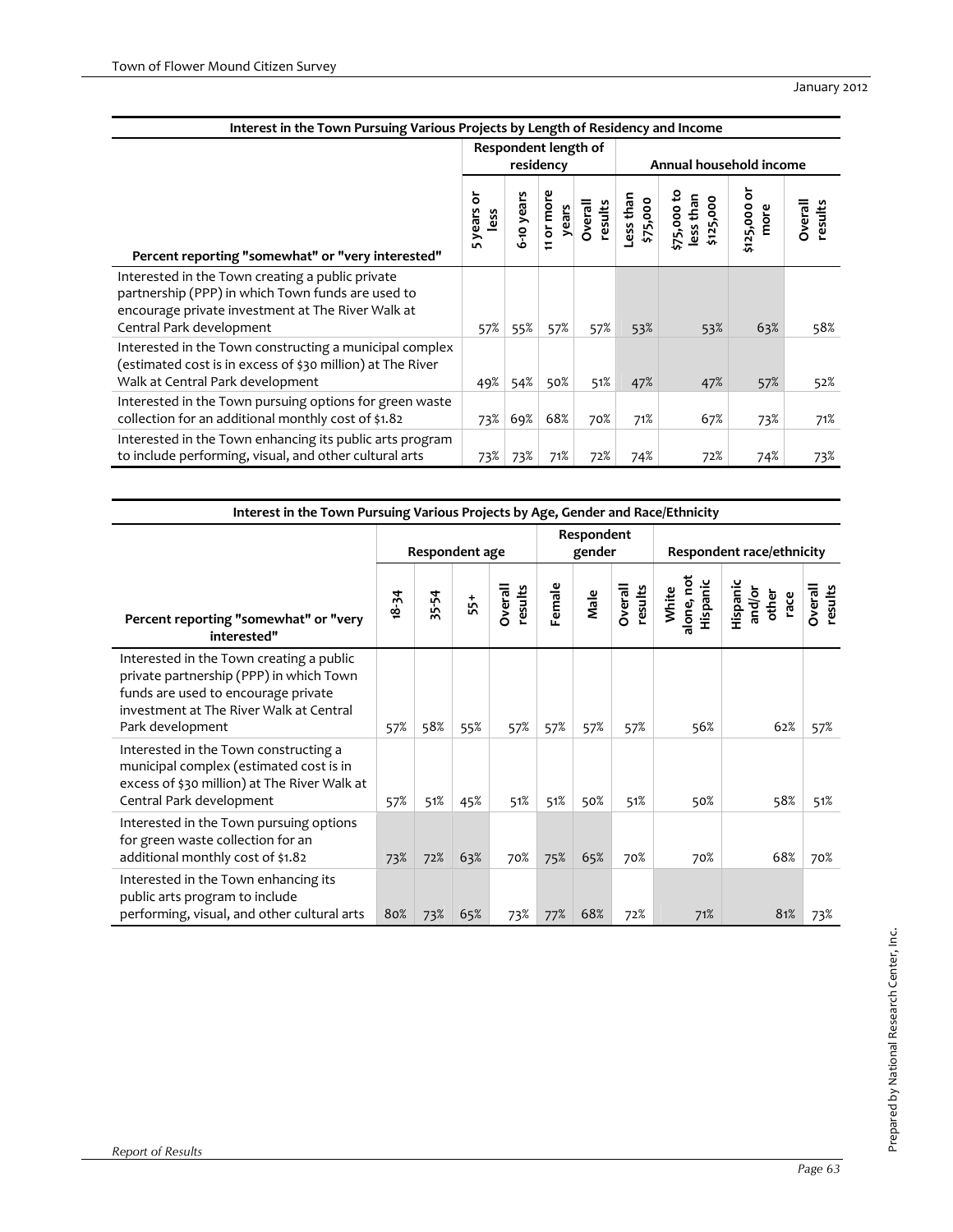| Interest in the Town Pursuing Various Projects by Length of Residency and Income | Respondent length of residency | | | | Annual household income | | | |
|---|---|---|---|---|---|---|---|---|
| Percent reporting "somewhat" or "very interested" | 5 years or less | 6-10 years | 11 or more years | Overall results | Less than $75,000 | $75,000 to less than $125,000 | $125,000 or more | Overall results |
| Interested in the Town creating a public private partnership (PPP) in which Town funds are used to encourage private investment at The River Walk at Central Park development | 57% | 55% | 57% | 57% | 53% | 53% | 63% | 58% |
| Interested in the Town constructing a municipal complex (estimated cost is in excess of $30 million) at The River Walk at Central Park development | 49% | 54% | 50% | 51% | 47% | 47% | 57% | 52% |
| Interested in the Town pursuing options for green waste collection for an additional monthly cost of $1.82 | 73% | 69% | 68% | 70% | 71% | 67% | 73% | 71% |
| Interested in the Town enhancing its public arts program to include performing, visual, and other cultural arts | 73% | 73% | 71% | 72% | 74% | 72% | 74% | 73% |

| Interest in the Town Pursuing Various Projects by Age, Gender and Race/Ethnicity | Respondent age | | | | Respondent gender | | | Respondent race/ethnicity | | |
|---|---|---|---|---|---|---|---|---|---|---|
| Percent reporting "somewhat" or "very interested" | 18-34 | 35-54 | 55+ | Overall results | Female | Male | Overall results | White alone, not Hispanic | Hispanic and/or other race | Overall results |
| Interested in the Town creating a public private partnership (PPP) in which Town funds are used to encourage private investment at The River Walk at Central Park development | 57% | 58% | 55% | 57% | 57% | 57% | 57% | 56% | 62% | 57% |
| Interested in the Town constructing a municipal complex (estimated cost is in excess of $30 million) at The River Walk at Central Park development | 57% | 51% | 45% | 51% | 51% | 50% | 51% | 50% | 58% | 51% |
| Interested in the Town pursuing options for green waste collection for an additional monthly cost of $1.82 | 73% | 72% | 63% | 70% | 75% | 65% | 70% | 70% | 68% | 70% |
| Interested in the Town enhancing its public arts program to include performing, visual, and other cultural arts | 80% | 73% | 65% | 73% | 77% | 68% | 72% | 71% | 81% | 73% |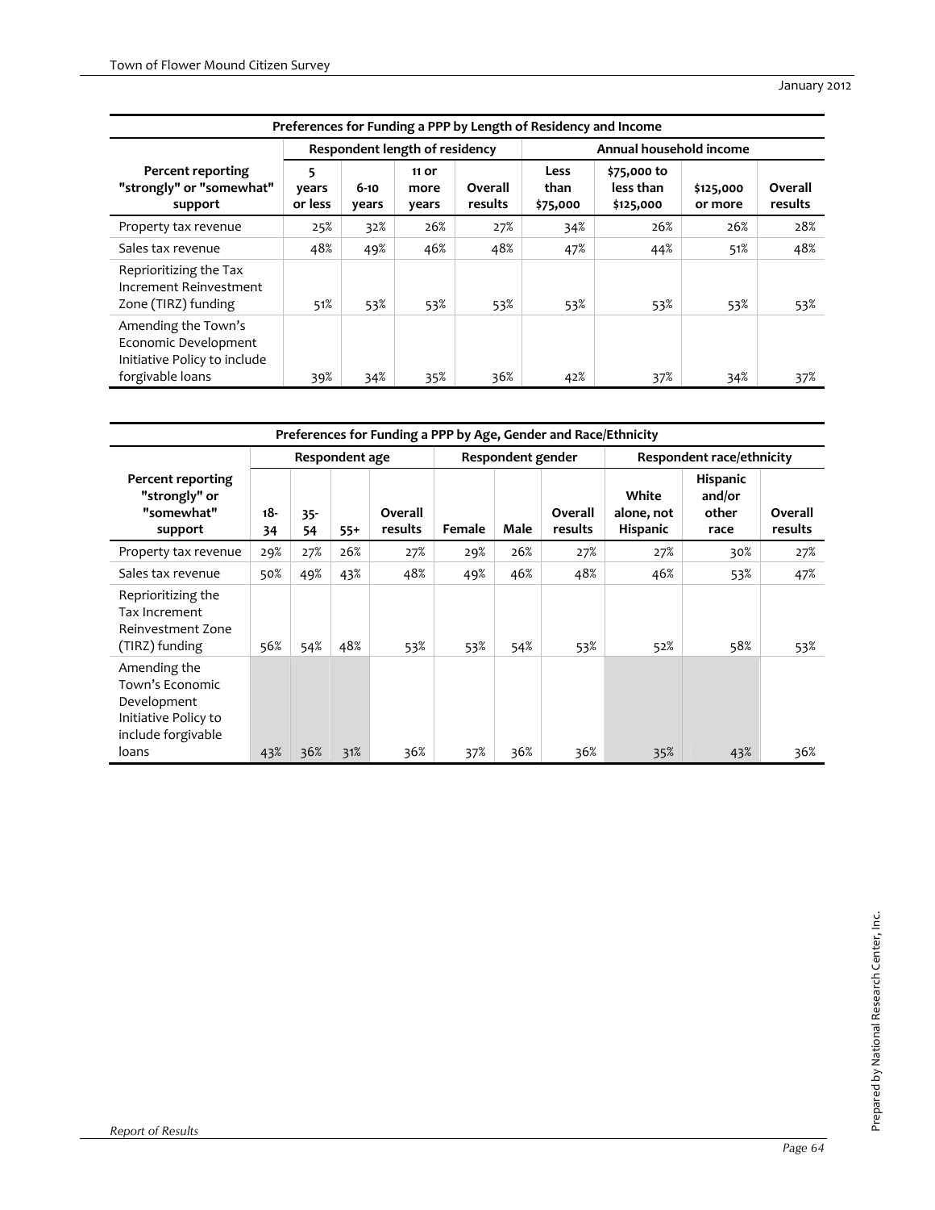| Preferences for Funding a PPP by Length of Residency and Income | | | | | | | | |
|---|---|---|---|---|---|---|---|---|
| | Respondent length of residency | | | | Annual household income | | | |
| Percent reporting "strongly" or "somewhat" support | 5 years or less | 6-10 years | 11 or more years | Overall results | Less than $75,000 | $75,000 to less than $125,000 | $125,000 or more | Overall results |
| Property tax revenue | 25% | 32% | 26% | 27% | 34% | 26% | 26% | 28% |
| Sales tax revenue | 48% | 49% | 46% | 48% | 47% | 44% | 51% | 48% |
| Reprioritizing the Tax Increment Reinvestment Zone (TIRZ) funding | 51% | 53% | 53% | 53% | 53% | 53% | 53% | 53% |
| Amending the Town's Economic Development Initiative Policy to include forgivable loans | 39% | 34% | 35% | 36% | 42% | 37% | 34% | 37% |

| Preferences for Funding a PPP by Age, Gender and Race/Ethnicity | | | | | | | | | | |
|---|---|---|---|---|---|---|---|---|---|---|
| | Respondent age | | | | Respondent gender | | | Respondent race/ethnicity | | |
| Percent reporting "strongly" or "somewhat" support | 18-34 | 35-54 | 55+ | Overall results | Female | Male | Overall results | White alone, not Hispanic | Hispanic and/or other race | Overall results |
| Property tax revenue | 29% | 27% | 26% | 27% | 29% | 26% | 27% | 27% | 30% | 27% |
| Sales tax revenue | 50% | 49% | 43% | 48% | 49% | 46% | 48% | 46% | 53% | 47% |
| Reprioritizing the Tax Increment Reinvestment Zone (TIRZ) funding | 56% | 54% | 48% | 53% | 53% | 54% | 53% | 52% | 58% | 53% |
| Amending the Town's Economic Development Initiative Policy to include forgivable loans | 43% | 36% | 31% | 36% | 37% | 36% | 36% | 35% | 43% | 36% |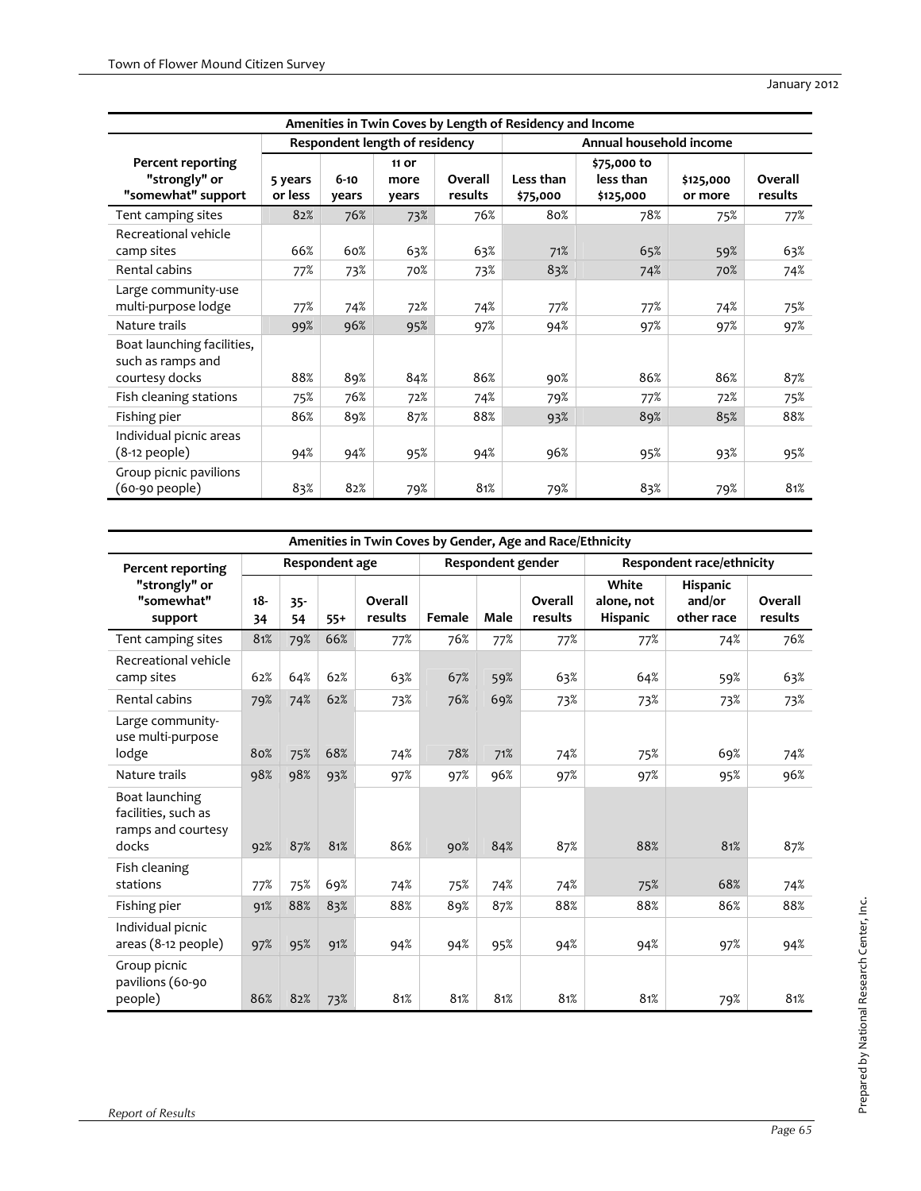| Amenities in Twin Coves by Length of Residency and Income | | | | | | | | |
|---|---|---|---|---|---|---|---|---|
| | Respondent length of residency | | | | Annual household income | | | |
| Percent reporting "strongly" or "somewhat" support | 5 years or less | 6-10 years | 11 or more years | Overall results | Less than $75,000 | $75,000 to less than $125,000 | $125,000 or more | Overall results |
| Tent camping sites | 82% | 76% | 73% | 76% | 80% | 78% | 75% | 77% |
| Recreational vehicle camp sites | 66% | 60% | 63% | 63% | 71% | 65% | 59% | 63% |
| Rental cabins | 77% | 73% | 70% | 73% | 83% | 74% | 70% | 74% |
| Large community-use multi-purpose lodge | 77% | 74% | 72% | 74% | 77% | 77% | 74% | 75% |
| Nature trails | 99% | 96% | 95% | 97% | 94% | 97% | 97% | 97% |
| Boat launching facilities, such as ramps and courtesy docks | 88% | 89% | 84% | 86% | 90% | 86% | 86% | 87% |
| Fish cleaning stations | 75% | 76% | 72% | 74% | 79% | 77% | 72% | 75% |
| Fishing pier | 86% | 89% | 87% | 88% | 93% | 89% | 85% | 88% |
| Individual picnic areas (8-12 people) | 94% | 94% | 95% | 94% | 96% | 95% | 93% | 95% |
| Group picnic pavilions (60-90 people) | 83% | 82% | 79% | 81% | 79% | 83% | 79% | 81% |

| Amenities in Twin Coves by Gender, Age and Race/Ethnicity | | | | | | | | | | |
|---|---|---|---|---|---|---|---|---|---|---|
| Percent reporting "strongly" or "somewhat" support | Respondent age | | | | Respondent gender | | | Respondent race/ethnicity | | |
| | 18-34 | 35-54 | 55+ | Overall results | Female | Male | Overall results | White alone, not Hispanic | Hispanic and/or other race | Overall results |
| Tent camping sites | 81% | 79% | 66% | 77% | 76% | 77% | 77% | 77% | 74% | 76% |
| Recreational vehicle camp sites | 62% | 64% | 62% | 63% | 67% | 59% | 63% | 64% | 59% | 63% |
| Rental cabins | 79% | 74% | 62% | 73% | 76% | 69% | 73% | 73% | 73% | 73% |
| Large community-use multi-purpose lodge | 80% | 75% | 68% | 74% | 78% | 71% | 74% | 75% | 69% | 74% |
| Nature trails | 98% | 98% | 93% | 97% | 97% | 96% | 97% | 97% | 95% | 96% |
| Boat launching facilities, such as ramps and courtesy docks | 92% | 87% | 81% | 86% | 90% | 84% | 87% | 88% | 81% | 87% |
| Fish cleaning stations | 77% | 75% | 69% | 74% | 75% | 74% | 74% | 75% | 68% | 74% |
| Fishing pier | 91% | 88% | 83% | 88% | 89% | 87% | 88% | 88% | 86% | 88% |
| Individual picnic areas (8-12 people) | 97% | 95% | 91% | 94% | 94% | 95% | 94% | 94% | 97% | 94% |
| Group picnic pavilions (60-90 people) | 86% | 82% | 73% | 81% | 81% | 81% | 81% | 81% | 79% | 81% |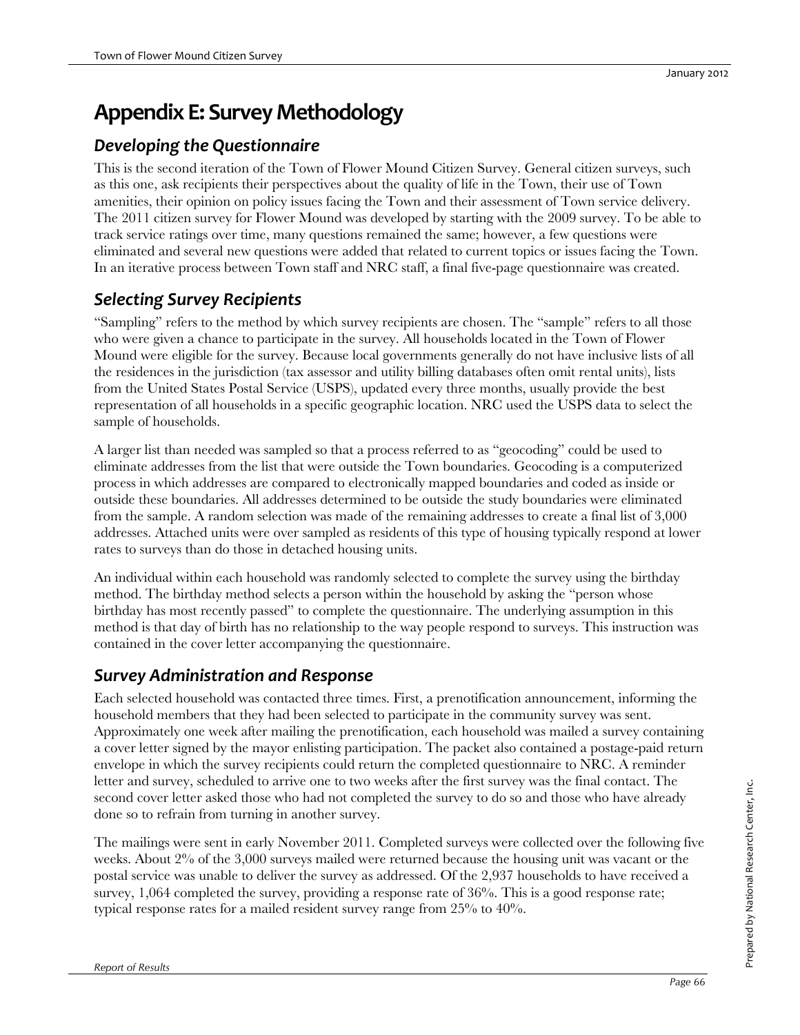# Appendix E: Survey Methodology

## *Developing the Questionnaire*

This is the second iteration of the Town of Flower Mound Citizen Survey. General citizen surveys, such as this one, ask recipients their perspectives about the quality of life in the Town, their use of Town amenities, their opinion on policy issues facing the Town and their assessment of Town service delivery. The 2011 citizen survey for Flower Mound was developed by starting with the 2009 survey. To be able to track service ratings over time, many questions remained the same; however, a few questions were eliminated and several new questions were added that related to current topics or issues facing the Town. In an iterative process between Town staff and NRC staff, a final five-page questionnaire was created.

## *Selecting Survey Recipients*

"Sampling" refers to the method by which survey recipients are chosen. The "sample" refers to all those who were given a chance to participate in the survey. All households located in the Town of Flower Mound were eligible for the survey. Because local governments generally do not have inclusive lists of all the residences in the jurisdiction (tax assessor and utility billing databases often omit rental units), lists from the United States Postal Service (USPS), updated every three months, usually provide the best representation of all households in a specific geographic location. NRC used the USPS data to select the sample of households.

A larger list than needed was sampled so that a process referred to as "geocoding" could be used to eliminate addresses from the list that were outside the Town boundaries. Geocoding is a computerized process in which addresses are compared to electronically mapped boundaries and coded as inside or outside these boundaries. All addresses determined to be outside the study boundaries were eliminated from the sample. A random selection was made of the remaining addresses to create a final list of 3,000 addresses. Attached units were over sampled as residents of this type of housing typically respond at lower rates to surveys than do those in detached housing units.

An individual within each household was randomly selected to complete the survey using the birthday method. The birthday method selects a person within the household by asking the "person whose birthday has most recently passed" to complete the questionnaire. The underlying assumption in this method is that day of birth has no relationship to the way people respond to surveys. This instruction was contained in the cover letter accompanying the questionnaire.

## *Survey Administration and Response*

Each selected household was contacted three times. First, a prenotification announcement, informing the household members that they had been selected to participate in the community survey was sent. Approximately one week after mailing the prenotification, each household was mailed a survey containing a cover letter signed by the mayor enlisting participation. The packet also contained a postage-paid return envelope in which the survey recipients could return the completed questionnaire to NRC. A reminder letter and survey, scheduled to arrive one to two weeks after the first survey was the final contact. The second cover letter asked those who had not completed the survey to do so and those who have already done so to refrain from turning in another survey.

The mailings were sent in early November 2011. Completed surveys were collected over the following five weeks. About 2% of the 3,000 surveys mailed were returned because the housing unit was vacant or the postal service was unable to deliver the survey as addressed. Of the 2,937 households to have received a survey, 1,064 completed the survey, providing a response rate of 36%. This is a good response rate; typical response rates for a mailed resident survey range from 25% to 40%.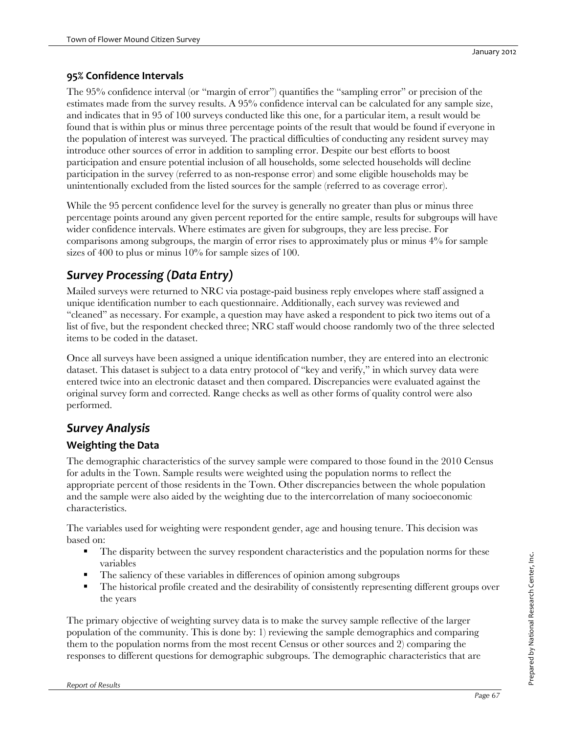### 95% Confidence Intervals

The 95% confidence interval (or "margin of error") quantifies the "sampling error" or precision of the estimates made from the survey results. A 95% confidence interval can be calculated for any sample size, and indicates that in 95 of 100 surveys conducted like this one, for a particular item, a result would be found that is within plus or minus three percentage points of the result that would be found if everyone in the population of interest was surveyed. The practical difficulties of conducting any resident survey may introduce other sources of error in addition to sampling error. Despite our best efforts to boost participation and ensure potential inclusion of all households, some selected households will decline participation in the survey (referred to as non-response error) and some eligible households may be unintentionally excluded from the listed sources for the sample (referred to as coverage error).

While the 95 percent confidence level for the survey is generally no greater than plus or minus three percentage points around any given percent reported for the entire sample, results for subgroups will have wider confidence intervals. Where estimates are given for subgroups, they are less precise. For comparisons among subgroups, the margin of error rises to approximately plus or minus 4% for sample sizes of 400 to plus or minus 10% for sample sizes of 100.

## *Survey Processing (Data Entry)*

Mailed surveys were returned to NRC via postage-paid business reply envelopes where staff assigned a unique identification number to each questionnaire. Additionally, each survey was reviewed and "cleaned" as necessary. For example, a question may have asked a respondent to pick two items out of a list of five, but the respondent checked three; NRC staff would choose randomly two of the three selected items to be coded in the dataset.

Once all surveys have been assigned a unique identification number, they are entered into an electronic dataset. This dataset is subject to a data entry protocol of "key and verify," in which survey data were entered twice into an electronic dataset and then compared. Discrepancies were evaluated against the original survey form and corrected. Range checks as well as other forms of quality control were also performed.

## *Survey Analysis*

### Weighting the Data

The demographic characteristics of the survey sample were compared to those found in the 2010 Census for adults in the Town. Sample results were weighted using the population norms to reflect the appropriate percent of those residents in the Town. Other discrepancies between the whole population and the sample were also aided by the weighting due to the intercorrelation of many socioeconomic characteristics.

The variables used for weighting were respondent gender, age and housing tenure. This decision was based on:

- The disparity between the survey respondent characteristics and the population norms for these variables
- The saliency of these variables in differences of opinion among subgroups
- The historical profile created and the desirability of consistently representing different groups over the years

The primary objective of weighting survey data is to make the survey sample reflective of the larger population of the community. This is done by: 1) reviewing the sample demographics and comparing them to the population norms from the most recent Census or other sources and 2) comparing the responses to different questions for demographic subgroups. The demographic characteristics that are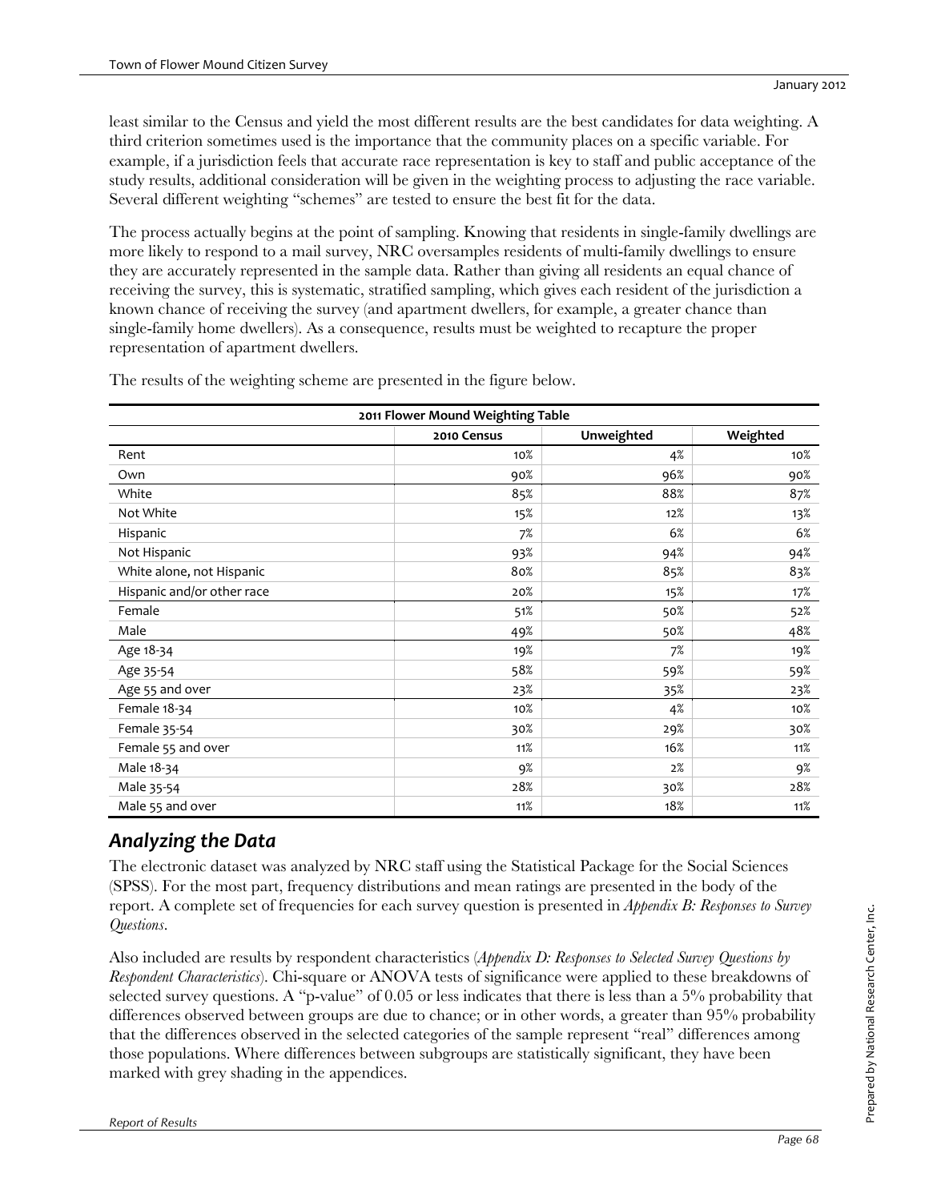least similar to the Census and yield the most different results are the best candidates for data weighting. A third criterion sometimes used is the importance that the community places on a specific variable. For example, if a jurisdiction feels that accurate race representation is key to staff and public acceptance of the study results, additional consideration will be given in the weighting process to adjusting the race variable. Several different weighting "schemes" are tested to ensure the best fit for the data.

The process actually begins at the point of sampling. Knowing that residents in single-family dwellings are more likely to respond to a mail survey, NRC oversamples residents of multi-family dwellings to ensure they are accurately represented in the sample data. Rather than giving all residents an equal chance of receiving the survey, this is systematic, stratified sampling, which gives each resident of the jurisdiction a known chance of receiving the survey (and apartment dwellers, for example, a greater chance than single-family home dwellers). As a consequence, results must be weighted to recapture the proper representation of apartment dwellers.

The results of the weighting scheme are presented in the figure below.

| 2011 Flower Mound Weighting Table | | | |
|---|---|---|---|
| | 2010 Census | Unweighted | Weighted |
| Rent | 10% | 4% | 10% |
| Own | 90% | 96% | 90% |
| White | 85% | 88% | 87% |
| Not White | 15% | 12% | 13% |
| Hispanic | 7% | 6% | 6% |
| Not Hispanic | 93% | 94% | 94% |
| White alone, not Hispanic | 80% | 85% | 83% |
| Hispanic and/or other race | 20% | 15% | 17% |
| Female | 51% | 50% | 52% |
| Male | 49% | 50% | 48% |
| Age 18-34 | 19% | 7% | 19% |
| Age 35-54 | 58% | 59% | 59% |
| Age 55 and over | 23% | 35% | 23% |
| Female 18-34 | 10% | 4% | 10% |
| Female 35-54 | 30% | 29% | 30% |
| Female 55 and over | 11% | 16% | 11% |
| Male 18-34 | 9% | 2% | 9% |
| Male 35-54 | 28% | 30% | 28% |
| Male 55 and over | 11% | 18% | 11% |

## *Analyzing the Data*

The electronic dataset was analyzed by NRC staff using the Statistical Package for the Social Sciences (SPSS). For the most part, frequency distributions and mean ratings are presented in the body of the report. A complete set of frequencies for each survey question is presented in *Appendix B: Responses to Survey Questions*.

Also included are results by respondent characteristics (*Appendix D: Responses to Selected Survey Questions by Respondent Characteristics*). Chi-square or ANOVA tests of significance were applied to these breakdowns of selected survey questions. A "p-value" of 0.05 or less indicates that there is less than a 5% probability that differences observed between groups are due to chance; or in other words, a greater than 95% probability that the differences observed in the selected categories of the sample represent "real" differences among those populations. Where differences between subgroups are statistically significant, they have been marked with grey shading in the appendices.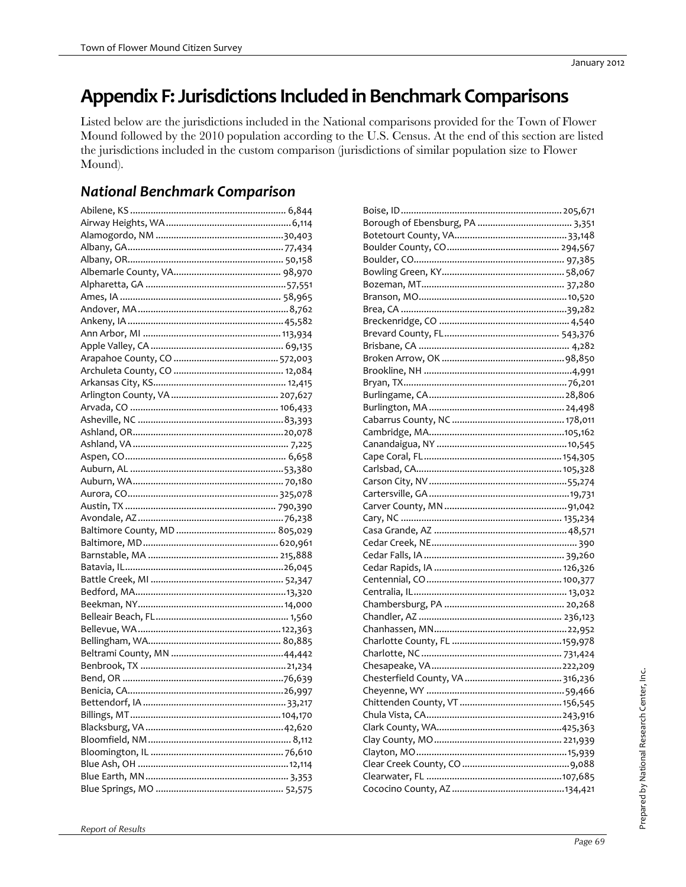# Appendix F: Jurisdictions Included in Benchmark Comparisons

Listed below are the jurisdictions included in the National comparisons provided for the Town of Flower Mound followed by the 2010 population according to the U.S. Census. At the end of this section are listed the jurisdictions included in the custom comparison (jurisdictions of similar population size to Flower Mound).

## National Benchmark Comparison

Abilene, KS ............ 6,844
Airway Heights, WA ............ 6,114
Alamogordo, NM ............ 30,403
Albany, GA ............ 77,434
Albany, OR ............ 50,158
Albemarle County, VA ............ 98,970
Alpharetta, GA ............ 57,551
Ames, IA ............ 58,965
Andover, MA ............ 8,762
Ankeny, IA ............ 45,582
Ann Arbor, MI ............ 113,934
Apple Valley, CA ............ 69,135
Arapahoe County, CO ............ 572,003
Archuleta County, CO ............ 12,084
Arkansas City, KS ............ 12,415
Arlington County, VA ............ 207,627
Arvada, CO ............ 106,433
Asheville, NC ............ 83,393
Ashland, OR ............ 20,078
Ashland, VA ............ 7,225
Aspen, CO ............ 6,658
Auburn, AL ............ 53,380
Auburn, WA ............ 70,180
Aurora, CO ............ 325,078
Austin, TX ............ 790,390
Avondale, AZ ............ 76,238
Baltimore County, MD ............ 805,029
Baltimore, MD ............ 620,961
Barnstable, MA ............ 215,888
Batavia, IL ............ 26,045
Battle Creek, MI ............ 52,347
Bedford, MA ............ 13,320
Beekman, NY ............ 14,000
Belleair Beach, FL ............ 1,560
Bellevue, WA ............ 122,363
Bellingham, WA ............ 80,885
Beltrami County, MN ............ 44,442
Benbrook, TX ............ 21,234
Bend, OR ............ 76,639
Benicia, CA ............ 26,997
Bettendorf, IA ............ 33,217
Billings, MT ............ 104,170
Blacksburg, VA ............ 42,620
Bloomfield, NM ............ 8,112
Bloomington, IL ............ 76,610
Blue Ash, OH ............ 12,114
Blue Earth, MN ............ 3,353
Blue Springs, MO ............ 52,575
Boise, ID ............ 205,671
Borough of Ebensburg, PA ............ 3,351
Botetourt County, VA ............ 33,148
Boulder County, CO ............ 294,567
Boulder, CO ............ 97,385
Bowling Green, KY ............ 58,067
Bozeman, MT ............ 37,280
Branson, MO ............ 10,520
Brea, CA ............ 39,282
Breckenridge, CO ............ 4,540
Brevard County, FL ............ 543,376
Brisbane, CA ............ 4,282
Broken Arrow, OK ............ 98,850
Brookline, NH ............ 4,991
Bryan, TX ............ 76,201
Burlingame, CA ............ 28,806
Burlington, MA ............ 24,498
Cabarrus County, NC ............ 178,011
Cambridge, MA ............ 105,162
Canandaigua, NY ............ 10,545
Cape Coral, FL ............ 154,305
Carlsbad, CA ............ 105,328
Carson City, NV ............ 55,274
Cartersville, GA ............ 19,731
Carver County, MN ............ 91,042
Cary, NC ............ 135,234
Casa Grande, AZ ............ 48,571
Cedar Creek, NE ............ 390
Cedar Falls, IA ............ 39,260
Cedar Rapids, IA ............ 126,326
Centennial, CO ............ 100,377
Centralia, IL ............ 13,032
Chambersburg, PA ............ 20,268
Chandler, AZ ............ 236,123
Chanhassen, MN ............ 22,952
Charlotte County, FL ............ 159,978
Charlotte, NC ............ 731,424
Chesapeake, VA ............ 222,209
Chesterfield County, VA ............ 316,236
Cheyenne, WY ............ 59,466
Chittenden County, VT ............ 156,545
Chula Vista, CA ............ 243,916
Clark County, WA ............ 425,363
Clay County, MO ............ 221,939
Clayton, MO ............ 15,939
Clear Creek County, CO ............ 9,088
Clearwater, FL ............ 107,685
Cococino County, AZ ............ 134,421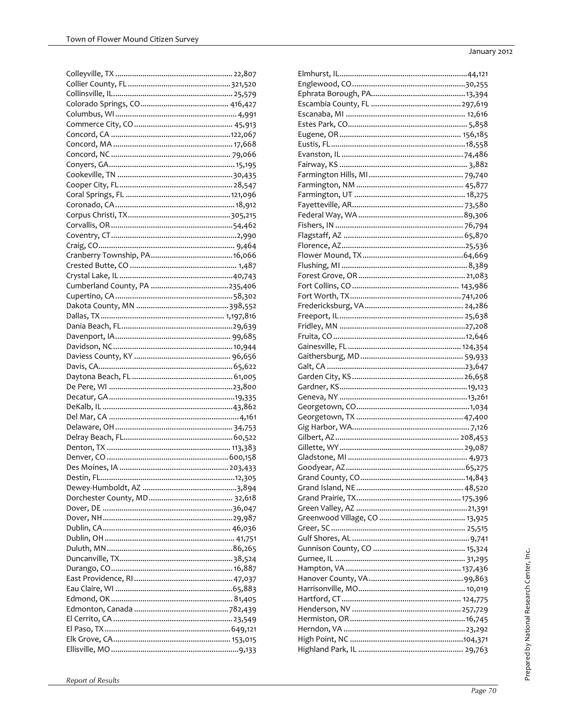Colleyville, TX ........................................................ 22,807
Collier County, FL ................................................ 321,520
Collinsville, IL........................................................ 25,579
Colorado Springs, CO......................................... 416,427
Columbus, WI .......................................................... 4,991
Commerce City, CO .............................................. 45,913
Concord, CA ......................................................... 122,067
Concord, MA ........................................................ 17,668
Concord, NC ......................................................... 79,066
Conyers, GA ........................................................... 15,195
Cookeville, TN ....................................................... 30,435
Cooper City, FL ..................................................... 28,547
Coral Springs, FL ................................................. 121,096
Coronado, CA ........................................................ 18,912
Corpus Christi, TX ................................................ 305,215
Corvallis, OR .......................................................... 54,462
Coventry, CT ............................................................ 2,990
Craig, CO ................................................................. 9,464
Cranberry Township, PA ....................................... 16,066
Crested Butte, CO .................................................. 1,487
Crystal Lake, IL ...................................................... 40,743
Cumberland County, PA ..................................... 235,406
Cupertino, CA ........................................................ 58,302
Dakota County, MN ............................................ 398,552
Dallas, TX ........................................................... 1,197,816
Dania Beach, FL ..................................................... 29,639
Davenport, IA ....................................................... 99,685
Davidson, NC ......................................................... 10,944
Daviess County, KY .............................................. 96,656
Davis, CA ................................................................ 65,622
Daytona Beach, FL ................................................ 61,005
De Pere, WI ........................................................... 23,800
Decatur, GA ............................................................ 19,335
DeKalb, IL .............................................................. 43,862
Del Mar, CA ............................................................. 4,161
Delaware, OH ........................................................ 34,753
Delray Beach, FL .................................................... 60,522
Denton, TX ........................................................... 113,383
Denver, CO .......................................................... 600,158
Des Moines, IA .................................................... 203,433
Destin, FL ................................................................ 12,305
Dewey-Humboldt, AZ ............................................ 3,894
Dorchester County, MD ........................................ 32,618
Dover, DE .............................................................. 36,047
Dover, NH .............................................................. 29,987
Dublin, CA .............................................................. 46,036
Dublin, OH ............................................................. 41,751
Duluth, MN ............................................................ 86,265
Duncanville, TX ...................................................... 38,524
Durango, CO .......................................................... 16,887
East Providence, RI ............................................... 47,037
Eau Claire, WI ........................................................ 65,883
Edmond, OK .......................................................... 81,405
Edmonton, Canada ............................................. 782,439
El Cerrito, CA ......................................................... 23,549
El Paso, TX ............................................................ 649,121
Elk Grove, CA ........................................................ 153,015
Ellisville, MO ............................................................ 9,133
Elmhurst, IL ............................................................ 44,121
Englewood, CO ...................................................... 30,255
Ephrata Borough, PA ............................................. 13,394
Escambia County, FL ........................................... 297,619
Escanaba, MI ......................................................... 12,616
Estes Park, CO ......................................................... 5,858
Eugene, OR .......................................................... 156,185
Eustis, FL ................................................................ 18,558
Evanston, IL ........................................................... 74,486
Fairway, KS ............................................................. 3,882
Farmington Hills, MI ............................................. 79,740
Farmington, NM ................................................... 45,877
Farmington, UT ..................................................... 18,275
Fayetteville, AR ..................................................... 73,580
Federal Way, WA .................................................. 89,306
Fishers, IN ............................................................. 76,794
Flagstaff, AZ .......................................................... 65,870
Florence, AZ ........................................................... 25,536
Flower Mound, TX ................................................ 64,669
Flushing, MI ............................................................ 8,389
Forest Grove, OR ................................................... 21,083
Fort Collins, CO ................................................... 143,986
Fort Worth, TX ..................................................... 741,206
Fredericksburg, VA ............................................... 24,286
Freeport, IL ............................................................ 25,638
Fridley, MN ............................................................ 27,208
Fruita, CO ............................................................... 12,646
Gainesville, FL ..................................................... 124,354
Gaithersburg, MD ................................................. 59,933
Galt, CA ................................................................. 23,647
Garden City, KS ..................................................... 26,658
Gardner, KS ............................................................ 19,123
Geneva, NY ............................................................ 13,261
Georgetown, CO ..................................................... 1,034
Georgetown, TX .................................................... 47,400
Gig Harbor, WA ........................................................ 7,126
Gilbert, AZ ........................................................... 208,453
Gillette, WY ........................................................... 29,087
Gladstone, MI .......................................................... 4,973
Goodyear, AZ ......................................................... 65,275
Grand County, CO .................................................. 14,843
Grand Island, NE ................................................... 48,520
Grand Prairie, TX ................................................. 175,396
Green Valley, AZ ..................................................... 21,391
Greenwood Village, CO ......................................... 13,925
Greer, SC ................................................................ 25,515
Gulf Shores, AL ........................................................ 9,741
Gunnison County, CO ............................................ 15,324
Gurnee, IL .............................................................. 31,295
Hampton, VA ........................................................ 137,436
Hanover County, VA .............................................. 99,863
Harrisonville, MO ................................................... 10,019
Hartford, CT ......................................................... 124,775
Henderson, NV ..................................................... 257,729
Hermiston, OR ....................................................... 16,745
Herndon, VA .......................................................... 23,292
High Point, NC ...................................................... 104,371
Highland Park, IL ................................................... 29,763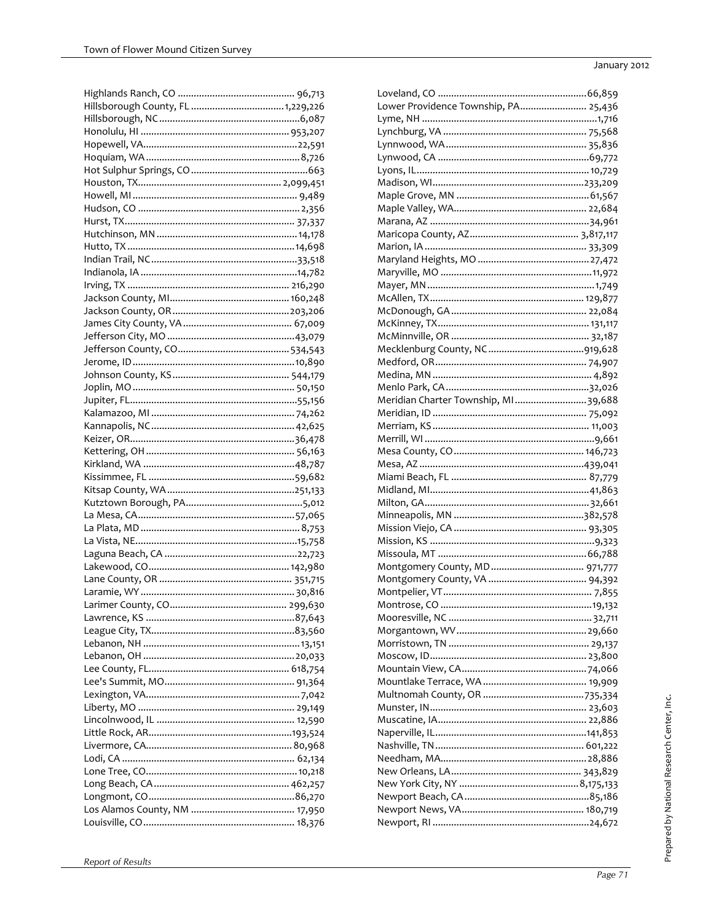Highlands Ranch, CO ........................................... 96,713
Hillsborough County, FL ................................... 1,229,226
Hillsborough, NC .................................................... 6,087
Honolulu, HI ....................................................... 953,207
Hopewell, VA......................................................... 22,591
Hoquiam, WA .......................................................... 8,726
Hot Sulphur Springs, CO ............................................ 663
Houston, TX..................................................... 2,099,451
Howell, MI ............................................................. 9,489
Hudson, CO ............................................................ 2,356
Hurst, TX................................................................ 37,337
Hutchinson, MN .................................................... 14,178
Hutto, TX ............................................................... 14,698
Indian Trail, NC ...................................................... 33,518
Indianola, IA .......................................................... 14,782
Irving, TX ............................................................ 216,290
Jackson County, MI ............................................. 160,248
Jackson County, OR ............................................ 203,206
James City County, VA ......................................... 67,009
Jefferson City, MO ................................................ 43,079
Jefferson County, CO.......................................... 534,543
Jerome, ID ............................................................. 10,890
Johnson County, KS ............................................ 544,179
Joplin, MO ............................................................ 50,150
Jupiter, FL.............................................................. 55,156
Kalamazoo, MI ...................................................... 74,262
Kannapolis, NC ...................................................... 42,625
Keizer, OR............................................................. 36,478
Kettering, OH ........................................................ 56,163
Kirkland, WA ......................................................... 48,787
Kissimmee, FL ....................................................... 59,682
Kitsap County, WA ................................................ 251,133
Kutztown Borough, PA ............................................ 5,012
La Mesa, CA........................................................... 57,065
La Plata, MD ............................................................ 8,753
La Vista, NE............................................................. 15,758
Laguna Beach, CA .................................................. 22,723
Lakewood, CO..................................................... 142,980
Lane County, OR .................................................. 351,715
Laramie, WY .......................................................... 30,816
Larimer County, CO............................................ 299,630
Lawrence, KS ........................................................ 87,643
League City, TX...................................................... 83,560
Lebanon, NH ........................................................... 13,151
Lebanon, OH ......................................................... 20,033
Lee County, FL..................................................... 618,754
Lee's Summit, MO................................................. 91,364
Lexington, VA.......................................................... 7,042
Liberty, MO ........................................................... 29,149
Lincolnwood, IL .................................................... 12,590
Little Rock, AR...................................................... 193,524
Livermore, CA....................................................... 80,968
Lodi, CA ................................................................. 62,134
Lone Tree, CO......................................................... 10,218
Long Beach, CA ................................................... 462,257
Longmont, CO........................................................ 86,270
Los Alamos County, NM ....................................... 17,950
Louisville, CO......................................................... 18,376
Loveland, CO ........................................................ 66,859
Lower Providence Township, PA......................... 25,436
Lyme, NH .................................................................. 1,716
Lynchburg, VA ...................................................... 75,568
Lynnwood, WA ..................................................... 35,836
Lynwood, CA ......................................................... 69,772
Lyons, IL................................................................. 10,729
Madison, WI......................................................... 233,209
Maple Grove, MN .................................................. 61,567
Maple Valley, WA.................................................. 22,684
Marana, AZ ............................................................ 34,961
Maricopa County, AZ......................................... 3,817,117
Marion, IA ............................................................. 33,309
Maryland Heights, MO .......................................... 27,472
Maryville, MO .......................................................... 11,972
Mayer, MN ............................................................... 1,749
McAllen, TX.......................................................... 129,877
McDonough, GA ................................................... 22,084
McKinney, TX.......................................................... 131,117
McMinnville, OR .................................................... 32,187
Mecklenburg County, NC .................................... 919,628
Medford, OR......................................................... 74,907
Medina, MN ............................................................ 4,892
Menlo Park, CA ...................................................... 32,026
Meridian Charter Township, MI ........................... 39,688
Meridian, ID .......................................................... 75,092
Merriam, KS ........................................................... 11,003
Merrill, WI ................................................................ 9,661
Mesa County, CO ................................................. 146,723
Mesa, AZ ............................................................. 439,041
Miami Beach, FL ................................................... 87,779
Midland, MI............................................................ 41,863
Milton, GA.............................................................. 32,661
Minneapolis, MN ................................................. 382,578
Mission Viejo, CA .................................................. 93,305
Mission, KS .............................................................. 9,323
Missoula, MT ........................................................ 66,788
Montgomery County, MD ................................... 971,777
Montgomery County, VA ..................................... 94,392
Montpelier, VT ........................................................ 7,855
Montrose, CO ......................................................... 19,132
Mooresville, NC ..................................................... 32,711
Morgantown, WV ................................................. 29,660
Morristown, TN ..................................................... 29,137
Moscow, ID........................................................... 23,800
Mountain View, CA ............................................... 74,066
Mountlake Terrace, WA ....................................... 19,909
Multnomah County, OR ...................................... 735,334
Munster, IN........................................................... 23,603
Muscatine, IA........................................................ 22,886
Naperville, IL......................................................... 141,853
Nashville, TN ........................................................ 601,222
Needham, MA....................................................... 28,886
New Orleans, LA ................................................. 343,829
New York City, NY ............................................. 8,175,133
Newport Beach, CA ............................................... 85,186
Newport News, VA.............................................. 180,719
Newport, RI ........................................................... 24,672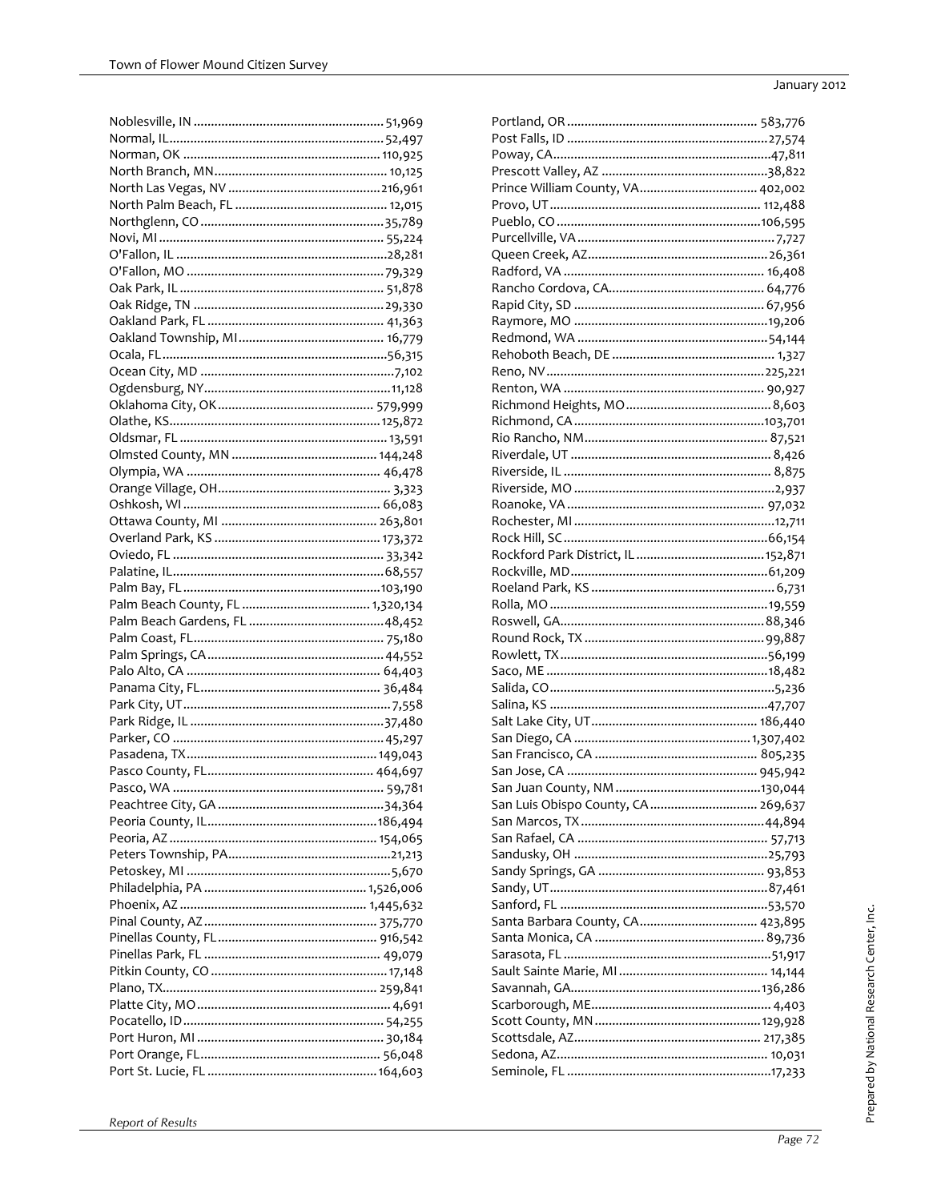Noblesville, IN ...................................................... 51,969
Normal, IL............................................................. 52,497
Norman, OK ......................................................... 110,925
North Branch, MN................................................. 10,125
North Las Vegas, NV ............................................ 216,961
North Palm Beach, FL ............................................ 12,015
Northglenn, CO .................................................... 35,789
Novi, MI ................................................................ 55,224
O'Fallon, IL ............................................................ 28,281
O'Fallon, MO ......................................................... 79,329
Oak Park, IL ........................................................... 51,878
Oak Ridge, TN ....................................................... 29,330
Oakland Park, FL .................................................. 41,363
Oakland Township, MI .......................................... 16,779
Ocala, FL ................................................................ 56,315
Ocean City, MD ........................................................ 7,102
Ogdensburg, NY...................................................... 11,128
Oklahoma City, OK ............................................ 579,999
Olathe, KS............................................................. 125,872
Oldsmar, FL ............................................................ 13,591
Olmsted County, MN .......................................... 144,248
Olympia, WA ........................................................ 46,478
Orange Village, OH.................................................. 3,323
Oshkosh, WI ......................................................... 66,083
Ottawa County, MI ............................................. 263,801
Overland Park, KS ................................................ 173,372
Oviedo, FL ............................................................. 33,342
Palatine, IL............................................................. 68,557
Palm Bay, FL ......................................................... 103,190
Palm Beach County, FL ..................................... 1,320,134
Palm Beach Gardens, FL ....................................... 48,452
Palm Coast, FL....................................................... 75,180
Palm Springs, CA ................................................... 44,552
Palo Alto, CA ........................................................ 64,403
Panama City, FL.................................................... 36,484
Park City, UT ............................................................ 7,558
Park Ridge, IL ........................................................ 37,480
Parker, CO ............................................................. 45,297
Pasadena, TX ....................................................... 149,043
Pasco County, FL................................................ 464,697
Pasco, WA ............................................................. 59,781
Peachtree City, GA ................................................ 34,364
Peoria County, IL................................................. 186,494
Peoria, AZ ............................................................ 154,065
Peters Township, PA............................................... 21,213
Petoskey, MI ............................................................ 5,670
Philadelphia, PA .............................................. 1,526,006
Phoenix, AZ ...................................................... 1,445,632
Pinal County, AZ ................................................. 375,770
Pinellas County, FL.............................................. 916,542
Pinellas Park, FL ................................................... 49,079
Pitkin County, CO ................................................... 17,148
Plano, TX.............................................................. 259,841
Platte City, MO ........................................................ 4,691
Pocatello, ID .......................................................... 54,255
Port Huron, MI ...................................................... 30,184
Port Orange, FL.................................................... 56,048
Port St. Lucie, FL ................................................. 164,603
Portland, OR ...................................................... 583,776
Post Falls, ID .......................................................... 27,574
Poway, CA............................................................... 47,811
Prescott Valley, AZ ................................................ 38,822
Prince William County, VA.................................. 402,002
Provo, UT ............................................................. 112,488
Pueblo, CO ........................................................... 106,595
Purcellville, VA ......................................................... 7,727
Queen Creek, AZ.................................................... 26,361
Radford, VA .......................................................... 16,408
Rancho Cordova, CA............................................. 64,776
Rapid City, SD ....................................................... 67,956
Raymore, MO ........................................................ 19,206
Redmond, WA ....................................................... 54,144
Rehoboth Beach, DE ............................................... 1,327
Reno, NV .............................................................. 225,221
Renton, WA .......................................................... 90,927
Richmond Heights, MO .......................................... 8,603
Richmond, CA ....................................................... 103,701
Rio Rancho, NM..................................................... 87,521
Riverdale, UT .......................................................... 8,426
Riverside, IL ............................................................ 8,875
Riverside, MO ........................................................... 2,937
Roanoke, VA ......................................................... 97,032
Rochester, MI ........................................................... 12,711
Rock Hill, SC ........................................................... 66,154
Rockford Park District, IL ..................................... 152,871
Rockville, MD ......................................................... 61,209
Roeland Park, KS ..................................................... 6,731
Rolla, MO ............................................................... 19,559
Roswell, GA........................................................... 88,346
Round Rock, TX .................................................... 99,887
Rowlett, TX ............................................................. 56,199
Saco, ME ................................................................ 18,482
Salida, CO ................................................................. 5,236
Salina, KS ............................................................... 47,707
Salt Lake City, UT ................................................ 186,440
San Diego, CA .................................................. 1,307,402
San Francisco, CA ............................................... 805,235
San Jose, CA ....................................................... 945,942
San Juan County, NM .......................................... 130,044
San Luis Obispo County, CA ............................... 269,637
San Marcos, TX ..................................................... 44,894
San Rafael, CA ....................................................... 57,713
Sandusky, OH ........................................................ 25,793
Sandy Springs, GA ................................................ 93,853
Sandy, UT ............................................................... 87,461
Sanford, FL ............................................................ 53,570
Santa Barbara County, CA.................................. 423,895
Santa Monica, CA ................................................. 89,736
Sarasota, FL ............................................................ 51,917
Sault Sainte Marie, MI ........................................... 14,144
Savannah, GA....................................................... 136,286
Scarborough, ME.................................................... 4,403
Scott County, MN ................................................ 129,928
Scottsdale, AZ...................................................... 217,385
Sedona, AZ............................................................. 10,031
Seminole, FL ........................................................... 17,233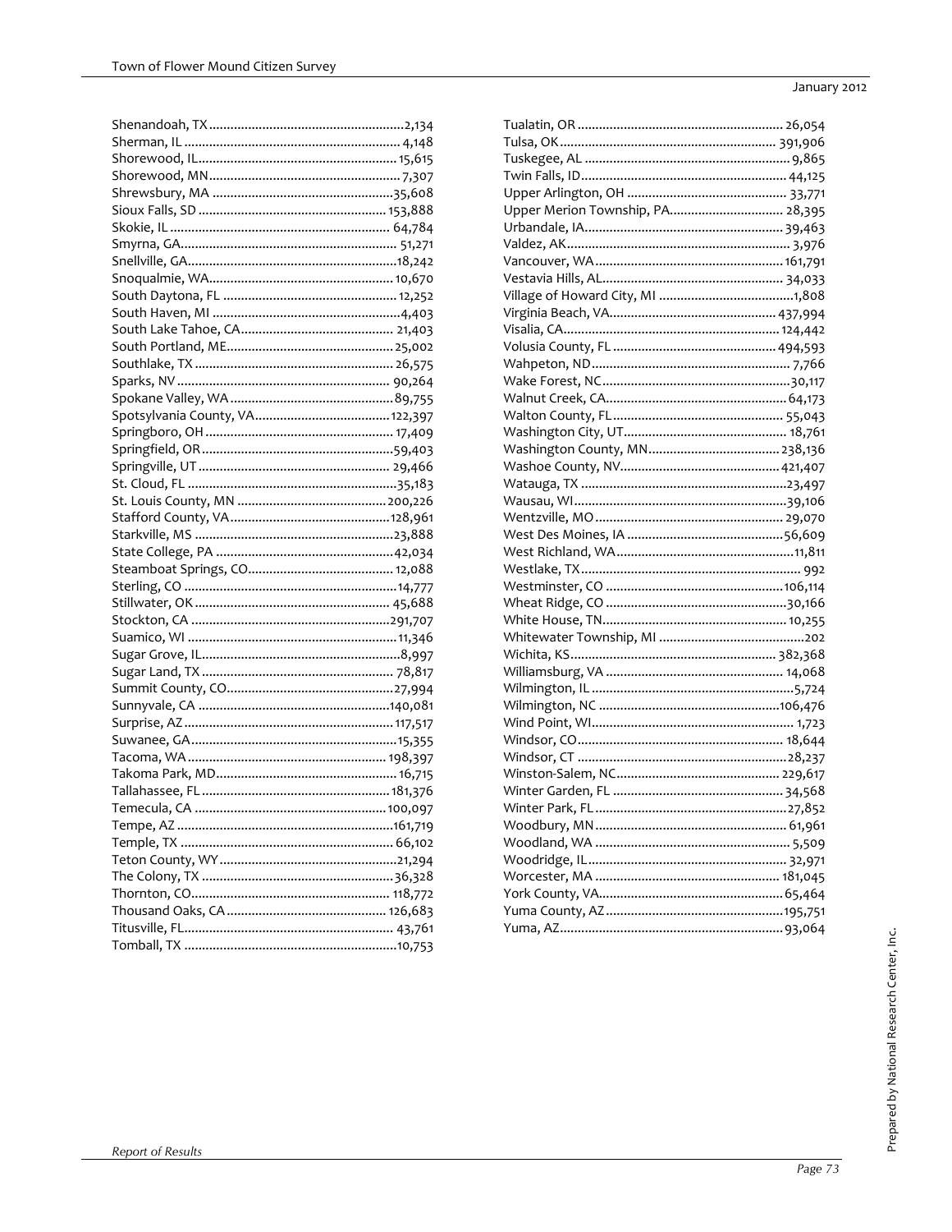Shenandoah, TX........................................................2,134
Sherman, IL.............................................................4,148
Shorewood, IL........................................................15,615
Shorewood, MN.......................................................7,307
Shrewsbury, MA....................................................35,608
Sioux Falls, SD.....................................................153,888
Skokie, IL..............................................................64,784
Smyrna, GA............................................................51,271
Snellville, GA.........................................................18,242
Snoqualmie, WA....................................................10,670
South Daytona, FL.................................................12,252
South Haven, MI......................................................4,403
South Lake Tahoe, CA...........................................21,403
South Portland, ME...............................................25,002
Southlake, TX........................................................26,575
Sparks, NV............................................................90,264
Spokane Valley, WA..............................................89,755
Spotsylvania County, VA.....................................122,397
Springboro, OH.....................................................17,409
Springfield, OR.....................................................59,403
Springville, UT......................................................29,466
St. Cloud, FL.........................................................35,183
St. Louis County, MN..........................................200,226
Stafford County, VA.............................................128,961
Starkville, MS........................................................23,888
State College, PA..................................................42,034
Steamboat Springs, CO.........................................12,088
Sterling, CO...........................................................14,777
Stillwater, OK........................................................45,688
Stockton, CA........................................................291,707
Suamico, WI...........................................................11,346
Sugar Grove, IL........................................................8,997
Sugar Land, TX......................................................78,817
Summit County, CO...............................................27,994
Sunnyvale, CA......................................................140,081
Surprise, AZ..........................................................117,517
Suwanee, GA..........................................................15,355
Tacoma, WA..........................................................198,397
Takoma Park, MD...................................................16,715
Tallahassee, FL.....................................................181,376
Temecula, CA........................................................100,097
Tempe, AZ............................................................161,719
Temple, TX.............................................................66,102
Teton County, WY..................................................21,294
The Colony, TX......................................................36,328
Thornton, CO........................................................118,772
Thousand Oaks, CA..............................................126,683
Titusville, FL...........................................................43,761
Tomball, TX............................................................10,753
Tualatin, OR...........................................................26,054
Tulsa, OK..............................................................391,906
Tuskegee, AL............................................................9,865
Twin Falls, ID..........................................................44,125
Upper Arlington, OH..............................................33,771
Upper Merion Township, PA..................................28,395
Urbandale, IA..........................................................39,463
Valdez, AK................................................................3,976
Vancouver, WA......................................................161,791
Vestavia Hills, AL....................................................34,033
Village of Howard City, MI........................................1,808
Virginia Beach, VA.................................................437,994
Visalia, CA.............................................................124,442
Volusia County, FL.................................................494,593
Wahpeton, ND..........................................................7,766
Wake Forest, NC.....................................................30,117
Walnut Creek, CA...................................................64,173
Walton County, FL..................................................55,043
Washington City, UT...............................................18,761
Washington County, MN.......................................238,136
Washoe County, NV..............................................421,407
Watauga, TX...........................................................23,497
Wausau, WI............................................................39,106
Wentzville, MO.......................................................29,070
West Des Moines, IA..............................................56,609
West Richland, WA..................................................11,811
Westlake, TX................................................................992
Westminster, CO...................................................106,114
Wheat Ridge, CO.....................................................30,166
White House, TN.....................................................10,255
Whitewater Township, MI............................................202
Wichita, KS.............................................................382,368
Williamsburg, VA....................................................14,068
Wilmington, IL...........................................................5,724
Wilmington, NC.....................................................106,476
Wind Point, WI...........................................................1,723
Windsor, CO............................................................18,644
Windsor, CT............................................................28,237
Winston-Salem, NC...............................................229,617
Winter Garden, FL...................................................34,568
Winter Park, FL........................................................27,852
Woodbury, MN........................................................61,961
Woodland, WA...........................................................5,509
Woodridge, IL..........................................................32,971
Worcester, MA.......................................................181,045
York County, VA......................................................65,464
Yuma County, AZ...................................................195,751
Yuma, AZ.................................................................93,064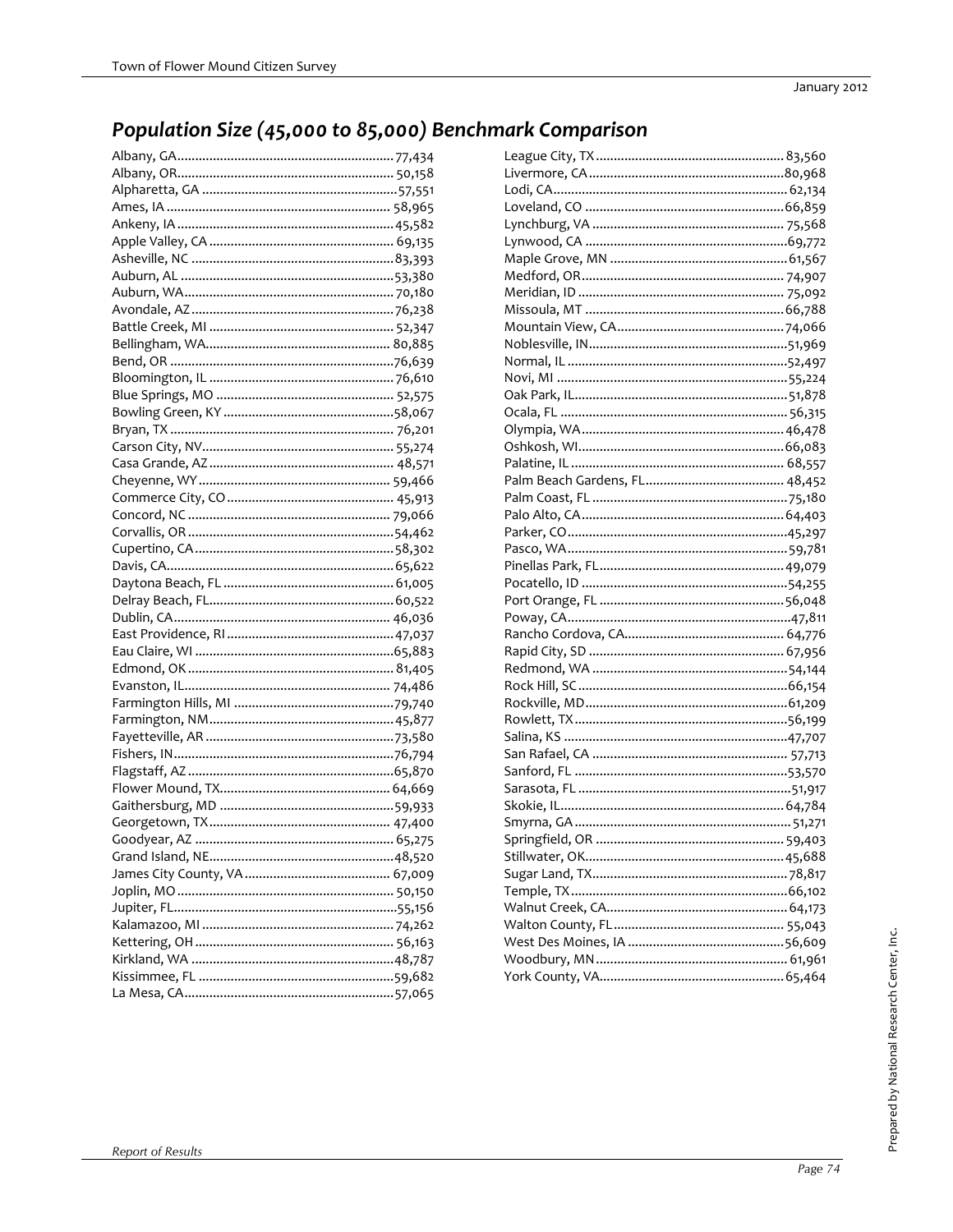## *Population Size (45,000 to 85,000) Benchmark Comparison*

| City | Population |
|---|---|
| Albany, GA | 77,434 |
| Albany, OR | 50,158 |
| Alpharetta, GA | 57,551 |
| Ames, IA | 58,965 |
| Ankeny, IA | 45,582 |
| Apple Valley, CA | 69,135 |
| Asheville, NC | 83,393 |
| Auburn, AL | 53,380 |
| Auburn, WA | 70,180 |
| Avondale, AZ | 76,238 |
| Battle Creek, MI | 52,347 |
| Bellingham, WA | 80,885 |
| Bend, OR | 76,639 |
| Bloomington, IL | 76,610 |
| Blue Springs, MO | 52,575 |
| Bowling Green, KY | 58,067 |
| Bryan, TX | 76,201 |
| Carson City, NV | 55,274 |
| Casa Grande, AZ | 48,571 |
| Cheyenne, WY | 59,466 |
| Commerce City, CO | 45,913 |
| Concord, NC | 79,066 |
| Corvallis, OR | 54,462 |
| Cupertino, CA | 58,302 |
| Davis, CA | 65,622 |
| Daytona Beach, FL | 61,005 |
| Delray Beach, FL | 60,522 |
| Dublin, CA | 46,036 |
| East Providence, RI | 47,037 |
| Eau Claire, WI | 65,883 |
| Edmond, OK | 81,405 |
| Evanston, IL | 74,486 |
| Farmington Hills, MI | 79,740 |
| Farmington, NM | 45,877 |
| Fayetteville, AR | 73,580 |
| Fishers, IN | 76,794 |
| Flagstaff, AZ | 65,870 |
| Flower Mound, TX | 64,669 |
| Gaithersburg, MD | 59,933 |
| Georgetown, TX | 47,400 |
| Goodyear, AZ | 65,275 |
| Grand Island, NE | 48,520 |
| James City County, VA | 67,009 |
| Joplin, MO | 50,150 |
| Jupiter, FL | 55,156 |
| Kalamazoo, MI | 74,262 |
| Kettering, OH | 56,163 |
| Kirkland, WA | 48,787 |
| Kissimmee, FL | 59,682 |
| La Mesa, CA | 57,065 |
| League City, TX | 83,560 |
| Livermore, CA | 80,968 |
| Lodi, CA | 62,134 |
| Loveland, CO | 66,859 |
| Lynchburg, VA | 75,568 |
| Lynwood, CA | 69,772 |
| Maple Grove, MN | 61,567 |
| Medford, OR | 74,907 |
| Meridian, ID | 75,092 |
| Missoula, MT | 66,788 |
| Mountain View, CA | 74,066 |
| Noblesville, IN | 51,969 |
| Normal, IL | 52,497 |
| Novi, MI | 55,224 |
| Oak Park, IL | 51,878 |
| Ocala, FL | 56,315 |
| Olympia, WA | 46,478 |
| Oshkosh, WI | 66,083 |
| Palatine, IL | 68,557 |
| Palm Beach Gardens, FL | 48,452 |
| Palm Coast, FL | 75,180 |
| Palo Alto, CA | 64,403 |
| Parker, CO | 45,297 |
| Pasco, WA | 59,781 |
| Pinellas Park, FL | 49,079 |
| Pocatello, ID | 54,255 |
| Port Orange, FL | 56,048 |
| Poway, CA | 47,811 |
| Rancho Cordova, CA | 64,776 |
| Rapid City, SD | 67,956 |
| Redmond, WA | 54,144 |
| Rock Hill, SC | 66,154 |
| Rockville, MD | 61,209 |
| Rowlett, TX | 56,199 |
| Salina, KS | 47,707 |
| San Rafael, CA | 57,713 |
| Sanford, FL | 53,570 |
| Sarasota, FL | 51,917 |
| Skokie, IL | 64,784 |
| Smyrna, GA | 51,271 |
| Springfield, OR | 59,403 |
| Stillwater, OK | 45,688 |
| Sugar Land, TX | 78,817 |
| Temple, TX | 66,102 |
| Walnut Creek, CA | 64,173 |
| Walton County, FL | 55,043 |
| West Des Moines, IA | 56,609 |
| Woodbury, MN | 61,961 |
| York County, VA | 65,464 |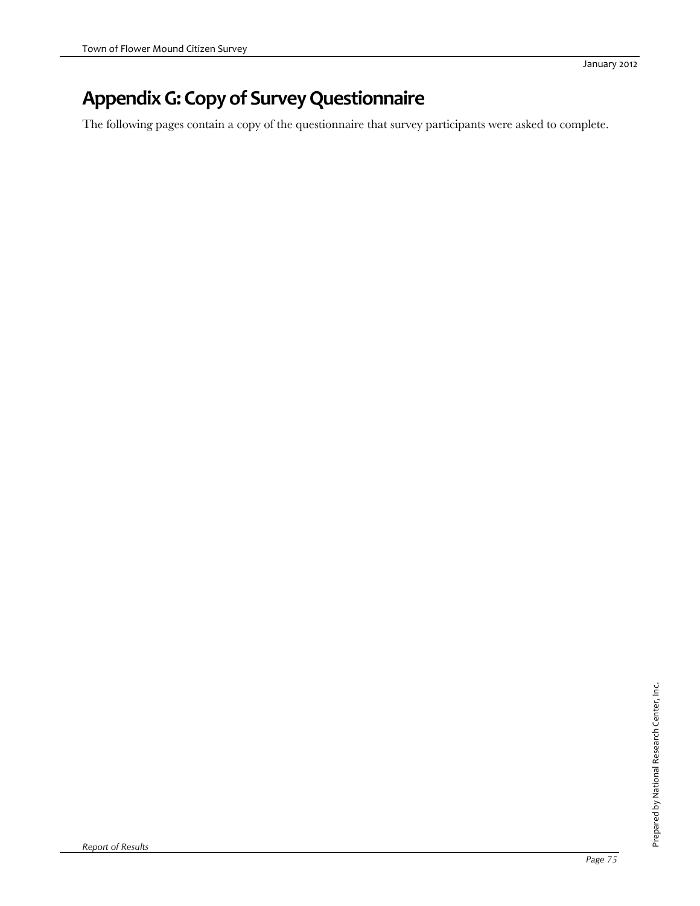# Appendix G: Copy of Survey Questionnaire

The following pages contain a copy of the questionnaire that survey participants were asked to complete.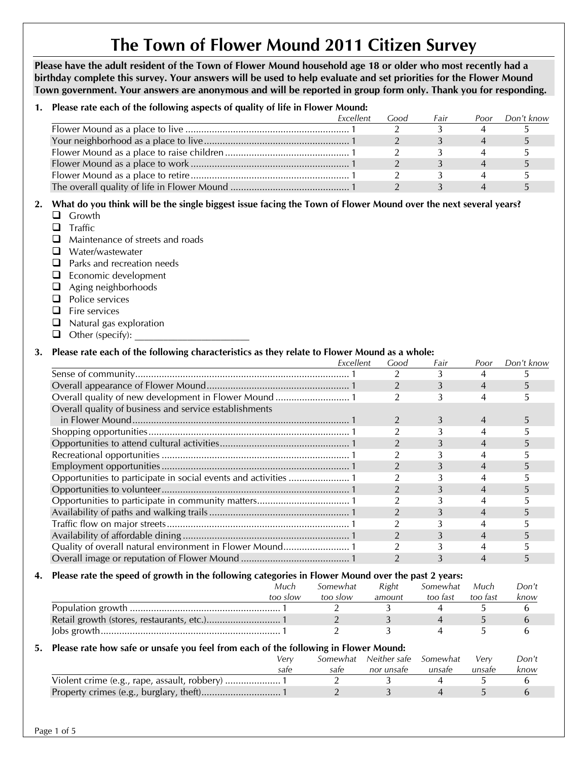# The Town of Flower Mound 2011 Citizen Survey

**Please have the adult resident of the Town of Flower Mound household age 18 or older who most recently had a birthday complete this survey. Your answers will be used to help evaluate and set priorities for the Flower Mound Town government. Your answers are anonymous and will be reported in group form only. Thank you for responding.**

**1. Please rate each of the following aspects of quality of life in Flower Mound:**

| | *Excellent* | *Good* | *Fair* | *Poor* | *Don't know* |
|---|---|---|---|---|---|
| Flower Mound as a place to live | 1 | 2 | 3 | 4 | 5 |
| Your neighborhood as a place to live | 1 | 2 | 3 | 4 | 5 |
| Flower Mound as a place to raise children | 1 | 2 | 3 | 4 | 5 |
| Flower Mound as a place to work | 1 | 2 | 3 | 4 | 5 |
| Flower Mound as a place to retire | 1 | 2 | 3 | 4 | 5 |
| The overall quality of life in Flower Mound | 1 | 2 | 3 | 4 | 5 |

**2. What do you think will be the single biggest issue facing the Town of Flower Mound over the next several years?**

- ❑ Growth
- ❑ Traffic
- ❑ Maintenance of streets and roads
- ❑ Water/wastewater
- ❑ Parks and recreation needs
- ❑ Economic development
- ❑ Aging neighborhoods
- ❑ Police services
- ❑ Fire services
- ❑ Natural gas exploration
- ❑ Other (specify): _______________________

**3. Please rate each of the following characteristics as they relate to Flower Mound as a whole:**

| | *Excellent* | *Good* | *Fair* | *Poor* | *Don't know* |
|---|---|---|---|---|---|
| Sense of community | 1 | 2 | 3 | 4 | 5 |
| Overall appearance of Flower Mound | 1 | 2 | 3 | 4 | 5 |
| Overall quality of new development in Flower Mound | 1 | 2 | 3 | 4 | 5 |
| Overall quality of business and service establishments in Flower Mound | 1 | 2 | 3 | 4 | 5 |
| Shopping opportunities | 1 | 2 | 3 | 4 | 5 |
| Opportunities to attend cultural activities | 1 | 2 | 3 | 4 | 5 |
| Recreational opportunities | 1 | 2 | 3 | 4 | 5 |
| Employment opportunities | 1 | 2 | 3 | 4 | 5 |
| Opportunities to participate in social events and activities | 1 | 2 | 3 | 4 | 5 |
| Opportunities to volunteer | 1 | 2 | 3 | 4 | 5 |
| Opportunities to participate in community matters | 1 | 2 | 3 | 4 | 5 |
| Availability of paths and walking trails | 1 | 2 | 3 | 4 | 5 |
| Traffic flow on major streets | 1 | 2 | 3 | 4 | 5 |
| Availability of affordable dining | 1 | 2 | 3 | 4 | 5 |
| Quality of overall natural environment in Flower Mound | 1 | 2 | 3 | 4 | 5 |
| Overall image or reputation of Flower Mound | 1 | 2 | 3 | 4 | 5 |

**4. Please rate the speed of growth in the following categories in Flower Mound over the past 2 years:**

| | *Much too slow* | *Somewhat too slow* | *Right amount* | *Somewhat too fast* | *Much too fast* | *Don't know* |
|---|---|---|---|---|---|---|
| Population growth | 1 | 2 | 3 | 4 | 5 | 6 |
| Retail growth (stores, restaurants, etc.) | 1 | 2 | 3 | 4 | 5 | 6 |
| Jobs growth | 1 | 2 | 3 | 4 | 5 | 6 |

**5. Please rate how safe or unsafe you feel from each of the following in Flower Mound:**

| | *Very safe* | *Somewhat safe* | *Neither safe nor unsafe* | *Somewhat unsafe* | *Very unsafe* | *Don't know* |
|---|---|---|---|---|---|---|
| Violent crime (e.g., rape, assault, robbery) | 1 | 2 | 3 | 4 | 5 | 6 |
| Property crimes (e.g., burglary, theft) | 1 | 2 | 3 | 4 | 5 | 6 |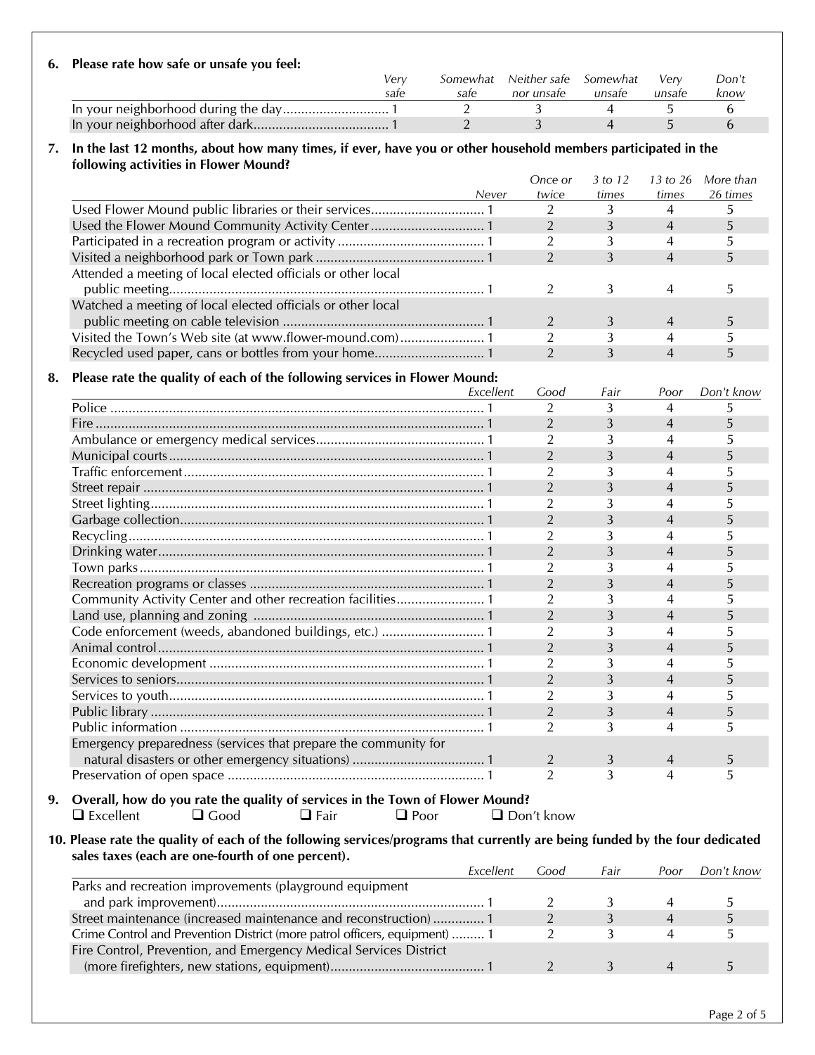**6. Please rate how safe or unsafe you feel:**

| | Very safe | Somewhat safe | Neither safe nor unsafe | Somewhat unsafe | Very unsafe | Don't know |
|---|---|---|---|---|---|---|
| In your neighborhood during the day | 1 | 2 | 3 | 4 | 5 | 6 |
| In your neighborhood after dark | 1 | 2 | 3 | 4 | 5 | 6 |

**7. In the last 12 months, about how many times, if ever, have you or other household members participated in the following activities in Flower Mound?**

| | Never | Once or twice | 3 to 12 times | 13 to 26 times | More than 26 times |
|---|---|---|---|---|---|
| Used Flower Mound public libraries or their services | 1 | 2 | 3 | 4 | 5 |
| Used the Flower Mound Community Activity Center | 1 | 2 | 3 | 4 | 5 |
| Participated in a recreation program or activity | 1 | 2 | 3 | 4 | 5 |
| Visited a neighborhood park or Town park | 1 | 2 | 3 | 4 | 5 |
| Attended a meeting of local elected officials or other local public meeting | 1 | 2 | 3 | 4 | 5 |
| Watched a meeting of local elected officials or other local public meeting on cable television | 1 | 2 | 3 | 4 | 5 |
| Visited the Town's Web site (at www.flower-mound.com) | 1 | 2 | 3 | 4 | 5 |
| Recycled used paper, cans or bottles from your home | 1 | 2 | 3 | 4 | 5 |

**8. Please rate the quality of each of the following services in Flower Mound:**

| | Excellent | Good | Fair | Poor | Don't know |
|---|---|---|---|---|---|
| Police | 1 | 2 | 3 | 4 | 5 |
| Fire | 1 | 2 | 3 | 4 | 5 |
| Ambulance or emergency medical services | 1 | 2 | 3 | 4 | 5 |
| Municipal courts | 1 | 2 | 3 | 4 | 5 |
| Traffic enforcement | 1 | 2 | 3 | 4 | 5 |
| Street repair | 1 | 2 | 3 | 4 | 5 |
| Street lighting | 1 | 2 | 3 | 4 | 5 |
| Garbage collection | 1 | 2 | 3 | 4 | 5 |
| Recycling | 1 | 2 | 3 | 4 | 5 |
| Drinking water | 1 | 2 | 3 | 4 | 5 |
| Town parks | 1 | 2 | 3 | 4 | 5 |
| Recreation programs or classes | 1 | 2 | 3 | 4 | 5 |
| Community Activity Center and other recreation facilities | 1 | 2 | 3 | 4 | 5 |
| Land use, planning and zoning | 1 | 2 | 3 | 4 | 5 |
| Code enforcement (weeds, abandoned buildings, etc.) | 1 | 2 | 3 | 4 | 5 |
| Animal control | 1 | 2 | 3 | 4 | 5 |
| Economic development | 1 | 2 | 3 | 4 | 5 |
| Services to seniors | 1 | 2 | 3 | 4 | 5 |
| Services to youth | 1 | 2 | 3 | 4 | 5 |
| Public library | 1 | 2 | 3 | 4 | 5 |
| Public information | 1 | 2 | 3 | 4 | 5 |
| Emergency preparedness (services that prepare the community for natural disasters or other emergency situations) | 1 | 2 | 3 | 4 | 5 |
| Preservation of open space | 1 | 2 | 3 | 4 | 5 |

**9. Overall, how do you rate the quality of services in the Town of Flower Mound?**

❑ Excellent ❑ Good ❑ Fair ❑ Poor ❑ Don't know

**10. Please rate the quality of each of the following services/programs that currently are being funded by the four dedicated sales taxes (each are one-fourth of one percent).**

| | Excellent | Good | Fair | Poor | Don't know |
|---|---|---|---|---|---|
| Parks and recreation improvements (playground equipment and park improvement) | 1 | 2 | 3 | 4 | 5 |
| Street maintenance (increased maintenance and reconstruction) | 1 | 2 | 3 | 4 | 5 |
| Crime Control and Prevention District (more patrol officers, equipment) | 1 | 2 | 3 | 4 | 5 |
| Fire Control, Prevention, and Emergency Medical Services District (more firefighters, new stations, equipment) | 1 | 2 | 3 | 4 | 5 |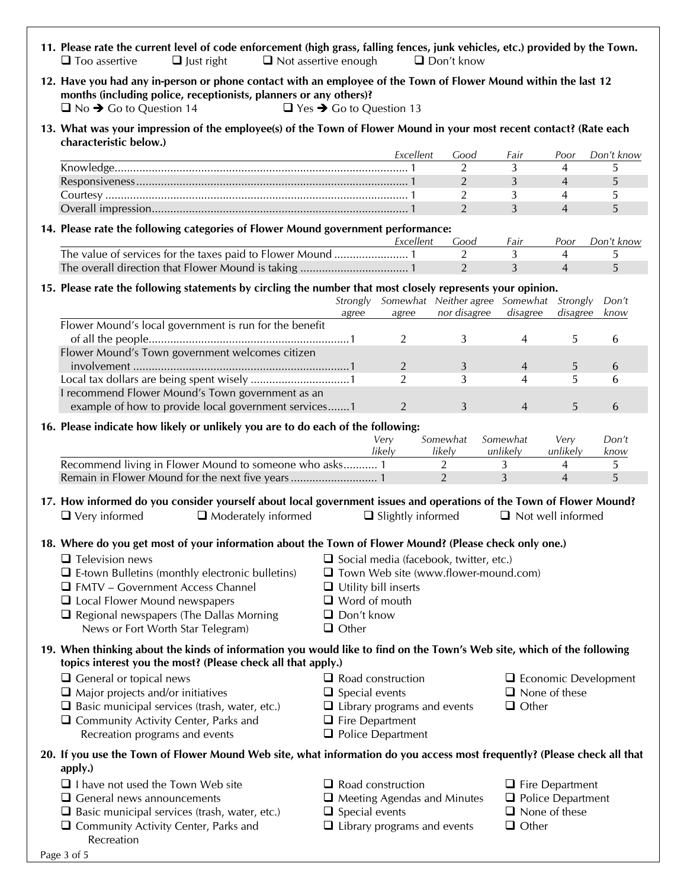**11. Please rate the current level of code enforcement (high grass, falling fences, junk vehicles, etc.) provided by the Town.**

❑ Too assertive ❑ Just right ❑ Not assertive enough ❑ Don't know

**12. Have you had any in-person or phone contact with an employee of the Town of Flower Mound within the last 12 months (including police, receptionists, planners or any others)?**

❑ No ➔ Go to Question 14 ❑ Yes ➔ Go to Question 13

**13. What was your impression of the employee(s) of the Town of Flower Mound in your most recent contact? (Rate each characteristic below.)**

| | *Excellent* | *Good* | *Fair* | *Poor* | *Don't know* |
|---|---|---|---|---|---|
| Knowledge | 1 | 2 | 3 | 4 | 5 |
| Responsiveness | 1 | 2 | 3 | 4 | 5 |
| Courtesy | 1 | 2 | 3 | 4 | 5 |
| Overall impression | 1 | 2 | 3 | 4 | 5 |

**14. Please rate the following categories of Flower Mound government performance:**

| | *Excellent* | *Good* | *Fair* | *Poor* | *Don't know* |
|---|---|---|---|---|---|
| The value of services for the taxes paid to Flower Mound | 1 | 2 | 3 | 4 | 5 |
| The overall direction that Flower Mound is taking | 1 | 2 | 3 | 4 | 5 |

**15. Please rate the following statements by circling the number that most closely represents your opinion.**

| | *Strongly agree* | *Somewhat agree* | *Neither agree nor disagree* | *Somewhat disagree* | *Strongly disagree* | *Don't know* |
|---|---|---|---|---|---|---|
| Flower Mound's local government is run for the benefit of all the people | 1 | 2 | 3 | 4 | 5 | 6 |
| Flower Mound's Town government welcomes citizen involvement | 1 | 2 | 3 | 4 | 5 | 6 |
| Local tax dollars are being spent wisely | 1 | 2 | 3 | 4 | 5 | 6 |
| I recommend Flower Mound's Town government as an example of how to provide local government services | 1 | 2 | 3 | 4 | 5 | 6 |

**16. Please indicate how likely or unlikely you are to do each of the following:**

| | *Very likely* | *Somewhat likely* | *Somewhat unlikely* | *Very unlikely* | *Don't know* |
|---|---|---|---|---|---|
| Recommend living in Flower Mound to someone who asks | 1 | 2 | 3 | 4 | 5 |
| Remain in Flower Mound for the next five years | 1 | 2 | 3 | 4 | 5 |

**17. How informed do you consider yourself about local government issues and operations of the Town of Flower Mound?**

❑ Very informed ❑ Moderately informed ❑ Slightly informed ❑ Not well informed

**18. Where do you get most of your information about the Town of Flower Mound? (Please check only one.)**

- ❑ Television news
- ❑ E-town Bulletins (monthly electronic bulletins)
- ❑ FMTV – Government Access Channel
- ❑ Local Flower Mound newspapers
- ❑ Regional newspapers (The Dallas Morning News or Fort Worth Star Telegram)
- ❑ Social media (facebook, twitter, etc.)
- ❑ Town Web site (www.flower-mound.com)
- ❑ Utility bill inserts
- ❑ Word of mouth
- ❑ Don't know
- ❑ Other

**19. When thinking about the kinds of information you would like to find on the Town's Web site, which of the following topics interest you the most? (Please check all that apply.)**

- ❑ General or topical news
- ❑ Major projects and/or initiatives
- ❑ Basic municipal services (trash, water, etc.)
- ❑ Community Activity Center, Parks and Recreation programs and events
- ❑ Road construction
- ❑ Special events
- ❑ Library programs and events
- ❑ Fire Department
- ❑ Police Department
- ❑ Economic Development
- ❑ None of these
- ❑ Other

**20. If you use the Town of Flower Mound Web site, what information do you access most frequently? (Please check all that apply.)**

- ❑ I have not used the Town Web site
- ❑ General news announcements
- ❑ Basic municipal services (trash, water, etc.)
- ❑ Community Activity Center, Parks and Recreation
- ❑ Road construction
- ❑ Meeting Agendas and Minutes
- ❑ Special events
- ❑ Library programs and events
- ❑ Fire Department
- ❑ Police Department
- ❑ None of these
- ❑ Other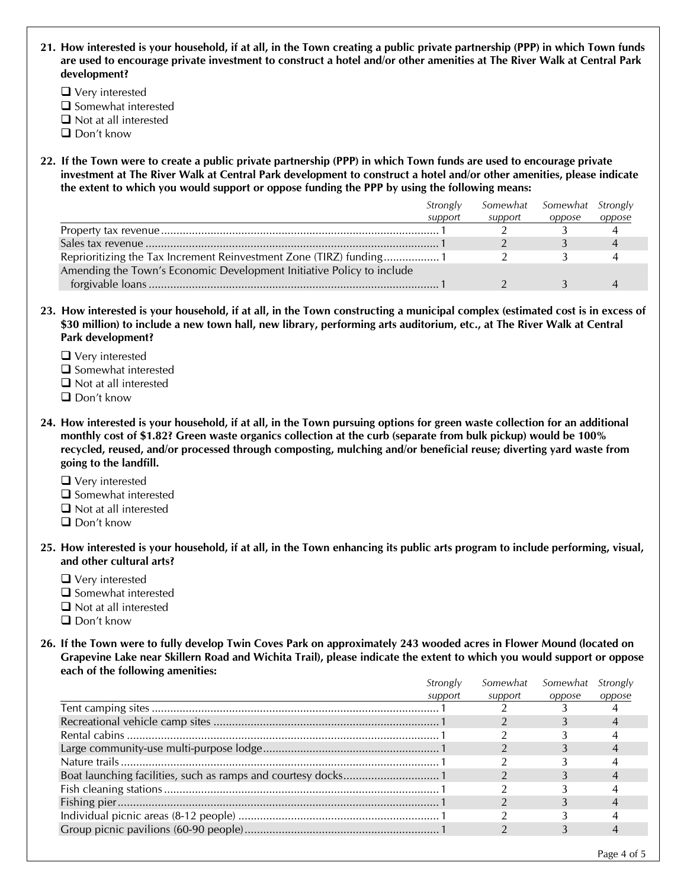**21. How interested is your household, if at all, in the Town creating a public private partnership (PPP) in which Town funds are used to encourage private investment to construct a hotel and/or other amenities at The River Walk at Central Park development?**

- ❑ Very interested
- ❑ Somewhat interested
- ❑ Not at all interested
- ❑ Don't know

**22. If the Town were to create a public private partnership (PPP) in which Town funds are used to encourage private investment at The River Walk at Central Park development to construct a hotel and/or other amenities, please indicate the extent to which you would support or oppose funding the PPP by using the following means:**

| | *Strongly support* | *Somewhat support* | *Somewhat oppose* | *Strongly oppose* |
|---|---|---|---|---|
| Property tax revenue | 1 | 2 | 3 | 4 |
| Sales tax revenue | 1 | 2 | 3 | 4 |
| Reprioritizing the Tax Increment Reinvestment Zone (TIRZ) funding | 1 | 2 | 3 | 4 |
| Amending the Town's Economic Development Initiative Policy to include forgivable loans | 1 | 2 | 3 | 4 |

**23. How interested is your household, if at all, in the Town constructing a municipal complex (estimated cost is in excess of $30 million) to include a new town hall, new library, performing arts auditorium, etc., at The River Walk at Central Park development?**

- ❑ Very interested
- ❑ Somewhat interested
- ❑ Not at all interested
- ❑ Don't know

**24. How interested is your household, if at all, in the Town pursuing options for green waste collection for an additional monthly cost of $1.82? Green waste organics collection at the curb (separate from bulk pickup) would be 100% recycled, reused, and/or processed through composting, mulching and/or beneficial reuse; diverting yard waste from going to the landfill.**

- ❑ Very interested
- ❑ Somewhat interested
- ❑ Not at all interested
- ❑ Don't know

**25. How interested is your household, if at all, in the Town enhancing its public arts program to include performing, visual, and other cultural arts?**

- ❑ Very interested
- ❑ Somewhat interested
- ❑ Not at all interested
- ❑ Don't know

**26. If the Town were to fully develop Twin Coves Park on approximately 243 wooded acres in Flower Mound (located on Grapevine Lake near Skillern Road and Wichita Trail), please indicate the extent to which you would support or oppose each of the following amenities:**

| | *Strongly support* | *Somewhat support* | *Somewhat oppose* | *Strongly oppose* |
|---|---|---|---|---|
| Tent camping sites | 1 | 2 | 3 | 4 |
| Recreational vehicle camp sites | 1 | 2 | 3 | 4 |
| Rental cabins | 1 | 2 | 3 | 4 |
| Large community-use multi-purpose lodge | 1 | 2 | 3 | 4 |
| Nature trails | 1 | 2 | 3 | 4 |
| Boat launching facilities, such as ramps and courtesy docks | 1 | 2 | 3 | 4 |
| Fish cleaning stations | 1 | 2 | 3 | 4 |
| Fishing pier | 1 | 2 | 3 | 4 |
| Individual picnic areas (8-12 people) | 1 | 2 | 3 | 4 |
| Group picnic pavilions (60-90 people) | 1 | 2 | 3 | 4 |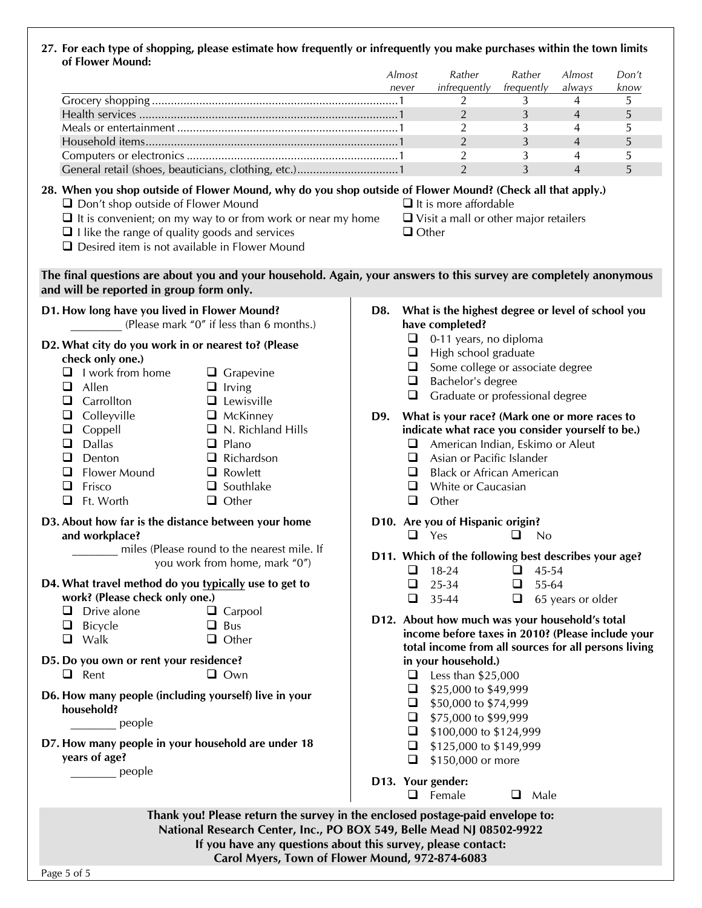**27. For each type of shopping, please estimate how frequently or infrequently you make purchases within the town limits of Flower Mound:**

| | *Almost never* | *Rather infrequently* | *Rather frequently* | *Almost always* | *Don't know* |
|---|---|---|---|---|---|
| Grocery shopping | 1 | 2 | 3 | 4 | 5 |
| Health services | 1 | 2 | 3 | 4 | 5 |
| Meals or entertainment | 1 | 2 | 3 | 4 | 5 |
| Household items | 1 | 2 | 3 | 4 | 5 |
| Computers or electronics | 1 | 2 | 3 | 4 | 5 |
| General retail (shoes, beauticians, clothing, etc.) | 1 | 2 | 3 | 4 | 5 |

**28. When you shop outside of Flower Mound, why do you shop outside of Flower Mound? (Check all that apply.)**

- ❑ Don't shop outside of Flower Mound
- ❑ It is convenient; on my way to or from work or near my home
- ❑ I like the range of quality goods and services
- ❑ Desired item is not available in Flower Mound
- ❑ It is more affordable
- ❑ Visit a mall or other major retailers
- ❑ Other

**The final questions are about you and your household. Again, your answers to this survey are completely anonymous and will be reported in group form only.**

**D1. How long have you lived in Flower Mound?**

________ (Please mark "0" if less than 6 months.)

**D2. What city do you work in or nearest to? (Please check only one.)**

- ❑ I work from home
- ❑ Allen
- ❑ Carrollton
- ❑ Colleyville
- ❑ Coppell
- ❑ Dallas
- ❑ Denton
- ❑ Flower Mound
- ❑ Frisco
- ❑ Ft. Worth
- ❑ Grapevine
- ❑ Irving
- ❑ Lewisville
- ❑ McKinney
- ❑ N. Richland Hills
- ❑ Plano
- ❑ Richardson
- ❑ Rowlett
- ❑ Southlake
- ❑ Other

**D3. About how far is the distance between your home and workplace?**

________ miles (Please round to the nearest mile. If you work from home, mark "0")

**D4. What travel method do you typically use to get to work? (Please check only one.)**

- ❑ Drive alone
- ❑ Bicycle
- ❑ Walk
- ❑ Carpool
- ❑ Bus
- ❑ Other

**D5. Do you own or rent your residence?**

- ❑ Rent
- ❑ Own

**D6. How many people (including yourself) live in your household?**

________ people

**D7. How many people in your household are under 18 years of age?**

________ people

**D8. What is the highest degree or level of school you have completed?**

- ❑ 0-11 years, no diploma
- ❑ High school graduate
- ❑ Some college or associate degree
- ❑ Bachelor's degree
- ❑ Graduate or professional degree

**D9. What is your race? (Mark one or more races to indicate what race you consider yourself to be.)**

- ❑ American Indian, Eskimo or Aleut
- ❑ Asian or Pacific Islander
- ❑ Black or African American
- ❑ White or Caucasian
- ❑ Other

**D10. Are you of Hispanic origin?**

- ❑ Yes
- ❑ No

**D11. Which of the following best describes your age?**

- ❑ 18-24
- ❑ 25-34
- ❑ 35-44
- ❑ 45-54
- ❑ 55-64
- ❑ 65 years or older

**D12. About how much was your household's total income before taxes in 2010? (Please include your total income from all sources for all persons living in your household.)**

- ❑ Less than $25,000
- ❑ $25,000 to $49,999
- ❑ $50,000 to $74,999
- ❑ $75,000 to $99,999
- ❑ $100,000 to $124,999
- ❑ $125,000 to $149,999
- ❑ $150,000 or more

**D13. Your gender:**

- ❑ Female
- ❑ Male

**Thank you! Please return the survey in the enclosed postage-paid envelope to:**
**National Research Center, Inc., PO BOX 549, Belle Mead NJ 08502-9922**
**If you have any questions about this survey, please contact:**
**Carol Myers, Town of Flower Mound, 972-874-6083**